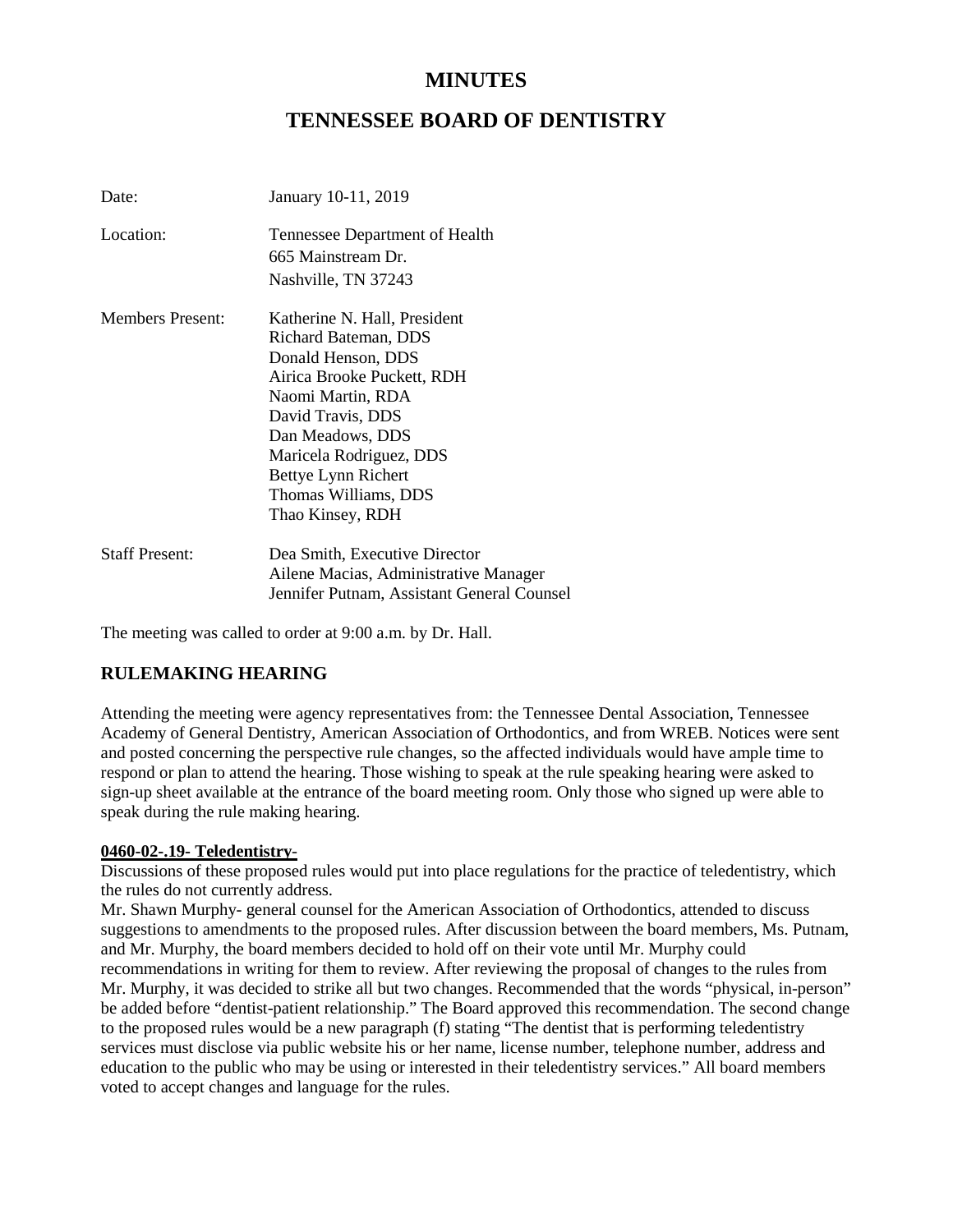# MINUTES

# TENNESSEE BOARD OF DENTISTRY

| | |
|---|---|
| Date: | January 10-11, 2019 |
| Location: | Tennessee Department of Health<br>665 Mainstream Dr.<br>Nashville, TN 37243 |
| Members Present: | Katherine N. Hall, President<br>Richard Bateman, DDS<br>Donald Henson, DDS<br>Airica Brooke Puckett, RDH<br>Naomi Martin, RDA<br>David Travis, DDS<br>Dan Meadows, DDS<br>Maricela Rodriguez, DDS<br>Bettye Lynn Richert<br>Thomas Williams, DDS<br>Thao Kinsey, RDH |
| Staff Present: | Dea Smith, Executive Director<br>Ailene Macias, Administrative Manager<br>Jennifer Putnam, Assistant General Counsel |

The meeting was called to order at 9:00 a.m. by Dr. Hall.

## RULEMAKING HEARING

Attending the meeting were agency representatives from: the Tennessee Dental Association, Tennessee Academy of General Dentistry, American Association of Orthodontics, and from WREB. Notices were sent and posted concerning the perspective rule changes, so the affected individuals would have ample time to respond or plan to attend the hearing. Those wishing to speak at the rule speaking hearing were asked to sign-up sheet available at the entrance of the board meeting room. Only those who signed up were able to speak during the rule making hearing.

**0460-02-.19- Teledentistry-**

Discussions of these proposed rules would put into place regulations for the practice of teledentistry, which the rules do not currently address.

Mr. Shawn Murphy- general counsel for the American Association of Orthodontics, attended to discuss suggestions to amendments to the proposed rules. After discussion between the board members, Ms. Putnam, and Mr. Murphy, the board members decided to hold off on their vote until Mr. Murphy could recommendations in writing for them to review. After reviewing the proposal of changes to the rules from Mr. Murphy, it was decided to strike all but two changes. Recommended that the words "physical, in-person" be added before "dentist-patient relationship." The Board approved this recommendation. The second change to the proposed rules would be a new paragraph (f) stating "The dentist that is performing teledentistry services must disclose via public website his or her name, license number, telephone number, address and education to the public who may be using or interested in their teledentistry services." All board members voted to accept changes and language for the rules.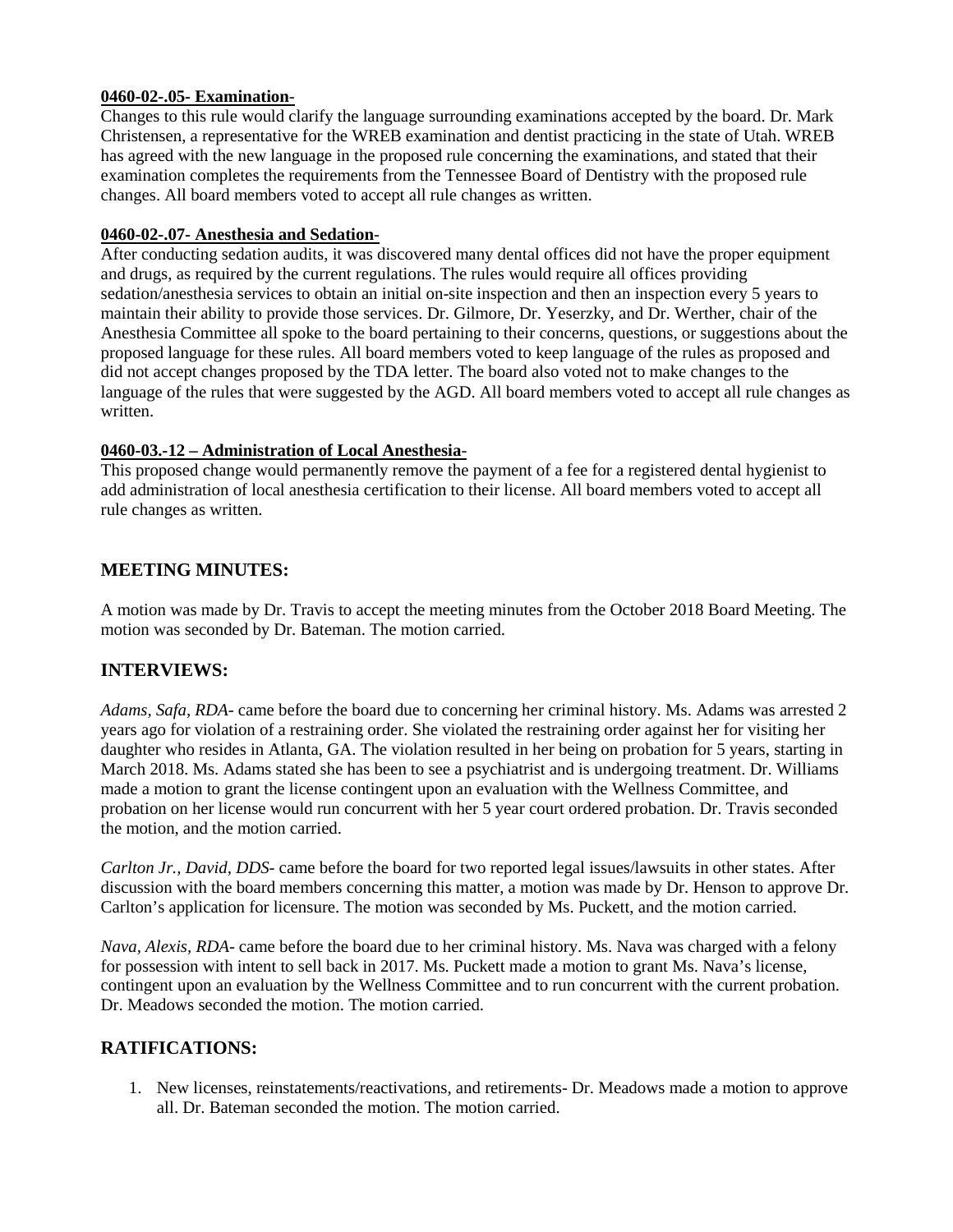**0460-02-.05- Examination-**

Changes to this rule would clarify the language surrounding examinations accepted by the board. Dr. Mark Christensen, a representative for the WREB examination and dentist practicing in the state of Utah. WREB has agreed with the new language in the proposed rule concerning the examinations, and stated that their examination completes the requirements from the Tennessee Board of Dentistry with the proposed rule changes. All board members voted to accept all rule changes as written.

**0460-02-.07- Anesthesia and Sedation-**

After conducting sedation audits, it was discovered many dental offices did not have the proper equipment and drugs, as required by the current regulations. The rules would require all offices providing sedation/anesthesia services to obtain an initial on-site inspection and then an inspection every 5 years to maintain their ability to provide those services. Dr. Gilmore, Dr. Yeserzky, and Dr. Werther, chair of the Anesthesia Committee all spoke to the board pertaining to their concerns, questions, or suggestions about the proposed language for these rules. All board members voted to keep language of the rules as proposed and did not accept changes proposed by the TDA letter. The board also voted not to make changes to the language of the rules that were suggested by the AGD. All board members voted to accept all rule changes as written.

**0460-03.-12 – Administration of Local Anesthesia-**

This proposed change would permanently remove the payment of a fee for a registered dental hygienist to add administration of local anesthesia certification to their license. All board members voted to accept all rule changes as written.

## MEETING MINUTES:

A motion was made by Dr. Travis to accept the meeting minutes from the October 2018 Board Meeting. The motion was seconded by Dr. Bateman. The motion carried.

## INTERVIEWS:

*Adams, Safa, RDA*- came before the board due to concerning her criminal history. Ms. Adams was arrested 2 years ago for violation of a restraining order. She violated the restraining order against her for visiting her daughter who resides in Atlanta, GA. The violation resulted in her being on probation for 5 years, starting in March 2018. Ms. Adams stated she has been to see a psychiatrist and is undergoing treatment. Dr. Williams made a motion to grant the license contingent upon an evaluation with the Wellness Committee, and probation on her license would run concurrent with her 5 year court ordered probation. Dr. Travis seconded the motion, and the motion carried.

*Carlton Jr., David, DDS*- came before the board for two reported legal issues/lawsuits in other states. After discussion with the board members concerning this matter, a motion was made by Dr. Henson to approve Dr. Carlton's application for licensure. The motion was seconded by Ms. Puckett, and the motion carried.

*Nava, Alexis, RDA*- came before the board due to her criminal history. Ms. Nava was charged with a felony for possession with intent to sell back in 2017. Ms. Puckett made a motion to grant Ms. Nava's license, contingent upon an evaluation by the Wellness Committee and to run concurrent with the current probation. Dr. Meadows seconded the motion. The motion carried.

## RATIFICATIONS:

1. New licenses, reinstatements/reactivations, and retirements- Dr. Meadows made a motion to approve all. Dr. Bateman seconded the motion. The motion carried.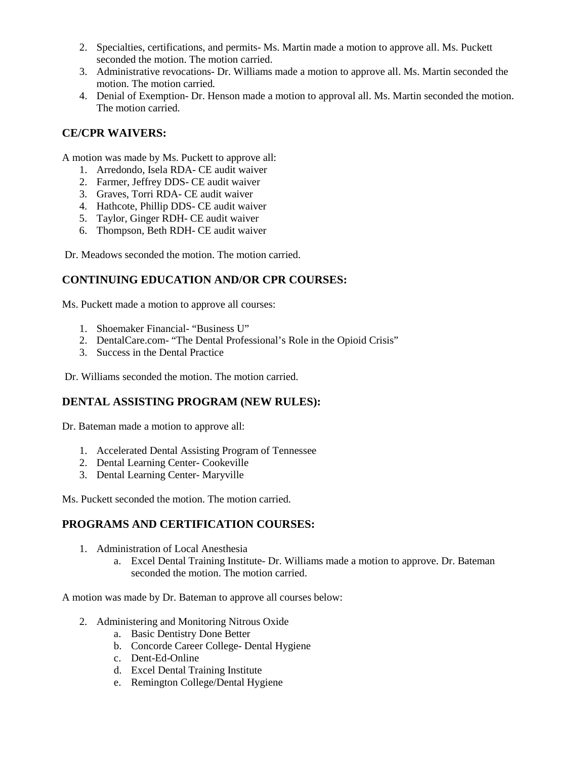2. Specialties, certifications, and permits- Ms. Martin made a motion to approve all. Ms. Puckett seconded the motion. The motion carried.
3. Administrative revocations- Dr. Williams made a motion to approve all. Ms. Martin seconded the motion. The motion carried.
4. Denial of Exemption- Dr. Henson made a motion to approval all. Ms. Martin seconded the motion. The motion carried.

## CE/CPR WAIVERS:

A motion was made by Ms. Puckett to approve all:

1. Arredondo, Isela RDA- CE audit waiver
2. Farmer, Jeffrey DDS- CE audit waiver
3. Graves, Torri RDA- CE audit waiver
4. Hathcote, Phillip DDS- CE audit waiver
5. Taylor, Ginger RDH- CE audit waiver
6. Thompson, Beth RDH- CE audit waiver

Dr. Meadows seconded the motion. The motion carried.

## CONTINUING EDUCATION AND/OR CPR COURSES:

Ms. Puckett made a motion to approve all courses:

1. Shoemaker Financial- "Business U"
2. DentalCare.com- "The Dental Professional's Role in the Opioid Crisis"
3. Success in the Dental Practice

Dr. Williams seconded the motion. The motion carried.

## DENTAL ASSISTING PROGRAM (NEW RULES):

Dr. Bateman made a motion to approve all:

1. Accelerated Dental Assisting Program of Tennessee
2. Dental Learning Center- Cookeville
3. Dental Learning Center- Maryville

Ms. Puckett seconded the motion. The motion carried.

## PROGRAMS AND CERTIFICATION COURSES:

1. Administration of Local Anesthesia
   a. Excel Dental Training Institute- Dr. Williams made a motion to approve. Dr. Bateman seconded the motion. The motion carried.

A motion was made by Dr. Bateman to approve all courses below:

2. Administering and Monitoring Nitrous Oxide
   a. Basic Dentistry Done Better
   b. Concorde Career College- Dental Hygiene
   c. Dent-Ed-Online
   d. Excel Dental Training Institute
   e. Remington College/Dental Hygiene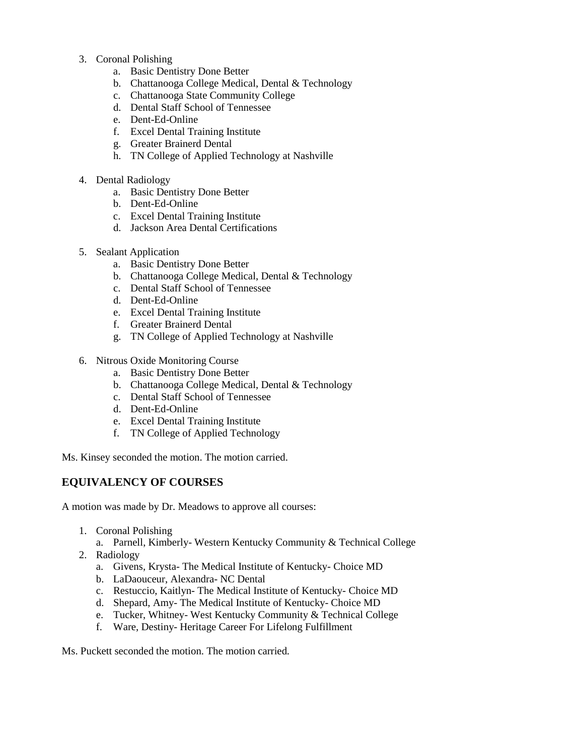3. Coronal Polishing
    a. Basic Dentistry Done Better
    b. Chattanooga College Medical, Dental & Technology
    c. Chattanooga State Community College
    d. Dental Staff School of Tennessee
    e. Dent-Ed-Online
    f. Excel Dental Training Institute
    g. Greater Brainerd Dental
    h. TN College of Applied Technology at Nashville

4. Dental Radiology
    a. Basic Dentistry Done Better
    b. Dent-Ed-Online
    c. Excel Dental Training Institute
    d. Jackson Area Dental Certifications

5. Sealant Application
    a. Basic Dentistry Done Better
    b. Chattanooga College Medical, Dental & Technology
    c. Dental Staff School of Tennessee
    d. Dent-Ed-Online
    e. Excel Dental Training Institute
    f. Greater Brainerd Dental
    g. TN College of Applied Technology at Nashville

6. Nitrous Oxide Monitoring Course
    a. Basic Dentistry Done Better
    b. Chattanooga College Medical, Dental & Technology
    c. Dental Staff School of Tennessee
    d. Dent-Ed-Online
    e. Excel Dental Training Institute
    f. TN College of Applied Technology

Ms. Kinsey seconded the motion. The motion carried.

## EQUIVALENCY OF COURSES

A motion was made by Dr. Meadows to approve all courses:

1. Coronal Polishing
    a. Parnell, Kimberly- Western Kentucky Community & Technical College
2. Radiology
    a. Givens, Krysta- The Medical Institute of Kentucky- Choice MD
    b. LaDaouceur, Alexandra- NC Dental
    c. Restuccio, Kaitlyn- The Medical Institute of Kentucky- Choice MD
    d. Shepard, Amy- The Medical Institute of Kentucky- Choice MD
    e. Tucker, Whitney- West Kentucky Community & Technical College
    f. Ware, Destiny- Heritage Career For Lifelong Fulfillment

Ms. Puckett seconded the motion. The motion carried.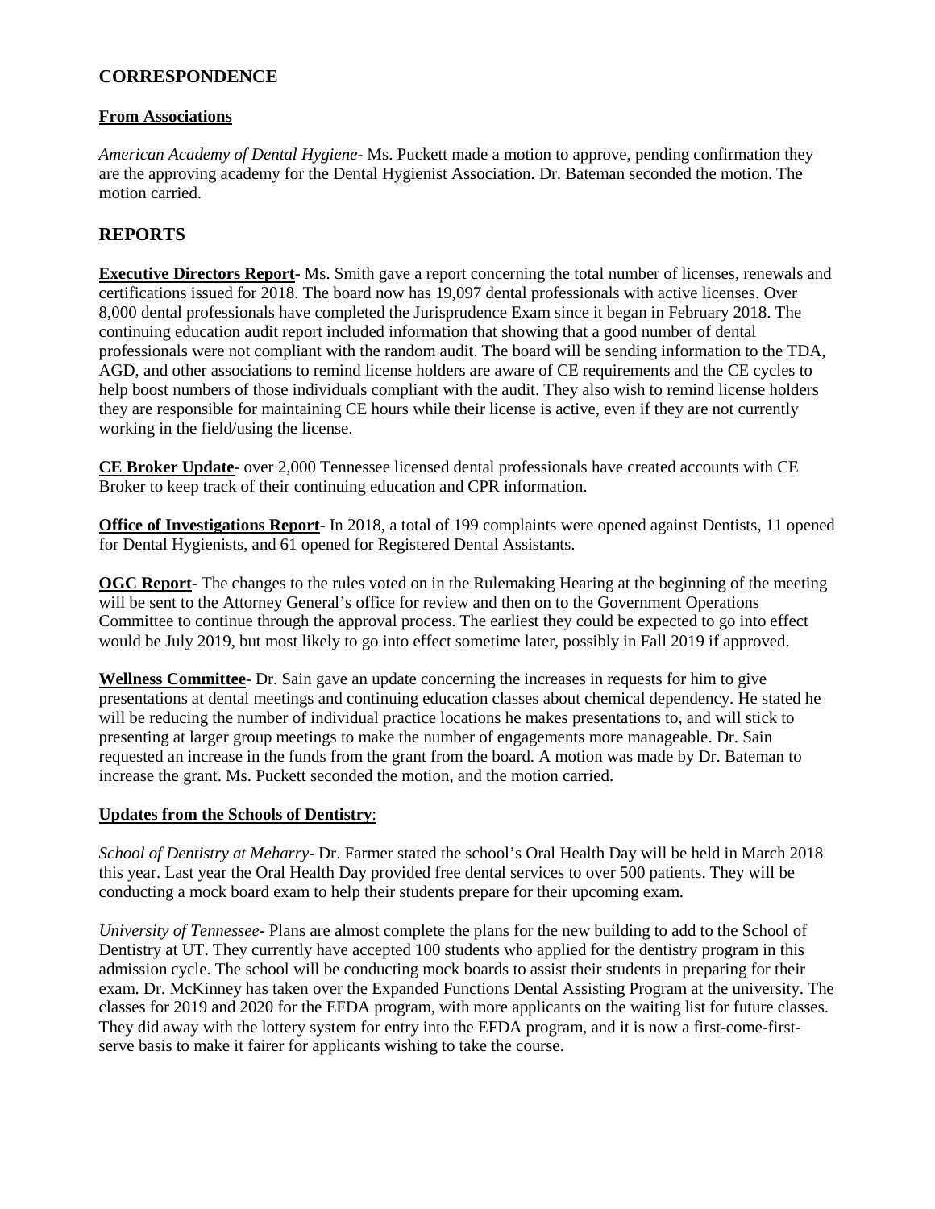## CORRESPONDENCE

**From Associations**

*American Academy of Dental Hygiene*- Ms. Puckett made a motion to approve, pending confirmation they are the approving academy for the Dental Hygienist Association. Dr. Bateman seconded the motion. The motion carried.

## REPORTS

**Executive Directors Report**- Ms. Smith gave a report concerning the total number of licenses, renewals and certifications issued for 2018. The board now has 19,097 dental professionals with active licenses. Over 8,000 dental professionals have completed the Jurisprudence Exam since it began in February 2018. The continuing education audit report included information that showing that a good number of dental professionals were not compliant with the random audit. The board will be sending information to the TDA, AGD, and other associations to remind license holders are aware of CE requirements and the CE cycles to help boost numbers of those individuals compliant with the audit. They also wish to remind license holders they are responsible for maintaining CE hours while their license is active, even if they are not currently working in the field/using the license.

**CE Broker Update**- over 2,000 Tennessee licensed dental professionals have created accounts with CE Broker to keep track of their continuing education and CPR information.

**Office of Investigations Report**- In 2018, a total of 199 complaints were opened against Dentists, 11 opened for Dental Hygienists, and 61 opened for Registered Dental Assistants.

**OGC Report**- The changes to the rules voted on in the Rulemaking Hearing at the beginning of the meeting will be sent to the Attorney General's office for review and then on to the Government Operations Committee to continue through the approval process. The earliest they could be expected to go into effect would be July 2019, but most likely to go into effect sometime later, possibly in Fall 2019 if approved.

**Wellness Committee**- Dr. Sain gave an update concerning the increases in requests for him to give presentations at dental meetings and continuing education classes about chemical dependency. He stated he will be reducing the number of individual practice locations he makes presentations to, and will stick to presenting at larger group meetings to make the number of engagements more manageable. Dr. Sain requested an increase in the funds from the grant from the board. A motion was made by Dr. Bateman to increase the grant. Ms. Puckett seconded the motion, and the motion carried.

**Updates from the Schools of Dentistry**:

*School of Dentistry at Meharry*- Dr. Farmer stated the school's Oral Health Day will be held in March 2018 this year. Last year the Oral Health Day provided free dental services to over 500 patients. They will be conducting a mock board exam to help their students prepare for their upcoming exam.

*University of Tennessee*- Plans are almost complete the plans for the new building to add to the School of Dentistry at UT. They currently have accepted 100 students who applied for the dentistry program in this admission cycle. The school will be conducting mock boards to assist their students in preparing for their exam. Dr. McKinney has taken over the Expanded Functions Dental Assisting Program at the university. The classes for 2019 and 2020 for the EFDA program, with more applicants on the waiting list for future classes. They did away with the lottery system for entry into the EFDA program, and it is now a first-come-first-serve basis to make it fairer for applicants wishing to take the course.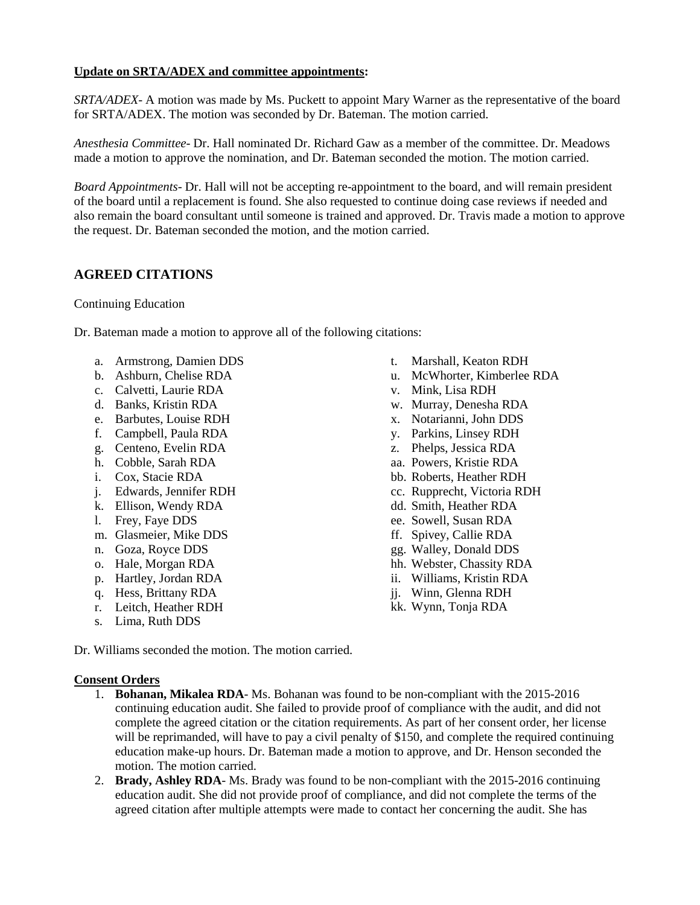**Update on SRTA/ADEX and committee appointments:**

*SRTA/ADEX*- A motion was made by Ms. Puckett to appoint Mary Warner as the representative of the board for SRTA/ADEX. The motion was seconded by Dr. Bateman. The motion carried.

*Anesthesia Committee*- Dr. Hall nominated Dr. Richard Gaw as a member of the committee. Dr. Meadows made a motion to approve the nomination, and Dr. Bateman seconded the motion. The motion carried.

*Board Appointments*- Dr. Hall will not be accepting re-appointment to the board, and will remain president of the board until a replacement is found. She also requested to continue doing case reviews if needed and also remain the board consultant until someone is trained and approved. Dr. Travis made a motion to approve the request. Dr. Bateman seconded the motion, and the motion carried.

## AGREED CITATIONS

Continuing Education

Dr. Bateman made a motion to approve all of the following citations:

a. Armstrong, Damien DDS
b. Ashburn, Chelise RDA
c. Calvetti, Laurie RDA
d. Banks, Kristin RDA
e. Barbutes, Louise RDH
f. Campbell, Paula RDA
g. Centeno, Evelin RDA
h. Cobble, Sarah RDA
i. Cox, Stacie RDA
j. Edwards, Jennifer RDH
k. Ellison, Wendy RDA
l. Frey, Faye DDS
m. Glasmeier, Mike DDS
n. Goza, Royce DDS
o. Hale, Morgan RDA
p. Hartley, Jordan RDA
q. Hess, Brittany RDA
r. Leitch, Heather RDH
s. Lima, Ruth DDS
t. Marshall, Keaton RDH
u. McWhorter, Kimberlee RDA
v. Mink, Lisa RDH
w. Murray, Denesha RDA
x. Notarianni, John DDS
y. Parkins, Linsey RDH
z. Phelps, Jessica RDA
aa. Powers, Kristie RDA
bb. Roberts, Heather RDH
cc. Rupprecht, Victoria RDH
dd. Smith, Heather RDA
ee. Sowell, Susan RDA
ff. Spivey, Callie RDA
gg. Walley, Donald DDS
hh. Webster, Chassity RDA
ii. Williams, Kristin RDA
jj. Winn, Glenna RDH
kk. Wynn, Tonja RDA

Dr. Williams seconded the motion. The motion carried.

**Consent Orders**

1. **Bohanan, Mikalea RDA**- Ms. Bohanan was found to be non-compliant with the 2015-2016 continuing education audit. She failed to provide proof of compliance with the audit, and did not complete the agreed citation or the citation requirements. As part of her consent order, her license will be reprimanded, will have to pay a civil penalty of $150, and complete the required continuing education make-up hours. Dr. Bateman made a motion to approve, and Dr. Henson seconded the motion. The motion carried.
2. **Brady, Ashley RDA**- Ms. Brady was found to be non-compliant with the 2015-2016 continuing education audit. She did not provide proof of compliance, and did not complete the terms of the agreed citation after multiple attempts were made to contact her concerning the audit. She has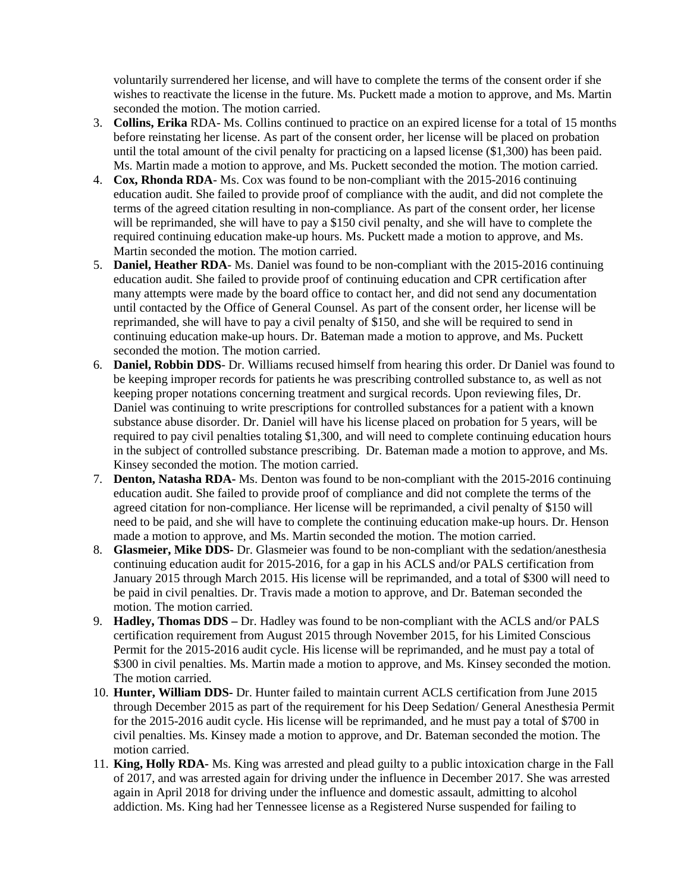voluntarily surrendered her license, and will have to complete the terms of the consent order if she wishes to reactivate the license in the future. Ms. Puckett made a motion to approve, and Ms. Martin seconded the motion. The motion carried.

3. **Collins, Erika** RDA- Ms. Collins continued to practice on an expired license for a total of 15 months before reinstating her license. As part of the consent order, her license will be placed on probation until the total amount of the civil penalty for practicing on a lapsed license ($1,300) has been paid. Ms. Martin made a motion to approve, and Ms. Puckett seconded the motion. The motion carried.
4. **Cox, Rhonda RDA**- Ms. Cox was found to be non-compliant with the 2015-2016 continuing education audit. She failed to provide proof of compliance with the audit, and did not complete the terms of the agreed citation resulting in non-compliance. As part of the consent order, her license will be reprimanded, she will have to pay a $150 civil penalty, and she will have to complete the required continuing education make-up hours. Ms. Puckett made a motion to approve, and Ms. Martin seconded the motion. The motion carried.
5. **Daniel, Heather RDA**- Ms. Daniel was found to be non-compliant with the 2015-2016 continuing education audit. She failed to provide proof of continuing education and CPR certification after many attempts were made by the board office to contact her, and did not send any documentation until contacted by the Office of General Counsel. As part of the consent order, her license will be reprimanded, she will have to pay a civil penalty of $150, and she will be required to send in continuing education make-up hours. Dr. Bateman made a motion to approve, and Ms. Puckett seconded the motion. The motion carried.
6. **Daniel, Robbin DDS**- Dr. Williams recused himself from hearing this order. Dr Daniel was found to be keeping improper records for patients he was prescribing controlled substance to, as well as not keeping proper notations concerning treatment and surgical records. Upon reviewing files, Dr. Daniel was continuing to write prescriptions for controlled substances for a patient with a known substance abuse disorder. Dr. Daniel will have his license placed on probation for 5 years, will be required to pay civil penalties totaling $1,300, and will need to complete continuing education hours in the subject of controlled substance prescribing. Dr. Bateman made a motion to approve, and Ms. Kinsey seconded the motion. The motion carried.
7. **Denton, Natasha RDA-** Ms. Denton was found to be non-compliant with the 2015-2016 continuing education audit. She failed to provide proof of compliance and did not complete the terms of the agreed citation for non-compliance. Her license will be reprimanded, a civil penalty of $150 will need to be paid, and she will have to complete the continuing education make-up hours. Dr. Henson made a motion to approve, and Ms. Martin seconded the motion. The motion carried.
8. **Glasmeier, Mike DDS-** Dr. Glasmeier was found to be non-compliant with the sedation/anesthesia continuing education audit for 2015-2016, for a gap in his ACLS and/or PALS certification from January 2015 through March 2015. His license will be reprimanded, and a total of $300 will need to be paid in civil penalties. Dr. Travis made a motion to approve, and Dr. Bateman seconded the motion. The motion carried.
9. **Hadley, Thomas DDS –** Dr. Hadley was found to be non-compliant with the ACLS and/or PALS certification requirement from August 2015 through November 2015, for his Limited Conscious Permit for the 2015-2016 audit cycle. His license will be reprimanded, and he must pay a total of $300 in civil penalties. Ms. Martin made a motion to approve, and Ms. Kinsey seconded the motion. The motion carried.
10. **Hunter, William DDS-** Dr. Hunter failed to maintain current ACLS certification from June 2015 through December 2015 as part of the requirement for his Deep Sedation/ General Anesthesia Permit for the 2015-2016 audit cycle. His license will be reprimanded, and he must pay a total of $700 in civil penalties. Ms. Kinsey made a motion to approve, and Dr. Bateman seconded the motion. The motion carried.
11. **King, Holly RDA-** Ms. King was arrested and plead guilty to a public intoxication charge in the Fall of 2017, and was arrested again for driving under the influence in December 2017. She was arrested again in April 2018 for driving under the influence and domestic assault, admitting to alcohol addiction. Ms. King had her Tennessee license as a Registered Nurse suspended for failing to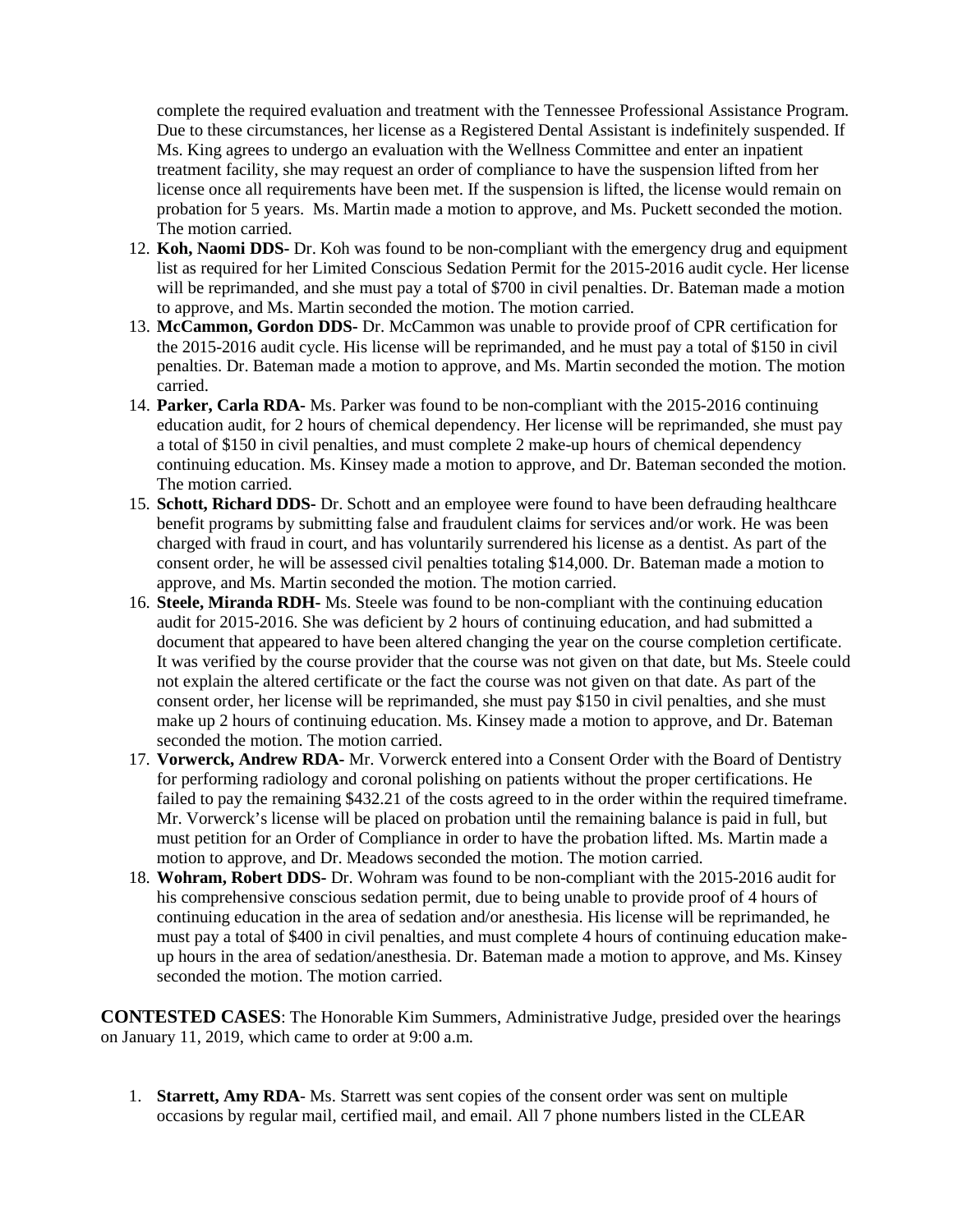complete the required evaluation and treatment with the Tennessee Professional Assistance Program. Due to these circumstances, her license as a Registered Dental Assistant is indefinitely suspended. If Ms. King agrees to undergo an evaluation with the Wellness Committee and enter an inpatient treatment facility, she may request an order of compliance to have the suspension lifted from her license once all requirements have been met. If the suspension is lifted, the license would remain on probation for 5 years. Ms. Martin made a motion to approve, and Ms. Puckett seconded the motion. The motion carried.

12. **Koh, Naomi DDS-** Dr. Koh was found to be non-compliant with the emergency drug and equipment list as required for her Limited Conscious Sedation Permit for the 2015-2016 audit cycle. Her license will be reprimanded, and she must pay a total of $700 in civil penalties. Dr. Bateman made a motion to approve, and Ms. Martin seconded the motion. The motion carried.
13. **McCammon, Gordon DDS-** Dr. McCammon was unable to provide proof of CPR certification for the 2015-2016 audit cycle. His license will be reprimanded, and he must pay a total of $150 in civil penalties. Dr. Bateman made a motion to approve, and Ms. Martin seconded the motion. The motion carried.
14. **Parker, Carla RDA-** Ms. Parker was found to be non-compliant with the 2015-2016 continuing education audit, for 2 hours of chemical dependency. Her license will be reprimanded, she must pay a total of $150 in civil penalties, and must complete 2 make-up hours of chemical dependency continuing education. Ms. Kinsey made a motion to approve, and Dr. Bateman seconded the motion. The motion carried.
15. **Schott, Richard DDS-** Dr. Schott and an employee were found to have been defrauding healthcare benefit programs by submitting false and fraudulent claims for services and/or work. He was been charged with fraud in court, and has voluntarily surrendered his license as a dentist. As part of the consent order, he will be assessed civil penalties totaling $14,000. Dr. Bateman made a motion to approve, and Ms. Martin seconded the motion. The motion carried.
16. **Steele, Miranda RDH-** Ms. Steele was found to be non-compliant with the continuing education audit for 2015-2016. She was deficient by 2 hours of continuing education, and had submitted a document that appeared to have been altered changing the year on the course completion certificate. It was verified by the course provider that the course was not given on that date, but Ms. Steele could not explain the altered certificate or the fact the course was not given on that date. As part of the consent order, her license will be reprimanded, she must pay $150 in civil penalties, and she must make up 2 hours of continuing education. Ms. Kinsey made a motion to approve, and Dr. Bateman seconded the motion. The motion carried.
17. **Vorwerck, Andrew RDA-** Mr. Vorwerck entered into a Consent Order with the Board of Dentistry for performing radiology and coronal polishing on patients without the proper certifications. He failed to pay the remaining $432.21 of the costs agreed to in the order within the required timeframe. Mr. Vorwerck's license will be placed on probation until the remaining balance is paid in full, but must petition for an Order of Compliance in order to have the probation lifted. Ms. Martin made a motion to approve, and Dr. Meadows seconded the motion. The motion carried.
18. **Wohram, Robert DDS-** Dr. Wohram was found to be non-compliant with the 2015-2016 audit for his comprehensive conscious sedation permit, due to being unable to provide proof of 4 hours of continuing education in the area of sedation and/or anesthesia. His license will be reprimanded, he must pay a total of $400 in civil penalties, and must complete 4 hours of continuing education make-up hours in the area of sedation/anesthesia. Dr. Bateman made a motion to approve, and Ms. Kinsey seconded the motion. The motion carried.

**CONTESTED CASES**: The Honorable Kim Summers, Administrative Judge, presided over the hearings on January 11, 2019, which came to order at 9:00 a.m.

1. **Starrett, Amy RDA-** Ms. Starrett was sent copies of the consent order was sent on multiple occasions by regular mail, certified mail, and email. All 7 phone numbers listed in the CLEAR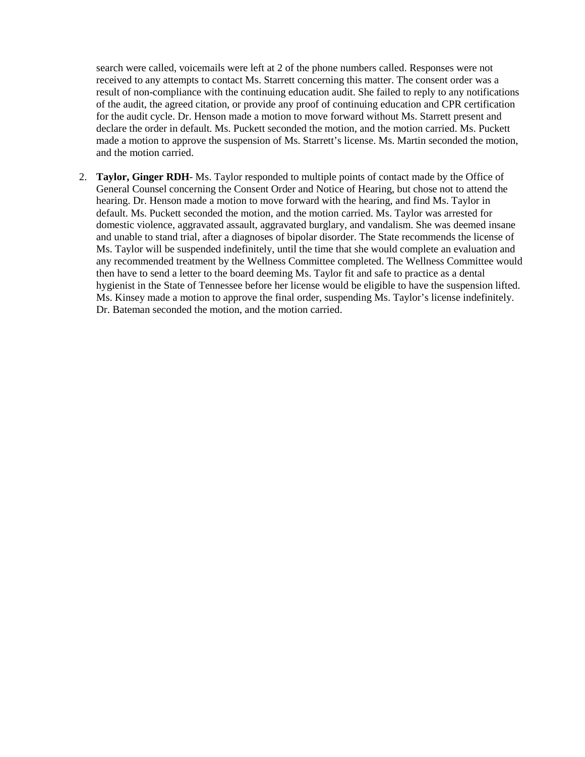search were called, voicemails were left at 2 of the phone numbers called. Responses were not received to any attempts to contact Ms. Starrett concerning this matter. The consent order was a result of non-compliance with the continuing education audit. She failed to reply to any notifications of the audit, the agreed citation, or provide any proof of continuing education and CPR certification for the audit cycle. Dr. Henson made a motion to move forward without Ms. Starrett present and declare the order in default. Ms. Puckett seconded the motion, and the motion carried. Ms. Puckett made a motion to approve the suspension of Ms. Starrett's license. Ms. Martin seconded the motion, and the motion carried.

2. **Taylor, Ginger RDH**- Ms. Taylor responded to multiple points of contact made by the Office of General Counsel concerning the Consent Order and Notice of Hearing, but chose not to attend the hearing. Dr. Henson made a motion to move forward with the hearing, and find Ms. Taylor in default. Ms. Puckett seconded the motion, and the motion carried. Ms. Taylor was arrested for domestic violence, aggravated assault, aggravated burglary, and vandalism. She was deemed insane and unable to stand trial, after a diagnoses of bipolar disorder. The State recommends the license of Ms. Taylor will be suspended indefinitely, until the time that she would complete an evaluation and any recommended treatment by the Wellness Committee completed. The Wellness Committee would then have to send a letter to the board deeming Ms. Taylor fit and safe to practice as a dental hygienist in the State of Tennessee before her license would be eligible to have the suspension lifted. Ms. Kinsey made a motion to approve the final order, suspending Ms. Taylor's license indefinitely. Dr. Bateman seconded the motion, and the motion carried.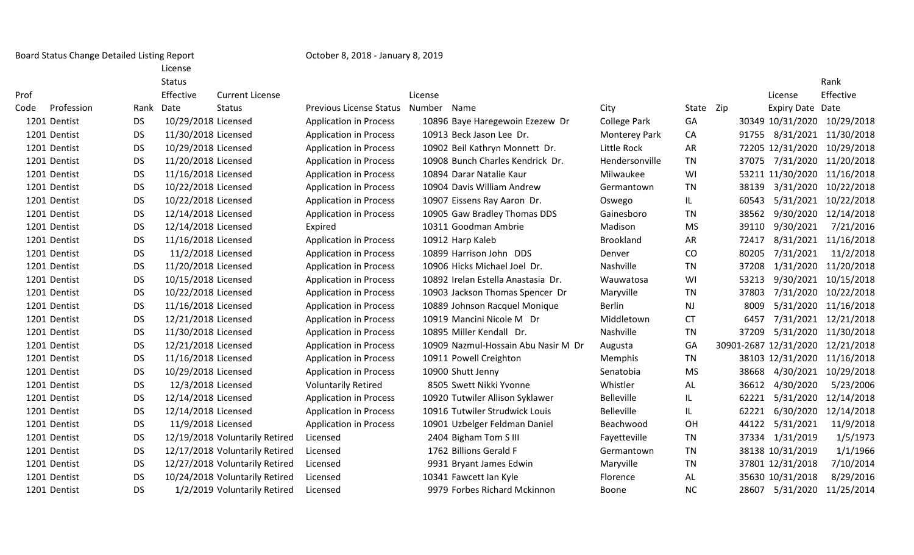Board Status Change Detailed Listing Report October 8, 2018 - January 8, 2019

| Prof Code | Profession | Rank | License Status Effective Date | Current License Status | Previous License Status | License Number | Name | City | State | Zip | License Expiry Date | Rank Effective Date |
|---|---|---|---|---|---|---|---|---|---|---|---|---|
| 1201 | Dentist | DS | 10/29/2018 | Licensed | Application in Process | 10896 | Baye Haregewoin Ezezew Dr | College Park | GA | 30349 | 10/31/2020 | 10/29/2018 |
| 1201 | Dentist | DS | 11/30/2018 | Licensed | Application in Process | 10913 | Beck Jason Lee Dr. | Monterey Park | CA | 91755 | 8/31/2021 | 11/30/2018 |
| 1201 | Dentist | DS | 10/29/2018 | Licensed | Application in Process | 10902 | Beil Kathryn Monnett Dr. | Little Rock | AR | 72205 | 12/31/2020 | 10/29/2018 |
| 1201 | Dentist | DS | 11/20/2018 | Licensed | Application in Process | 10908 | Bunch Charles Kendrick Dr. | Hendersonville | TN | 37075 | 7/31/2020 | 11/20/2018 |
| 1201 | Dentist | DS | 11/16/2018 | Licensed | Application in Process | 10894 | Darar Natalie Kaur | Milwaukee | WI | 53211 | 11/30/2020 | 11/16/2018 |
| 1201 | Dentist | DS | 10/22/2018 | Licensed | Application in Process | 10904 | Davis William Andrew | Germantown | TN | 38139 | 3/31/2020 | 10/22/2018 |
| 1201 | Dentist | DS | 10/22/2018 | Licensed | Application in Process | 10907 | Eissens Ray Aaron Dr. | Oswego | IL | 60543 | 5/31/2021 | 10/22/2018 |
| 1201 | Dentist | DS | 12/14/2018 | Licensed | Application in Process | 10905 | Gaw Bradley Thomas DDS | Gainesboro | TN | 38562 | 9/30/2020 | 12/14/2018 |
| 1201 | Dentist | DS | 12/14/2018 | Licensed | Expired | 10311 | Goodman Ambrie | Madison | MS | 39110 | 9/30/2021 | 7/21/2016 |
| 1201 | Dentist | DS | 11/16/2018 | Licensed | Application in Process | 10912 | Harp Kaleb | Brookland | AR | 72417 | 8/31/2021 | 11/16/2018 |
| 1201 | Dentist | DS | 11/2/2018 | Licensed | Application in Process | 10899 | Harrison John DDS | Denver | CO | 80205 | 7/31/2021 | 11/2/2018 |
| 1201 | Dentist | DS | 11/20/2018 | Licensed | Application in Process | 10906 | Hicks Michael Joel Dr. | Nashville | TN | 37208 | 1/31/2020 | 11/20/2018 |
| 1201 | Dentist | DS | 10/15/2018 | Licensed | Application in Process | 10892 | Irelan Estella Anastasia Dr. | Wauwatosa | WI | 53213 | 9/30/2021 | 10/15/2018 |
| 1201 | Dentist | DS | 10/22/2018 | Licensed | Application in Process | 10903 | Jackson Thomas Spencer Dr | Maryville | TN | 37803 | 7/31/2020 | 10/22/2018 |
| 1201 | Dentist | DS | 11/16/2018 | Licensed | Application in Process | 10889 | Johnson Racquel Monique | Berlin | NJ | 8009 | 5/31/2020 | 11/16/2018 |
| 1201 | Dentist | DS | 12/21/2018 | Licensed | Application in Process | 10919 | Mancini Nicole M Dr | Middletown | CT | 6457 | 7/31/2021 | 12/21/2018 |
| 1201 | Dentist | DS | 11/30/2018 | Licensed | Application in Process | 10895 | Miller Kendall Dr. | Nashville | TN | 37209 | 5/31/2020 | 11/30/2018 |
| 1201 | Dentist | DS | 12/21/2018 | Licensed | Application in Process | 10909 | Nazmul-Hossain Abu Nasir M Dr | Augusta | GA | 30901-2687 | 12/31/2020 | 12/21/2018 |
| 1201 | Dentist | DS | 11/16/2018 | Licensed | Application in Process | 10911 | Powell Creighton | Memphis | TN | 38103 | 12/31/2020 | 11/16/2018 |
| 1201 | Dentist | DS | 10/29/2018 | Licensed | Application in Process | 10900 | Shutt Jenny | Senatobia | MS | 38668 | 4/30/2021 | 10/29/2018 |
| 1201 | Dentist | DS | 12/3/2018 | Licensed | Voluntarily Retired | 8505 | Swett Nikki Yvonne | Whistler | AL | 36612 | 4/30/2020 | 5/23/2006 |
| 1201 | Dentist | DS | 12/14/2018 | Licensed | Application in Process | 10920 | Tutwiler Allison Syklawer | Belleville | IL | 62221 | 5/31/2020 | 12/14/2018 |
| 1201 | Dentist | DS | 12/14/2018 | Licensed | Application in Process | 10916 | Tutwiler Strudwick Louis | Belleville | IL | 62221 | 6/30/2020 | 12/14/2018 |
| 1201 | Dentist | DS | 11/9/2018 | Licensed | Application in Process | 10901 | Uzbelger Feldman Daniel | Beachwood | OH | 44122 | 5/31/2021 | 11/9/2018 |
| 1201 | Dentist | DS | 12/19/2018 | Voluntarily Retired | Licensed | 2404 | Bigham Tom S III | Fayetteville | TN | 37334 | 1/31/2019 | 1/5/1973 |
| 1201 | Dentist | DS | 12/17/2018 | Voluntarily Retired | Licensed | 1762 | Billions Gerald F | Germantown | TN | 38138 | 10/31/2019 | 1/1/1966 |
| 1201 | Dentist | DS | 12/27/2018 | Voluntarily Retired | Licensed | 9931 | Bryant James Edwin | Maryville | TN | 37801 | 12/31/2018 | 7/10/2014 |
| 1201 | Dentist | DS | 10/24/2018 | Voluntarily Retired | Licensed | 10341 | Fawcett Ian Kyle | Florence | AL | 35630 | 10/31/2018 | 8/29/2016 |
| 1201 | Dentist | DS | 1/2/2019 | Voluntarily Retired | Licensed | 9979 | Forbes Richard Mckinnon | Boone | NC | 28607 | 5/31/2020 | 11/25/2014 |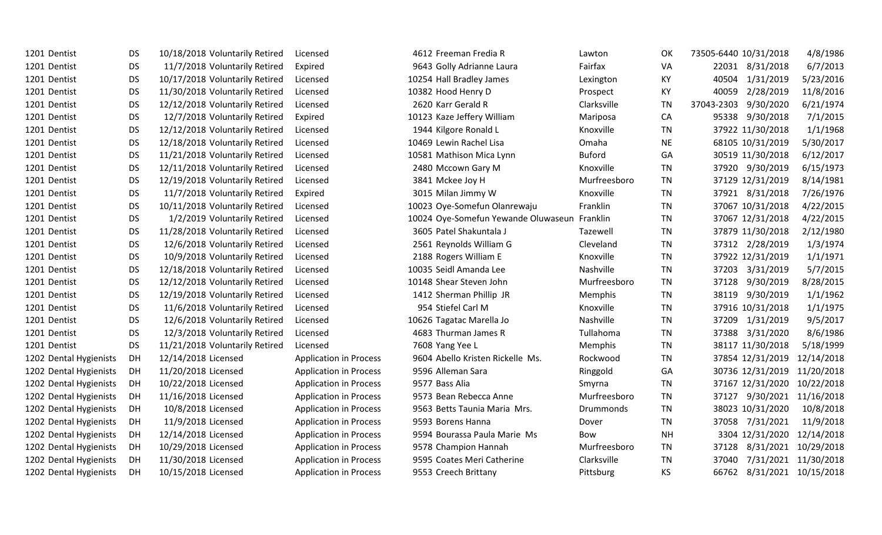| | | | | | | | | | | | | |
|---|---|---|---|---|---|---|---|---|---|---|---|---|
| 1201 | Dentist | DS | 10/18/2018 | Voluntarily Retired | Licensed | 4612 | Freeman Fredia R | Lawton | OK | 73505-6440 | 10/31/2018 | 4/8/1986 |
| 1201 | Dentist | DS | 11/7/2018 | Voluntarily Retired | Expired | 9643 | Golly Adrianne Laura | Fairfax | VA | 22031 | 8/31/2018 | 6/7/2013 |
| 1201 | Dentist | DS | 10/17/2018 | Voluntarily Retired | Licensed | 10254 | Hall Bradley James | Lexington | KY | 40504 | 1/31/2019 | 5/23/2016 |
| 1201 | Dentist | DS | 11/30/2018 | Voluntarily Retired | Licensed | 10382 | Hood Henry D | Prospect | KY | 40059 | 2/28/2019 | 11/8/2016 |
| 1201 | Dentist | DS | 12/12/2018 | Voluntarily Retired | Licensed | 2620 | Karr Gerald R | Clarksville | TN | 37043-2303 | 9/30/2020 | 6/21/1974 |
| 1201 | Dentist | DS | 12/7/2018 | Voluntarily Retired | Expired | 10123 | Kaze Jeffery William | Mariposa | CA | 95338 | 9/30/2018 | 7/1/2015 |
| 1201 | Dentist | DS | 12/12/2018 | Voluntarily Retired | Licensed | 1944 | Kilgore Ronald L | Knoxville | TN | 37922 | 11/30/2018 | 1/1/1968 |
| 1201 | Dentist | DS | 12/18/2018 | Voluntarily Retired | Licensed | 10469 | Lewin Rachel Lisa | Omaha | NE | 68105 | 10/31/2019 | 5/30/2017 |
| 1201 | Dentist | DS | 11/21/2018 | Voluntarily Retired | Licensed | 10581 | Mathison Mica Lynn | Buford | GA | 30519 | 11/30/2018 | 6/12/2017 |
| 1201 | Dentist | DS | 12/11/2018 | Voluntarily Retired | Licensed | 2480 | Mccown Gary M | Knoxville | TN | 37920 | 9/30/2019 | 6/15/1973 |
| 1201 | Dentist | DS | 12/19/2018 | Voluntarily Retired | Licensed | 3841 | Mckee Joy H | Murfreesboro | TN | 37129 | 12/31/2019 | 8/14/1981 |
| 1201 | Dentist | DS | 11/7/2018 | Voluntarily Retired | Expired | 3015 | Milan Jimmy W | Knoxville | TN | 37921 | 8/31/2018 | 7/26/1976 |
| 1201 | Dentist | DS | 10/11/2018 | Voluntarily Retired | Licensed | 10023 | Oye-Somefun Olanrewaju | Franklin | TN | 37067 | 10/31/2018 | 4/22/2015 |
| 1201 | Dentist | DS | 1/2/2019 | Voluntarily Retired | Licensed | 10024 | Oye-Somefun Yewande Oluwaseun | Franklin | TN | 37067 | 12/31/2018 | 4/22/2015 |
| 1201 | Dentist | DS | 11/28/2018 | Voluntarily Retired | Licensed | 3605 | Patel Shakuntala J | Tazewell | TN | 37879 | 11/30/2018 | 2/12/1980 |
| 1201 | Dentist | DS | 12/6/2018 | Voluntarily Retired | Licensed | 2561 | Reynolds William G | Cleveland | TN | 37312 | 2/28/2019 | 1/3/1974 |
| 1201 | Dentist | DS | 10/9/2018 | Voluntarily Retired | Licensed | 2188 | Rogers William E | Knoxville | TN | 37922 | 12/31/2019 | 1/1/1971 |
| 1201 | Dentist | DS | 12/18/2018 | Voluntarily Retired | Licensed | 10035 | Seidl Amanda Lee | Nashville | TN | 37203 | 3/31/2019 | 5/7/2015 |
| 1201 | Dentist | DS | 12/12/2018 | Voluntarily Retired | Licensed | 10148 | Shear Steven John | Murfreesboro | TN | 37128 | 9/30/2019 | 8/28/2015 |
| 1201 | Dentist | DS | 12/19/2018 | Voluntarily Retired | Licensed | 1412 | Sherman Phillip JR | Memphis | TN | 38119 | 9/30/2019 | 1/1/1962 |
| 1201 | Dentist | DS | 11/6/2018 | Voluntarily Retired | Licensed | 954 | Stiefel Carl M | Knoxville | TN | 37916 | 10/31/2018 | 1/1/1975 |
| 1201 | Dentist | DS | 12/6/2018 | Voluntarily Retired | Licensed | 10626 | Tagatac Marella Jo | Nashville | TN | 37209 | 1/31/2019 | 9/5/2017 |
| 1201 | Dentist | DS | 12/3/2018 | Voluntarily Retired | Licensed | 4683 | Thurman James R | Tullahoma | TN | 37388 | 3/31/2020 | 8/6/1986 |
| 1201 | Dentist | DS | 11/21/2018 | Voluntarily Retired | Licensed | 7608 | Yang Yee L | Memphis | TN | 38117 | 11/30/2018 | 5/18/1999 |
| 1202 | Dental Hygienists | DH | 12/14/2018 | Licensed | Application in Process | 9604 | Abello Kristen Rickelle Ms. | Rockwood | TN | 37854 | 12/31/2019 | 12/14/2018 |
| 1202 | Dental Hygienists | DH | 11/20/2018 | Licensed | Application in Process | 9596 | Alleman Sara | Ringgold | GA | 30736 | 12/31/2019 | 11/20/2018 |
| 1202 | Dental Hygienists | DH | 10/22/2018 | Licensed | Application in Process | 9577 | Bass Alia | Smyrna | TN | 37167 | 12/31/2020 | 10/22/2018 |
| 1202 | Dental Hygienists | DH | 11/16/2018 | Licensed | Application in Process | 9573 | Bean Rebecca Anne | Murfreesboro | TN | 37127 | 9/30/2021 | 11/16/2018 |
| 1202 | Dental Hygienists | DH | 10/8/2018 | Licensed | Application in Process | 9563 | Betts Taunia Maria Mrs. | Drummonds | TN | 38023 | 10/31/2020 | 10/8/2018 |
| 1202 | Dental Hygienists | DH | 11/9/2018 | Licensed | Application in Process | 9593 | Borens Hanna | Dover | TN | 37058 | 7/31/2021 | 11/9/2018 |
| 1202 | Dental Hygienists | DH | 12/14/2018 | Licensed | Application in Process | 9594 | Bourassa Paula Marie Ms | Bow | NH | 3304 | 12/31/2020 | 12/14/2018 |
| 1202 | Dental Hygienists | DH | 10/29/2018 | Licensed | Application in Process | 9578 | Champion Hannah | Murfreesboro | TN | 37128 | 8/31/2021 | 10/29/2018 |
| 1202 | Dental Hygienists | DH | 11/30/2018 | Licensed | Application in Process | 9595 | Coates Meri Catherine | Clarksville | TN | 37040 | 7/31/2021 | 11/30/2018 |
| 1202 | Dental Hygienists | DH | 10/15/2018 | Licensed | Application in Process | 9553 | Creech Brittany | Pittsburg | KS | 66762 | 8/31/2021 | 10/15/2018 |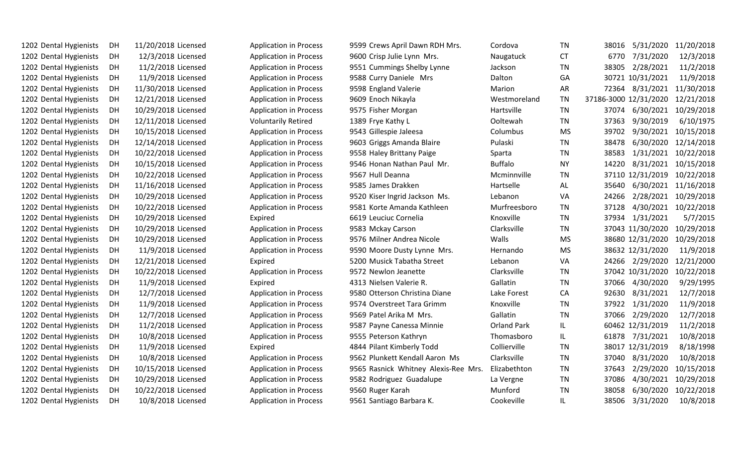| | | | | | | | | | | | | | |
|---|---|---|---|---|---|---|---|---|---|---|---|---|---|
| 1202 | Dental Hygienists | DH | 11/20/2018 | Licensed | Application in Process | 9599 | Crews April Dawn RDH Mrs. | Cordova | TN | 38016 | 5/31/2020 | 11/20/2018 |
| 1202 | Dental Hygienists | DH | 12/3/2018 | Licensed | Application in Process | 9600 | Crisp Julie Lynn Mrs. | Naugatuck | CT | 6770 | 7/31/2020 | 12/3/2018 |
| 1202 | Dental Hygienists | DH | 11/2/2018 | Licensed | Application in Process | 9551 | Cummings Shelby Lynne | Jackson | TN | 38305 | 2/28/2021 | 11/2/2018 |
| 1202 | Dental Hygienists | DH | 11/9/2018 | Licensed | Application in Process | 9588 | Curry Daniele Mrs | Dalton | GA | 30721 | 10/31/2021 | 11/9/2018 |
| 1202 | Dental Hygienists | DH | 11/30/2018 | Licensed | Application in Process | 9598 | England Valerie | Marion | AR | 72364 | 8/31/2021 | 11/30/2018 |
| 1202 | Dental Hygienists | DH | 12/21/2018 | Licensed | Application in Process | 9609 | Enoch Nikayla | Westmoreland | TN | 37186-3000 | 12/31/2020 | 12/21/2018 |
| 1202 | Dental Hygienists | DH | 10/29/2018 | Licensed | Application in Process | 9575 | Fisher Morgan | Hartsville | TN | 37074 | 6/30/2021 | 10/29/2018 |
| 1202 | Dental Hygienists | DH | 12/11/2018 | Licensed | Voluntarily Retired | 1389 | Frye Kathy L | Ooltewah | TN | 37363 | 9/30/2019 | 6/10/1975 |
| 1202 | Dental Hygienists | DH | 10/15/2018 | Licensed | Application in Process | 9543 | Gillespie Jaleesa | Columbus | MS | 39702 | 9/30/2021 | 10/15/2018 |
| 1202 | Dental Hygienists | DH | 12/14/2018 | Licensed | Application in Process | 9603 | Griggs Amanda Blaire | Pulaski | TN | 38478 | 6/30/2020 | 12/14/2018 |
| 1202 | Dental Hygienists | DH | 10/22/2018 | Licensed | Application in Process | 9558 | Haley Brittany Paige | Sparta | TN | 38583 | 1/31/2021 | 10/22/2018 |
| 1202 | Dental Hygienists | DH | 10/15/2018 | Licensed | Application in Process | 9546 | Honan Nathan Paul Mr. | Buffalo | NY | 14220 | 8/31/2021 | 10/15/2018 |
| 1202 | Dental Hygienists | DH | 10/22/2018 | Licensed | Application in Process | 9567 | Hull Deanna | Mcminnville | TN | 37110 | 12/31/2019 | 10/22/2018 |
| 1202 | Dental Hygienists | DH | 11/16/2018 | Licensed | Application in Process | 9585 | James Drakken | Hartselle | AL | 35640 | 6/30/2021 | 11/16/2018 |
| 1202 | Dental Hygienists | DH | 10/29/2018 | Licensed | Application in Process | 9520 | Kiser Ingrid Jackson Ms. | Lebanon | VA | 24266 | 2/28/2021 | 10/29/2018 |
| 1202 | Dental Hygienists | DH | 10/22/2018 | Licensed | Application in Process | 9581 | Korte Amanda Kathleen | Murfreesboro | TN | 37128 | 4/30/2021 | 10/22/2018 |
| 1202 | Dental Hygienists | DH | 10/29/2018 | Licensed | Expired | 6619 | Leuciuc Cornelia | Knoxville | TN | 37934 | 1/31/2021 | 5/7/2015 |
| 1202 | Dental Hygienists | DH | 10/29/2018 | Licensed | Application in Process | 9583 | Mckay Carson | Clarksville | TN | 37043 | 11/30/2020 | 10/29/2018 |
| 1202 | Dental Hygienists | DH | 10/29/2018 | Licensed | Application in Process | 9576 | Milner Andrea Nicole | Walls | MS | 38680 | 12/31/2020 | 10/29/2018 |
| 1202 | Dental Hygienists | DH | 11/9/2018 | Licensed | Application in Process | 9590 | Moore Dusty Lynne Mrs. | Hernando | MS | 38632 | 12/31/2020 | 11/9/2018 |
| 1202 | Dental Hygienists | DH | 12/21/2018 | Licensed | Expired | 5200 | Musick Tabatha Street | Lebanon | VA | 24266 | 2/29/2020 | 12/21/2000 |
| 1202 | Dental Hygienists | DH | 10/22/2018 | Licensed | Application in Process | 9572 | Newlon Jeanette | Clarksville | TN | 37042 | 10/31/2020 | 10/22/2018 |
| 1202 | Dental Hygienists | DH | 11/9/2018 | Licensed | Expired | 4313 | Nielsen Valerie R. | Gallatin | TN | 37066 | 4/30/2020 | 9/29/1995 |
| 1202 | Dental Hygienists | DH | 12/7/2018 | Licensed | Application in Process | 9580 | Otterson Christina Diane | Lake Forest | CA | 92630 | 8/31/2021 | 12/7/2018 |
| 1202 | Dental Hygienists | DH | 11/9/2018 | Licensed | Application in Process | 9574 | Overstreet Tara Grimm | Knoxville | TN | 37922 | 1/31/2020 | 11/9/2018 |
| 1202 | Dental Hygienists | DH | 12/7/2018 | Licensed | Application in Process | 9569 | Patel Arika M Mrs. | Gallatin | TN | 37066 | 2/29/2020 | 12/7/2018 |
| 1202 | Dental Hygienists | DH | 11/2/2018 | Licensed | Application in Process | 9587 | Payne Canessa Minnie | Orland Park | IL | 60462 | 12/31/2019 | 11/2/2018 |
| 1202 | Dental Hygienists | DH | 10/8/2018 | Licensed | Application in Process | 9555 | Peterson Kathryn | Thomasboro | IL | 61878 | 7/31/2021 | 10/8/2018 |
| 1202 | Dental Hygienists | DH | 11/9/2018 | Licensed | Expired | 4844 | Pilant Kimberly Todd | Collierville | TN | 38017 | 12/31/2019 | 8/18/1998 |
| 1202 | Dental Hygienists | DH | 10/8/2018 | Licensed | Application in Process | 9562 | Plunkett Kendall Aaron Ms | Clarksville | TN | 37040 | 8/31/2020 | 10/8/2018 |
| 1202 | Dental Hygienists | DH | 10/15/2018 | Licensed | Application in Process | 9565 | Rasnick Whitney Alexis-Ree Mrs. | Elizabethton | TN | 37643 | 2/29/2020 | 10/15/2018 |
| 1202 | Dental Hygienists | DH | 10/29/2018 | Licensed | Application in Process | 9582 | Rodriguez Guadalupe | La Vergne | TN | 37086 | 4/30/2021 | 10/29/2018 |
| 1202 | Dental Hygienists | DH | 10/22/2018 | Licensed | Application in Process | 9560 | Ruger Karah | Munford | TN | 38058 | 6/30/2020 | 10/22/2018 |
| 1202 | Dental Hygienists | DH | 10/8/2018 | Licensed | Application in Process | 9561 | Santiago Barbara K. | Cookeville | IL | 38506 | 3/31/2020 | 10/8/2018 |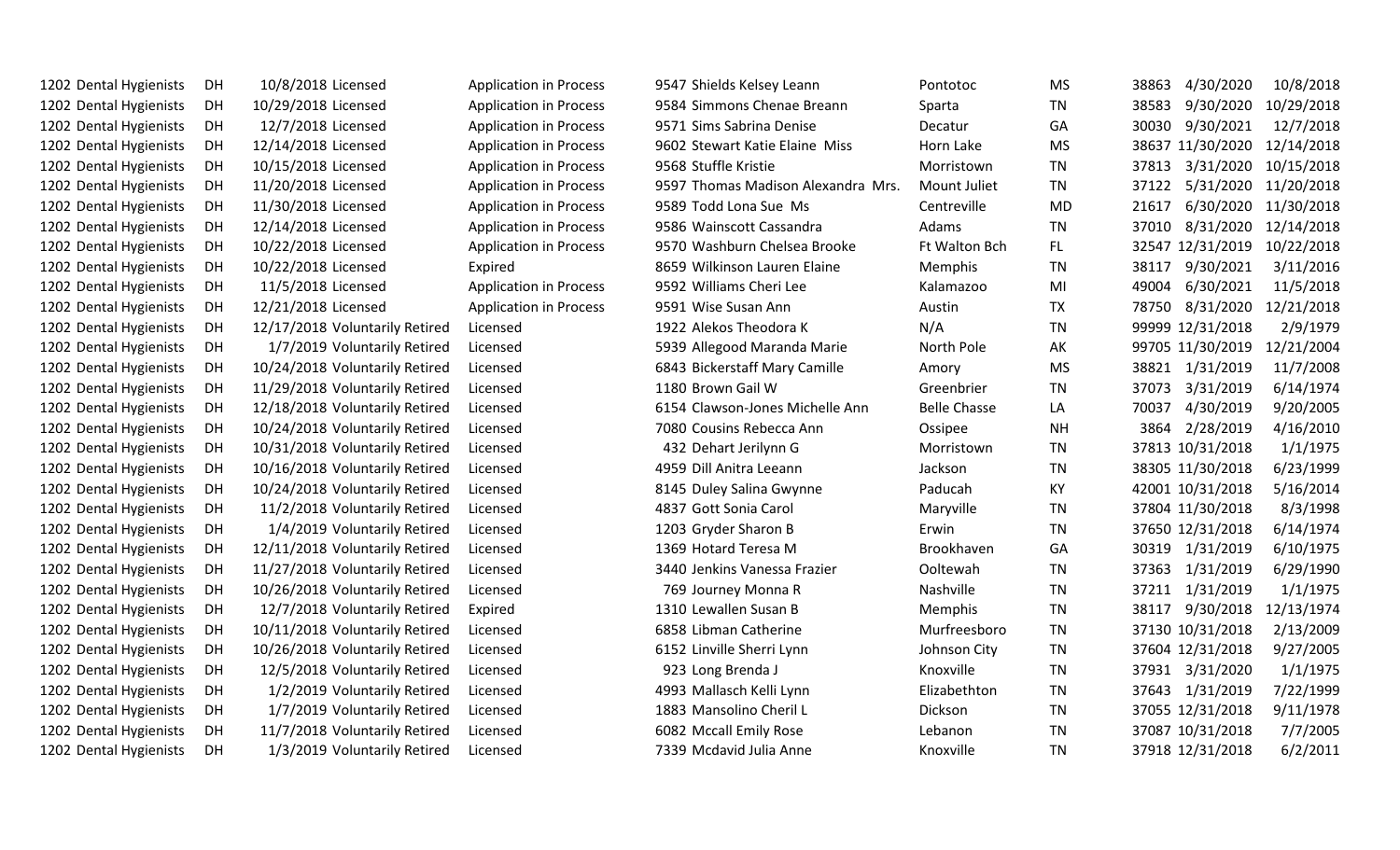| | | | | | | | | | | | | |
|---|---|---|---|---|---|---|---|---|---|---|---|---|
| 1202 | Dental Hygienists | DH | 10/8/2018 | Licensed | Application in Process | 9547 | Shields Kelsey Leann | Pontotoc | MS | 38863 | 4/30/2020 | 10/8/2018 |
| 1202 | Dental Hygienists | DH | 10/29/2018 | Licensed | Application in Process | 9584 | Simmons Chenae Breann | Sparta | TN | 38583 | 9/30/2020 | 10/29/2018 |
| 1202 | Dental Hygienists | DH | 12/7/2018 | Licensed | Application in Process | 9571 | Sims Sabrina Denise | Decatur | GA | 30030 | 9/30/2021 | 12/7/2018 |
| 1202 | Dental Hygienists | DH | 12/14/2018 | Licensed | Application in Process | 9602 | Stewart Katie Elaine Miss | Horn Lake | MS | 38637 | 11/30/2020 | 12/14/2018 |
| 1202 | Dental Hygienists | DH | 10/15/2018 | Licensed | Application in Process | 9568 | Stuffle Kristie | Morristown | TN | 37813 | 3/31/2020 | 10/15/2018 |
| 1202 | Dental Hygienists | DH | 11/20/2018 | Licensed | Application in Process | 9597 | Thomas Madison Alexandra Mrs. | Mount Juliet | TN | 37122 | 5/31/2020 | 11/20/2018 |
| 1202 | Dental Hygienists | DH | 11/30/2018 | Licensed | Application in Process | 9589 | Todd Lona Sue Ms | Centreville | MD | 21617 | 6/30/2020 | 11/30/2018 |
| 1202 | Dental Hygienists | DH | 12/14/2018 | Licensed | Application in Process | 9586 | Wainscott Cassandra | Adams | TN | 37010 | 8/31/2020 | 12/14/2018 |
| 1202 | Dental Hygienists | DH | 10/22/2018 | Licensed | Application in Process | 9570 | Washburn Chelsea Brooke | Ft Walton Bch | FL | 32547 | 12/31/2019 | 10/22/2018 |
| 1202 | Dental Hygienists | DH | 10/22/2018 | Licensed | Expired | 8659 | Wilkinson Lauren Elaine | Memphis | TN | 38117 | 9/30/2021 | 3/11/2016 |
| 1202 | Dental Hygienists | DH | 11/5/2018 | Licensed | Application in Process | 9592 | Williams Cheri Lee | Kalamazoo | MI | 49004 | 6/30/2021 | 11/5/2018 |
| 1202 | Dental Hygienists | DH | 12/21/2018 | Licensed | Application in Process | 9591 | Wise Susan Ann | Austin | TX | 78750 | 8/31/2020 | 12/21/2018 |
| 1202 | Dental Hygienists | DH | 12/17/2018 | Voluntarily Retired | Licensed | 1922 | Alekos Theodora K | N/A | TN | 99999 | 12/31/2018 | 2/9/1979 |
| 1202 | Dental Hygienists | DH | 1/7/2019 | Voluntarily Retired | Licensed | 5939 | Allegood Maranda Marie | North Pole | AK | 99705 | 11/30/2019 | 12/21/2004 |
| 1202 | Dental Hygienists | DH | 10/24/2018 | Voluntarily Retired | Licensed | 6843 | Bickerstaff Mary Camille | Amory | MS | 38821 | 1/31/2019 | 11/7/2008 |
| 1202 | Dental Hygienists | DH | 11/29/2018 | Voluntarily Retired | Licensed | 1180 | Brown Gail W | Greenbrier | TN | 37073 | 3/31/2019 | 6/14/1974 |
| 1202 | Dental Hygienists | DH | 12/18/2018 | Voluntarily Retired | Licensed | 6154 | Clawson-Jones Michelle Ann | Belle Chasse | LA | 70037 | 4/30/2019 | 9/20/2005 |
| 1202 | Dental Hygienists | DH | 10/24/2018 | Voluntarily Retired | Licensed | 7080 | Cousins Rebecca Ann | Ossipee | NH | 3864 | 2/28/2019 | 4/16/2010 |
| 1202 | Dental Hygienists | DH | 10/31/2018 | Voluntarily Retired | Licensed | 432 | Dehart Jerilynn G | Morristown | TN | 37813 | 10/31/2018 | 1/1/1975 |
| 1202 | Dental Hygienists | DH | 10/16/2018 | Voluntarily Retired | Licensed | 4959 | Dill Anitra Leeann | Jackson | TN | 38305 | 11/30/2018 | 6/23/1999 |
| 1202 | Dental Hygienists | DH | 10/24/2018 | Voluntarily Retired | Licensed | 8145 | Duley Salina Gwynne | Paducah | KY | 42001 | 10/31/2018 | 5/16/2014 |
| 1202 | Dental Hygienists | DH | 11/2/2018 | Voluntarily Retired | Licensed | 4837 | Gott Sonia Carol | Maryville | TN | 37804 | 11/30/2018 | 8/3/1998 |
| 1202 | Dental Hygienists | DH | 1/4/2019 | Voluntarily Retired | Licensed | 1203 | Gryder Sharon B | Erwin | TN | 37650 | 12/31/2018 | 6/14/1974 |
| 1202 | Dental Hygienists | DH | 12/11/2018 | Voluntarily Retired | Licensed | 1369 | Hotard Teresa M | Brookhaven | GA | 30319 | 1/31/2019 | 6/10/1975 |
| 1202 | Dental Hygienists | DH | 11/27/2018 | Voluntarily Retired | Licensed | 3440 | Jenkins Vanessa Frazier | Ooltewah | TN | 37363 | 1/31/2019 | 6/29/1990 |
| 1202 | Dental Hygienists | DH | 10/26/2018 | Voluntarily Retired | Licensed | 769 | Journey Monna R | Nashville | TN | 37211 | 1/31/2019 | 1/1/1975 |
| 1202 | Dental Hygienists | DH | 12/7/2018 | Voluntarily Retired | Expired | 1310 | Lewallen Susan B | Memphis | TN | 38117 | 9/30/2018 | 12/13/1974 |
| 1202 | Dental Hygienists | DH | 10/11/2018 | Voluntarily Retired | Licensed | 6858 | Libman Catherine | Murfreesboro | TN | 37130 | 10/31/2018 | 2/13/2009 |
| 1202 | Dental Hygienists | DH | 10/26/2018 | Voluntarily Retired | Licensed | 6152 | Linville Sherri Lynn | Johnson City | TN | 37604 | 12/31/2018 | 9/27/2005 |
| 1202 | Dental Hygienists | DH | 12/5/2018 | Voluntarily Retired | Licensed | 923 | Long Brenda J | Knoxville | TN | 37931 | 3/31/2020 | 1/1/1975 |
| 1202 | Dental Hygienists | DH | 1/2/2019 | Voluntarily Retired | Licensed | 4993 | Mallasch Kelli Lynn | Elizabethton | TN | 37643 | 1/31/2019 | 7/22/1999 |
| 1202 | Dental Hygienists | DH | 1/7/2019 | Voluntarily Retired | Licensed | 1883 | Mansolino Cheril L | Dickson | TN | 37055 | 12/31/2018 | 9/11/1978 |
| 1202 | Dental Hygienists | DH | 11/7/2018 | Voluntarily Retired | Licensed | 6082 | Mccall Emily Rose | Lebanon | TN | 37087 | 10/31/2018 | 7/7/2005 |
| 1202 | Dental Hygienists | DH | 1/3/2019 | Voluntarily Retired | Licensed | 7339 | Mcdavid Julia Anne | Knoxville | TN | 37918 | 12/31/2018 | 6/2/2011 |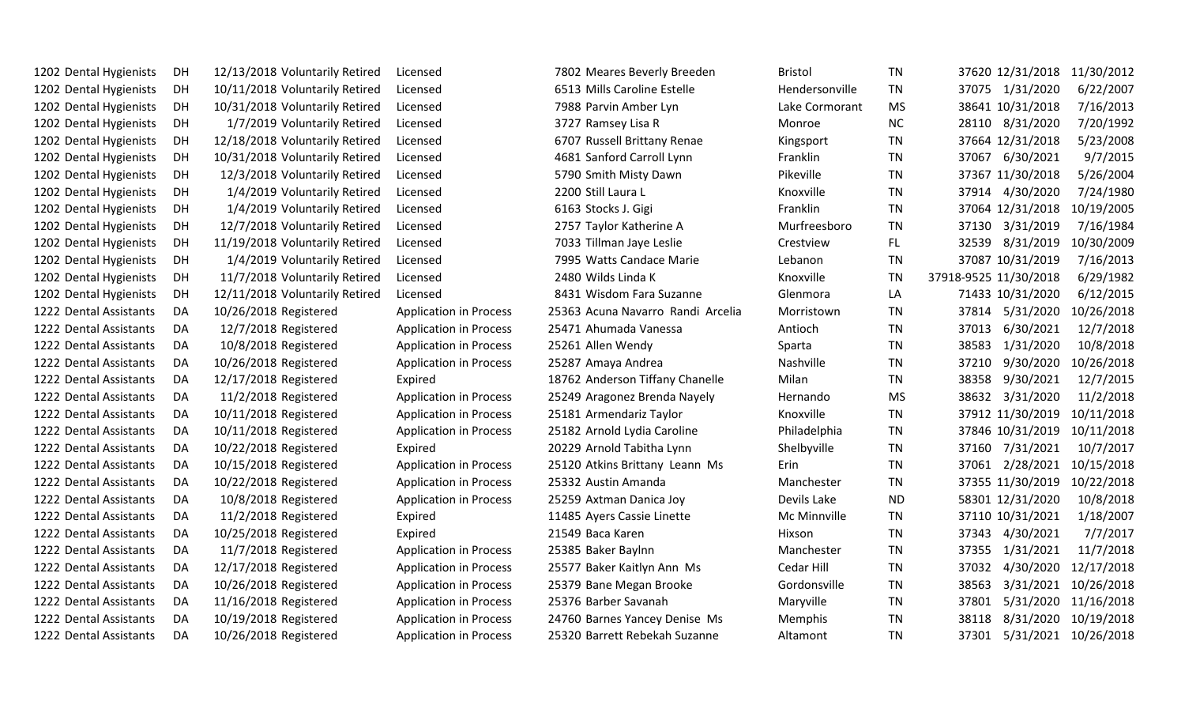| | | | | | | | | | | | | |
|---|---|---|---|---|---|---|---|---|---|---|---|---|
| 1202 | Dental Hygienists | DH | 12/13/2018 | Voluntarily Retired | Licensed | 7802 | Meares Beverly Breeden | Bristol | TN | 37620 | 12/31/2018 | 11/30/2012 |
| 1202 | Dental Hygienists | DH | 10/11/2018 | Voluntarily Retired | Licensed | 6513 | Mills Caroline Estelle | Hendersonville | TN | 37075 | 1/31/2020 | 6/22/2007 |
| 1202 | Dental Hygienists | DH | 10/31/2018 | Voluntarily Retired | Licensed | 7988 | Parvin Amber Lyn | Lake Cormorant | MS | 38641 | 10/31/2018 | 7/16/2013 |
| 1202 | Dental Hygienists | DH | 1/7/2019 | Voluntarily Retired | Licensed | 3727 | Ramsey Lisa R | Monroe | NC | 28110 | 8/31/2020 | 7/20/1992 |
| 1202 | Dental Hygienists | DH | 12/18/2018 | Voluntarily Retired | Licensed | 6707 | Russell Brittany Renae | Kingsport | TN | 37664 | 12/31/2018 | 5/23/2008 |
| 1202 | Dental Hygienists | DH | 10/31/2018 | Voluntarily Retired | Licensed | 4681 | Sanford Carroll Lynn | Franklin | TN | 37067 | 6/30/2021 | 9/7/2015 |
| 1202 | Dental Hygienists | DH | 12/3/2018 | Voluntarily Retired | Licensed | 5790 | Smith Misty Dawn | Pikeville | TN | 37367 | 11/30/2018 | 5/26/2004 |
| 1202 | Dental Hygienists | DH | 1/4/2019 | Voluntarily Retired | Licensed | 2200 | Still Laura L | Knoxville | TN | 37914 | 4/30/2020 | 7/24/1980 |
| 1202 | Dental Hygienists | DH | 1/4/2019 | Voluntarily Retired | Licensed | 6163 | Stocks J. Gigi | Franklin | TN | 37064 | 12/31/2018 | 10/19/2005 |
| 1202 | Dental Hygienists | DH | 12/7/2018 | Voluntarily Retired | Licensed | 2757 | Taylor Katherine A | Murfreesboro | TN | 37130 | 3/31/2019 | 7/16/1984 |
| 1202 | Dental Hygienists | DH | 11/19/2018 | Voluntarily Retired | Licensed | 7033 | Tillman Jaye Leslie | Crestview | FL | 32539 | 8/31/2019 | 10/30/2009 |
| 1202 | Dental Hygienists | DH | 1/4/2019 | Voluntarily Retired | Licensed | 7995 | Watts Candace Marie | Lebanon | TN | 37087 | 10/31/2019 | 7/16/2013 |
| 1202 | Dental Hygienists | DH | 11/7/2018 | Voluntarily Retired | Licensed | 2480 | Wilds Linda K | Knoxville | TN | 37918-9525 | 11/30/2018 | 6/29/1982 |
| 1202 | Dental Hygienists | DH | 12/11/2018 | Voluntarily Retired | Licensed | 8431 | Wisdom Fara Suzanne | Glenmora | LA | 71433 | 10/31/2020 | 6/12/2015 |
| 1222 | Dental Assistants | DA | 10/26/2018 | Registered | Application in Process | 25363 | Acuna Navarro Randi Arcelia | Morristown | TN | 37814 | 5/31/2020 | 10/26/2018 |
| 1222 | Dental Assistants | DA | 12/7/2018 | Registered | Application in Process | 25471 | Ahumada Vanessa | Antioch | TN | 37013 | 6/30/2021 | 12/7/2018 |
| 1222 | Dental Assistants | DA | 10/8/2018 | Registered | Application in Process | 25261 | Allen Wendy | Sparta | TN | 38583 | 1/31/2020 | 10/8/2018 |
| 1222 | Dental Assistants | DA | 10/26/2018 | Registered | Application in Process | 25287 | Amaya Andrea | Nashville | TN | 37210 | 9/30/2020 | 10/26/2018 |
| 1222 | Dental Assistants | DA | 12/17/2018 | Registered | Expired | 18762 | Anderson Tiffany Chanelle | Milan | TN | 38358 | 9/30/2021 | 12/7/2015 |
| 1222 | Dental Assistants | DA | 11/2/2018 | Registered | Application in Process | 25249 | Aragonez Brenda Nayely | Hernando | MS | 38632 | 3/31/2020 | 11/2/2018 |
| 1222 | Dental Assistants | DA | 10/11/2018 | Registered | Application in Process | 25181 | Armendariz Taylor | Knoxville | TN | 37912 | 11/30/2019 | 10/11/2018 |
| 1222 | Dental Assistants | DA | 10/11/2018 | Registered | Application in Process | 25182 | Arnold Lydia Caroline | Philadelphia | TN | 37846 | 10/31/2019 | 10/11/2018 |
| 1222 | Dental Assistants | DA | 10/22/2018 | Registered | Expired | 20229 | Arnold Tabitha Lynn | Shelbyville | TN | 37160 | 7/31/2021 | 10/7/2017 |
| 1222 | Dental Assistants | DA | 10/15/2018 | Registered | Application in Process | 25120 | Atkins Brittany Leann Ms | Erin | TN | 37061 | 2/28/2021 | 10/15/2018 |
| 1222 | Dental Assistants | DA | 10/22/2018 | Registered | Application in Process | 25332 | Austin Amanda | Manchester | TN | 37355 | 11/30/2019 | 10/22/2018 |
| 1222 | Dental Assistants | DA | 10/8/2018 | Registered | Application in Process | 25259 | Axtman Danica Joy | Devils Lake | ND | 58301 | 12/31/2020 | 10/8/2018 |
| 1222 | Dental Assistants | DA | 11/2/2018 | Registered | Expired | 11485 | Ayers Cassie Linette | Mc Minnville | TN | 37110 | 10/31/2021 | 1/18/2007 |
| 1222 | Dental Assistants | DA | 10/25/2018 | Registered | Expired | 21549 | Baca Karen | Hixson | TN | 37343 | 4/30/2021 | 7/7/2017 |
| 1222 | Dental Assistants | DA | 11/7/2018 | Registered | Application in Process | 25385 | Baker Baylnn | Manchester | TN | 37355 | 1/31/2021 | 11/7/2018 |
| 1222 | Dental Assistants | DA | 12/17/2018 | Registered | Application in Process | 25577 | Baker Kaitlyn Ann Ms | Cedar Hill | TN | 37032 | 4/30/2020 | 12/17/2018 |
| 1222 | Dental Assistants | DA | 10/26/2018 | Registered | Application in Process | 25379 | Bane Megan Brooke | Gordonsville | TN | 38563 | 3/31/2021 | 10/26/2018 |
| 1222 | Dental Assistants | DA | 11/16/2018 | Registered | Application in Process | 25376 | Barber Savanah | Maryville | TN | 37801 | 5/31/2020 | 11/16/2018 |
| 1222 | Dental Assistants | DA | 10/19/2018 | Registered | Application in Process | 24760 | Barnes Yancey Denise Ms | Memphis | TN | 38118 | 8/31/2020 | 10/19/2018 |
| 1222 | Dental Assistants | DA | 10/26/2018 | Registered | Application in Process | 25320 | Barrett Rebekah Suzanne | Altamont | TN | 37301 | 5/31/2021 | 10/26/2018 |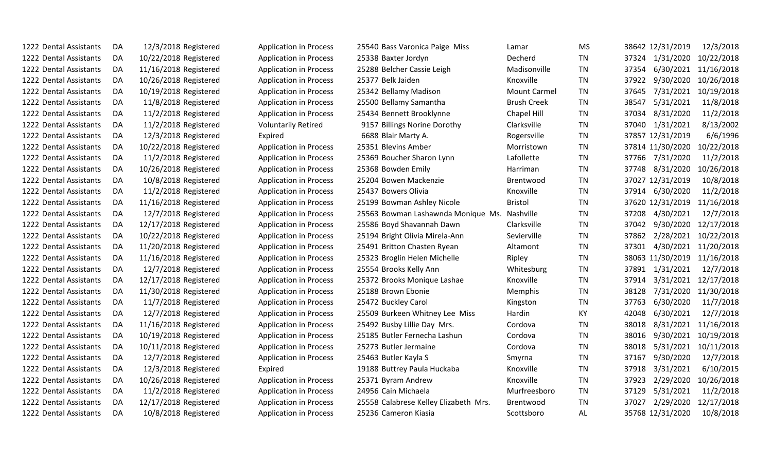| | | | | | | | | | | | | |
|---|---|---|---|---|---|---|---|---|---|---|---|---|
| 1222 | Dental Assistants | DA | 12/3/2018 | Registered | Application in Process | 25540 | Bass Varonica Paige Miss | Lamar | MS | 38642 | 12/31/2019 | 12/3/2018 |
| 1222 | Dental Assistants | DA | 10/22/2018 | Registered | Application in Process | 25338 | Baxter Jordyn | Decherd | TN | 37324 | 1/31/2020 | 10/22/2018 |
| 1222 | Dental Assistants | DA | 11/16/2018 | Registered | Application in Process | 25288 | Belcher Cassie Leigh | Madisonville | TN | 37354 | 6/30/2021 | 11/16/2018 |
| 1222 | Dental Assistants | DA | 10/26/2018 | Registered | Application in Process | 25377 | Belk Jaiden | Knoxville | TN | 37922 | 9/30/2020 | 10/26/2018 |
| 1222 | Dental Assistants | DA | 10/19/2018 | Registered | Application in Process | 25342 | Bellamy Madison | Mount Carmel | TN | 37645 | 7/31/2021 | 10/19/2018 |
| 1222 | Dental Assistants | DA | 11/8/2018 | Registered | Application in Process | 25500 | Bellamy Samantha | Brush Creek | TN | 38547 | 5/31/2021 | 11/8/2018 |
| 1222 | Dental Assistants | DA | 11/2/2018 | Registered | Application in Process | 25434 | Bennett Brooklynne | Chapel Hill | TN | 37034 | 8/31/2020 | 11/2/2018 |
| 1222 | Dental Assistants | DA | 11/2/2018 | Registered | Voluntarily Retired | 9157 | Billings Norine Dorothy | Clarksville | TN | 37040 | 1/31/2021 | 8/13/2002 |
| 1222 | Dental Assistants | DA | 12/3/2018 | Registered | Expired | 6688 | Blair Marty A. | Rogersville | TN | 37857 | 12/31/2019 | 6/6/1996 |
| 1222 | Dental Assistants | DA | 10/22/2018 | Registered | Application in Process | 25351 | Blevins Amber | Morristown | TN | 37814 | 11/30/2020 | 10/22/2018 |
| 1222 | Dental Assistants | DA | 11/2/2018 | Registered | Application in Process | 25369 | Boucher Sharon Lynn | Lafollette | TN | 37766 | 7/31/2020 | 11/2/2018 |
| 1222 | Dental Assistants | DA | 10/26/2018 | Registered | Application in Process | 25368 | Bowden Emily | Harriman | TN | 37748 | 8/31/2020 | 10/26/2018 |
| 1222 | Dental Assistants | DA | 10/8/2018 | Registered | Application in Process | 25204 | Bowen Mackenzie | Brentwood | TN | 37027 | 12/31/2019 | 10/8/2018 |
| 1222 | Dental Assistants | DA | 11/2/2018 | Registered | Application in Process | 25437 | Bowers Olivia | Knoxville | TN | 37914 | 6/30/2020 | 11/2/2018 |
| 1222 | Dental Assistants | DA | 11/16/2018 | Registered | Application in Process | 25199 | Bowman Ashley Nicole | Bristol | TN | 37620 | 12/31/2019 | 11/16/2018 |
| 1222 | Dental Assistants | DA | 12/7/2018 | Registered | Application in Process | 25563 | Bowman Lashawnda Monique Ms. | Nashville | TN | 37208 | 4/30/2021 | 12/7/2018 |
| 1222 | Dental Assistants | DA | 12/17/2018 | Registered | Application in Process | 25586 | Boyd Shavannah Dawn | Clarksville | TN | 37042 | 9/30/2020 | 12/17/2018 |
| 1222 | Dental Assistants | DA | 10/22/2018 | Registered | Application in Process | 25194 | Bright Olivia Mirela-Ann | Sevierville | TN | 37862 | 2/28/2021 | 10/22/2018 |
| 1222 | Dental Assistants | DA | 11/20/2018 | Registered | Application in Process | 25491 | Britton Chasten Ryean | Altamont | TN | 37301 | 4/30/2021 | 11/20/2018 |
| 1222 | Dental Assistants | DA | 11/16/2018 | Registered | Application in Process | 25323 | Broglin Helen Michelle | Ripley | TN | 38063 | 11/30/2019 | 11/16/2018 |
| 1222 | Dental Assistants | DA | 12/7/2018 | Registered | Application in Process | 25554 | Brooks Kelly Ann | Whitesburg | TN | 37891 | 1/31/2021 | 12/7/2018 |
| 1222 | Dental Assistants | DA | 12/17/2018 | Registered | Application in Process | 25372 | Brooks Monique Lashae | Knoxville | TN | 37914 | 3/31/2021 | 12/17/2018 |
| 1222 | Dental Assistants | DA | 11/30/2018 | Registered | Application in Process | 25188 | Brown Ebonie | Memphis | TN | 38128 | 7/31/2020 | 11/30/2018 |
| 1222 | Dental Assistants | DA | 11/7/2018 | Registered | Application in Process | 25472 | Buckley Carol | Kingston | TN | 37763 | 6/30/2020 | 11/7/2018 |
| 1222 | Dental Assistants | DA | 12/7/2018 | Registered | Application in Process | 25509 | Burkeen Whitney Lee Miss | Hardin | KY | 42048 | 6/30/2021 | 12/7/2018 |
| 1222 | Dental Assistants | DA | 11/16/2018 | Registered | Application in Process | 25492 | Busby Lillie Day Mrs. | Cordova | TN | 38018 | 8/31/2021 | 11/16/2018 |
| 1222 | Dental Assistants | DA | 10/19/2018 | Registered | Application in Process | 25185 | Butler Fernecha Lashun | Cordova | TN | 38016 | 9/30/2021 | 10/19/2018 |
| 1222 | Dental Assistants | DA | 10/11/2018 | Registered | Application in Process | 25273 | Butler Jermaine | Cordova | TN | 38018 | 5/31/2021 | 10/11/2018 |
| 1222 | Dental Assistants | DA | 12/7/2018 | Registered | Application in Process | 25463 | Butler Kayla S | Smyrna | TN | 37167 | 9/30/2020 | 12/7/2018 |
| 1222 | Dental Assistants | DA | 12/3/2018 | Registered | Expired | 19188 | Buttrey Paula Huckaba | Knoxville | TN | 37918 | 3/31/2021 | 6/10/2015 |
| 1222 | Dental Assistants | DA | 10/26/2018 | Registered | Application in Process | 25371 | Byram Andrew | Knoxville | TN | 37923 | 2/29/2020 | 10/26/2018 |
| 1222 | Dental Assistants | DA | 11/2/2018 | Registered | Application in Process | 24956 | Cain Michaela | Murfreesboro | TN | 37129 | 5/31/2021 | 11/2/2018 |
| 1222 | Dental Assistants | DA | 12/17/2018 | Registered | Application in Process | 25558 | Calabrese Kelley Elizabeth Mrs. | Brentwood | TN | 37027 | 2/29/2020 | 12/17/2018 |
| 1222 | Dental Assistants | DA | 10/8/2018 | Registered | Application in Process | 25236 | Cameron Kiasia | Scottsboro | AL | 35768 | 12/31/2020 | 10/8/2018 |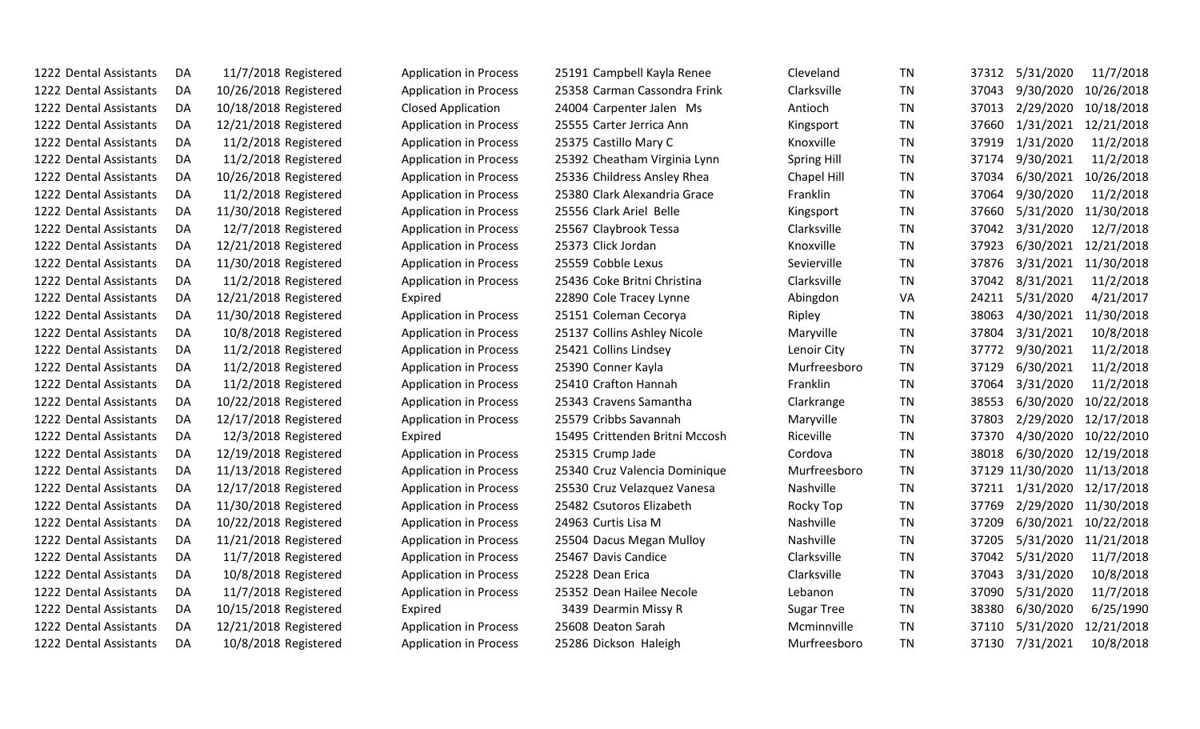| | | | | | | | | | | | | | |
|---|---|---|---|---|---|---|---|---|---|---|---|---|---|
| 1222 | Dental Assistants | DA | 11/7/2018 | Registered | Application in Process | 25191 | Campbell Kayla Renee | Cleveland | TN | 37312 | 5/31/2020 | 11/7/2018 |
| 1222 | Dental Assistants | DA | 10/26/2018 | Registered | Application in Process | 25358 | Carman Cassandra Frink | Clarksville | TN | 37043 | 9/30/2020 | 10/26/2018 |
| 1222 | Dental Assistants | DA | 10/18/2018 | Registered | Closed Application | 24004 | Carpenter Jalen Ms | Antioch | TN | 37013 | 2/29/2020 | 10/18/2018 |
| 1222 | Dental Assistants | DA | 12/21/2018 | Registered | Application in Process | 25555 | Carter Jerrica Ann | Kingsport | TN | 37660 | 1/31/2021 | 12/21/2018 |
| 1222 | Dental Assistants | DA | 11/2/2018 | Registered | Application in Process | 25375 | Castillo Mary C | Knoxville | TN | 37919 | 1/31/2020 | 11/2/2018 |
| 1222 | Dental Assistants | DA | 11/2/2018 | Registered | Application in Process | 25392 | Cheatham Virginia Lynn | Spring Hill | TN | 37174 | 9/30/2021 | 11/2/2018 |
| 1222 | Dental Assistants | DA | 10/26/2018 | Registered | Application in Process | 25336 | Childress Ansley Rhea | Chapel Hill | TN | 37034 | 6/30/2021 | 10/26/2018 |
| 1222 | Dental Assistants | DA | 11/2/2018 | Registered | Application in Process | 25380 | Clark Alexandria Grace | Franklin | TN | 37064 | 9/30/2020 | 11/2/2018 |
| 1222 | Dental Assistants | DA | 11/30/2018 | Registered | Application in Process | 25556 | Clark Ariel Belle | Kingsport | TN | 37660 | 5/31/2020 | 11/30/2018 |
| 1222 | Dental Assistants | DA | 12/7/2018 | Registered | Application in Process | 25567 | Claybrook Tessa | Clarksville | TN | 37042 | 3/31/2020 | 12/7/2018 |
| 1222 | Dental Assistants | DA | 12/21/2018 | Registered | Application in Process | 25373 | Click Jordan | Knoxville | TN | 37923 | 6/30/2021 | 12/21/2018 |
| 1222 | Dental Assistants | DA | 11/30/2018 | Registered | Application in Process | 25559 | Cobble Lexus | Sevierville | TN | 37876 | 3/31/2021 | 11/30/2018 |
| 1222 | Dental Assistants | DA | 11/2/2018 | Registered | Application in Process | 25436 | Coke Britni Christina | Clarksville | TN | 37042 | 8/31/2021 | 11/2/2018 |
| 1222 | Dental Assistants | DA | 12/21/2018 | Registered | Expired | 22890 | Cole Tracey Lynne | Abingdon | VA | 24211 | 5/31/2020 | 4/21/2017 |
| 1222 | Dental Assistants | DA | 11/30/2018 | Registered | Application in Process | 25151 | Coleman Cecorya | Ripley | TN | 38063 | 4/30/2021 | 11/30/2018 |
| 1222 | Dental Assistants | DA | 10/8/2018 | Registered | Application in Process | 25137 | Collins Ashley Nicole | Maryville | TN | 37804 | 3/31/2021 | 10/8/2018 |
| 1222 | Dental Assistants | DA | 11/2/2018 | Registered | Application in Process | 25421 | Collins Lindsey | Lenoir City | TN | 37772 | 9/30/2021 | 11/2/2018 |
| 1222 | Dental Assistants | DA | 11/2/2018 | Registered | Application in Process | 25390 | Conner Kayla | Murfreesboro | TN | 37129 | 6/30/2021 | 11/2/2018 |
| 1222 | Dental Assistants | DA | 11/2/2018 | Registered | Application in Process | 25410 | Crafton Hannah | Franklin | TN | 37064 | 3/31/2020 | 11/2/2018 |
| 1222 | Dental Assistants | DA | 10/22/2018 | Registered | Application in Process | 25343 | Cravens Samantha | Clarkrange | TN | 38553 | 6/30/2020 | 10/22/2018 |
| 1222 | Dental Assistants | DA | 12/17/2018 | Registered | Application in Process | 25579 | Cribbs Savannah | Maryville | TN | 37803 | 2/29/2020 | 12/17/2018 |
| 1222 | Dental Assistants | DA | 12/3/2018 | Registered | Expired | 15495 | Crittenden Britni Mccosh | Riceville | TN | 37370 | 4/30/2020 | 10/22/2010 |
| 1222 | Dental Assistants | DA | 12/19/2018 | Registered | Application in Process | 25315 | Crump Jade | Cordova | TN | 38018 | 6/30/2020 | 12/19/2018 |
| 1222 | Dental Assistants | DA | 11/13/2018 | Registered | Application in Process | 25340 | Cruz Valencia Dominique | Murfreesboro | TN | 37129 | 11/30/2020 | 11/13/2018 |
| 1222 | Dental Assistants | DA | 12/17/2018 | Registered | Application in Process | 25530 | Cruz Velazquez Vanesa | Nashville | TN | 37211 | 1/31/2020 | 12/17/2018 |
| 1222 | Dental Assistants | DA | 11/30/2018 | Registered | Application in Process | 25482 | Csutoros Elizabeth | Rocky Top | TN | 37769 | 2/29/2020 | 11/30/2018 |
| 1222 | Dental Assistants | DA | 10/22/2018 | Registered | Application in Process | 24963 | Curtis Lisa M | Nashville | TN | 37209 | 6/30/2021 | 10/22/2018 |
| 1222 | Dental Assistants | DA | 11/21/2018 | Registered | Application in Process | 25504 | Dacus Megan Mulloy | Nashville | TN | 37205 | 5/31/2020 | 11/21/2018 |
| 1222 | Dental Assistants | DA | 11/7/2018 | Registered | Application in Process | 25467 | Davis Candice | Clarksville | TN | 37042 | 5/31/2020 | 11/7/2018 |
| 1222 | Dental Assistants | DA | 10/8/2018 | Registered | Application in Process | 25228 | Dean Erica | Clarksville | TN | 37043 | 3/31/2020 | 10/8/2018 |
| 1222 | Dental Assistants | DA | 11/7/2018 | Registered | Application in Process | 25352 | Dean Hailee Necole | Lebanon | TN | 37090 | 5/31/2020 | 11/7/2018 |
| 1222 | Dental Assistants | DA | 10/15/2018 | Registered | Expired | 3439 | Dearmin Missy R | Sugar Tree | TN | 38380 | 6/30/2020 | 6/25/1990 |
| 1222 | Dental Assistants | DA | 12/21/2018 | Registered | Application in Process | 25608 | Deaton Sarah | Mcminnville | TN | 37110 | 5/31/2020 | 12/21/2018 |
| 1222 | Dental Assistants | DA | 10/8/2018 | Registered | Application in Process | 25286 | Dickson Haleigh | Murfreesboro | TN | 37130 | 7/31/2021 | 10/8/2018 |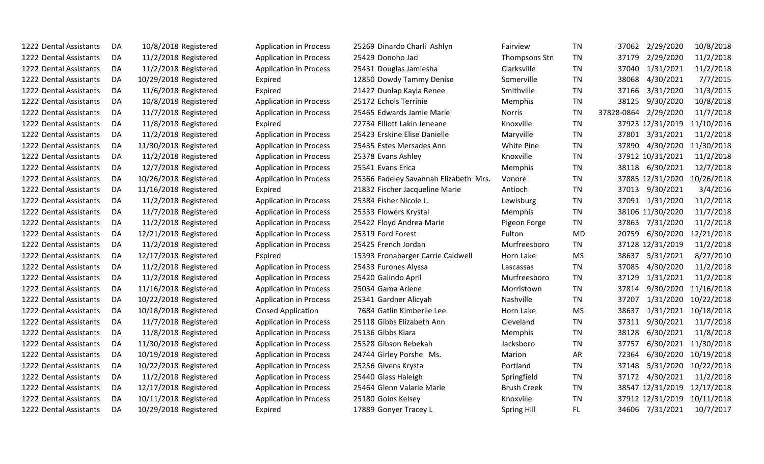| | | | | | | | | | | | | |
|---|---|---|---|---|---|---|---|---|---|---|---|---|
| 1222 | Dental Assistants | DA | 10/8/2018 | Registered | Application in Process | 25269 | Dinardo Charli Ashlyn | Fairview | TN | 37062 | 2/29/2020 | 10/8/2018 |
| 1222 | Dental Assistants | DA | 11/2/2018 | Registered | Application in Process | 25429 | Donoho Jaci | Thompsons Stn | TN | 37179 | 2/29/2020 | 11/2/2018 |
| 1222 | Dental Assistants | DA | 11/2/2018 | Registered | Application in Process | 25431 | Douglas Jamiesha | Clarksville | TN | 37040 | 1/31/2021 | 11/2/2018 |
| 1222 | Dental Assistants | DA | 10/29/2018 | Registered | Expired | 12850 | Dowdy Tammy Denise | Somerville | TN | 38068 | 4/30/2021 | 7/7/2015 |
| 1222 | Dental Assistants | DA | 11/6/2018 | Registered | Expired | 21427 | Dunlap Kayla Renee | Smithville | TN | 37166 | 3/31/2020 | 11/3/2015 |
| 1222 | Dental Assistants | DA | 10/8/2018 | Registered | Application in Process | 25172 | Echols Terrinie | Memphis | TN | 38125 | 9/30/2020 | 10/8/2018 |
| 1222 | Dental Assistants | DA | 11/7/2018 | Registered | Application in Process | 25465 | Edwards Jamie Marie | Norris | TN | 37828-0864 | 2/29/2020 | 11/7/2018 |
| 1222 | Dental Assistants | DA | 11/8/2018 | Registered | Expired | 22734 | Elliott Lakin Jeneane | Knoxville | TN | 37923 | 12/31/2019 | 11/10/2016 |
| 1222 | Dental Assistants | DA | 11/2/2018 | Registered | Application in Process | 25423 | Erskine Elise Danielle | Maryville | TN | 37801 | 3/31/2021 | 11/2/2018 |
| 1222 | Dental Assistants | DA | 11/30/2018 | Registered | Application in Process | 25435 | Estes Mersades Ann | White Pine | TN | 37890 | 4/30/2020 | 11/30/2018 |
| 1222 | Dental Assistants | DA | 11/2/2018 | Registered | Application in Process | 25378 | Evans Ashley | Knoxville | TN | 37912 | 10/31/2021 | 11/2/2018 |
| 1222 | Dental Assistants | DA | 12/7/2018 | Registered | Application in Process | 25541 | Evans Erica | Memphis | TN | 38118 | 6/30/2021 | 12/7/2018 |
| 1222 | Dental Assistants | DA | 10/26/2018 | Registered | Application in Process | 25366 | Fadeley Savannah Elizabeth Mrs. | Vonore | TN | 37885 | 12/31/2020 | 10/26/2018 |
| 1222 | Dental Assistants | DA | 11/16/2018 | Registered | Expired | 21832 | Fischer Jacqueline Marie | Antioch | TN | 37013 | 9/30/2021 | 3/4/2016 |
| 1222 | Dental Assistants | DA | 11/2/2018 | Registered | Application in Process | 25384 | Fisher Nicole L. | Lewisburg | TN | 37091 | 1/31/2020 | 11/2/2018 |
| 1222 | Dental Assistants | DA | 11/7/2018 | Registered | Application in Process | 25333 | Flowers Krystal | Memphis | TN | 38106 | 11/30/2020 | 11/7/2018 |
| 1222 | Dental Assistants | DA | 11/2/2018 | Registered | Application in Process | 25422 | Floyd Andrea Marie | Pigeon Forge | TN | 37863 | 7/31/2020 | 11/2/2018 |
| 1222 | Dental Assistants | DA | 12/21/2018 | Registered | Application in Process | 25319 | Ford Forest | Fulton | MD | 20759 | 6/30/2020 | 12/21/2018 |
| 1222 | Dental Assistants | DA | 11/2/2018 | Registered | Application in Process | 25425 | French Jordan | Murfreesboro | TN | 37128 | 12/31/2019 | 11/2/2018 |
| 1222 | Dental Assistants | DA | 12/17/2018 | Registered | Expired | 15393 | Fronabarger Carrie Caldwell | Horn Lake | MS | 38637 | 5/31/2021 | 8/27/2010 |
| 1222 | Dental Assistants | DA | 11/2/2018 | Registered | Application in Process | 25433 | Furones Alyssa | Lascassas | TN | 37085 | 4/30/2020 | 11/2/2018 |
| 1222 | Dental Assistants | DA | 11/2/2018 | Registered | Application in Process | 25420 | Galindo April | Murfreesboro | TN | 37129 | 1/31/2021 | 11/2/2018 |
| 1222 | Dental Assistants | DA | 11/16/2018 | Registered | Application in Process | 25034 | Gama Arlene | Morristown | TN | 37814 | 9/30/2020 | 11/16/2018 |
| 1222 | Dental Assistants | DA | 10/22/2018 | Registered | Application in Process | 25341 | Gardner Alicyah | Nashville | TN | 37207 | 1/31/2020 | 10/22/2018 |
| 1222 | Dental Assistants | DA | 10/18/2018 | Registered | Closed Application | 7684 | Gatlin Kimberlie Lee | Horn Lake | MS | 38637 | 1/31/2021 | 10/18/2018 |
| 1222 | Dental Assistants | DA | 11/7/2018 | Registered | Application in Process | 25118 | Gibbs Elizabeth Ann | Cleveland | TN | 37311 | 9/30/2021 | 11/7/2018 |
| 1222 | Dental Assistants | DA | 11/8/2018 | Registered | Application in Process | 25136 | Gibbs Kiara | Memphis | TN | 38128 | 6/30/2021 | 11/8/2018 |
| 1222 | Dental Assistants | DA | 11/30/2018 | Registered | Application in Process | 25528 | Gibson Rebekah | Jacksboro | TN | 37757 | 6/30/2021 | 11/30/2018 |
| 1222 | Dental Assistants | DA | 10/19/2018 | Registered | Application in Process | 24744 | Girley Porshe Ms. | Marion | AR | 72364 | 6/30/2020 | 10/19/2018 |
| 1222 | Dental Assistants | DA | 10/22/2018 | Registered | Application in Process | 25256 | Givens Krysta | Portland | TN | 37148 | 5/31/2020 | 10/22/2018 |
| 1222 | Dental Assistants | DA | 11/2/2018 | Registered | Application in Process | 25440 | Glass Haleigh | Springfield | TN | 37172 | 4/30/2021 | 11/2/2018 |
| 1222 | Dental Assistants | DA | 12/17/2018 | Registered | Application in Process | 25464 | Glenn Valarie Marie | Brush Creek | TN | 38547 | 12/31/2019 | 12/17/2018 |
| 1222 | Dental Assistants | DA | 10/11/2018 | Registered | Application in Process | 25180 | Goins Kelsey | Knoxville | TN | 37912 | 12/31/2019 | 10/11/2018 |
| 1222 | Dental Assistants | DA | 10/29/2018 | Registered | Expired | 17889 | Gonyer Tracey L | Spring Hill | FL | 34606 | 7/31/2021 | 10/7/2017 |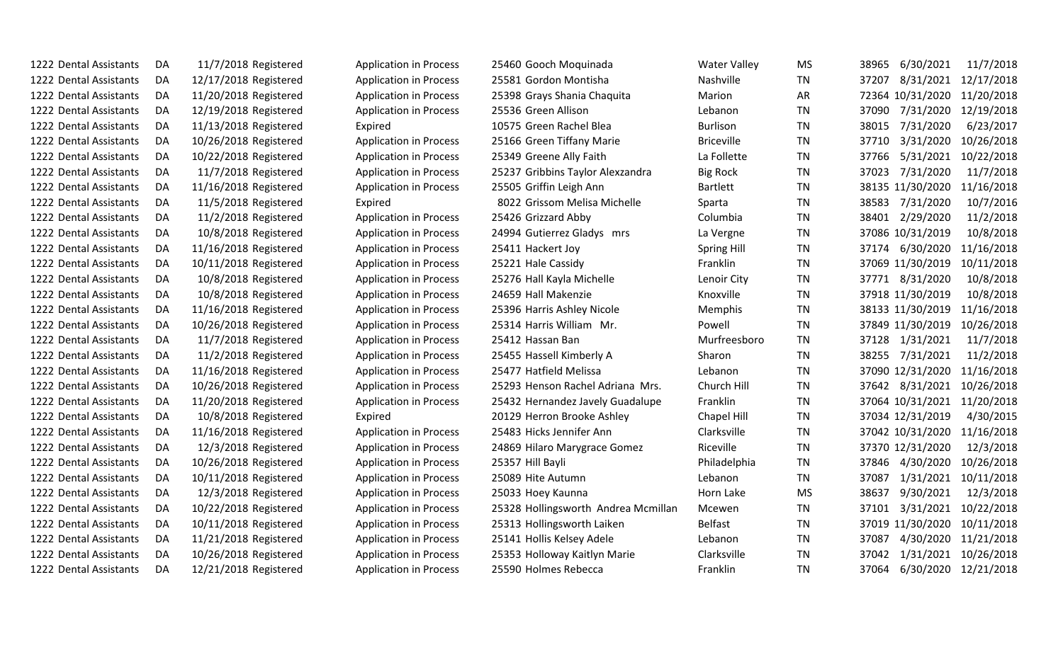| | | | | | | | | | | | | |
|---|---|---|---|---|---|---|---|---|---|---|---|---|
| 1222 | Dental Assistants | DA | 11/7/2018 | Registered | Application in Process | 25460 | Gooch Moquinada | Water Valley | MS | 38965 | 6/30/2021 | 11/7/2018 |
| 1222 | Dental Assistants | DA | 12/17/2018 | Registered | Application in Process | 25581 | Gordon Montisha | Nashville | TN | 37207 | 8/31/2021 | 12/17/2018 |
| 1222 | Dental Assistants | DA | 11/20/2018 | Registered | Application in Process | 25398 | Grays Shania Chaquita | Marion | AR | 72364 | 10/31/2020 | 11/20/2018 |
| 1222 | Dental Assistants | DA | 12/19/2018 | Registered | Application in Process | 25536 | Green Allison | Lebanon | TN | 37090 | 7/31/2020 | 12/19/2018 |
| 1222 | Dental Assistants | DA | 11/13/2018 | Registered | Expired | 10575 | Green Rachel Blea | Burlison | TN | 38015 | 7/31/2020 | 6/23/2017 |
| 1222 | Dental Assistants | DA | 10/26/2018 | Registered | Application in Process | 25166 | Green Tiffany Marie | Briceville | TN | 37710 | 3/31/2020 | 10/26/2018 |
| 1222 | Dental Assistants | DA | 10/22/2018 | Registered | Application in Process | 25349 | Greene Ally Faith | La Follette | TN | 37766 | 5/31/2021 | 10/22/2018 |
| 1222 | Dental Assistants | DA | 11/7/2018 | Registered | Application in Process | 25237 | Gribbins Taylor Alexzandra | Big Rock | TN | 37023 | 7/31/2020 | 11/7/2018 |
| 1222 | Dental Assistants | DA | 11/16/2018 | Registered | Application in Process | 25505 | Griffin Leigh Ann | Bartlett | TN | 38135 | 11/30/2020 | 11/16/2018 |
| 1222 | Dental Assistants | DA | 11/5/2018 | Registered | Expired | 8022 | Grissom Melisa Michelle | Sparta | TN | 38583 | 7/31/2020 | 10/7/2016 |
| 1222 | Dental Assistants | DA | 11/2/2018 | Registered | Application in Process | 25426 | Grizzard Abby | Columbia | TN | 38401 | 2/29/2020 | 11/2/2018 |
| 1222 | Dental Assistants | DA | 10/8/2018 | Registered | Application in Process | 24994 | Gutierrez Gladys mrs | La Vergne | TN | 37086 | 10/31/2019 | 10/8/2018 |
| 1222 | Dental Assistants | DA | 11/16/2018 | Registered | Application in Process | 25411 | Hackert Joy | Spring Hill | TN | 37174 | 6/30/2020 | 11/16/2018 |
| 1222 | Dental Assistants | DA | 10/11/2018 | Registered | Application in Process | 25221 | Hale Cassidy | Franklin | TN | 37069 | 11/30/2019 | 10/11/2018 |
| 1222 | Dental Assistants | DA | 10/8/2018 | Registered | Application in Process | 25276 | Hall Kayla Michelle | Lenoir City | TN | 37771 | 8/31/2020 | 10/8/2018 |
| 1222 | Dental Assistants | DA | 10/8/2018 | Registered | Application in Process | 24659 | Hall Makenzie | Knoxville | TN | 37918 | 11/30/2019 | 10/8/2018 |
| 1222 | Dental Assistants | DA | 11/16/2018 | Registered | Application in Process | 25396 | Harris Ashley Nicole | Memphis | TN | 38133 | 11/30/2019 | 11/16/2018 |
| 1222 | Dental Assistants | DA | 10/26/2018 | Registered | Application in Process | 25314 | Harris William Mr. | Powell | TN | 37849 | 11/30/2019 | 10/26/2018 |
| 1222 | Dental Assistants | DA | 11/7/2018 | Registered | Application in Process | 25412 | Hassan Ban | Murfreesboro | TN | 37128 | 1/31/2021 | 11/7/2018 |
| 1222 | Dental Assistants | DA | 11/2/2018 | Registered | Application in Process | 25455 | Hassell Kimberly A | Sharon | TN | 38255 | 7/31/2021 | 11/2/2018 |
| 1222 | Dental Assistants | DA | 11/16/2018 | Registered | Application in Process | 25477 | Hatfield Melissa | Lebanon | TN | 37090 | 12/31/2020 | 11/16/2018 |
| 1222 | Dental Assistants | DA | 10/26/2018 | Registered | Application in Process | 25293 | Henson Rachel Adriana Mrs. | Church Hill | TN | 37642 | 8/31/2021 | 10/26/2018 |
| 1222 | Dental Assistants | DA | 11/20/2018 | Registered | Application in Process | 25432 | Hernandez Javely Guadalupe | Franklin | TN | 37064 | 10/31/2021 | 11/20/2018 |
| 1222 | Dental Assistants | DA | 10/8/2018 | Registered | Expired | 20129 | Herron Brooke Ashley | Chapel Hill | TN | 37034 | 12/31/2019 | 4/30/2015 |
| 1222 | Dental Assistants | DA | 11/16/2018 | Registered | Application in Process | 25483 | Hicks Jennifer Ann | Clarksville | TN | 37042 | 10/31/2020 | 11/16/2018 |
| 1222 | Dental Assistants | DA | 12/3/2018 | Registered | Application in Process | 24869 | Hilaro Marygrace Gomez | Riceville | TN | 37370 | 12/31/2020 | 12/3/2018 |
| 1222 | Dental Assistants | DA | 10/26/2018 | Registered | Application in Process | 25357 | Hill Bayli | Philadelphia | TN | 37846 | 4/30/2020 | 10/26/2018 |
| 1222 | Dental Assistants | DA | 10/11/2018 | Registered | Application in Process | 25089 | Hite Autumn | Lebanon | TN | 37087 | 1/31/2021 | 10/11/2018 |
| 1222 | Dental Assistants | DA | 12/3/2018 | Registered | Application in Process | 25033 | Hoey Kaunna | Horn Lake | MS | 38637 | 9/30/2021 | 12/3/2018 |
| 1222 | Dental Assistants | DA | 10/22/2018 | Registered | Application in Process | 25328 | Hollingsworth Andrea Mcmillan | Mcewen | TN | 37101 | 3/31/2021 | 10/22/2018 |
| 1222 | Dental Assistants | DA | 10/11/2018 | Registered | Application in Process | 25313 | Hollingsworth Laiken | Belfast | TN | 37019 | 11/30/2020 | 10/11/2018 |
| 1222 | Dental Assistants | DA | 11/21/2018 | Registered | Application in Process | 25141 | Hollis Kelsey Adele | Lebanon | TN | 37087 | 4/30/2020 | 11/21/2018 |
| 1222 | Dental Assistants | DA | 10/26/2018 | Registered | Application in Process | 25353 | Holloway Kaitlyn Marie | Clarksville | TN | 37042 | 1/31/2021 | 10/26/2018 |
| 1222 | Dental Assistants | DA | 12/21/2018 | Registered | Application in Process | 25590 | Holmes Rebecca | Franklin | TN | 37064 | 6/30/2020 | 12/21/2018 |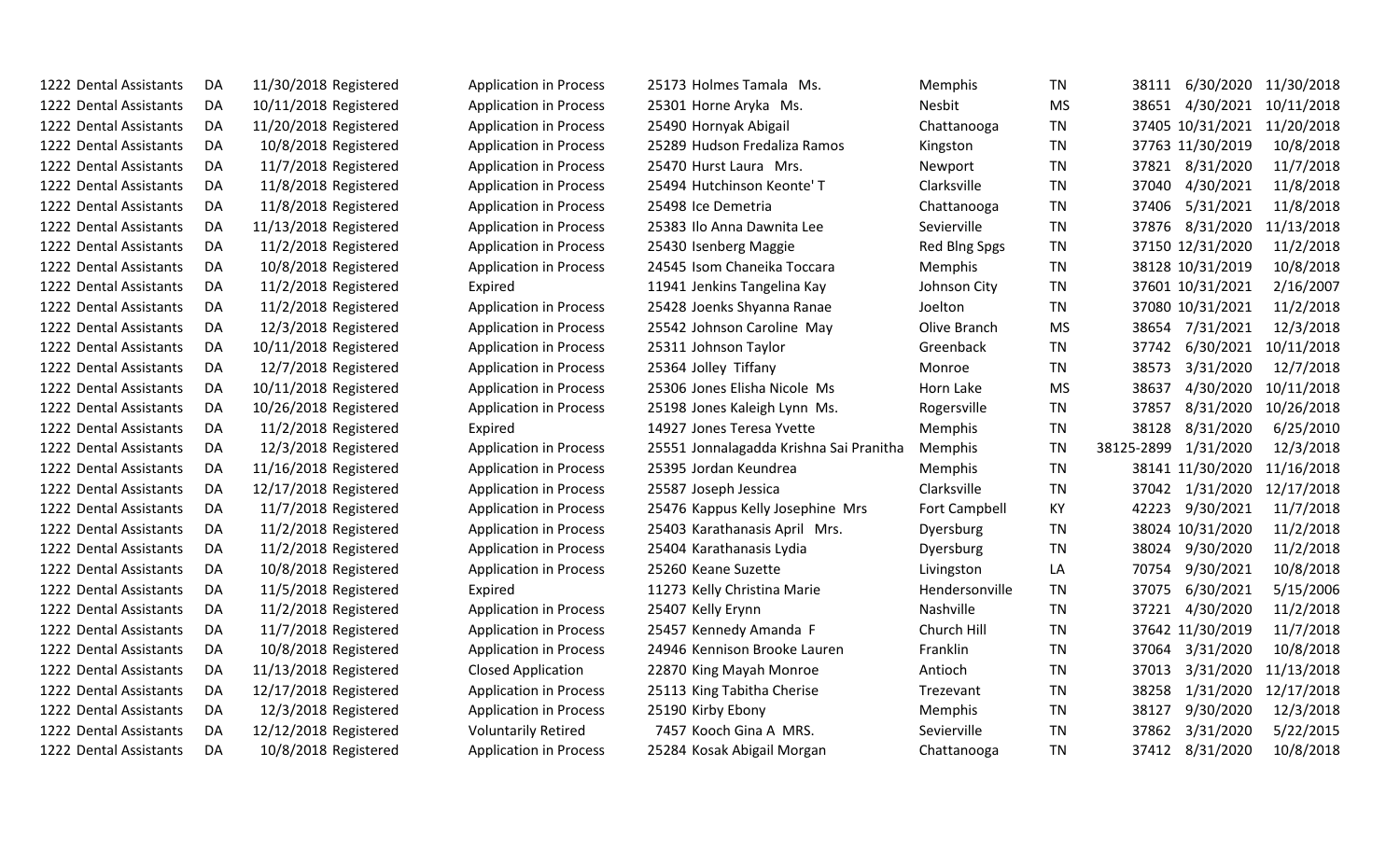| | | | | | | | | | | | | |
|---|---|---|---|---|---|---|---|---|---|---|---|---|
| 1222 | Dental Assistants | DA | 11/30/2018 | Registered | Application in Process | 25173 | Holmes Tamala Ms. | Memphis | TN | 38111 | 6/30/2020 | 11/30/2018 |
| 1222 | Dental Assistants | DA | 10/11/2018 | Registered | Application in Process | 25301 | Horne Aryka Ms. | Nesbit | MS | 38651 | 4/30/2021 | 10/11/2018 |
| 1222 | Dental Assistants | DA | 11/20/2018 | Registered | Application in Process | 25490 | Hornyak Abigail | Chattanooga | TN | 37405 | 10/31/2021 | 11/20/2018 |
| 1222 | Dental Assistants | DA | 10/8/2018 | Registered | Application in Process | 25289 | Hudson Fredaliza Ramos | Kingston | TN | 37763 | 11/30/2019 | 10/8/2018 |
| 1222 | Dental Assistants | DA | 11/7/2018 | Registered | Application in Process | 25470 | Hurst Laura Mrs. | Newport | TN | 37821 | 8/31/2020 | 11/7/2018 |
| 1222 | Dental Assistants | DA | 11/8/2018 | Registered | Application in Process | 25494 | Hutchinson Keonte' T | Clarksville | TN | 37040 | 4/30/2021 | 11/8/2018 |
| 1222 | Dental Assistants | DA | 11/8/2018 | Registered | Application in Process | 25498 | Ice Demetria | Chattanooga | TN | 37406 | 5/31/2021 | 11/8/2018 |
| 1222 | Dental Assistants | DA | 11/13/2018 | Registered | Application in Process | 25383 | Ilo Anna Dawnita Lee | Sevierville | TN | 37876 | 8/31/2020 | 11/13/2018 |
| 1222 | Dental Assistants | DA | 11/2/2018 | Registered | Application in Process | 25430 | Isenberg Maggie | Red Blng Spgs | TN | 37150 | 12/31/2020 | 11/2/2018 |
| 1222 | Dental Assistants | DA | 10/8/2018 | Registered | Application in Process | 24545 | Isom Chaneika Toccara | Memphis | TN | 38128 | 10/31/2019 | 10/8/2018 |
| 1222 | Dental Assistants | DA | 11/2/2018 | Registered | Expired | 11941 | Jenkins Tangelina Kay | Johnson City | TN | 37601 | 10/31/2021 | 2/16/2007 |
| 1222 | Dental Assistants | DA | 11/2/2018 | Registered | Application in Process | 25428 | Joenks Shyanna Ranae | Joelton | TN | 37080 | 10/31/2021 | 11/2/2018 |
| 1222 | Dental Assistants | DA | 12/3/2018 | Registered | Application in Process | 25542 | Johnson Caroline May | Olive Branch | MS | 38654 | 7/31/2021 | 12/3/2018 |
| 1222 | Dental Assistants | DA | 10/11/2018 | Registered | Application in Process | 25311 | Johnson Taylor | Greenback | TN | 37742 | 6/30/2021 | 10/11/2018 |
| 1222 | Dental Assistants | DA | 12/7/2018 | Registered | Application in Process | 25364 | Jolley Tiffany | Monroe | TN | 38573 | 3/31/2020 | 12/7/2018 |
| 1222 | Dental Assistants | DA | 10/11/2018 | Registered | Application in Process | 25306 | Jones Elisha Nicole Ms | Horn Lake | MS | 38637 | 4/30/2020 | 10/11/2018 |
| 1222 | Dental Assistants | DA | 10/26/2018 | Registered | Application in Process | 25198 | Jones Kaleigh Lynn Ms. | Rogersville | TN | 37857 | 8/31/2020 | 10/26/2018 |
| 1222 | Dental Assistants | DA | 11/2/2018 | Registered | Expired | 14927 | Jones Teresa Yvette | Memphis | TN | 38128 | 8/31/2020 | 6/25/2010 |
| 1222 | Dental Assistants | DA | 12/3/2018 | Registered | Application in Process | 25551 | Jonnalagadda Krishna Sai Pranitha | Memphis | TN | 38125-2899 | 1/31/2020 | 12/3/2018 |
| 1222 | Dental Assistants | DA | 11/16/2018 | Registered | Application in Process | 25395 | Jordan Keundrea | Memphis | TN | 38141 | 11/30/2020 | 11/16/2018 |
| 1222 | Dental Assistants | DA | 12/17/2018 | Registered | Application in Process | 25587 | Joseph Jessica | Clarksville | TN | 37042 | 1/31/2020 | 12/17/2018 |
| 1222 | Dental Assistants | DA | 11/7/2018 | Registered | Application in Process | 25476 | Kappus Kelly Josephine Mrs | Fort Campbell | KY | 42223 | 9/30/2021 | 11/7/2018 |
| 1222 | Dental Assistants | DA | 11/2/2018 | Registered | Application in Process | 25403 | Karathanasis April Mrs. | Dyersburg | TN | 38024 | 10/31/2020 | 11/2/2018 |
| 1222 | Dental Assistants | DA | 11/2/2018 | Registered | Application in Process | 25404 | Karathanasis Lydia | Dyersburg | TN | 38024 | 9/30/2020 | 11/2/2018 |
| 1222 | Dental Assistants | DA | 10/8/2018 | Registered | Application in Process | 25260 | Keane Suzette | Livingston | LA | 70754 | 9/30/2021 | 10/8/2018 |
| 1222 | Dental Assistants | DA | 11/5/2018 | Registered | Expired | 11273 | Kelly Christina Marie | Hendersonville | TN | 37075 | 6/30/2021 | 5/15/2006 |
| 1222 | Dental Assistants | DA | 11/2/2018 | Registered | Application in Process | 25407 | Kelly Erynn | Nashville | TN | 37221 | 4/30/2020 | 11/2/2018 |
| 1222 | Dental Assistants | DA | 11/7/2018 | Registered | Application in Process | 25457 | Kennedy Amanda F | Church Hill | TN | 37642 | 11/30/2019 | 11/7/2018 |
| 1222 | Dental Assistants | DA | 10/8/2018 | Registered | Application in Process | 24946 | Kennison Brooke Lauren | Franklin | TN | 37064 | 3/31/2020 | 10/8/2018 |
| 1222 | Dental Assistants | DA | 11/13/2018 | Registered | Closed Application | 22870 | King Mayah Monroe | Antioch | TN | 37013 | 3/31/2020 | 11/13/2018 |
| 1222 | Dental Assistants | DA | 12/17/2018 | Registered | Application in Process | 25113 | King Tabitha Cherise | Trezevant | TN | 38258 | 1/31/2020 | 12/17/2018 |
| 1222 | Dental Assistants | DA | 12/3/2018 | Registered | Application in Process | 25190 | Kirby Ebony | Memphis | TN | 38127 | 9/30/2020 | 12/3/2018 |
| 1222 | Dental Assistants | DA | 12/12/2018 | Registered | Voluntarily Retired | 7457 | Kooch Gina A MRS. | Sevierville | TN | 37862 | 3/31/2020 | 5/22/2015 |
| 1222 | Dental Assistants | DA | 10/8/2018 | Registered | Application in Process | 25284 | Kosak Abigail Morgan | Chattanooga | TN | 37412 | 8/31/2020 | 10/8/2018 |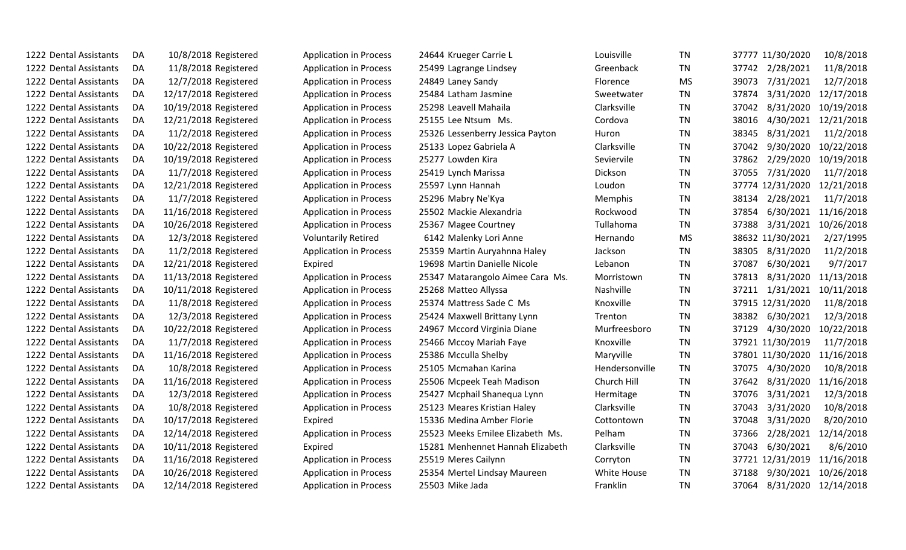| | | | | | | | | | | | | |
|---|---|---|---|---|---|---|---|---|---|---|---|---|
| 1222 | Dental Assistants | DA | 10/8/2018 | Registered | Application in Process | 24644 | Krueger Carrie L | Louisville | TN | 37777 | 11/30/2020 | 10/8/2018 |
| 1222 | Dental Assistants | DA | 11/8/2018 | Registered | Application in Process | 25499 | Lagrange Lindsey | Greenback | TN | 37742 | 2/28/2021 | 11/8/2018 |
| 1222 | Dental Assistants | DA | 12/7/2018 | Registered | Application in Process | 24849 | Laney Sandy | Florence | MS | 39073 | 7/31/2021 | 12/7/2018 |
| 1222 | Dental Assistants | DA | 12/17/2018 | Registered | Application in Process | 25484 | Latham Jasmine | Sweetwater | TN | 37874 | 3/31/2020 | 12/17/2018 |
| 1222 | Dental Assistants | DA | 10/19/2018 | Registered | Application in Process | 25298 | Leavell Mahaila | Clarksville | TN | 37042 | 8/31/2020 | 10/19/2018 |
| 1222 | Dental Assistants | DA | 12/21/2018 | Registered | Application in Process | 25155 | Lee Ntsum Ms. | Cordova | TN | 38016 | 4/30/2021 | 12/21/2018 |
| 1222 | Dental Assistants | DA | 11/2/2018 | Registered | Application in Process | 25326 | Lessenberry Jessica Payton | Huron | TN | 38345 | 8/31/2021 | 11/2/2018 |
| 1222 | Dental Assistants | DA | 10/22/2018 | Registered | Application in Process | 25133 | Lopez Gabriela A | Clarksville | TN | 37042 | 9/30/2020 | 10/22/2018 |
| 1222 | Dental Assistants | DA | 10/19/2018 | Registered | Application in Process | 25277 | Lowden Kira | Seviervile | TN | 37862 | 2/29/2020 | 10/19/2018 |
| 1222 | Dental Assistants | DA | 11/7/2018 | Registered | Application in Process | 25419 | Lynch Marissa | Dickson | TN | 37055 | 7/31/2020 | 11/7/2018 |
| 1222 | Dental Assistants | DA | 12/21/2018 | Registered | Application in Process | 25597 | Lynn Hannah | Loudon | TN | 37774 | 12/31/2020 | 12/21/2018 |
| 1222 | Dental Assistants | DA | 11/7/2018 | Registered | Application in Process | 25296 | Mabry Ne'Kya | Memphis | TN | 38134 | 2/28/2021 | 11/7/2018 |
| 1222 | Dental Assistants | DA | 11/16/2018 | Registered | Application in Process | 25502 | Mackie Alexandria | Rockwood | TN | 37854 | 6/30/2021 | 11/16/2018 |
| 1222 | Dental Assistants | DA | 10/26/2018 | Registered | Application in Process | 25367 | Magee Courtney | Tullahoma | TN | 37388 | 3/31/2021 | 10/26/2018 |
| 1222 | Dental Assistants | DA | 12/3/2018 | Registered | Voluntarily Retired | 6142 | Malenky Lori Anne | Hernando | MS | 38632 | 11/30/2021 | 2/27/1995 |
| 1222 | Dental Assistants | DA | 11/2/2018 | Registered | Application in Process | 25359 | Martin Auryahnna Haley | Jackson | TN | 38305 | 8/31/2020 | 11/2/2018 |
| 1222 | Dental Assistants | DA | 12/21/2018 | Registered | Expired | 19698 | Martin Danielle Nicole | Lebanon | TN | 37087 | 6/30/2021 | 9/7/2017 |
| 1222 | Dental Assistants | DA | 11/13/2018 | Registered | Application in Process | 25347 | Matarangolo Aimee Cara Ms. | Morristown | TN | 37813 | 8/31/2020 | 11/13/2018 |
| 1222 | Dental Assistants | DA | 10/11/2018 | Registered | Application in Process | 25268 | Matteo Allyssa | Nashville | TN | 37211 | 1/31/2021 | 10/11/2018 |
| 1222 | Dental Assistants | DA | 11/8/2018 | Registered | Application in Process | 25374 | Mattress Sade C Ms | Knoxville | TN | 37915 | 12/31/2020 | 11/8/2018 |
| 1222 | Dental Assistants | DA | 12/3/2018 | Registered | Application in Process | 25424 | Maxwell Brittany Lynn | Trenton | TN | 38382 | 6/30/2021 | 12/3/2018 |
| 1222 | Dental Assistants | DA | 10/22/2018 | Registered | Application in Process | 24967 | Mccord Virginia Diane | Murfreesboro | TN | 37129 | 4/30/2020 | 10/22/2018 |
| 1222 | Dental Assistants | DA | 11/7/2018 | Registered | Application in Process | 25466 | Mccoy Mariah Faye | Knoxville | TN | 37921 | 11/30/2019 | 11/7/2018 |
| 1222 | Dental Assistants | DA | 11/16/2018 | Registered | Application in Process | 25386 | Mcculla Shelby | Maryville | TN | 37801 | 11/30/2020 | 11/16/2018 |
| 1222 | Dental Assistants | DA | 10/8/2018 | Registered | Application in Process | 25105 | Mcmahan Karina | Hendersonville | TN | 37075 | 4/30/2020 | 10/8/2018 |
| 1222 | Dental Assistants | DA | 11/16/2018 | Registered | Application in Process | 25506 | Mcpeek Teah Madison | Church Hill | TN | 37642 | 8/31/2020 | 11/16/2018 |
| 1222 | Dental Assistants | DA | 12/3/2018 | Registered | Application in Process | 25427 | Mcphail Shanequa Lynn | Hermitage | TN | 37076 | 3/31/2021 | 12/3/2018 |
| 1222 | Dental Assistants | DA | 10/8/2018 | Registered | Application in Process | 25123 | Meares Kristian Haley | Clarksville | TN | 37043 | 3/31/2020 | 10/8/2018 |
| 1222 | Dental Assistants | DA | 10/17/2018 | Registered | Expired | 15336 | Medina Amber Florie | Cottontown | TN | 37048 | 3/31/2020 | 8/20/2010 |
| 1222 | Dental Assistants | DA | 12/14/2018 | Registered | Application in Process | 25523 | Meeks Emilee Elizabeth Ms. | Pelham | TN | 37366 | 2/28/2021 | 12/14/2018 |
| 1222 | Dental Assistants | DA | 10/11/2018 | Registered | Expired | 15281 | Menhennet Hannah Elizabeth | Clarksville | TN | 37043 | 6/30/2021 | 8/6/2010 |
| 1222 | Dental Assistants | DA | 11/16/2018 | Registered | Application in Process | 25519 | Meres Cailynn | Corryton | TN | 37721 | 12/31/2019 | 11/16/2018 |
| 1222 | Dental Assistants | DA | 10/26/2018 | Registered | Application in Process | 25354 | Mertel Lindsay Maureen | White House | TN | 37188 | 9/30/2021 | 10/26/2018 |
| 1222 | Dental Assistants | DA | 12/14/2018 | Registered | Application in Process | 25503 | Mike Jada | Franklin | TN | 37064 | 8/31/2020 | 12/14/2018 |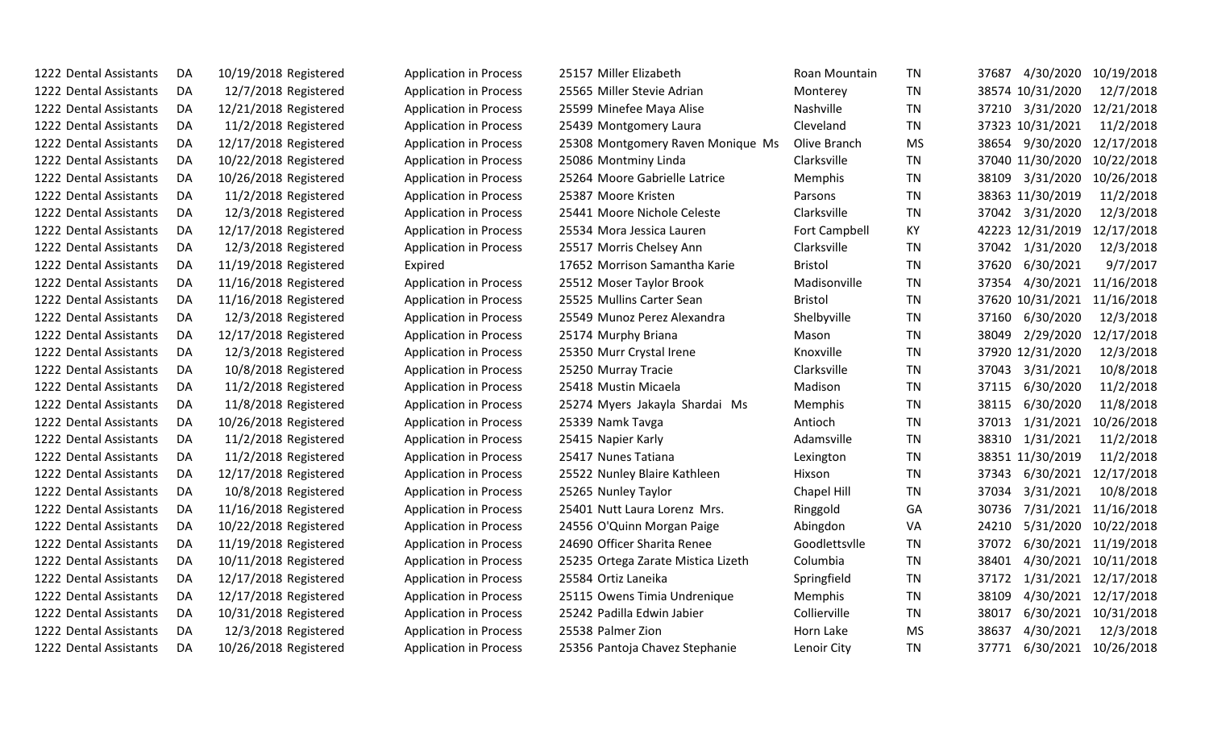| | | | | | | | | | | | | |
|---|---|---|---|---|---|---|---|---|---|---|---|---|
| 1222 | Dental Assistants | DA | 10/19/2018 | Registered | Application in Process | 25157 | Miller Elizabeth | Roan Mountain | TN | 37687 | 4/30/2020 | 10/19/2018 |
| 1222 | Dental Assistants | DA | 12/7/2018 | Registered | Application in Process | 25565 | Miller Stevie Adrian | Monterey | TN | 38574 | 10/31/2020 | 12/7/2018 |
| 1222 | Dental Assistants | DA | 12/21/2018 | Registered | Application in Process | 25599 | Minefee Maya Alise | Nashville | TN | 37210 | 3/31/2020 | 12/21/2018 |
| 1222 | Dental Assistants | DA | 11/2/2018 | Registered | Application in Process | 25439 | Montgomery Laura | Cleveland | TN | 37323 | 10/31/2021 | 11/2/2018 |
| 1222 | Dental Assistants | DA | 12/17/2018 | Registered | Application in Process | 25308 | Montgomery Raven Monique Ms | Olive Branch | MS | 38654 | 9/30/2020 | 12/17/2018 |
| 1222 | Dental Assistants | DA | 10/22/2018 | Registered | Application in Process | 25086 | Montminy Linda | Clarksville | TN | 37040 | 11/30/2020 | 10/22/2018 |
| 1222 | Dental Assistants | DA | 10/26/2018 | Registered | Application in Process | 25264 | Moore Gabrielle Latrice | Memphis | TN | 38109 | 3/31/2020 | 10/26/2018 |
| 1222 | Dental Assistants | DA | 11/2/2018 | Registered | Application in Process | 25387 | Moore Kristen | Parsons | TN | 38363 | 11/30/2019 | 11/2/2018 |
| 1222 | Dental Assistants | DA | 12/3/2018 | Registered | Application in Process | 25441 | Moore Nichole Celeste | Clarksville | TN | 37042 | 3/31/2020 | 12/3/2018 |
| 1222 | Dental Assistants | DA | 12/17/2018 | Registered | Application in Process | 25534 | Mora Jessica Lauren | Fort Campbell | KY | 42223 | 12/31/2019 | 12/17/2018 |
| 1222 | Dental Assistants | DA | 12/3/2018 | Registered | Application in Process | 25517 | Morris Chelsey Ann | Clarksville | TN | 37042 | 1/31/2020 | 12/3/2018 |
| 1222 | Dental Assistants | DA | 11/19/2018 | Registered | Expired | 17652 | Morrison Samantha Karie | Bristol | TN | 37620 | 6/30/2021 | 9/7/2017 |
| 1222 | Dental Assistants | DA | 11/16/2018 | Registered | Application in Process | 25512 | Moser Taylor Brook | Madisonville | TN | 37354 | 4/30/2021 | 11/16/2018 |
| 1222 | Dental Assistants | DA | 11/16/2018 | Registered | Application in Process | 25525 | Mullins Carter Sean | Bristol | TN | 37620 | 10/31/2021 | 11/16/2018 |
| 1222 | Dental Assistants | DA | 12/3/2018 | Registered | Application in Process | 25549 | Munoz Perez Alexandra | Shelbyville | TN | 37160 | 6/30/2020 | 12/3/2018 |
| 1222 | Dental Assistants | DA | 12/17/2018 | Registered | Application in Process | 25174 | Murphy Briana | Mason | TN | 38049 | 2/29/2020 | 12/17/2018 |
| 1222 | Dental Assistants | DA | 12/3/2018 | Registered | Application in Process | 25350 | Murr Crystal Irene | Knoxville | TN | 37920 | 12/31/2020 | 12/3/2018 |
| 1222 | Dental Assistants | DA | 10/8/2018 | Registered | Application in Process | 25250 | Murray Tracie | Clarksville | TN | 37043 | 3/31/2021 | 10/8/2018 |
| 1222 | Dental Assistants | DA | 11/2/2018 | Registered | Application in Process | 25418 | Mustin Micaela | Madison | TN | 37115 | 6/30/2020 | 11/2/2018 |
| 1222 | Dental Assistants | DA | 11/8/2018 | Registered | Application in Process | 25274 | Myers Jakayla Shardai Ms | Memphis | TN | 38115 | 6/30/2020 | 11/8/2018 |
| 1222 | Dental Assistants | DA | 10/26/2018 | Registered | Application in Process | 25339 | Namk Tavga | Antioch | TN | 37013 | 1/31/2021 | 10/26/2018 |
| 1222 | Dental Assistants | DA | 11/2/2018 | Registered | Application in Process | 25415 | Napier Karly | Adamsville | TN | 38310 | 1/31/2021 | 11/2/2018 |
| 1222 | Dental Assistants | DA | 11/2/2018 | Registered | Application in Process | 25417 | Nunes Tatiana | Lexington | TN | 38351 | 11/30/2019 | 11/2/2018 |
| 1222 | Dental Assistants | DA | 12/17/2018 | Registered | Application in Process | 25522 | Nunley Blaire Kathleen | Hixson | TN | 37343 | 6/30/2021 | 12/17/2018 |
| 1222 | Dental Assistants | DA | 10/8/2018 | Registered | Application in Process | 25265 | Nunley Taylor | Chapel Hill | TN | 37034 | 3/31/2021 | 10/8/2018 |
| 1222 | Dental Assistants | DA | 11/16/2018 | Registered | Application in Process | 25401 | Nutt Laura Lorenz Mrs. | Ringgold | GA | 30736 | 7/31/2021 | 11/16/2018 |
| 1222 | Dental Assistants | DA | 10/22/2018 | Registered | Application in Process | 24556 | O'Quinn Morgan Paige | Abingdon | VA | 24210 | 5/31/2020 | 10/22/2018 |
| 1222 | Dental Assistants | DA | 11/19/2018 | Registered | Application in Process | 24690 | Officer Sharita Renee | Goodlettsvlle | TN | 37072 | 6/30/2021 | 11/19/2018 |
| 1222 | Dental Assistants | DA | 10/11/2018 | Registered | Application in Process | 25235 | Ortega Zarate Mistica Lizeth | Columbia | TN | 38401 | 4/30/2021 | 10/11/2018 |
| 1222 | Dental Assistants | DA | 12/17/2018 | Registered | Application in Process | 25584 | Ortiz Laneika | Springfield | TN | 37172 | 1/31/2021 | 12/17/2018 |
| 1222 | Dental Assistants | DA | 12/17/2018 | Registered | Application in Process | 25115 | Owens Timia Undrenique | Memphis | TN | 38109 | 4/30/2021 | 12/17/2018 |
| 1222 | Dental Assistants | DA | 10/31/2018 | Registered | Application in Process | 25242 | Padilla Edwin Jabier | Collierville | TN | 38017 | 6/30/2021 | 10/31/2018 |
| 1222 | Dental Assistants | DA | 12/3/2018 | Registered | Application in Process | 25538 | Palmer Zion | Horn Lake | MS | 38637 | 4/30/2021 | 12/3/2018 |
| 1222 | Dental Assistants | DA | 10/26/2018 | Registered | Application in Process | 25356 | Pantoja Chavez Stephanie | Lenoir City | TN | 37771 | 6/30/2021 | 10/26/2018 |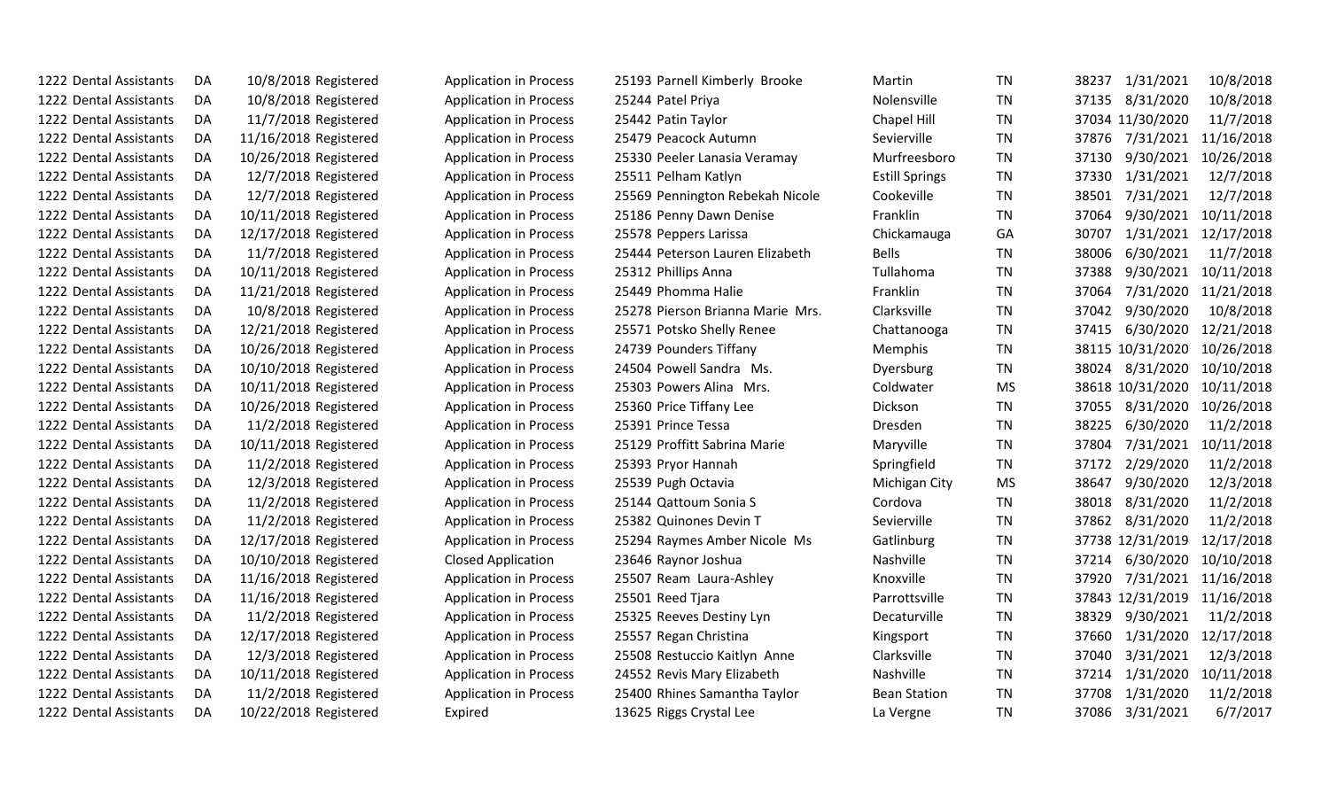| | | | | | | | | | | | |
|---|---|---|---|---|---|---|---|---|---|---|---|
| 1222 | Dental Assistants | DA | 10/8/2018 | Registered | Application in Process | 25193 | Parnell Kimberly Brooke | Martin | TN | 38237 | 1/31/2021 | 10/8/2018 |
| 1222 | Dental Assistants | DA | 10/8/2018 | Registered | Application in Process | 25244 | Patel Priya | Nolensville | TN | 37135 | 8/31/2020 | 10/8/2018 |
| 1222 | Dental Assistants | DA | 11/7/2018 | Registered | Application in Process | 25442 | Patin Taylor | Chapel Hill | TN | 37034 | 11/30/2020 | 11/7/2018 |
| 1222 | Dental Assistants | DA | 11/16/2018 | Registered | Application in Process | 25479 | Peacock Autumn | Sevierville | TN | 37876 | 7/31/2021 | 11/16/2018 |
| 1222 | Dental Assistants | DA | 10/26/2018 | Registered | Application in Process | 25330 | Peeler Lanasia Veramay | Murfreesboro | TN | 37130 | 9/30/2021 | 10/26/2018 |
| 1222 | Dental Assistants | DA | 12/7/2018 | Registered | Application in Process | 25511 | Pelham Katlyn | Estill Springs | TN | 37330 | 1/31/2021 | 12/7/2018 |
| 1222 | Dental Assistants | DA | 12/7/2018 | Registered | Application in Process | 25569 | Pennington Rebekah Nicole | Cookeville | TN | 38501 | 7/31/2021 | 12/7/2018 |
| 1222 | Dental Assistants | DA | 10/11/2018 | Registered | Application in Process | 25186 | Penny Dawn Denise | Franklin | TN | 37064 | 9/30/2021 | 10/11/2018 |
| 1222 | Dental Assistants | DA | 12/17/2018 | Registered | Application in Process | 25578 | Peppers Larissa | Chickamauga | GA | 30707 | 1/31/2021 | 12/17/2018 |
| 1222 | Dental Assistants | DA | 11/7/2018 | Registered | Application in Process | 25444 | Peterson Lauren Elizabeth | Bells | TN | 38006 | 6/30/2021 | 11/7/2018 |
| 1222 | Dental Assistants | DA | 10/11/2018 | Registered | Application in Process | 25312 | Phillips Anna | Tullahoma | TN | 37388 | 9/30/2021 | 10/11/2018 |
| 1222 | Dental Assistants | DA | 11/21/2018 | Registered | Application in Process | 25449 | Phomma Halie | Franklin | TN | 37064 | 7/31/2020 | 11/21/2018 |
| 1222 | Dental Assistants | DA | 10/8/2018 | Registered | Application in Process | 25278 | Pierson Brianna Marie Mrs. | Clarksville | TN | 37042 | 9/30/2020 | 10/8/2018 |
| 1222 | Dental Assistants | DA | 12/21/2018 | Registered | Application in Process | 25571 | Potsko Shelly Renee | Chattanooga | TN | 37415 | 6/30/2020 | 12/21/2018 |
| 1222 | Dental Assistants | DA | 10/26/2018 | Registered | Application in Process | 24739 | Pounders Tiffany | Memphis | TN | 38115 | 10/31/2020 | 10/26/2018 |
| 1222 | Dental Assistants | DA | 10/10/2018 | Registered | Application in Process | 24504 | Powell Sandra Ms. | Dyersburg | TN | 38024 | 8/31/2020 | 10/10/2018 |
| 1222 | Dental Assistants | DA | 10/11/2018 | Registered | Application in Process | 25303 | Powers Alina Mrs. | Coldwater | MS | 38618 | 10/31/2020 | 10/11/2018 |
| 1222 | Dental Assistants | DA | 10/26/2018 | Registered | Application in Process | 25360 | Price Tiffany Lee | Dickson | TN | 37055 | 8/31/2020 | 10/26/2018 |
| 1222 | Dental Assistants | DA | 11/2/2018 | Registered | Application in Process | 25391 | Prince Tessa | Dresden | TN | 38225 | 6/30/2020 | 11/2/2018 |
| 1222 | Dental Assistants | DA | 10/11/2018 | Registered | Application in Process | 25129 | Proffitt Sabrina Marie | Maryville | TN | 37804 | 7/31/2021 | 10/11/2018 |
| 1222 | Dental Assistants | DA | 11/2/2018 | Registered | Application in Process | 25393 | Pryor Hannah | Springfield | TN | 37172 | 2/29/2020 | 11/2/2018 |
| 1222 | Dental Assistants | DA | 12/3/2018 | Registered | Application in Process | 25539 | Pugh Octavia | Michigan City | MS | 38647 | 9/30/2020 | 12/3/2018 |
| 1222 | Dental Assistants | DA | 11/2/2018 | Registered | Application in Process | 25144 | Qattoum Sonia S | Cordova | TN | 38018 | 8/31/2020 | 11/2/2018 |
| 1222 | Dental Assistants | DA | 11/2/2018 | Registered | Application in Process | 25382 | Quinones Devin T | Sevierville | TN | 37862 | 8/31/2020 | 11/2/2018 |
| 1222 | Dental Assistants | DA | 12/17/2018 | Registered | Application in Process | 25294 | Raymes Amber Nicole Ms | Gatlinburg | TN | 37738 | 12/31/2019 | 12/17/2018 |
| 1222 | Dental Assistants | DA | 10/10/2018 | Registered | Closed Application | 23646 | Raynor Joshua | Nashville | TN | 37214 | 6/30/2020 | 10/10/2018 |
| 1222 | Dental Assistants | DA | 11/16/2018 | Registered | Application in Process | 25507 | Ream Laura-Ashley | Knoxville | TN | 37920 | 7/31/2021 | 11/16/2018 |
| 1222 | Dental Assistants | DA | 11/16/2018 | Registered | Application in Process | 25501 | Reed Tjara | Parrottsville | TN | 37843 | 12/31/2019 | 11/16/2018 |
| 1222 | Dental Assistants | DA | 11/2/2018 | Registered | Application in Process | 25325 | Reeves Destiny Lyn | Decaturville | TN | 38329 | 9/30/2021 | 11/2/2018 |
| 1222 | Dental Assistants | DA | 12/17/2018 | Registered | Application in Process | 25557 | Regan Christina | Kingsport | TN | 37660 | 1/31/2020 | 12/17/2018 |
| 1222 | Dental Assistants | DA | 12/3/2018 | Registered | Application in Process | 25508 | Restuccio Kaitlyn Anne | Clarksville | TN | 37040 | 3/31/2021 | 12/3/2018 |
| 1222 | Dental Assistants | DA | 10/11/2018 | Registered | Application in Process | 24552 | Revis Mary Elizabeth | Nashville | TN | 37214 | 1/31/2020 | 10/11/2018 |
| 1222 | Dental Assistants | DA | 11/2/2018 | Registered | Application in Process | 25400 | Rhines Samantha Taylor | Bean Station | TN | 37708 | 1/31/2020 | 11/2/2018 |
| 1222 | Dental Assistants | DA | 10/22/2018 | Registered | Expired | 13625 | Riggs Crystal Lee | La Vergne | TN | 37086 | 3/31/2021 | 6/7/2017 |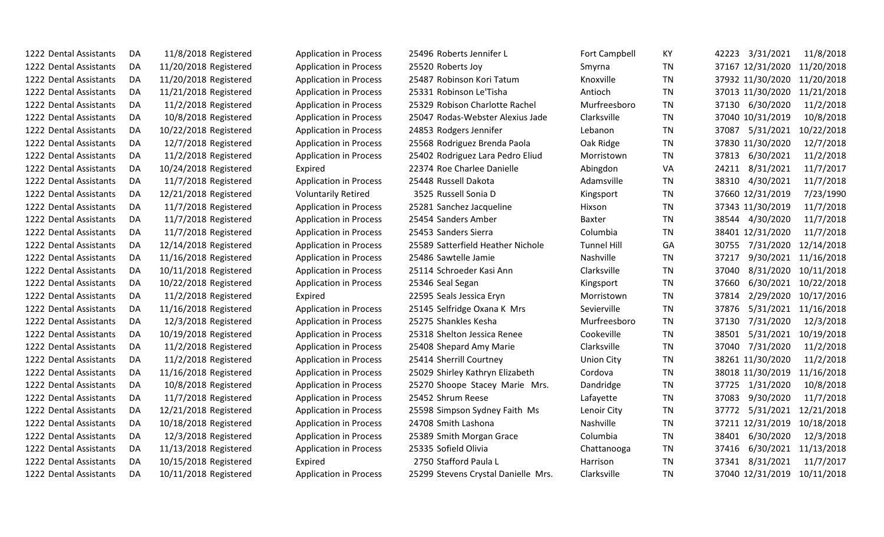| | | | | | | | | | | | | |
|---|---|---|---|---|---|---|---|---|---|---|---|---|
| 1222 | Dental Assistants | DA | 11/8/2018 | Registered | Application in Process | 25496 | Roberts Jennifer L | Fort Campbell | KY | 42223 | 3/31/2021 | 11/8/2018 |
| 1222 | Dental Assistants | DA | 11/20/2018 | Registered | Application in Process | 25520 | Roberts Joy | Smyrna | TN | 37167 | 12/31/2020 | 11/20/2018 |
| 1222 | Dental Assistants | DA | 11/20/2018 | Registered | Application in Process | 25487 | Robinson Kori Tatum | Knoxville | TN | 37932 | 11/30/2020 | 11/20/2018 |
| 1222 | Dental Assistants | DA | 11/21/2018 | Registered | Application in Process | 25331 | Robinson Le'Tisha | Antioch | TN | 37013 | 11/30/2020 | 11/21/2018 |
| 1222 | Dental Assistants | DA | 11/2/2018 | Registered | Application in Process | 25329 | Robison Charlotte Rachel | Murfreesboro | TN | 37130 | 6/30/2020 | 11/2/2018 |
| 1222 | Dental Assistants | DA | 10/8/2018 | Registered | Application in Process | 25047 | Rodas-Webster Alexius Jade | Clarksville | TN | 37040 | 10/31/2019 | 10/8/2018 |
| 1222 | Dental Assistants | DA | 10/22/2018 | Registered | Application in Process | 24853 | Rodgers Jennifer | Lebanon | TN | 37087 | 5/31/2021 | 10/22/2018 |
| 1222 | Dental Assistants | DA | 12/7/2018 | Registered | Application in Process | 25568 | Rodriguez Brenda Paola | Oak Ridge | TN | 37830 | 11/30/2020 | 12/7/2018 |
| 1222 | Dental Assistants | DA | 11/2/2018 | Registered | Application in Process | 25402 | Rodriguez Lara Pedro Eliud | Morristown | TN | 37813 | 6/30/2021 | 11/2/2018 |
| 1222 | Dental Assistants | DA | 10/24/2018 | Registered | Expired | 22374 | Roe Charlee Danielle | Abingdon | VA | 24211 | 8/31/2021 | 11/7/2017 |
| 1222 | Dental Assistants | DA | 11/7/2018 | Registered | Application in Process | 25448 | Russell Dakota | Adamsville | TN | 38310 | 4/30/2021 | 11/7/2018 |
| 1222 | Dental Assistants | DA | 12/21/2018 | Registered | Voluntarily Retired | 3525 | Russell Sonia D | Kingsport | TN | 37660 | 12/31/2019 | 7/23/1990 |
| 1222 | Dental Assistants | DA | 11/7/2018 | Registered | Application in Process | 25281 | Sanchez Jacqueline | Hixson | TN | 37343 | 11/30/2019 | 11/7/2018 |
| 1222 | Dental Assistants | DA | 11/7/2018 | Registered | Application in Process | 25454 | Sanders Amber | Baxter | TN | 38544 | 4/30/2020 | 11/7/2018 |
| 1222 | Dental Assistants | DA | 11/7/2018 | Registered | Application in Process | 25453 | Sanders Sierra | Columbia | TN | 38401 | 12/31/2020 | 11/7/2018 |
| 1222 | Dental Assistants | DA | 12/14/2018 | Registered | Application in Process | 25589 | Satterfield Heather Nichole | Tunnel Hill | GA | 30755 | 7/31/2020 | 12/14/2018 |
| 1222 | Dental Assistants | DA | 11/16/2018 | Registered | Application in Process | 25486 | Sawtelle Jamie | Nashville | TN | 37217 | 9/30/2021 | 11/16/2018 |
| 1222 | Dental Assistants | DA | 10/11/2018 | Registered | Application in Process | 25114 | Schroeder Kasi Ann | Clarksville | TN | 37040 | 8/31/2020 | 10/11/2018 |
| 1222 | Dental Assistants | DA | 10/22/2018 | Registered | Application in Process | 25346 | Seal Segan | Kingsport | TN | 37660 | 6/30/2021 | 10/22/2018 |
| 1222 | Dental Assistants | DA | 11/2/2018 | Registered | Expired | 22595 | Seals Jessica Eryn | Morristown | TN | 37814 | 2/29/2020 | 10/17/2016 |
| 1222 | Dental Assistants | DA | 11/16/2018 | Registered | Application in Process | 25145 | Selfridge Oxana K Mrs | Sevierville | TN | 37876 | 5/31/2021 | 11/16/2018 |
| 1222 | Dental Assistants | DA | 12/3/2018 | Registered | Application in Process | 25275 | Shankles Kesha | Murfreesboro | TN | 37130 | 7/31/2020 | 12/3/2018 |
| 1222 | Dental Assistants | DA | 10/19/2018 | Registered | Application in Process | 25318 | Shelton Jessica Renee | Cookeville | TN | 38501 | 5/31/2021 | 10/19/2018 |
| 1222 | Dental Assistants | DA | 11/2/2018 | Registered | Application in Process | 25408 | Shepard Amy Marie | Clarksville | TN | 37040 | 7/31/2020 | 11/2/2018 |
| 1222 | Dental Assistants | DA | 11/2/2018 | Registered | Application in Process | 25414 | Sherrill Courtney | Union City | TN | 38261 | 11/30/2020 | 11/2/2018 |
| 1222 | Dental Assistants | DA | 11/16/2018 | Registered | Application in Process | 25029 | Shirley Kathryn Elizabeth | Cordova | TN | 38018 | 11/30/2019 | 11/16/2018 |
| 1222 | Dental Assistants | DA | 10/8/2018 | Registered | Application in Process | 25270 | Shoope Stacey Marie Mrs. | Dandridge | TN | 37725 | 1/31/2020 | 10/8/2018 |
| 1222 | Dental Assistants | DA | 11/7/2018 | Registered | Application in Process | 25452 | Shrum Reese | Lafayette | TN | 37083 | 9/30/2020 | 11/7/2018 |
| 1222 | Dental Assistants | DA | 12/21/2018 | Registered | Application in Process | 25598 | Simpson Sydney Faith Ms | Lenoir City | TN | 37772 | 5/31/2021 | 12/21/2018 |
| 1222 | Dental Assistants | DA | 10/18/2018 | Registered | Application in Process | 24708 | Smith Lashona | Nashville | TN | 37211 | 12/31/2019 | 10/18/2018 |
| 1222 | Dental Assistants | DA | 12/3/2018 | Registered | Application in Process | 25389 | Smith Morgan Grace | Columbia | TN | 38401 | 6/30/2020 | 12/3/2018 |
| 1222 | Dental Assistants | DA | 11/13/2018 | Registered | Application in Process | 25335 | Sofield Olivia | Chattanooga | TN | 37416 | 6/30/2021 | 11/13/2018 |
| 1222 | Dental Assistants | DA | 10/15/2018 | Registered | Expired | 2750 | Stafford Paula L | Harrison | TN | 37341 | 8/31/2021 | 11/7/2017 |
| 1222 | Dental Assistants | DA | 10/11/2018 | Registered | Application in Process | 25299 | Stevens Crystal Danielle Mrs. | Clarksville | TN | 37040 | 12/31/2019 | 10/11/2018 |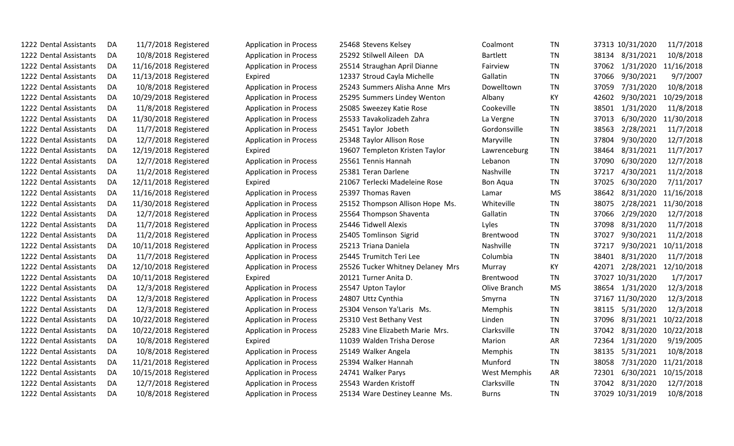| | | | | | | | | | | | | |
|---|---|---|---|---|---|---|---|---|---|---|---|---|
| 1222 | Dental Assistants | DA | 11/7/2018 | Registered | Application in Process | 25468 | Stevens Kelsey | Coalmont | TN | 37313 | 10/31/2020 | 11/7/2018 |
| 1222 | Dental Assistants | DA | 10/8/2018 | Registered | Application in Process | 25292 | Stilwell Aileen DA | Bartlett | TN | 38134 | 8/31/2021 | 10/8/2018 |
| 1222 | Dental Assistants | DA | 11/16/2018 | Registered | Application in Process | 25514 | Straughan April Dianne | Fairview | TN | 37062 | 1/31/2020 | 11/16/2018 |
| 1222 | Dental Assistants | DA | 11/13/2018 | Registered | Expired | 12337 | Stroud Cayla Michelle | Gallatin | TN | 37066 | 9/30/2021 | 9/7/2007 |
| 1222 | Dental Assistants | DA | 10/8/2018 | Registered | Application in Process | 25243 | Summers Alisha Anne Mrs | Dowelltown | TN | 37059 | 7/31/2020 | 10/8/2018 |
| 1222 | Dental Assistants | DA | 10/29/2018 | Registered | Application in Process | 25295 | Summers Lindey Wenton | Albany | KY | 42602 | 9/30/2021 | 10/29/2018 |
| 1222 | Dental Assistants | DA | 11/8/2018 | Registered | Application in Process | 25085 | Sweezey Katie Rose | Cookeville | TN | 38501 | 1/31/2020 | 11/8/2018 |
| 1222 | Dental Assistants | DA | 11/30/2018 | Registered | Application in Process | 25533 | Tavakolizadeh Zahra | La Vergne | TN | 37013 | 6/30/2020 | 11/30/2018 |
| 1222 | Dental Assistants | DA | 11/7/2018 | Registered | Application in Process | 25451 | Taylor Jobeth | Gordonsville | TN | 38563 | 2/28/2021 | 11/7/2018 |
| 1222 | Dental Assistants | DA | 12/7/2018 | Registered | Application in Process | 25348 | Taylor Allison Rose | Maryville | TN | 37804 | 9/30/2020 | 12/7/2018 |
| 1222 | Dental Assistants | DA | 12/19/2018 | Registered | Expired | 19607 | Templeton Kristen Taylor | Lawrenceburg | TN | 38464 | 8/31/2021 | 11/7/2017 |
| 1222 | Dental Assistants | DA | 12/7/2018 | Registered | Application in Process | 25561 | Tennis Hannah | Lebanon | TN | 37090 | 6/30/2020 | 12/7/2018 |
| 1222 | Dental Assistants | DA | 11/2/2018 | Registered | Application in Process | 25381 | Teran Darlene | Nashville | TN | 37217 | 4/30/2021 | 11/2/2018 |
| 1222 | Dental Assistants | DA | 12/11/2018 | Registered | Expired | 21067 | Terlecki Madeleine Rose | Bon Aqua | TN | 37025 | 6/30/2020 | 7/11/2017 |
| 1222 | Dental Assistants | DA | 11/16/2018 | Registered | Application in Process | 25397 | Thomas Raven | Lamar | MS | 38642 | 8/31/2020 | 11/16/2018 |
| 1222 | Dental Assistants | DA | 11/30/2018 | Registered | Application in Process | 25152 | Thompson Allison Hope Ms. | Whiteville | TN | 38075 | 2/28/2021 | 11/30/2018 |
| 1222 | Dental Assistants | DA | 12/7/2018 | Registered | Application in Process | 25564 | Thompson Shaventa | Gallatin | TN | 37066 | 2/29/2020 | 12/7/2018 |
| 1222 | Dental Assistants | DA | 11/7/2018 | Registered | Application in Process | 25446 | Tidwell Alexis | Lyles | TN | 37098 | 8/31/2020 | 11/7/2018 |
| 1222 | Dental Assistants | DA | 11/2/2018 | Registered | Application in Process | 25405 | Tomlinson Sigrid | Brentwood | TN | 37027 | 9/30/2021 | 11/2/2018 |
| 1222 | Dental Assistants | DA | 10/11/2018 | Registered | Application in Process | 25213 | Triana Daniela | Nashville | TN | 37217 | 9/30/2021 | 10/11/2018 |
| 1222 | Dental Assistants | DA | 11/7/2018 | Registered | Application in Process | 25445 | Trumitch Teri Lee | Columbia | TN | 38401 | 8/31/2020 | 11/7/2018 |
| 1222 | Dental Assistants | DA | 12/10/2018 | Registered | Application in Process | 25526 | Tucker Whitney Delaney Mrs | Murray | KY | 42071 | 2/28/2021 | 12/10/2018 |
| 1222 | Dental Assistants | DA | 10/11/2018 | Registered | Expired | 20121 | Turner Anita D. | Brentwood | TN | 37027 | 10/31/2020 | 1/7/2017 |
| 1222 | Dental Assistants | DA | 12/3/2018 | Registered | Application in Process | 25547 | Upton Taylor | Olive Branch | MS | 38654 | 1/31/2020 | 12/3/2018 |
| 1222 | Dental Assistants | DA | 12/3/2018 | Registered | Application in Process | 24807 | Uttz Cynthia | Smyrna | TN | 37167 | 11/30/2020 | 12/3/2018 |
| 1222 | Dental Assistants | DA | 12/3/2018 | Registered | Application in Process | 25304 | Venson Ya'Laris Ms. | Memphis | TN | 38115 | 5/31/2020 | 12/3/2018 |
| 1222 | Dental Assistants | DA | 10/22/2018 | Registered | Application in Process | 25310 | Vest Bethany Vest | Linden | TN | 37096 | 8/31/2021 | 10/22/2018 |
| 1222 | Dental Assistants | DA | 10/22/2018 | Registered | Application in Process | 25283 | Vine Elizabeth Marie Mrs. | Clarksville | TN | 37042 | 8/31/2020 | 10/22/2018 |
| 1222 | Dental Assistants | DA | 10/8/2018 | Registered | Expired | 11039 | Walden Trisha Derose | Marion | AR | 72364 | 1/31/2020 | 9/19/2005 |
| 1222 | Dental Assistants | DA | 10/8/2018 | Registered | Application in Process | 25149 | Walker Angela | Memphis | TN | 38135 | 5/31/2021 | 10/8/2018 |
| 1222 | Dental Assistants | DA | 11/21/2018 | Registered | Application in Process | 25394 | Walker Hannah | Munford | TN | 38058 | 7/31/2020 | 11/21/2018 |
| 1222 | Dental Assistants | DA | 10/15/2018 | Registered | Application in Process | 24741 | Walker Parys | West Memphis | AR | 72301 | 6/30/2021 | 10/15/2018 |
| 1222 | Dental Assistants | DA | 12/7/2018 | Registered | Application in Process | 25543 | Warden Kristoff | Clarksville | TN | 37042 | 8/31/2020 | 12/7/2018 |
| 1222 | Dental Assistants | DA | 10/8/2018 | Registered | Application in Process | 25134 | Ware Destiney Leanne Ms. | Burns | TN | 37029 | 10/31/2019 | 10/8/2018 |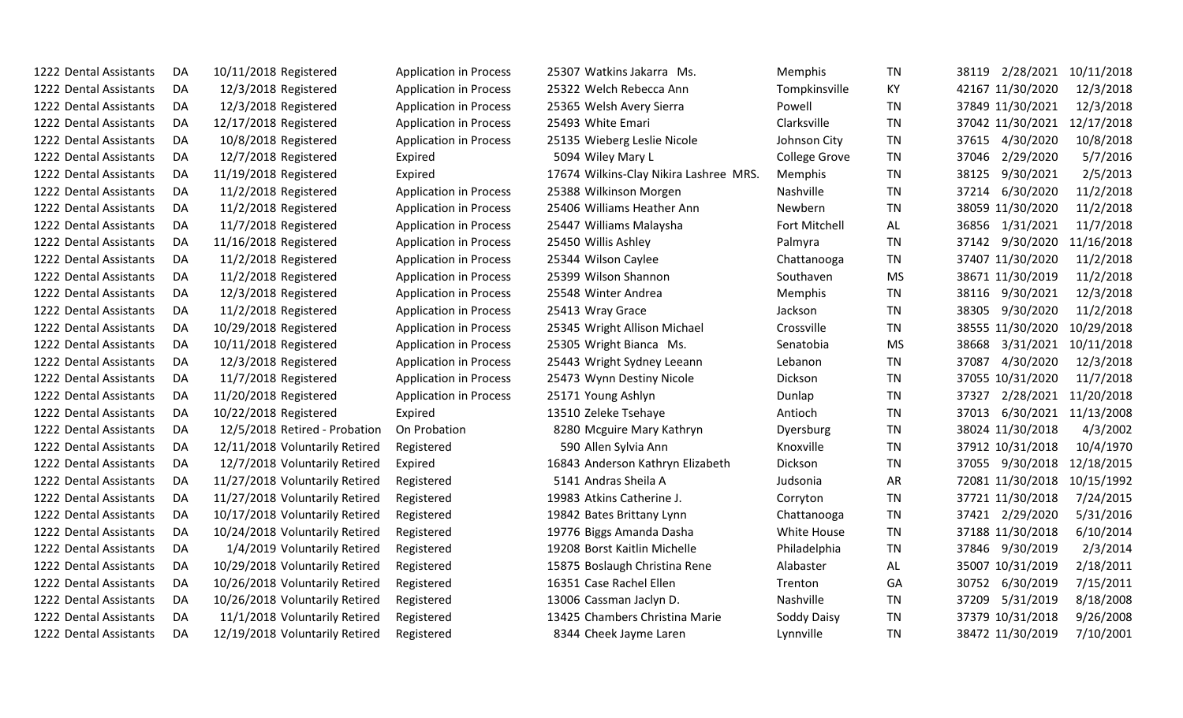| | | | | | | | | | | | | |
|---|---|---|---|---|---|---|---|---|---|---|---|---|
| 1222 | Dental Assistants | DA | 10/11/2018 | Registered | Application in Process | 25307 | Watkins Jakarra Ms. | Memphis | TN | 38119 | 2/28/2021 | 10/11/2018 |
| 1222 | Dental Assistants | DA | 12/3/2018 | Registered | Application in Process | 25322 | Welch Rebecca Ann | Tompkinsville | KY | 42167 | 11/30/2020 | 12/3/2018 |
| 1222 | Dental Assistants | DA | 12/3/2018 | Registered | Application in Process | 25365 | Welsh Avery Sierra | Powell | TN | 37849 | 11/30/2021 | 12/3/2018 |
| 1222 | Dental Assistants | DA | 12/17/2018 | Registered | Application in Process | 25493 | White Emari | Clarksville | TN | 37042 | 11/30/2021 | 12/17/2018 |
| 1222 | Dental Assistants | DA | 10/8/2018 | Registered | Application in Process | 25135 | Wieberg Leslie Nicole | Johnson City | TN | 37615 | 4/30/2020 | 10/8/2018 |
| 1222 | Dental Assistants | DA | 12/7/2018 | Registered | Expired | 5094 | Wiley Mary L | College Grove | TN | 37046 | 2/29/2020 | 5/7/2016 |
| 1222 | Dental Assistants | DA | 11/19/2018 | Registered | Expired | 17674 | Wilkins-Clay Nikira Lashree MRS. | Memphis | TN | 38125 | 9/30/2021 | 2/5/2013 |
| 1222 | Dental Assistants | DA | 11/2/2018 | Registered | Application in Process | 25388 | Wilkinson Morgen | Nashville | TN | 37214 | 6/30/2020 | 11/2/2018 |
| 1222 | Dental Assistants | DA | 11/2/2018 | Registered | Application in Process | 25406 | Williams Heather Ann | Newbern | TN | 38059 | 11/30/2020 | 11/2/2018 |
| 1222 | Dental Assistants | DA | 11/7/2018 | Registered | Application in Process | 25447 | Williams Malaysha | Fort Mitchell | AL | 36856 | 1/31/2021 | 11/7/2018 |
| 1222 | Dental Assistants | DA | 11/16/2018 | Registered | Application in Process | 25450 | Willis Ashley | Palmyra | TN | 37142 | 9/30/2020 | 11/16/2018 |
| 1222 | Dental Assistants | DA | 11/2/2018 | Registered | Application in Process | 25344 | Wilson Caylee | Chattanooga | TN | 37407 | 11/30/2020 | 11/2/2018 |
| 1222 | Dental Assistants | DA | 11/2/2018 | Registered | Application in Process | 25399 | Wilson Shannon | Southaven | MS | 38671 | 11/30/2019 | 11/2/2018 |
| 1222 | Dental Assistants | DA | 12/3/2018 | Registered | Application in Process | 25548 | Winter Andrea | Memphis | TN | 38116 | 9/30/2021 | 12/3/2018 |
| 1222 | Dental Assistants | DA | 11/2/2018 | Registered | Application in Process | 25413 | Wray Grace | Jackson | TN | 38305 | 9/30/2020 | 11/2/2018 |
| 1222 | Dental Assistants | DA | 10/29/2018 | Registered | Application in Process | 25345 | Wright Allison Michael | Crossville | TN | 38555 | 11/30/2020 | 10/29/2018 |
| 1222 | Dental Assistants | DA | 10/11/2018 | Registered | Application in Process | 25305 | Wright Bianca Ms. | Senatobia | MS | 38668 | 3/31/2021 | 10/11/2018 |
| 1222 | Dental Assistants | DA | 12/3/2018 | Registered | Application in Process | 25443 | Wright Sydney Leeann | Lebanon | TN | 37087 | 4/30/2020 | 12/3/2018 |
| 1222 | Dental Assistants | DA | 11/7/2018 | Registered | Application in Process | 25473 | Wynn Destiny Nicole | Dickson | TN | 37055 | 10/31/2020 | 11/7/2018 |
| 1222 | Dental Assistants | DA | 11/20/2018 | Registered | Application in Process | 25171 | Young Ashlyn | Dunlap | TN | 37327 | 2/28/2021 | 11/20/2018 |
| 1222 | Dental Assistants | DA | 10/22/2018 | Registered | Expired | 13510 | Zeleke Tsehaye | Antioch | TN | 37013 | 6/30/2021 | 11/13/2008 |
| 1222 | Dental Assistants | DA | 12/5/2018 | Retired - Probation | On Probation | 8280 | Mcguire Mary Kathryn | Dyersburg | TN | 38024 | 11/30/2018 | 4/3/2002 |
| 1222 | Dental Assistants | DA | 12/11/2018 | Voluntarily Retired | Registered | 590 | Allen Sylvia Ann | Knoxville | TN | 37912 | 10/31/2018 | 10/4/1970 |
| 1222 | Dental Assistants | DA | 12/7/2018 | Voluntarily Retired | Expired | 16843 | Anderson Kathryn Elizabeth | Dickson | TN | 37055 | 9/30/2018 | 12/18/2015 |
| 1222 | Dental Assistants | DA | 11/27/2018 | Voluntarily Retired | Registered | 5141 | Andras Sheila A | Judsonia | AR | 72081 | 11/30/2018 | 10/15/1992 |
| 1222 | Dental Assistants | DA | 11/27/2018 | Voluntarily Retired | Registered | 19983 | Atkins Catherine J. | Corryton | TN | 37721 | 11/30/2018 | 7/24/2015 |
| 1222 | Dental Assistants | DA | 10/17/2018 | Voluntarily Retired | Registered | 19842 | Bates Brittany Lynn | Chattanooga | TN | 37421 | 2/29/2020 | 5/31/2016 |
| 1222 | Dental Assistants | DA | 10/24/2018 | Voluntarily Retired | Registered | 19776 | Biggs Amanda Dasha | White House | TN | 37188 | 11/30/2018 | 6/10/2014 |
| 1222 | Dental Assistants | DA | 1/4/2019 | Voluntarily Retired | Registered | 19208 | Borst Kaitlin Michelle | Philadelphia | TN | 37846 | 9/30/2019 | 2/3/2014 |
| 1222 | Dental Assistants | DA | 10/29/2018 | Voluntarily Retired | Registered | 15875 | Boslaugh Christina Rene | Alabaster | AL | 35007 | 10/31/2019 | 2/18/2011 |
| 1222 | Dental Assistants | DA | 10/26/2018 | Voluntarily Retired | Registered | 16351 | Case Rachel Ellen | Trenton | GA | 30752 | 6/30/2019 | 7/15/2011 |
| 1222 | Dental Assistants | DA | 10/26/2018 | Voluntarily Retired | Registered | 13006 | Cassman Jaclyn D. | Nashville | TN | 37209 | 5/31/2019 | 8/18/2008 |
| 1222 | Dental Assistants | DA | 11/1/2018 | Voluntarily Retired | Registered | 13425 | Chambers Christina Marie | Soddy Daisy | TN | 37379 | 10/31/2018 | 9/26/2008 |
| 1222 | Dental Assistants | DA | 12/19/2018 | Voluntarily Retired | Registered | 8344 | Cheek Jayme Laren | Lynnville | TN | 38472 | 11/30/2019 | 7/10/2001 |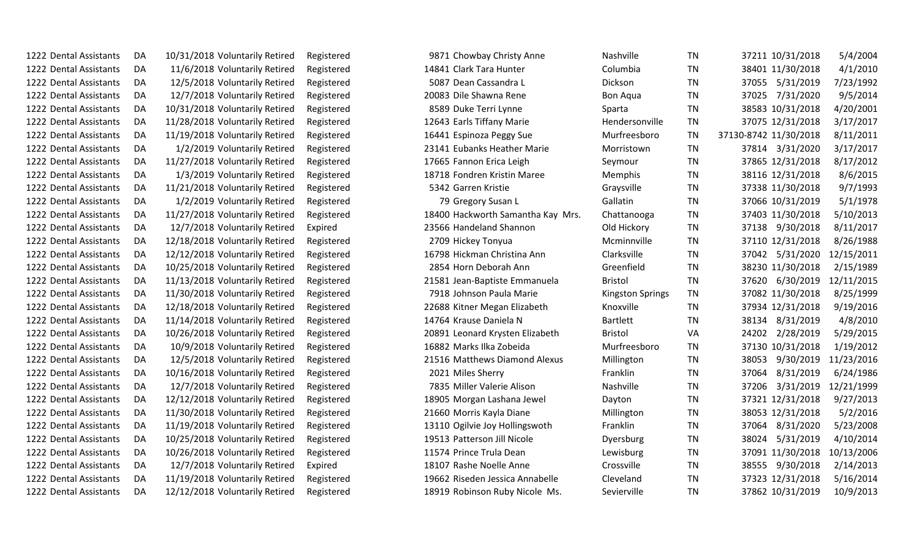| | | | | | | | | | | | |
|---|---|---|---|---|---|---|---|---|---|---|---|
| 1222 | Dental Assistants | DA | 10/31/2018 | Voluntarily Retired | Registered | 9871 | Chowbay Christy Anne | Nashville | TN | 37211 | 10/31/2018 | 5/4/2004 |
| 1222 | Dental Assistants | DA | 11/6/2018 | Voluntarily Retired | Registered | 14841 | Clark Tara Hunter | Columbia | TN | 38401 | 11/30/2018 | 4/1/2010 |
| 1222 | Dental Assistants | DA | 12/5/2018 | Voluntarily Retired | Registered | 5087 | Dean Cassandra L | Dickson | TN | 37055 | 5/31/2019 | 7/23/1992 |
| 1222 | Dental Assistants | DA | 12/7/2018 | Voluntarily Retired | Registered | 20083 | Dile Shawna Rene | Bon Aqua | TN | 37025 | 7/31/2020 | 9/5/2014 |
| 1222 | Dental Assistants | DA | 10/31/2018 | Voluntarily Retired | Registered | 8589 | Duke Terri Lynne | Sparta | TN | 38583 | 10/31/2018 | 4/20/2001 |
| 1222 | Dental Assistants | DA | 11/28/2018 | Voluntarily Retired | Registered | 12643 | Earls Tiffany Marie | Hendersonville | TN | 37075 | 12/31/2018 | 3/17/2017 |
| 1222 | Dental Assistants | DA | 11/19/2018 | Voluntarily Retired | Registered | 16441 | Espinoza Peggy Sue | Murfreesboro | TN | 37130-8742 | 11/30/2018 | 8/11/2011 |
| 1222 | Dental Assistants | DA | 1/2/2019 | Voluntarily Retired | Registered | 23141 | Eubanks Heather Marie | Morristown | TN | 37814 | 3/31/2020 | 3/17/2017 |
| 1222 | Dental Assistants | DA | 11/27/2018 | Voluntarily Retired | Registered | 17665 | Fannon Erica Leigh | Seymour | TN | 37865 | 12/31/2018 | 8/17/2012 |
| 1222 | Dental Assistants | DA | 1/3/2019 | Voluntarily Retired | Registered | 18718 | Fondren Kristin Maree | Memphis | TN | 38116 | 12/31/2018 | 8/6/2015 |
| 1222 | Dental Assistants | DA | 11/21/2018 | Voluntarily Retired | Registered | 5342 | Garren Kristie | Graysville | TN | 37338 | 11/30/2018 | 9/7/1993 |
| 1222 | Dental Assistants | DA | 1/2/2019 | Voluntarily Retired | Registered | 79 | Gregory Susan L | Gallatin | TN | 37066 | 10/31/2019 | 5/1/1978 |
| 1222 | Dental Assistants | DA | 11/27/2018 | Voluntarily Retired | Registered | 18400 | Hackworth Samantha Kay Mrs. | Chattanooga | TN | 37403 | 11/30/2018 | 5/10/2013 |
| 1222 | Dental Assistants | DA | 12/7/2018 | Voluntarily Retired | Expired | 23566 | Handeland Shannon | Old Hickory | TN | 37138 | 9/30/2018 | 8/11/2017 |
| 1222 | Dental Assistants | DA | 12/18/2018 | Voluntarily Retired | Registered | 2709 | Hickey Tonyua | Mcminnville | TN | 37110 | 12/31/2018 | 8/26/1988 |
| 1222 | Dental Assistants | DA | 12/12/2018 | Voluntarily Retired | Registered | 16798 | Hickman Christina Ann | Clarksville | TN | 37042 | 5/31/2020 | 12/15/2011 |
| 1222 | Dental Assistants | DA | 10/25/2018 | Voluntarily Retired | Registered | 2854 | Horn Deborah Ann | Greenfield | TN | 38230 | 11/30/2018 | 2/15/1989 |
| 1222 | Dental Assistants | DA | 11/13/2018 | Voluntarily Retired | Registered | 21581 | Jean-Baptiste Emmanuela | Bristol | TN | 37620 | 6/30/2019 | 12/11/2015 |
| 1222 | Dental Assistants | DA | 11/30/2018 | Voluntarily Retired | Registered | 7918 | Johnson Paula Marie | Kingston Springs | TN | 37082 | 11/30/2018 | 8/25/1999 |
| 1222 | Dental Assistants | DA | 12/18/2018 | Voluntarily Retired | Registered | 22688 | Kitner Megan Elizabeth | Knoxville | TN | 37934 | 12/31/2018 | 9/19/2016 |
| 1222 | Dental Assistants | DA | 11/14/2018 | Voluntarily Retired | Registered | 14764 | Krause Daniela N | Bartlett | TN | 38134 | 8/31/2019 | 4/8/2010 |
| 1222 | Dental Assistants | DA | 10/26/2018 | Voluntarily Retired | Registered | 20891 | Leonard Krysten Elizabeth | Bristol | VA | 24202 | 2/28/2019 | 5/29/2015 |
| 1222 | Dental Assistants | DA | 10/9/2018 | Voluntarily Retired | Registered | 16882 | Marks Ilka Zobeida | Murfreesboro | TN | 37130 | 10/31/2018 | 1/19/2012 |
| 1222 | Dental Assistants | DA | 12/5/2018 | Voluntarily Retired | Registered | 21516 | Matthews Diamond Alexus | Millington | TN | 38053 | 9/30/2019 | 11/23/2016 |
| 1222 | Dental Assistants | DA | 10/16/2018 | Voluntarily Retired | Registered | 2021 | Miles Sherry | Franklin | TN | 37064 | 8/31/2019 | 6/24/1986 |
| 1222 | Dental Assistants | DA | 12/7/2018 | Voluntarily Retired | Registered | 7835 | Miller Valerie Alison | Nashville | TN | 37206 | 3/31/2019 | 12/21/1999 |
| 1222 | Dental Assistants | DA | 12/12/2018 | Voluntarily Retired | Registered | 18905 | Morgan Lashana Jewel | Dayton | TN | 37321 | 12/31/2018 | 9/27/2013 |
| 1222 | Dental Assistants | DA | 11/30/2018 | Voluntarily Retired | Registered | 21660 | Morris Kayla Diane | Millington | TN | 38053 | 12/31/2018 | 5/2/2016 |
| 1222 | Dental Assistants | DA | 11/19/2018 | Voluntarily Retired | Registered | 13110 | Ogilvie Joy Hollingswoth | Franklin | TN | 37064 | 8/31/2020 | 5/23/2008 |
| 1222 | Dental Assistants | DA | 10/25/2018 | Voluntarily Retired | Registered | 19513 | Patterson Jill Nicole | Dyersburg | TN | 38024 | 5/31/2019 | 4/10/2014 |
| 1222 | Dental Assistants | DA | 10/26/2018 | Voluntarily Retired | Registered | 11574 | Prince Trula Dean | Lewisburg | TN | 37091 | 11/30/2018 | 10/13/2006 |
| 1222 | Dental Assistants | DA | 12/7/2018 | Voluntarily Retired | Expired | 18107 | Rashe Noelle Anne | Crossville | TN | 38555 | 9/30/2018 | 2/14/2013 |
| 1222 | Dental Assistants | DA | 11/19/2018 | Voluntarily Retired | Registered | 19662 | Riseden Jessica Annabelle | Cleveland | TN | 37323 | 12/31/2018 | 5/16/2014 |
| 1222 | Dental Assistants | DA | 12/12/2018 | Voluntarily Retired | Registered | 18919 | Robinson Ruby Nicole Ms. | Sevierville | TN | 37862 | 10/31/2019 | 10/9/2013 |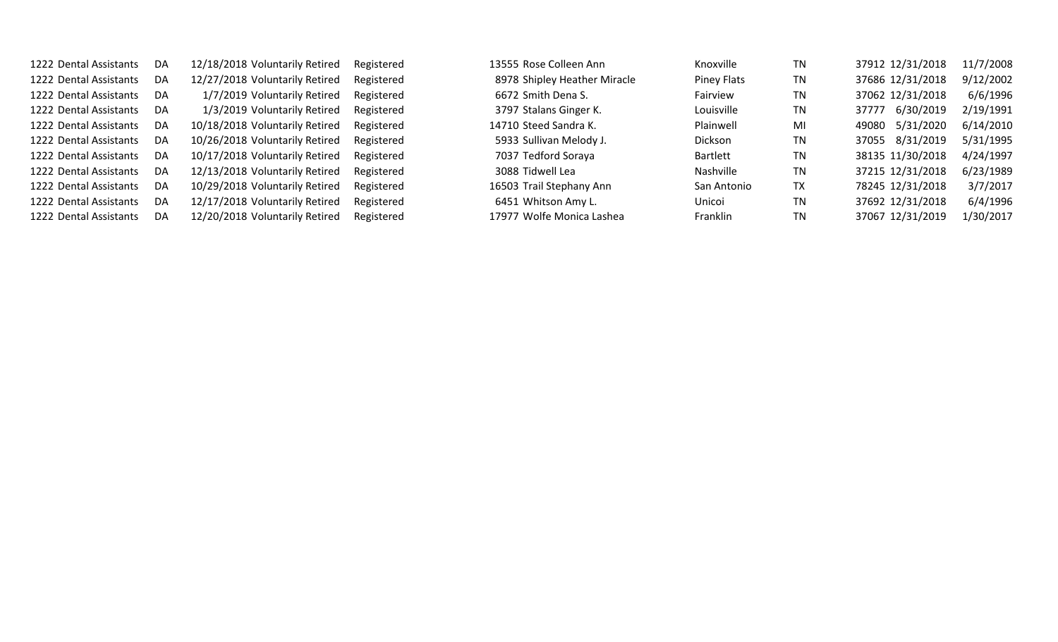| | | | | | | | | | | | | | |
|---|---|---|---|---|---|---|---|---|---|---|---|---|---|
| 1222 | Dental Assistants | DA | 12/18/2018 | Voluntarily Retired | Registered | 13555 | Rose Colleen Ann | Knoxville | TN | 37912 | 12/31/2018 | 11/7/2008 |
| 1222 | Dental Assistants | DA | 12/27/2018 | Voluntarily Retired | Registered | 8978 | Shipley Heather Miracle | Piney Flats | TN | 37686 | 12/31/2018 | 9/12/2002 |
| 1222 | Dental Assistants | DA | 1/7/2019 | Voluntarily Retired | Registered | 6672 | Smith Dena S. | Fairview | TN | 37062 | 12/31/2018 | 6/6/1996 |
| 1222 | Dental Assistants | DA | 1/3/2019 | Voluntarily Retired | Registered | 3797 | Stalans Ginger K. | Louisville | TN | 37777 | 6/30/2019 | 2/19/1991 |
| 1222 | Dental Assistants | DA | 10/18/2018 | Voluntarily Retired | Registered | 14710 | Steed Sandra K. | Plainwell | MI | 49080 | 5/31/2020 | 6/14/2010 |
| 1222 | Dental Assistants | DA | 10/26/2018 | Voluntarily Retired | Registered | 5933 | Sullivan Melody J. | Dickson | TN | 37055 | 8/31/2019 | 5/31/1995 |
| 1222 | Dental Assistants | DA | 10/17/2018 | Voluntarily Retired | Registered | 7037 | Tedford Soraya | Bartlett | TN | 38135 | 11/30/2018 | 4/24/1997 |
| 1222 | Dental Assistants | DA | 12/13/2018 | Voluntarily Retired | Registered | 3088 | Tidwell Lea | Nashville | TN | 37215 | 12/31/2018 | 6/23/1989 |
| 1222 | Dental Assistants | DA | 10/29/2018 | Voluntarily Retired | Registered | 16503 | Trail Stephany Ann | San Antonio | TX | 78245 | 12/31/2018 | 3/7/2017 |
| 1222 | Dental Assistants | DA | 12/17/2018 | Voluntarily Retired | Registered | 6451 | Whitson Amy L. | Unicoi | TN | 37692 | 12/31/2018 | 6/4/1996 |
| 1222 | Dental Assistants | DA | 12/20/2018 | Voluntarily Retired | Registered | 17977 | Wolfe Monica Lashea | Franklin | TN | 37067 | 12/31/2019 | 1/30/2017 |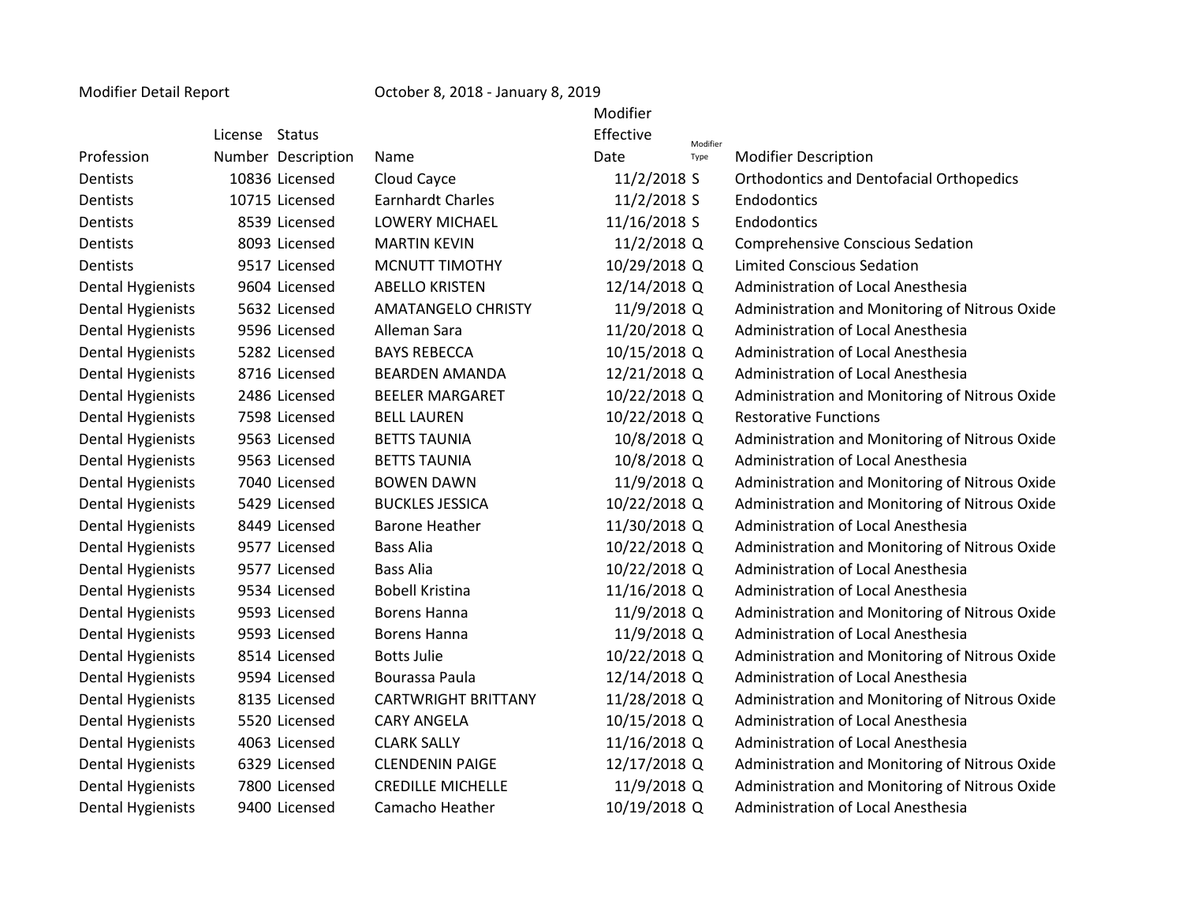Modifier Detail Report October 8, 2018 - January 8, 2019

| Profession | License Number | Status Description | Name | Modifier Effective Date | Modifier Type | Modifier Description |
|---|---|---|---|---|---|---|
| Dentists | 10836 | Licensed | Cloud Cayce | 11/2/2018 | S | Orthodontics and Dentofacial Orthopedics |
| Dentists | 10715 | Licensed | Earnhardt Charles | 11/2/2018 | S | Endodontics |
| Dentists | 8539 | Licensed | LOWERY MICHAEL | 11/16/2018 | S | Endodontics |
| Dentists | 8093 | Licensed | MARTIN KEVIN | 11/2/2018 | Q | Comprehensive Conscious Sedation |
| Dentists | 9517 | Licensed | MCNUTT TIMOTHY | 10/29/2018 | Q | Limited Conscious Sedation |
| Dental Hygienists | 9604 | Licensed | ABELLO KRISTEN | 12/14/2018 | Q | Administration of Local Anesthesia |
| Dental Hygienists | 5632 | Licensed | AMATANGELO CHRISTY | 11/9/2018 | Q | Administration and Monitoring of Nitrous Oxide |
| Dental Hygienists | 9596 | Licensed | Alleman Sara | 11/20/2018 | Q | Administration of Local Anesthesia |
| Dental Hygienists | 5282 | Licensed | BAYS REBECCA | 10/15/2018 | Q | Administration of Local Anesthesia |
| Dental Hygienists | 8716 | Licensed | BEARDEN AMANDA | 12/21/2018 | Q | Administration of Local Anesthesia |
| Dental Hygienists | 2486 | Licensed | BEELER MARGARET | 10/22/2018 | Q | Administration and Monitoring of Nitrous Oxide |
| Dental Hygienists | 7598 | Licensed | BELL LAUREN | 10/22/2018 | Q | Restorative Functions |
| Dental Hygienists | 9563 | Licensed | BETTS TAUNIA | 10/8/2018 | Q | Administration and Monitoring of Nitrous Oxide |
| Dental Hygienists | 9563 | Licensed | BETTS TAUNIA | 10/8/2018 | Q | Administration of Local Anesthesia |
| Dental Hygienists | 7040 | Licensed | BOWEN DAWN | 11/9/2018 | Q | Administration and Monitoring of Nitrous Oxide |
| Dental Hygienists | 5429 | Licensed | BUCKLES JESSICA | 10/22/2018 | Q | Administration and Monitoring of Nitrous Oxide |
| Dental Hygienists | 8449 | Licensed | Barone Heather | 11/30/2018 | Q | Administration of Local Anesthesia |
| Dental Hygienists | 9577 | Licensed | Bass Alia | 10/22/2018 | Q | Administration and Monitoring of Nitrous Oxide |
| Dental Hygienists | 9577 | Licensed | Bass Alia | 10/22/2018 | Q | Administration of Local Anesthesia |
| Dental Hygienists | 9534 | Licensed | Bobell Kristina | 11/16/2018 | Q | Administration of Local Anesthesia |
| Dental Hygienists | 9593 | Licensed | Borens Hanna | 11/9/2018 | Q | Administration and Monitoring of Nitrous Oxide |
| Dental Hygienists | 9593 | Licensed | Borens Hanna | 11/9/2018 | Q | Administration of Local Anesthesia |
| Dental Hygienists | 8514 | Licensed | Botts Julie | 10/22/2018 | Q | Administration and Monitoring of Nitrous Oxide |
| Dental Hygienists | 9594 | Licensed | Bourassa Paula | 12/14/2018 | Q | Administration of Local Anesthesia |
| Dental Hygienists | 8135 | Licensed | CARTWRIGHT BRITTANY | 11/28/2018 | Q | Administration and Monitoring of Nitrous Oxide |
| Dental Hygienists | 5520 | Licensed | CARY ANGELA | 10/15/2018 | Q | Administration of Local Anesthesia |
| Dental Hygienists | 4063 | Licensed | CLARK SALLY | 11/16/2018 | Q | Administration of Local Anesthesia |
| Dental Hygienists | 6329 | Licensed | CLENDENIN PAIGE | 12/17/2018 | Q | Administration and Monitoring of Nitrous Oxide |
| Dental Hygienists | 7800 | Licensed | CREDILLE MICHELLE | 11/9/2018 | Q | Administration and Monitoring of Nitrous Oxide |
| Dental Hygienists | 9400 | Licensed | Camacho Heather | 10/19/2018 | Q | Administration of Local Anesthesia |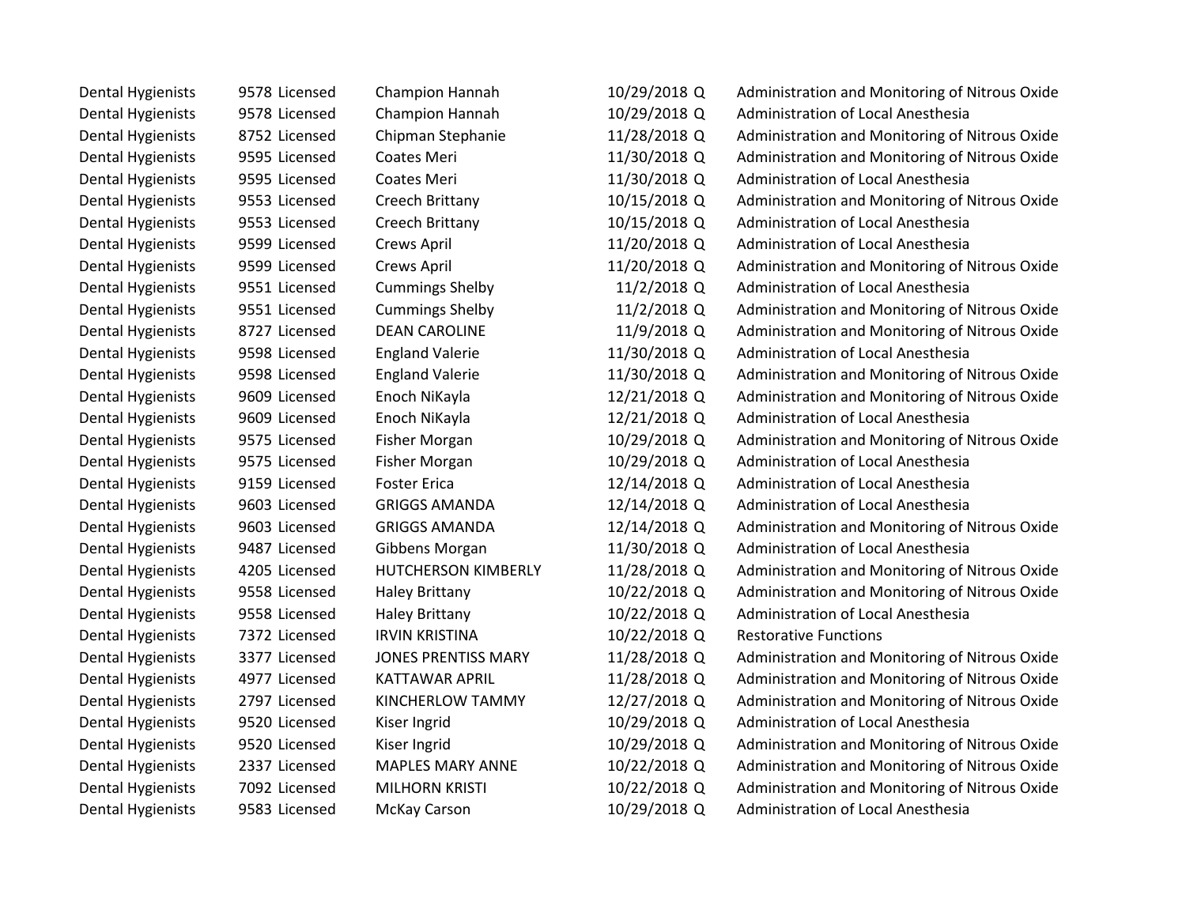| | | | | | | |
|---|---|---|---|---|---|---|
| Dental Hygienists | 9578 | Licensed | Champion Hannah | 10/29/2018 | Q | Administration and Monitoring of Nitrous Oxide |
| Dental Hygienists | 9578 | Licensed | Champion Hannah | 10/29/2018 | Q | Administration of Local Anesthesia |
| Dental Hygienists | 8752 | Licensed | Chipman Stephanie | 11/28/2018 | Q | Administration and Monitoring of Nitrous Oxide |
| Dental Hygienists | 9595 | Licensed | Coates Meri | 11/30/2018 | Q | Administration and Monitoring of Nitrous Oxide |
| Dental Hygienists | 9595 | Licensed | Coates Meri | 11/30/2018 | Q | Administration of Local Anesthesia |
| Dental Hygienists | 9553 | Licensed | Creech Brittany | 10/15/2018 | Q | Administration and Monitoring of Nitrous Oxide |
| Dental Hygienists | 9553 | Licensed | Creech Brittany | 10/15/2018 | Q | Administration of Local Anesthesia |
| Dental Hygienists | 9599 | Licensed | Crews April | 11/20/2018 | Q | Administration of Local Anesthesia |
| Dental Hygienists | 9599 | Licensed | Crews April | 11/20/2018 | Q | Administration and Monitoring of Nitrous Oxide |
| Dental Hygienists | 9551 | Licensed | Cummings Shelby | 11/2/2018 | Q | Administration of Local Anesthesia |
| Dental Hygienists | 9551 | Licensed | Cummings Shelby | 11/2/2018 | Q | Administration and Monitoring of Nitrous Oxide |
| Dental Hygienists | 8727 | Licensed | DEAN CAROLINE | 11/9/2018 | Q | Administration and Monitoring of Nitrous Oxide |
| Dental Hygienists | 9598 | Licensed | England Valerie | 11/30/2018 | Q | Administration of Local Anesthesia |
| Dental Hygienists | 9598 | Licensed | England Valerie | 11/30/2018 | Q | Administration and Monitoring of Nitrous Oxide |
| Dental Hygienists | 9609 | Licensed | Enoch NiKayla | 12/21/2018 | Q | Administration and Monitoring of Nitrous Oxide |
| Dental Hygienists | 9609 | Licensed | Enoch NiKayla | 12/21/2018 | Q | Administration of Local Anesthesia |
| Dental Hygienists | 9575 | Licensed | Fisher Morgan | 10/29/2018 | Q | Administration and Monitoring of Nitrous Oxide |
| Dental Hygienists | 9575 | Licensed | Fisher Morgan | 10/29/2018 | Q | Administration of Local Anesthesia |
| Dental Hygienists | 9159 | Licensed | Foster Erica | 12/14/2018 | Q | Administration of Local Anesthesia |
| Dental Hygienists | 9603 | Licensed | GRIGGS AMANDA | 12/14/2018 | Q | Administration of Local Anesthesia |
| Dental Hygienists | 9603 | Licensed | GRIGGS AMANDA | 12/14/2018 | Q | Administration and Monitoring of Nitrous Oxide |
| Dental Hygienists | 9487 | Licensed | Gibbens Morgan | 11/30/2018 | Q | Administration of Local Anesthesia |
| Dental Hygienists | 4205 | Licensed | HUTCHERSON KIMBERLY | 11/28/2018 | Q | Administration and Monitoring of Nitrous Oxide |
| Dental Hygienists | 9558 | Licensed | Haley Brittany | 10/22/2018 | Q | Administration and Monitoring of Nitrous Oxide |
| Dental Hygienists | 9558 | Licensed | Haley Brittany | 10/22/2018 | Q | Administration of Local Anesthesia |
| Dental Hygienists | 7372 | Licensed | IRVIN KRISTINA | 10/22/2018 | Q | Restorative Functions |
| Dental Hygienists | 3377 | Licensed | JONES PRENTISS MARY | 11/28/2018 | Q | Administration and Monitoring of Nitrous Oxide |
| Dental Hygienists | 4977 | Licensed | KATTAWAR APRIL | 11/28/2018 | Q | Administration and Monitoring of Nitrous Oxide |
| Dental Hygienists | 2797 | Licensed | KINCHERLOW TAMMY | 12/27/2018 | Q | Administration and Monitoring of Nitrous Oxide |
| Dental Hygienists | 9520 | Licensed | Kiser Ingrid | 10/29/2018 | Q | Administration of Local Anesthesia |
| Dental Hygienists | 9520 | Licensed | Kiser Ingrid | 10/29/2018 | Q | Administration and Monitoring of Nitrous Oxide |
| Dental Hygienists | 2337 | Licensed | MAPLES MARY ANNE | 10/22/2018 | Q | Administration and Monitoring of Nitrous Oxide |
| Dental Hygienists | 7092 | Licensed | MILHORN KRISTI | 10/22/2018 | Q | Administration and Monitoring of Nitrous Oxide |
| Dental Hygienists | 9583 | Licensed | McKay Carson | 10/29/2018 | Q | Administration of Local Anesthesia |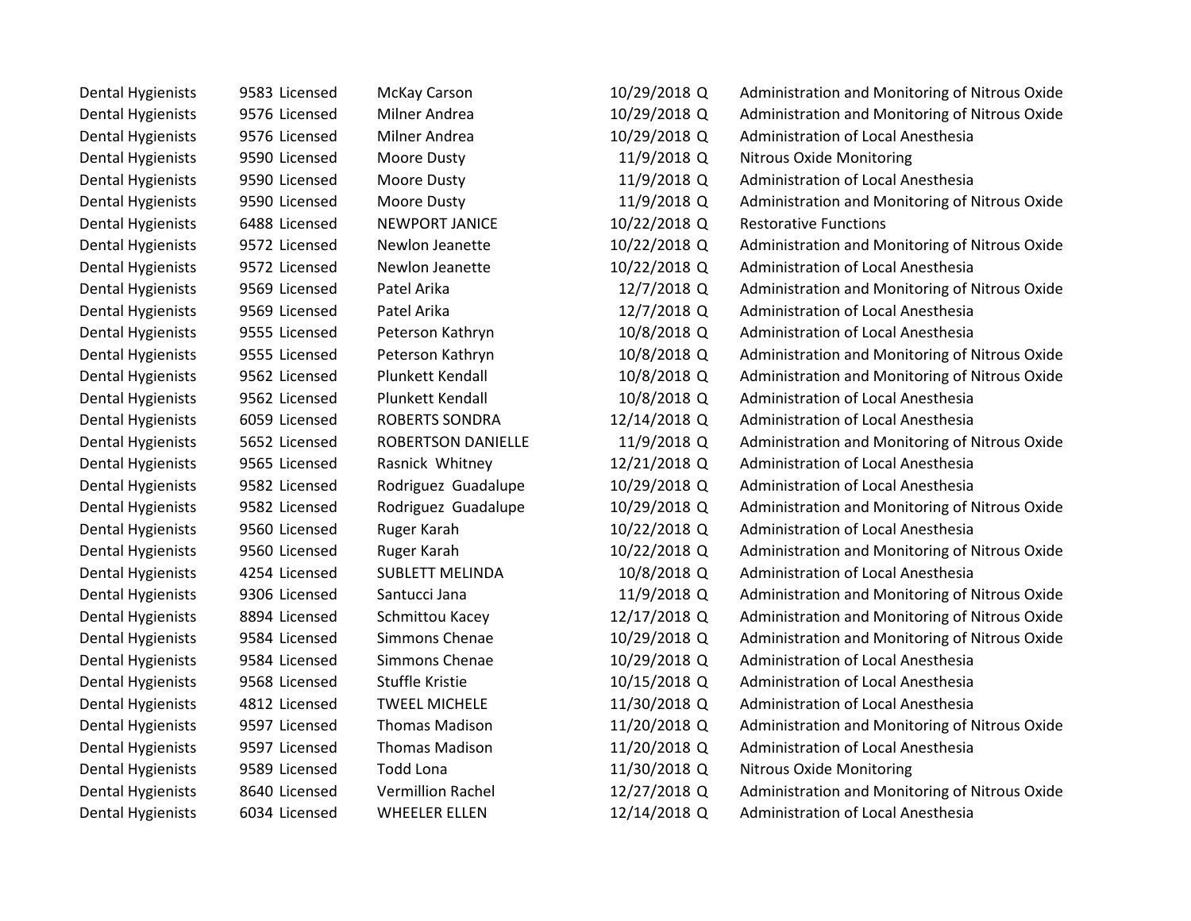| | | | | | | |
|---|---|---|---|---|---|---|
| Dental Hygienists | 9583 | Licensed | McKay Carson | 10/29/2018 | Q | Administration and Monitoring of Nitrous Oxide |
| Dental Hygienists | 9576 | Licensed | Milner Andrea | 10/29/2018 | Q | Administration and Monitoring of Nitrous Oxide |
| Dental Hygienists | 9576 | Licensed | Milner Andrea | 10/29/2018 | Q | Administration of Local Anesthesia |
| Dental Hygienists | 9590 | Licensed | Moore Dusty | 11/9/2018 | Q | Nitrous Oxide Monitoring |
| Dental Hygienists | 9590 | Licensed | Moore Dusty | 11/9/2018 | Q | Administration of Local Anesthesia |
| Dental Hygienists | 9590 | Licensed | Moore Dusty | 11/9/2018 | Q | Administration and Monitoring of Nitrous Oxide |
| Dental Hygienists | 6488 | Licensed | NEWPORT JANICE | 10/22/2018 | Q | Restorative Functions |
| Dental Hygienists | 9572 | Licensed | Newlon Jeanette | 10/22/2018 | Q | Administration and Monitoring of Nitrous Oxide |
| Dental Hygienists | 9572 | Licensed | Newlon Jeanette | 10/22/2018 | Q | Administration of Local Anesthesia |
| Dental Hygienists | 9569 | Licensed | Patel Arika | 12/7/2018 | Q | Administration and Monitoring of Nitrous Oxide |
| Dental Hygienists | 9569 | Licensed | Patel Arika | 12/7/2018 | Q | Administration of Local Anesthesia |
| Dental Hygienists | 9555 | Licensed | Peterson Kathryn | 10/8/2018 | Q | Administration of Local Anesthesia |
| Dental Hygienists | 9555 | Licensed | Peterson Kathryn | 10/8/2018 | Q | Administration and Monitoring of Nitrous Oxide |
| Dental Hygienists | 9562 | Licensed | Plunkett Kendall | 10/8/2018 | Q | Administration and Monitoring of Nitrous Oxide |
| Dental Hygienists | 9562 | Licensed | Plunkett Kendall | 10/8/2018 | Q | Administration of Local Anesthesia |
| Dental Hygienists | 6059 | Licensed | ROBERTS SONDRA | 12/14/2018 | Q | Administration of Local Anesthesia |
| Dental Hygienists | 5652 | Licensed | ROBERTSON DANIELLE | 11/9/2018 | Q | Administration and Monitoring of Nitrous Oxide |
| Dental Hygienists | 9565 | Licensed | Rasnick Whitney | 12/21/2018 | Q | Administration of Local Anesthesia |
| Dental Hygienists | 9582 | Licensed | Rodriguez Guadalupe | 10/29/2018 | Q | Administration of Local Anesthesia |
| Dental Hygienists | 9582 | Licensed | Rodriguez Guadalupe | 10/29/2018 | Q | Administration and Monitoring of Nitrous Oxide |
| Dental Hygienists | 9560 | Licensed | Ruger Karah | 10/22/2018 | Q | Administration of Local Anesthesia |
| Dental Hygienists | 9560 | Licensed | Ruger Karah | 10/22/2018 | Q | Administration and Monitoring of Nitrous Oxide |
| Dental Hygienists | 4254 | Licensed | SUBLETT MELINDA | 10/8/2018 | Q | Administration of Local Anesthesia |
| Dental Hygienists | 9306 | Licensed | Santucci Jana | 11/9/2018 | Q | Administration and Monitoring of Nitrous Oxide |
| Dental Hygienists | 8894 | Licensed | Schmittou Kacey | 12/17/2018 | Q | Administration and Monitoring of Nitrous Oxide |
| Dental Hygienists | 9584 | Licensed | Simmons Chenae | 10/29/2018 | Q | Administration and Monitoring of Nitrous Oxide |
| Dental Hygienists | 9584 | Licensed | Simmons Chenae | 10/29/2018 | Q | Administration of Local Anesthesia |
| Dental Hygienists | 9568 | Licensed | Stuffle Kristie | 10/15/2018 | Q | Administration of Local Anesthesia |
| Dental Hygienists | 4812 | Licensed | TWEEL MICHELE | 11/30/2018 | Q | Administration of Local Anesthesia |
| Dental Hygienists | 9597 | Licensed | Thomas Madison | 11/20/2018 | Q | Administration and Monitoring of Nitrous Oxide |
| Dental Hygienists | 9597 | Licensed | Thomas Madison | 11/20/2018 | Q | Administration of Local Anesthesia |
| Dental Hygienists | 9589 | Licensed | Todd Lona | 11/30/2018 | Q | Nitrous Oxide Monitoring |
| Dental Hygienists | 8640 | Licensed | Vermillion Rachel | 12/27/2018 | Q | Administration and Monitoring of Nitrous Oxide |
| Dental Hygienists | 6034 | Licensed | WHEELER ELLEN | 12/14/2018 | Q | Administration of Local Anesthesia |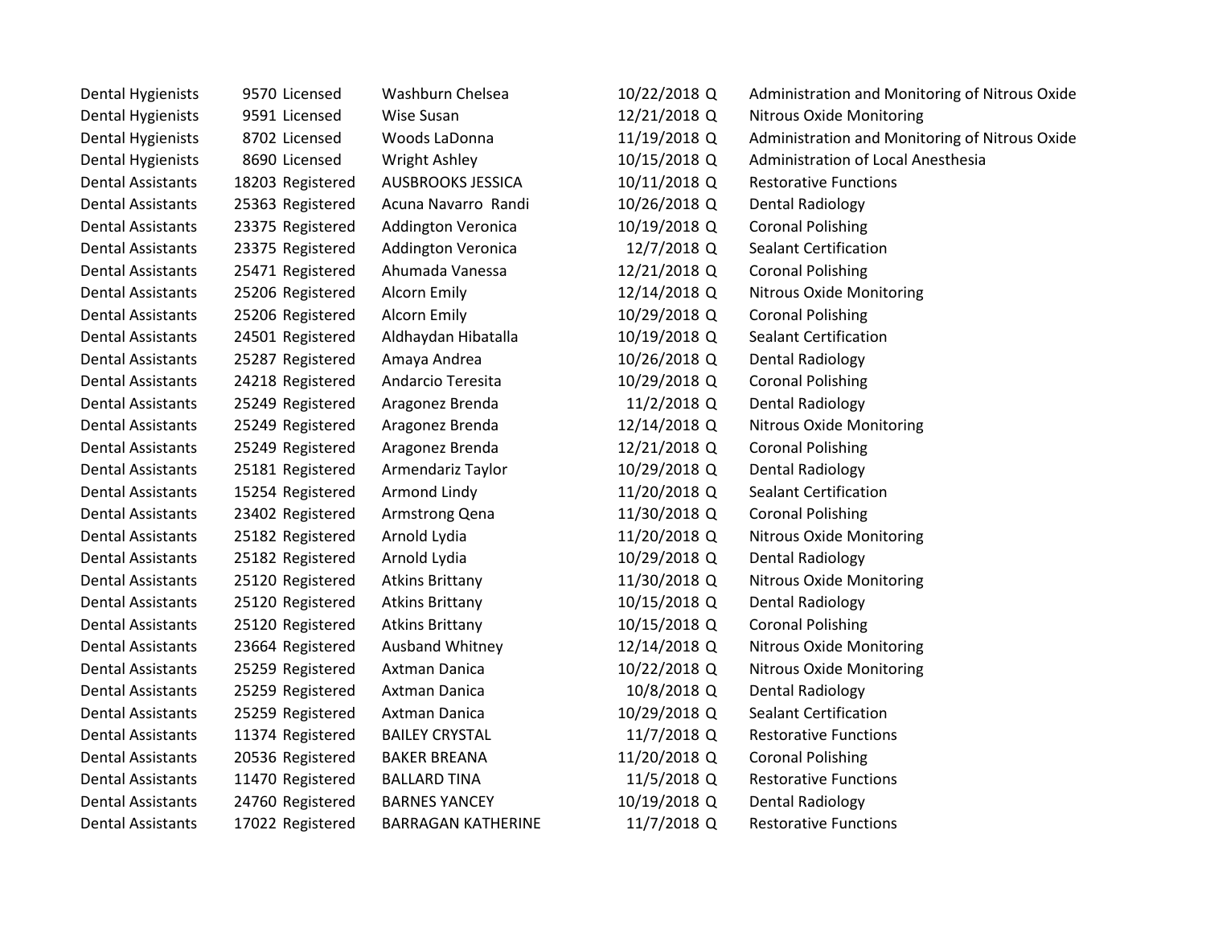| | | | | | | |
|---|---|---|---|---|---|---|
| Dental Hygienists | 9570 | Licensed | Washburn Chelsea | 10/22/2018 | Q | Administration and Monitoring of Nitrous Oxide |
| Dental Hygienists | 9591 | Licensed | Wise Susan | 12/21/2018 | Q | Nitrous Oxide Monitoring |
| Dental Hygienists | 8702 | Licensed | Woods LaDonna | 11/19/2018 | Q | Administration and Monitoring of Nitrous Oxide |
| Dental Hygienists | 8690 | Licensed | Wright Ashley | 10/15/2018 | Q | Administration of Local Anesthesia |
| Dental Assistants | 18203 | Registered | AUSBROOKS JESSICA | 10/11/2018 | Q | Restorative Functions |
| Dental Assistants | 25363 | Registered | Acuna Navarro Randi | 10/26/2018 | Q | Dental Radiology |
| Dental Assistants | 23375 | Registered | Addington Veronica | 10/19/2018 | Q | Coronal Polishing |
| Dental Assistants | 23375 | Registered | Addington Veronica | 12/7/2018 | Q | Sealant Certification |
| Dental Assistants | 25471 | Registered | Ahumada Vanessa | 12/21/2018 | Q | Coronal Polishing |
| Dental Assistants | 25206 | Registered | Alcorn Emily | 12/14/2018 | Q | Nitrous Oxide Monitoring |
| Dental Assistants | 25206 | Registered | Alcorn Emily | 10/29/2018 | Q | Coronal Polishing |
| Dental Assistants | 24501 | Registered | Aldhaydan Hibatalla | 10/19/2018 | Q | Sealant Certification |
| Dental Assistants | 25287 | Registered | Amaya Andrea | 10/26/2018 | Q | Dental Radiology |
| Dental Assistants | 24218 | Registered | Andarcio Teresita | 10/29/2018 | Q | Coronal Polishing |
| Dental Assistants | 25249 | Registered | Aragonez Brenda | 11/2/2018 | Q | Dental Radiology |
| Dental Assistants | 25249 | Registered | Aragonez Brenda | 12/14/2018 | Q | Nitrous Oxide Monitoring |
| Dental Assistants | 25249 | Registered | Aragonez Brenda | 12/21/2018 | Q | Coronal Polishing |
| Dental Assistants | 25181 | Registered | Armendariz Taylor | 10/29/2018 | Q | Dental Radiology |
| Dental Assistants | 15254 | Registered | Armond Lindy | 11/20/2018 | Q | Sealant Certification |
| Dental Assistants | 23402 | Registered | Armstrong Qena | 11/30/2018 | Q | Coronal Polishing |
| Dental Assistants | 25182 | Registered | Arnold Lydia | 11/20/2018 | Q | Nitrous Oxide Monitoring |
| Dental Assistants | 25182 | Registered | Arnold Lydia | 10/29/2018 | Q | Dental Radiology |
| Dental Assistants | 25120 | Registered | Atkins Brittany | 11/30/2018 | Q | Nitrous Oxide Monitoring |
| Dental Assistants | 25120 | Registered | Atkins Brittany | 10/15/2018 | Q | Dental Radiology |
| Dental Assistants | 25120 | Registered | Atkins Brittany | 10/15/2018 | Q | Coronal Polishing |
| Dental Assistants | 23664 | Registered | Ausband Whitney | 12/14/2018 | Q | Nitrous Oxide Monitoring |
| Dental Assistants | 25259 | Registered | Axtman Danica | 10/22/2018 | Q | Nitrous Oxide Monitoring |
| Dental Assistants | 25259 | Registered | Axtman Danica | 10/8/2018 | Q | Dental Radiology |
| Dental Assistants | 25259 | Registered | Axtman Danica | 10/29/2018 | Q | Sealant Certification |
| Dental Assistants | 11374 | Registered | BAILEY CRYSTAL | 11/7/2018 | Q | Restorative Functions |
| Dental Assistants | 20536 | Registered | BAKER BREANA | 11/20/2018 | Q | Coronal Polishing |
| Dental Assistants | 11470 | Registered | BALLARD TINA | 11/5/2018 | Q | Restorative Functions |
| Dental Assistants | 24760 | Registered | BARNES YANCEY | 10/19/2018 | Q | Dental Radiology |
| Dental Assistants | 17022 | Registered | BARRAGAN KATHERINE | 11/7/2018 | Q | Restorative Functions |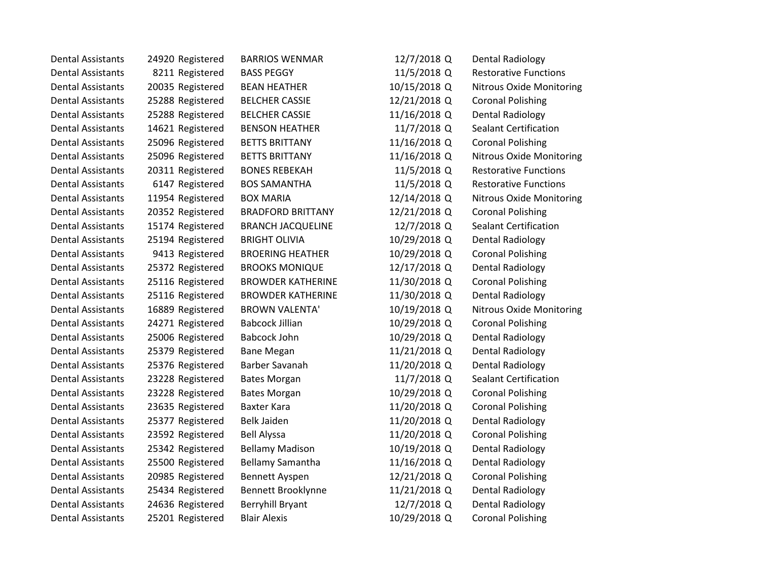| | | | | | | |
|---|---|---|---|---|---|---|
| Dental Assistants | 24920 | Registered | BARRIOS WENMAR | 12/7/2018 | Q | Dental Radiology |
| Dental Assistants | 8211 | Registered | BASS PEGGY | 11/5/2018 | Q | Restorative Functions |
| Dental Assistants | 20035 | Registered | BEAN HEATHER | 10/15/2018 | Q | Nitrous Oxide Monitoring |
| Dental Assistants | 25288 | Registered | BELCHER CASSIE | 12/21/2018 | Q | Coronal Polishing |
| Dental Assistants | 25288 | Registered | BELCHER CASSIE | 11/16/2018 | Q | Dental Radiology |
| Dental Assistants | 14621 | Registered | BENSON HEATHER | 11/7/2018 | Q | Sealant Certification |
| Dental Assistants | 25096 | Registered | BETTS BRITTANY | 11/16/2018 | Q | Coronal Polishing |
| Dental Assistants | 25096 | Registered | BETTS BRITTANY | 11/16/2018 | Q | Nitrous Oxide Monitoring |
| Dental Assistants | 20311 | Registered | BONES REBEKAH | 11/5/2018 | Q | Restorative Functions |
| Dental Assistants | 6147 | Registered | BOS SAMANTHA | 11/5/2018 | Q | Restorative Functions |
| Dental Assistants | 11954 | Registered | BOX MARIA | 12/14/2018 | Q | Nitrous Oxide Monitoring |
| Dental Assistants | 20352 | Registered | BRADFORD BRITTANY | 12/21/2018 | Q | Coronal Polishing |
| Dental Assistants | 15174 | Registered | BRANCH JACQUELINE | 12/7/2018 | Q | Sealant Certification |
| Dental Assistants | 25194 | Registered | BRIGHT OLIVIA | 10/29/2018 | Q | Dental Radiology |
| Dental Assistants | 9413 | Registered | BROERING HEATHER | 10/29/2018 | Q | Coronal Polishing |
| Dental Assistants | 25372 | Registered | BROOKS MONIQUE | 12/17/2018 | Q | Dental Radiology |
| Dental Assistants | 25116 | Registered | BROWDER KATHERINE | 11/30/2018 | Q | Coronal Polishing |
| Dental Assistants | 25116 | Registered | BROWDER KATHERINE | 11/30/2018 | Q | Dental Radiology |
| Dental Assistants | 16889 | Registered | BROWN VALENTA' | 10/19/2018 | Q | Nitrous Oxide Monitoring |
| Dental Assistants | 24271 | Registered | Babcock Jillian | 10/29/2018 | Q | Coronal Polishing |
| Dental Assistants | 25006 | Registered | Babcock John | 10/29/2018 | Q | Dental Radiology |
| Dental Assistants | 25379 | Registered | Bane Megan | 11/21/2018 | Q | Dental Radiology |
| Dental Assistants | 25376 | Registered | Barber Savanah | 11/20/2018 | Q | Dental Radiology |
| Dental Assistants | 23228 | Registered | Bates Morgan | 11/7/2018 | Q | Sealant Certification |
| Dental Assistants | 23228 | Registered | Bates Morgan | 10/29/2018 | Q | Coronal Polishing |
| Dental Assistants | 23635 | Registered | Baxter Kara | 11/20/2018 | Q | Coronal Polishing |
| Dental Assistants | 25377 | Registered | Belk Jaiden | 11/20/2018 | Q | Dental Radiology |
| Dental Assistants | 23592 | Registered | Bell Alyssa | 11/20/2018 | Q | Coronal Polishing |
| Dental Assistants | 25342 | Registered | Bellamy Madison | 10/19/2018 | Q | Dental Radiology |
| Dental Assistants | 25500 | Registered | Bellamy Samantha | 11/16/2018 | Q | Dental Radiology |
| Dental Assistants | 20985 | Registered | Bennett Ayspen | 12/21/2018 | Q | Coronal Polishing |
| Dental Assistants | 25434 | Registered | Bennett Brooklynne | 11/21/2018 | Q | Dental Radiology |
| Dental Assistants | 24636 | Registered | Berryhill Bryant | 12/7/2018 | Q | Dental Radiology |
| Dental Assistants | 25201 | Registered | Blair Alexis | 10/29/2018 | Q | Coronal Polishing |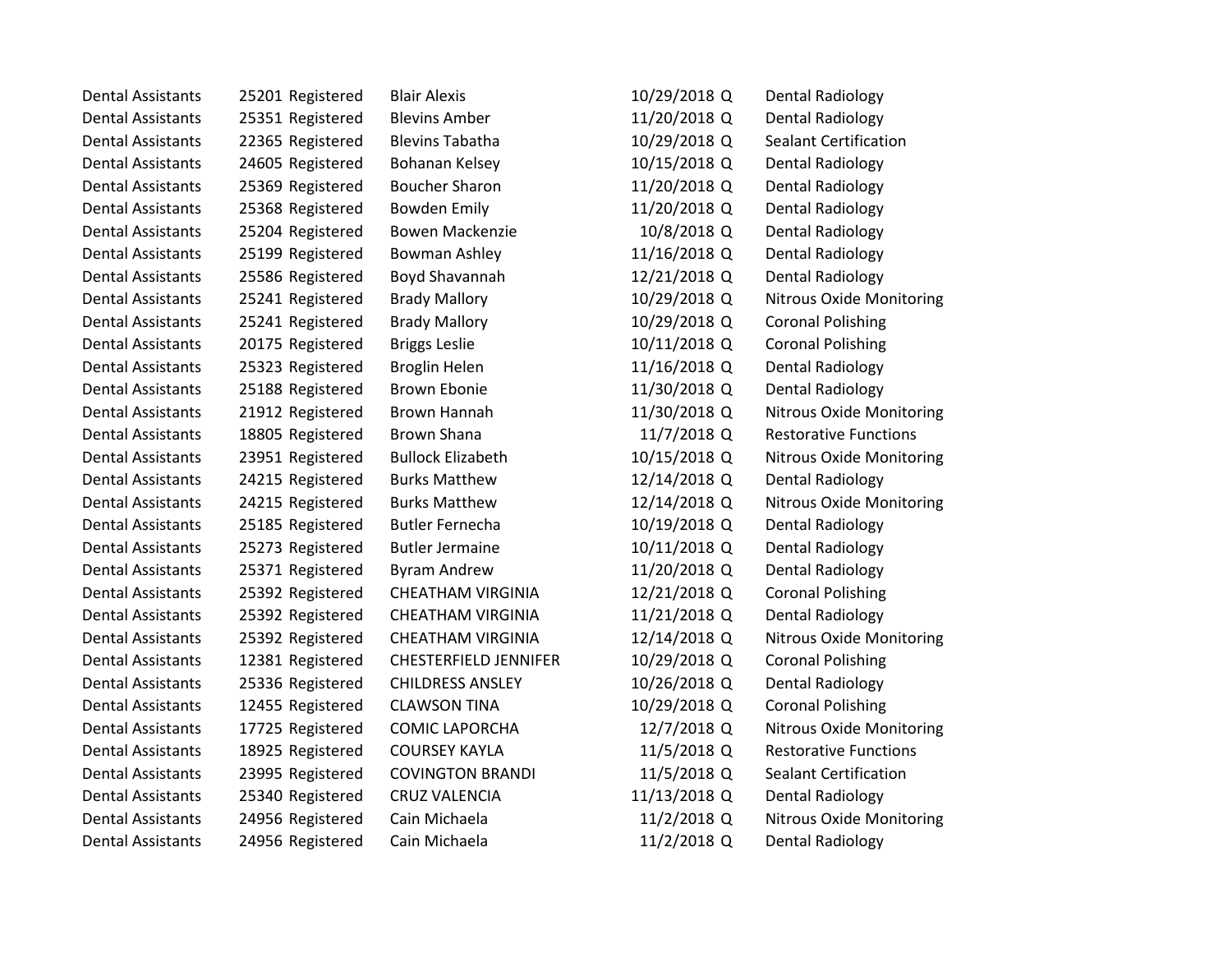| | | | | | | |
|---|---|---|---|---|---|---|
| Dental Assistants | 25201 | Registered | Blair Alexis | 10/29/2018 | Q | Dental Radiology |
| Dental Assistants | 25351 | Registered | Blevins Amber | 11/20/2018 | Q | Dental Radiology |
| Dental Assistants | 22365 | Registered | Blevins Tabatha | 10/29/2018 | Q | Sealant Certification |
| Dental Assistants | 24605 | Registered | Bohanan Kelsey | 10/15/2018 | Q | Dental Radiology |
| Dental Assistants | 25369 | Registered | Boucher Sharon | 11/20/2018 | Q | Dental Radiology |
| Dental Assistants | 25368 | Registered | Bowden Emily | 11/20/2018 | Q | Dental Radiology |
| Dental Assistants | 25204 | Registered | Bowen Mackenzie | 10/8/2018 | Q | Dental Radiology |
| Dental Assistants | 25199 | Registered | Bowman Ashley | 11/16/2018 | Q | Dental Radiology |
| Dental Assistants | 25586 | Registered | Boyd Shavannah | 12/21/2018 | Q | Dental Radiology |
| Dental Assistants | 25241 | Registered | Brady Mallory | 10/29/2018 | Q | Nitrous Oxide Monitoring |
| Dental Assistants | 25241 | Registered | Brady Mallory | 10/29/2018 | Q | Coronal Polishing |
| Dental Assistants | 20175 | Registered | Briggs Leslie | 10/11/2018 | Q | Coronal Polishing |
| Dental Assistants | 25323 | Registered | Broglin Helen | 11/16/2018 | Q | Dental Radiology |
| Dental Assistants | 25188 | Registered | Brown Ebonie | 11/30/2018 | Q | Dental Radiology |
| Dental Assistants | 21912 | Registered | Brown Hannah | 11/30/2018 | Q | Nitrous Oxide Monitoring |
| Dental Assistants | 18805 | Registered | Brown Shana | 11/7/2018 | Q | Restorative Functions |
| Dental Assistants | 23951 | Registered | Bullock Elizabeth | 10/15/2018 | Q | Nitrous Oxide Monitoring |
| Dental Assistants | 24215 | Registered | Burks Matthew | 12/14/2018 | Q | Dental Radiology |
| Dental Assistants | 24215 | Registered | Burks Matthew | 12/14/2018 | Q | Nitrous Oxide Monitoring |
| Dental Assistants | 25185 | Registered | Butler Fernecha | 10/19/2018 | Q | Dental Radiology |
| Dental Assistants | 25273 | Registered | Butler Jermaine | 10/11/2018 | Q | Dental Radiology |
| Dental Assistants | 25371 | Registered | Byram Andrew | 11/20/2018 | Q | Dental Radiology |
| Dental Assistants | 25392 | Registered | CHEATHAM VIRGINIA | 12/21/2018 | Q | Coronal Polishing |
| Dental Assistants | 25392 | Registered | CHEATHAM VIRGINIA | 11/21/2018 | Q | Dental Radiology |
| Dental Assistants | 25392 | Registered | CHEATHAM VIRGINIA | 12/14/2018 | Q | Nitrous Oxide Monitoring |
| Dental Assistants | 12381 | Registered | CHESTERFIELD JENNIFER | 10/29/2018 | Q | Coronal Polishing |
| Dental Assistants | 25336 | Registered | CHILDRESS ANSLEY | 10/26/2018 | Q | Dental Radiology |
| Dental Assistants | 12455 | Registered | CLAWSON TINA | 10/29/2018 | Q | Coronal Polishing |
| Dental Assistants | 17725 | Registered | COMIC LAPORCHA | 12/7/2018 | Q | Nitrous Oxide Monitoring |
| Dental Assistants | 18925 | Registered | COURSEY KAYLA | 11/5/2018 | Q | Restorative Functions |
| Dental Assistants | 23995 | Registered | COVINGTON BRANDI | 11/5/2018 | Q | Sealant Certification |
| Dental Assistants | 25340 | Registered | CRUZ VALENCIA | 11/13/2018 | Q | Dental Radiology |
| Dental Assistants | 24956 | Registered | Cain Michaela | 11/2/2018 | Q | Nitrous Oxide Monitoring |
| Dental Assistants | 24956 | Registered | Cain Michaela | 11/2/2018 | Q | Dental Radiology |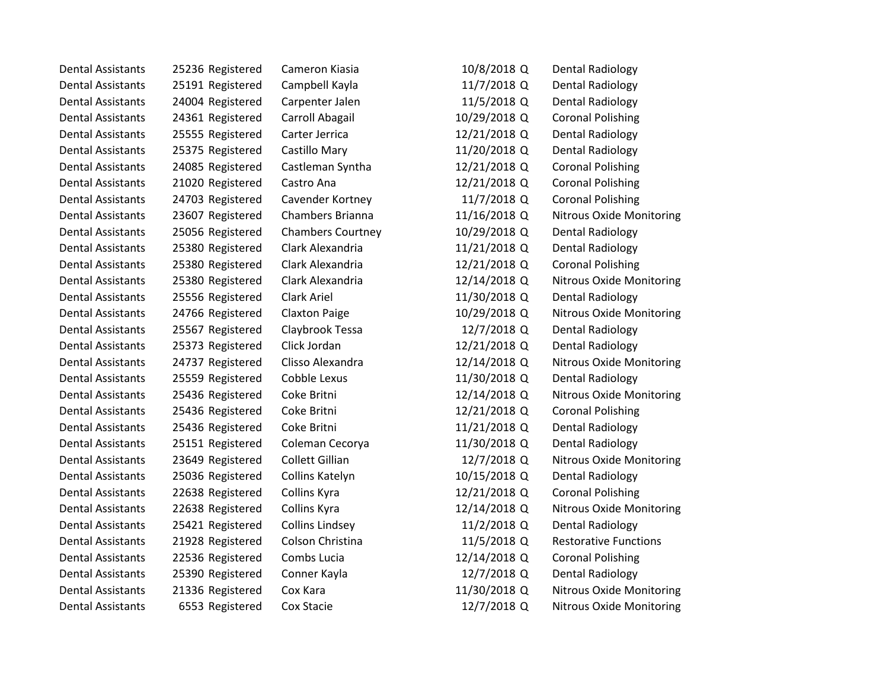| | | | | | | |
|---|---|---|---|---|---|---|
| Dental Assistants | 25236 | Registered | Cameron Kiasia | 10/8/2018 | Q | Dental Radiology |
| Dental Assistants | 25191 | Registered | Campbell Kayla | 11/7/2018 | Q | Dental Radiology |
| Dental Assistants | 24004 | Registered | Carpenter Jalen | 11/5/2018 | Q | Dental Radiology |
| Dental Assistants | 24361 | Registered | Carroll Abagail | 10/29/2018 | Q | Coronal Polishing |
| Dental Assistants | 25555 | Registered | Carter Jerrica | 12/21/2018 | Q | Dental Radiology |
| Dental Assistants | 25375 | Registered | Castillo Mary | 11/20/2018 | Q | Dental Radiology |
| Dental Assistants | 24085 | Registered | Castleman Syntha | 12/21/2018 | Q | Coronal Polishing |
| Dental Assistants | 21020 | Registered | Castro Ana | 12/21/2018 | Q | Coronal Polishing |
| Dental Assistants | 24703 | Registered | Cavender Kortney | 11/7/2018 | Q | Coronal Polishing |
| Dental Assistants | 23607 | Registered | Chambers Brianna | 11/16/2018 | Q | Nitrous Oxide Monitoring |
| Dental Assistants | 25056 | Registered | Chambers Courtney | 10/29/2018 | Q | Dental Radiology |
| Dental Assistants | 25380 | Registered | Clark Alexandria | 11/21/2018 | Q | Dental Radiology |
| Dental Assistants | 25380 | Registered | Clark Alexandria | 12/21/2018 | Q | Coronal Polishing |
| Dental Assistants | 25380 | Registered | Clark Alexandria | 12/14/2018 | Q | Nitrous Oxide Monitoring |
| Dental Assistants | 25556 | Registered | Clark Ariel | 11/30/2018 | Q | Dental Radiology |
| Dental Assistants | 24766 | Registered | Claxton Paige | 10/29/2018 | Q | Nitrous Oxide Monitoring |
| Dental Assistants | 25567 | Registered | Claybrook Tessa | 12/7/2018 | Q | Dental Radiology |
| Dental Assistants | 25373 | Registered | Click Jordan | 12/21/2018 | Q | Dental Radiology |
| Dental Assistants | 24737 | Registered | Clisso Alexandra | 12/14/2018 | Q | Nitrous Oxide Monitoring |
| Dental Assistants | 25559 | Registered | Cobble Lexus | 11/30/2018 | Q | Dental Radiology |
| Dental Assistants | 25436 | Registered | Coke Britni | 12/14/2018 | Q | Nitrous Oxide Monitoring |
| Dental Assistants | 25436 | Registered | Coke Britni | 12/21/2018 | Q | Coronal Polishing |
| Dental Assistants | 25436 | Registered | Coke Britni | 11/21/2018 | Q | Dental Radiology |
| Dental Assistants | 25151 | Registered | Coleman Cecorya | 11/30/2018 | Q | Dental Radiology |
| Dental Assistants | 23649 | Registered | Collett Gillian | 12/7/2018 | Q | Nitrous Oxide Monitoring |
| Dental Assistants | 25036 | Registered | Collins Katelyn | 10/15/2018 | Q | Dental Radiology |
| Dental Assistants | 22638 | Registered | Collins Kyra | 12/21/2018 | Q | Coronal Polishing |
| Dental Assistants | 22638 | Registered | Collins Kyra | 12/14/2018 | Q | Nitrous Oxide Monitoring |
| Dental Assistants | 25421 | Registered | Collins Lindsey | 11/2/2018 | Q | Dental Radiology |
| Dental Assistants | 21928 | Registered | Colson Christina | 11/5/2018 | Q | Restorative Functions |
| Dental Assistants | 22536 | Registered | Combs Lucia | 12/14/2018 | Q | Coronal Polishing |
| Dental Assistants | 25390 | Registered | Conner Kayla | 12/7/2018 | Q | Dental Radiology |
| Dental Assistants | 21336 | Registered | Cox Kara | 11/30/2018 | Q | Nitrous Oxide Monitoring |
| Dental Assistants | 6553 | Registered | Cox Stacie | 12/7/2018 | Q | Nitrous Oxide Monitoring |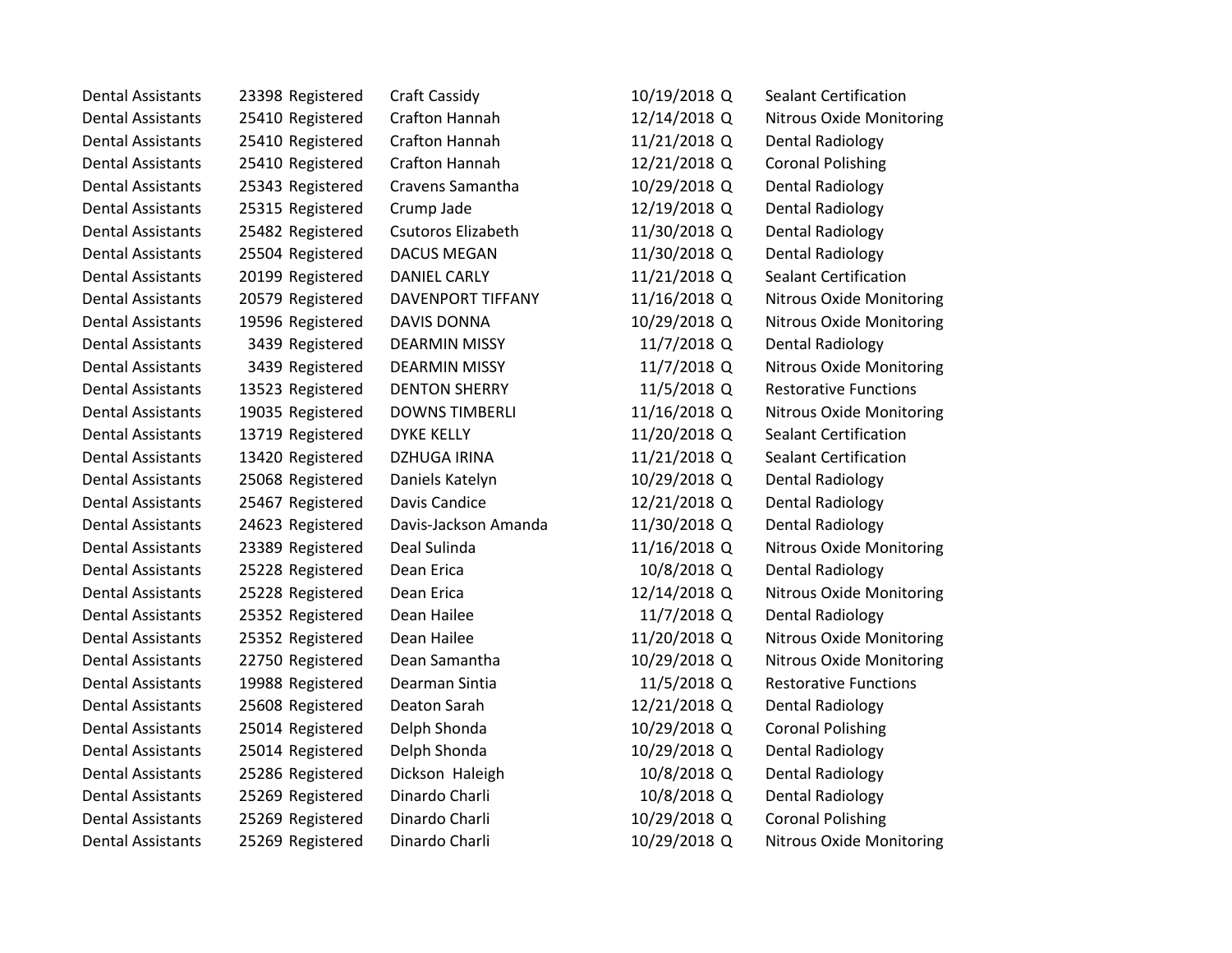| | | | | | | |
|---|---|---|---|---|---|---|
| Dental Assistants | 23398 | Registered | Craft Cassidy | 10/19/2018 | Q | Sealant Certification |
| Dental Assistants | 25410 | Registered | Crafton Hannah | 12/14/2018 | Q | Nitrous Oxide Monitoring |
| Dental Assistants | 25410 | Registered | Crafton Hannah | 11/21/2018 | Q | Dental Radiology |
| Dental Assistants | 25410 | Registered | Crafton Hannah | 12/21/2018 | Q | Coronal Polishing |
| Dental Assistants | 25343 | Registered | Cravens Samantha | 10/29/2018 | Q | Dental Radiology |
| Dental Assistants | 25315 | Registered | Crump Jade | 12/19/2018 | Q | Dental Radiology |
| Dental Assistants | 25482 | Registered | Csutoros Elizabeth | 11/30/2018 | Q | Dental Radiology |
| Dental Assistants | 25504 | Registered | DACUS MEGAN | 11/30/2018 | Q | Dental Radiology |
| Dental Assistants | 20199 | Registered | DANIEL CARLY | 11/21/2018 | Q | Sealant Certification |
| Dental Assistants | 20579 | Registered | DAVENPORT TIFFANY | 11/16/2018 | Q | Nitrous Oxide Monitoring |
| Dental Assistants | 19596 | Registered | DAVIS DONNA | 10/29/2018 | Q | Nitrous Oxide Monitoring |
| Dental Assistants | 3439 | Registered | DEARMIN MISSY | 11/7/2018 | Q | Dental Radiology |
| Dental Assistants | 3439 | Registered | DEARMIN MISSY | 11/7/2018 | Q | Nitrous Oxide Monitoring |
| Dental Assistants | 13523 | Registered | DENTON SHERRY | 11/5/2018 | Q | Restorative Functions |
| Dental Assistants | 19035 | Registered | DOWNS TIMBERLI | 11/16/2018 | Q | Nitrous Oxide Monitoring |
| Dental Assistants | 13719 | Registered | DYKE KELLY | 11/20/2018 | Q | Sealant Certification |
| Dental Assistants | 13420 | Registered | DZHUGA IRINA | 11/21/2018 | Q | Sealant Certification |
| Dental Assistants | 25068 | Registered | Daniels Katelyn | 10/29/2018 | Q | Dental Radiology |
| Dental Assistants | 25467 | Registered | Davis Candice | 12/21/2018 | Q | Dental Radiology |
| Dental Assistants | 24623 | Registered | Davis-Jackson Amanda | 11/30/2018 | Q | Dental Radiology |
| Dental Assistants | 23389 | Registered | Deal Sulinda | 11/16/2018 | Q | Nitrous Oxide Monitoring |
| Dental Assistants | 25228 | Registered | Dean Erica | 10/8/2018 | Q | Dental Radiology |
| Dental Assistants | 25228 | Registered | Dean Erica | 12/14/2018 | Q | Nitrous Oxide Monitoring |
| Dental Assistants | 25352 | Registered | Dean Hailee | 11/7/2018 | Q | Dental Radiology |
| Dental Assistants | 25352 | Registered | Dean Hailee | 11/20/2018 | Q | Nitrous Oxide Monitoring |
| Dental Assistants | 22750 | Registered | Dean Samantha | 10/29/2018 | Q | Nitrous Oxide Monitoring |
| Dental Assistants | 19988 | Registered | Dearman Sintia | 11/5/2018 | Q | Restorative Functions |
| Dental Assistants | 25608 | Registered | Deaton Sarah | 12/21/2018 | Q | Dental Radiology |
| Dental Assistants | 25014 | Registered | Delph Shonda | 10/29/2018 | Q | Coronal Polishing |
| Dental Assistants | 25014 | Registered | Delph Shonda | 10/29/2018 | Q | Dental Radiology |
| Dental Assistants | 25286 | Registered | Dickson Haleigh | 10/8/2018 | Q | Dental Radiology |
| Dental Assistants | 25269 | Registered | Dinardo Charli | 10/8/2018 | Q | Dental Radiology |
| Dental Assistants | 25269 | Registered | Dinardo Charli | 10/29/2018 | Q | Coronal Polishing |
| Dental Assistants | 25269 | Registered | Dinardo Charli | 10/29/2018 | Q | Nitrous Oxide Monitoring |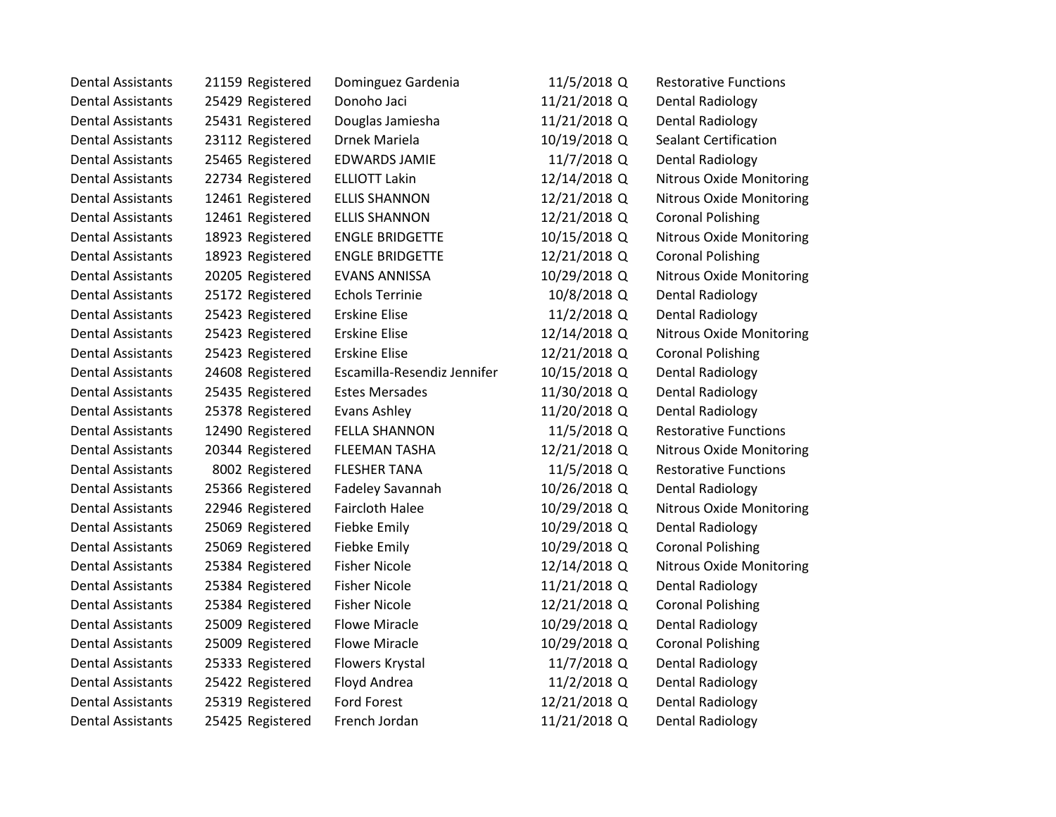| | | | | | | |
|---|---|---|---|---|---|---|
| Dental Assistants | 21159 | Registered | Dominguez Gardenia | 11/5/2018 | Q | Restorative Functions |
| Dental Assistants | 25429 | Registered | Donoho Jaci | 11/21/2018 | Q | Dental Radiology |
| Dental Assistants | 25431 | Registered | Douglas Jamiesha | 11/21/2018 | Q | Dental Radiology |
| Dental Assistants | 23112 | Registered | Drnek Mariela | 10/19/2018 | Q | Sealant Certification |
| Dental Assistants | 25465 | Registered | EDWARDS JAMIE | 11/7/2018 | Q | Dental Radiology |
| Dental Assistants | 22734 | Registered | ELLIOTT Lakin | 12/14/2018 | Q | Nitrous Oxide Monitoring |
| Dental Assistants | 12461 | Registered | ELLIS SHANNON | 12/21/2018 | Q | Nitrous Oxide Monitoring |
| Dental Assistants | 12461 | Registered | ELLIS SHANNON | 12/21/2018 | Q | Coronal Polishing |
| Dental Assistants | 18923 | Registered | ENGLE BRIDGETTE | 10/15/2018 | Q | Nitrous Oxide Monitoring |
| Dental Assistants | 18923 | Registered | ENGLE BRIDGETTE | 12/21/2018 | Q | Coronal Polishing |
| Dental Assistants | 20205 | Registered | EVANS ANNISSA | 10/29/2018 | Q | Nitrous Oxide Monitoring |
| Dental Assistants | 25172 | Registered | Echols Terrinie | 10/8/2018 | Q | Dental Radiology |
| Dental Assistants | 25423 | Registered | Erskine Elise | 11/2/2018 | Q | Dental Radiology |
| Dental Assistants | 25423 | Registered | Erskine Elise | 12/14/2018 | Q | Nitrous Oxide Monitoring |
| Dental Assistants | 25423 | Registered | Erskine Elise | 12/21/2018 | Q | Coronal Polishing |
| Dental Assistants | 24608 | Registered | Escamilla-Resendiz Jennifer | 10/15/2018 | Q | Dental Radiology |
| Dental Assistants | 25435 | Registered | Estes Mersades | 11/30/2018 | Q | Dental Radiology |
| Dental Assistants | 25378 | Registered | Evans Ashley | 11/20/2018 | Q | Dental Radiology |
| Dental Assistants | 12490 | Registered | FELLA SHANNON | 11/5/2018 | Q | Restorative Functions |
| Dental Assistants | 20344 | Registered | FLEEMAN TASHA | 12/21/2018 | Q | Nitrous Oxide Monitoring |
| Dental Assistants | 8002 | Registered | FLESHER TANA | 11/5/2018 | Q | Restorative Functions |
| Dental Assistants | 25366 | Registered | Fadeley Savannah | 10/26/2018 | Q | Dental Radiology |
| Dental Assistants | 22946 | Registered | Faircloth Halee | 10/29/2018 | Q | Nitrous Oxide Monitoring |
| Dental Assistants | 25069 | Registered | Fiebke Emily | 10/29/2018 | Q | Dental Radiology |
| Dental Assistants | 25069 | Registered | Fiebke Emily | 10/29/2018 | Q | Coronal Polishing |
| Dental Assistants | 25384 | Registered | Fisher Nicole | 12/14/2018 | Q | Nitrous Oxide Monitoring |
| Dental Assistants | 25384 | Registered | Fisher Nicole | 11/21/2018 | Q | Dental Radiology |
| Dental Assistants | 25384 | Registered | Fisher Nicole | 12/21/2018 | Q | Coronal Polishing |
| Dental Assistants | 25009 | Registered | Flowe Miracle | 10/29/2018 | Q | Dental Radiology |
| Dental Assistants | 25009 | Registered | Flowe Miracle | 10/29/2018 | Q | Coronal Polishing |
| Dental Assistants | 25333 | Registered | Flowers Krystal | 11/7/2018 | Q | Dental Radiology |
| Dental Assistants | 25422 | Registered | Floyd Andrea | 11/2/2018 | Q | Dental Radiology |
| Dental Assistants | 25319 | Registered | Ford Forest | 12/21/2018 | Q | Dental Radiology |
| Dental Assistants | 25425 | Registered | French Jordan | 11/21/2018 | Q | Dental Radiology |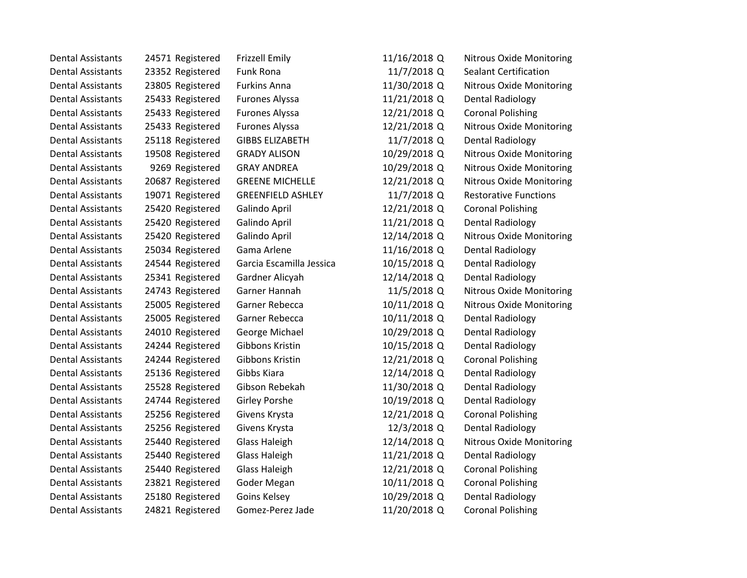| | | | | | | |
|---|---|---|---|---|---|---|
| Dental Assistants | 24571 | Registered | Frizzell Emily | 11/16/2018 | Q | Nitrous Oxide Monitoring |
| Dental Assistants | 23352 | Registered | Funk Rona | 11/7/2018 | Q | Sealant Certification |
| Dental Assistants | 23805 | Registered | Furkins Anna | 11/30/2018 | Q | Nitrous Oxide Monitoring |
| Dental Assistants | 25433 | Registered | Furones Alyssa | 11/21/2018 | Q | Dental Radiology |
| Dental Assistants | 25433 | Registered | Furones Alyssa | 12/21/2018 | Q | Coronal Polishing |
| Dental Assistants | 25433 | Registered | Furones Alyssa | 12/21/2018 | Q | Nitrous Oxide Monitoring |
| Dental Assistants | 25118 | Registered | GIBBS ELIZABETH | 11/7/2018 | Q | Dental Radiology |
| Dental Assistants | 19508 | Registered | GRADY ALISON | 10/29/2018 | Q | Nitrous Oxide Monitoring |
| Dental Assistants | 9269 | Registered | GRAY ANDREA | 10/29/2018 | Q | Nitrous Oxide Monitoring |
| Dental Assistants | 20687 | Registered | GREENE MICHELLE | 12/21/2018 | Q | Nitrous Oxide Monitoring |
| Dental Assistants | 19071 | Registered | GREENFIELD ASHLEY | 11/7/2018 | Q | Restorative Functions |
| Dental Assistants | 25420 | Registered | Galindo April | 12/21/2018 | Q | Coronal Polishing |
| Dental Assistants | 25420 | Registered | Galindo April | 11/21/2018 | Q | Dental Radiology |
| Dental Assistants | 25420 | Registered | Galindo April | 12/14/2018 | Q | Nitrous Oxide Monitoring |
| Dental Assistants | 25034 | Registered | Gama Arlene | 11/16/2018 | Q | Dental Radiology |
| Dental Assistants | 24544 | Registered | Garcia Escamilla Jessica | 10/15/2018 | Q | Dental Radiology |
| Dental Assistants | 25341 | Registered | Gardner Alicyah | 12/14/2018 | Q | Dental Radiology |
| Dental Assistants | 24743 | Registered | Garner Hannah | 11/5/2018 | Q | Nitrous Oxide Monitoring |
| Dental Assistants | 25005 | Registered | Garner Rebecca | 10/11/2018 | Q | Nitrous Oxide Monitoring |
| Dental Assistants | 25005 | Registered | Garner Rebecca | 10/11/2018 | Q | Dental Radiology |
| Dental Assistants | 24010 | Registered | George Michael | 10/29/2018 | Q | Dental Radiology |
| Dental Assistants | 24244 | Registered | Gibbons Kristin | 10/15/2018 | Q | Dental Radiology |
| Dental Assistants | 24244 | Registered | Gibbons Kristin | 12/21/2018 | Q | Coronal Polishing |
| Dental Assistants | 25136 | Registered | Gibbs Kiara | 12/14/2018 | Q | Dental Radiology |
| Dental Assistants | 25528 | Registered | Gibson Rebekah | 11/30/2018 | Q | Dental Radiology |
| Dental Assistants | 24744 | Registered | Girley Porshe | 10/19/2018 | Q | Dental Radiology |
| Dental Assistants | 25256 | Registered | Givens Krysta | 12/21/2018 | Q | Coronal Polishing |
| Dental Assistants | 25256 | Registered | Givens Krysta | 12/3/2018 | Q | Dental Radiology |
| Dental Assistants | 25440 | Registered | Glass Haleigh | 12/14/2018 | Q | Nitrous Oxide Monitoring |
| Dental Assistants | 25440 | Registered | Glass Haleigh | 11/21/2018 | Q | Dental Radiology |
| Dental Assistants | 25440 | Registered | Glass Haleigh | 12/21/2018 | Q | Coronal Polishing |
| Dental Assistants | 23821 | Registered | Goder Megan | 10/11/2018 | Q | Coronal Polishing |
| Dental Assistants | 25180 | Registered | Goins Kelsey | 10/29/2018 | Q | Dental Radiology |
| Dental Assistants | 24821 | Registered | Gomez-Perez Jade | 11/20/2018 | Q | Coronal Polishing |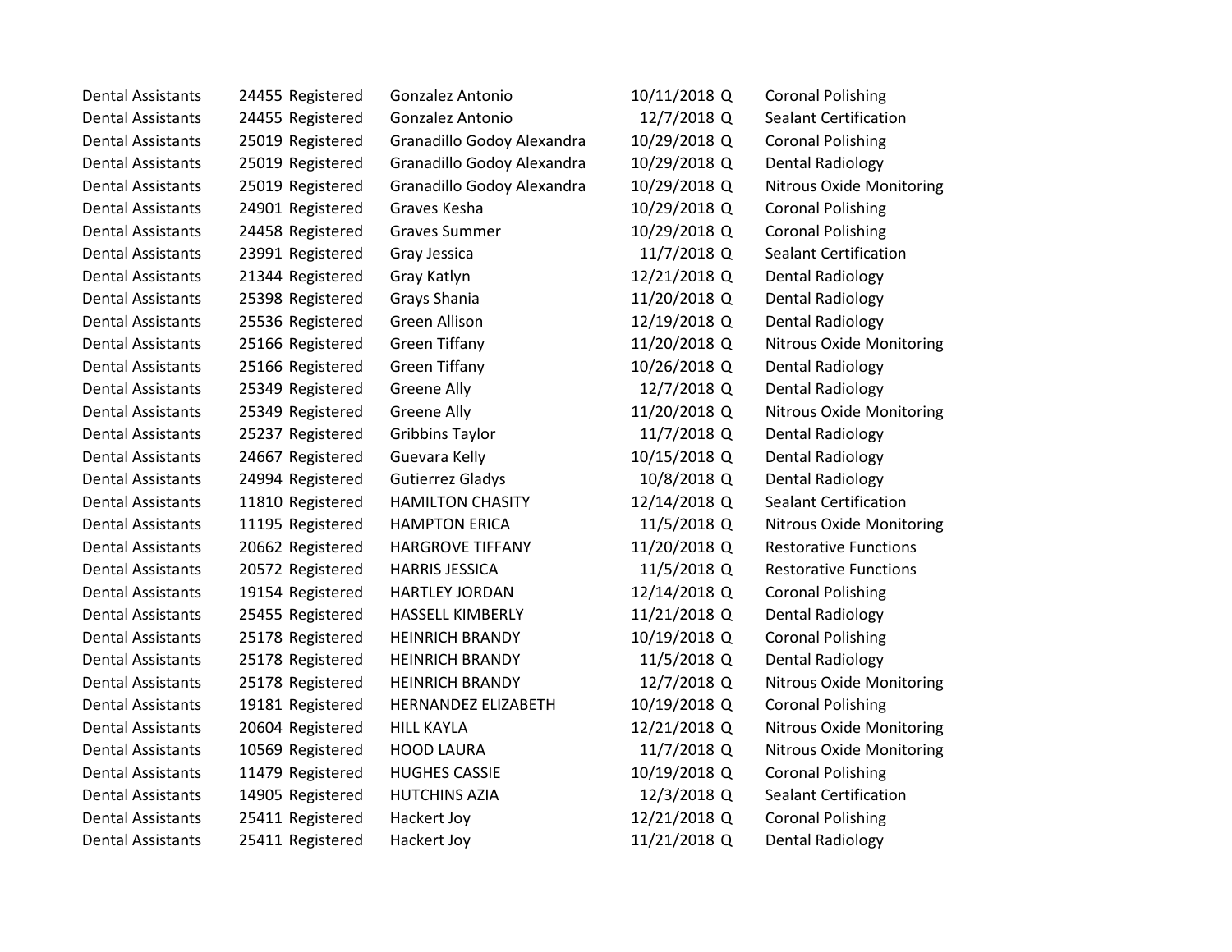| | | | | | | |
|---|---|---|---|---|---|---|
| Dental Assistants | 24455 | Registered | Gonzalez Antonio | 10/11/2018 | Q | Coronal Polishing |
| Dental Assistants | 24455 | Registered | Gonzalez Antonio | 12/7/2018 | Q | Sealant Certification |
| Dental Assistants | 25019 | Registered | Granadillo Godoy Alexandra | 10/29/2018 | Q | Coronal Polishing |
| Dental Assistants | 25019 | Registered | Granadillo Godoy Alexandra | 10/29/2018 | Q | Dental Radiology |
| Dental Assistants | 25019 | Registered | Granadillo Godoy Alexandra | 10/29/2018 | Q | Nitrous Oxide Monitoring |
| Dental Assistants | 24901 | Registered | Graves Kesha | 10/29/2018 | Q | Coronal Polishing |
| Dental Assistants | 24458 | Registered | Graves Summer | 10/29/2018 | Q | Coronal Polishing |
| Dental Assistants | 23991 | Registered | Gray Jessica | 11/7/2018 | Q | Sealant Certification |
| Dental Assistants | 21344 | Registered | Gray Katlyn | 12/21/2018 | Q | Dental Radiology |
| Dental Assistants | 25398 | Registered | Grays Shania | 11/20/2018 | Q | Dental Radiology |
| Dental Assistants | 25536 | Registered | Green Allison | 12/19/2018 | Q | Dental Radiology |
| Dental Assistants | 25166 | Registered | Green Tiffany | 11/20/2018 | Q | Nitrous Oxide Monitoring |
| Dental Assistants | 25166 | Registered | Green Tiffany | 10/26/2018 | Q | Dental Radiology |
| Dental Assistants | 25349 | Registered | Greene Ally | 12/7/2018 | Q | Dental Radiology |
| Dental Assistants | 25349 | Registered | Greene Ally | 11/20/2018 | Q | Nitrous Oxide Monitoring |
| Dental Assistants | 25237 | Registered | Gribbins Taylor | 11/7/2018 | Q | Dental Radiology |
| Dental Assistants | 24667 | Registered | Guevara Kelly | 10/15/2018 | Q | Dental Radiology |
| Dental Assistants | 24994 | Registered | Gutierrez Gladys | 10/8/2018 | Q | Dental Radiology |
| Dental Assistants | 11810 | Registered | HAMILTON CHASITY | 12/14/2018 | Q | Sealant Certification |
| Dental Assistants | 11195 | Registered | HAMPTON ERICA | 11/5/2018 | Q | Nitrous Oxide Monitoring |
| Dental Assistants | 20662 | Registered | HARGROVE TIFFANY | 11/20/2018 | Q | Restorative Functions |
| Dental Assistants | 20572 | Registered | HARRIS JESSICA | 11/5/2018 | Q | Restorative Functions |
| Dental Assistants | 19154 | Registered | HARTLEY JORDAN | 12/14/2018 | Q | Coronal Polishing |
| Dental Assistants | 25455 | Registered | HASSELL KIMBERLY | 11/21/2018 | Q | Dental Radiology |
| Dental Assistants | 25178 | Registered | HEINRICH BRANDY | 10/19/2018 | Q | Coronal Polishing |
| Dental Assistants | 25178 | Registered | HEINRICH BRANDY | 11/5/2018 | Q | Dental Radiology |
| Dental Assistants | 25178 | Registered | HEINRICH BRANDY | 12/7/2018 | Q | Nitrous Oxide Monitoring |
| Dental Assistants | 19181 | Registered | HERNANDEZ ELIZABETH | 10/19/2018 | Q | Coronal Polishing |
| Dental Assistants | 20604 | Registered | HILL KAYLA | 12/21/2018 | Q | Nitrous Oxide Monitoring |
| Dental Assistants | 10569 | Registered | HOOD LAURA | 11/7/2018 | Q | Nitrous Oxide Monitoring |
| Dental Assistants | 11479 | Registered | HUGHES CASSIE | 10/19/2018 | Q | Coronal Polishing |
| Dental Assistants | 14905 | Registered | HUTCHINS AZIA | 12/3/2018 | Q | Sealant Certification |
| Dental Assistants | 25411 | Registered | Hackert Joy | 12/21/2018 | Q | Coronal Polishing |
| Dental Assistants | 25411 | Registered | Hackert Joy | 11/21/2018 | Q | Dental Radiology |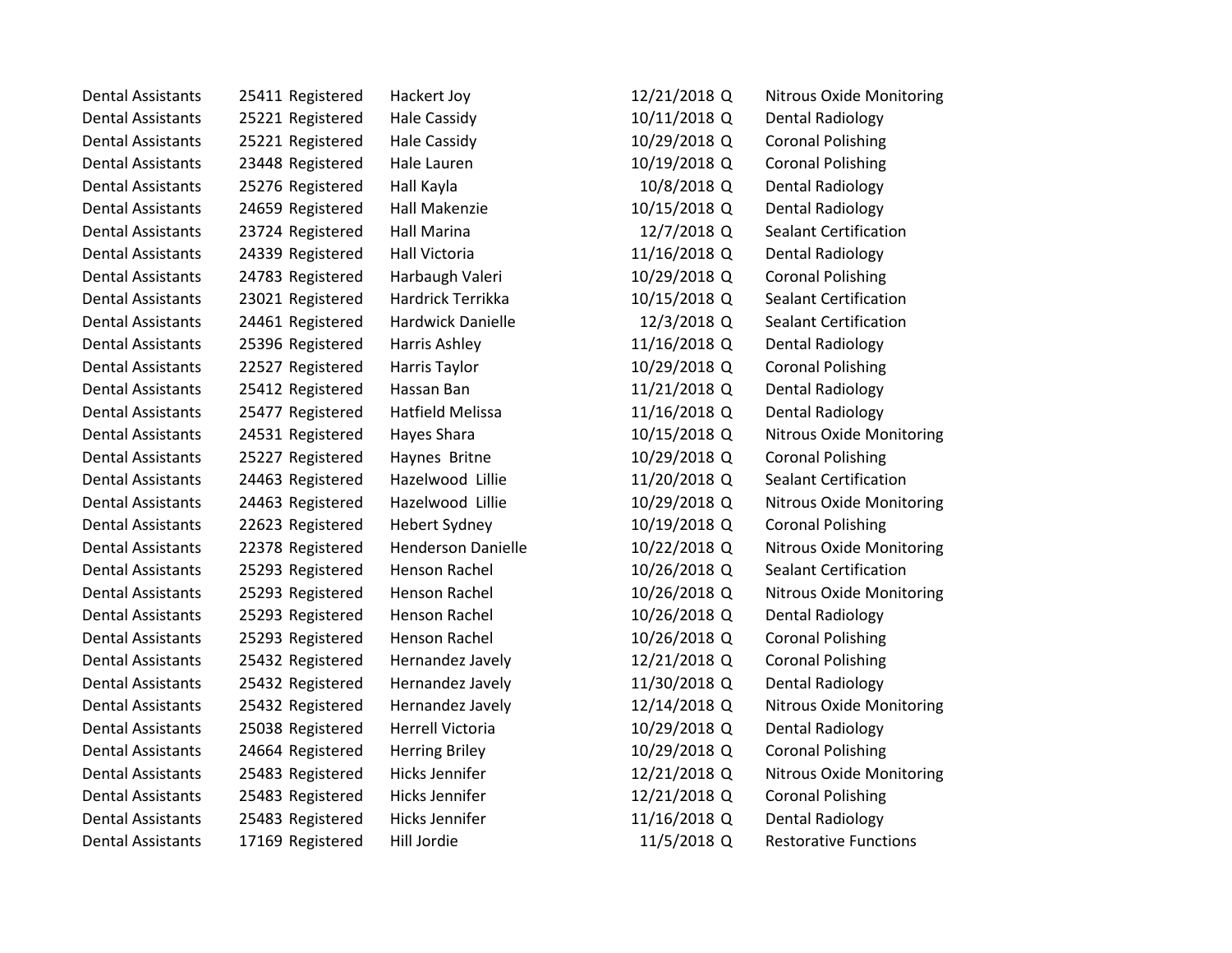| | | | | | | |
|---|---|---|---|---|---|---|
| Dental Assistants | 25411 | Registered | Hackert Joy | 12/21/2018 | Q | Nitrous Oxide Monitoring |
| Dental Assistants | 25221 | Registered | Hale Cassidy | 10/11/2018 | Q | Dental Radiology |
| Dental Assistants | 25221 | Registered | Hale Cassidy | 10/29/2018 | Q | Coronal Polishing |
| Dental Assistants | 23448 | Registered | Hale Lauren | 10/19/2018 | Q | Coronal Polishing |
| Dental Assistants | 25276 | Registered | Hall Kayla | 10/8/2018 | Q | Dental Radiology |
| Dental Assistants | 24659 | Registered | Hall Makenzie | 10/15/2018 | Q | Dental Radiology |
| Dental Assistants | 23724 | Registered | Hall Marina | 12/7/2018 | Q | Sealant Certification |
| Dental Assistants | 24339 | Registered | Hall Victoria | 11/16/2018 | Q | Dental Radiology |
| Dental Assistants | 24783 | Registered | Harbaugh Valeri | 10/29/2018 | Q | Coronal Polishing |
| Dental Assistants | 23021 | Registered | Hardrick Terrikka | 10/15/2018 | Q | Sealant Certification |
| Dental Assistants | 24461 | Registered | Hardwick Danielle | 12/3/2018 | Q | Sealant Certification |
| Dental Assistants | 25396 | Registered | Harris Ashley | 11/16/2018 | Q | Dental Radiology |
| Dental Assistants | 22527 | Registered | Harris Taylor | 10/29/2018 | Q | Coronal Polishing |
| Dental Assistants | 25412 | Registered | Hassan Ban | 11/21/2018 | Q | Dental Radiology |
| Dental Assistants | 25477 | Registered | Hatfield Melissa | 11/16/2018 | Q | Dental Radiology |
| Dental Assistants | 24531 | Registered | Hayes Shara | 10/15/2018 | Q | Nitrous Oxide Monitoring |
| Dental Assistants | 25227 | Registered | Haynes Britne | 10/29/2018 | Q | Coronal Polishing |
| Dental Assistants | 24463 | Registered | Hazelwood Lillie | 11/20/2018 | Q | Sealant Certification |
| Dental Assistants | 24463 | Registered | Hazelwood Lillie | 10/29/2018 | Q | Nitrous Oxide Monitoring |
| Dental Assistants | 22623 | Registered | Hebert Sydney | 10/19/2018 | Q | Coronal Polishing |
| Dental Assistants | 22378 | Registered | Henderson Danielle | 10/22/2018 | Q | Nitrous Oxide Monitoring |
| Dental Assistants | 25293 | Registered | Henson Rachel | 10/26/2018 | Q | Sealant Certification |
| Dental Assistants | 25293 | Registered | Henson Rachel | 10/26/2018 | Q | Nitrous Oxide Monitoring |
| Dental Assistants | 25293 | Registered | Henson Rachel | 10/26/2018 | Q | Dental Radiology |
| Dental Assistants | 25293 | Registered | Henson Rachel | 10/26/2018 | Q | Coronal Polishing |
| Dental Assistants | 25432 | Registered | Hernandez Javely | 12/21/2018 | Q | Coronal Polishing |
| Dental Assistants | 25432 | Registered | Hernandez Javely | 11/30/2018 | Q | Dental Radiology |
| Dental Assistants | 25432 | Registered | Hernandez Javely | 12/14/2018 | Q | Nitrous Oxide Monitoring |
| Dental Assistants | 25038 | Registered | Herrell Victoria | 10/29/2018 | Q | Dental Radiology |
| Dental Assistants | 24664 | Registered | Herring Briley | 10/29/2018 | Q | Coronal Polishing |
| Dental Assistants | 25483 | Registered | Hicks Jennifer | 12/21/2018 | Q | Nitrous Oxide Monitoring |
| Dental Assistants | 25483 | Registered | Hicks Jennifer | 12/21/2018 | Q | Coronal Polishing |
| Dental Assistants | 25483 | Registered | Hicks Jennifer | 11/16/2018 | Q | Dental Radiology |
| Dental Assistants | 17169 | Registered | Hill Jordie | 11/5/2018 | Q | Restorative Functions |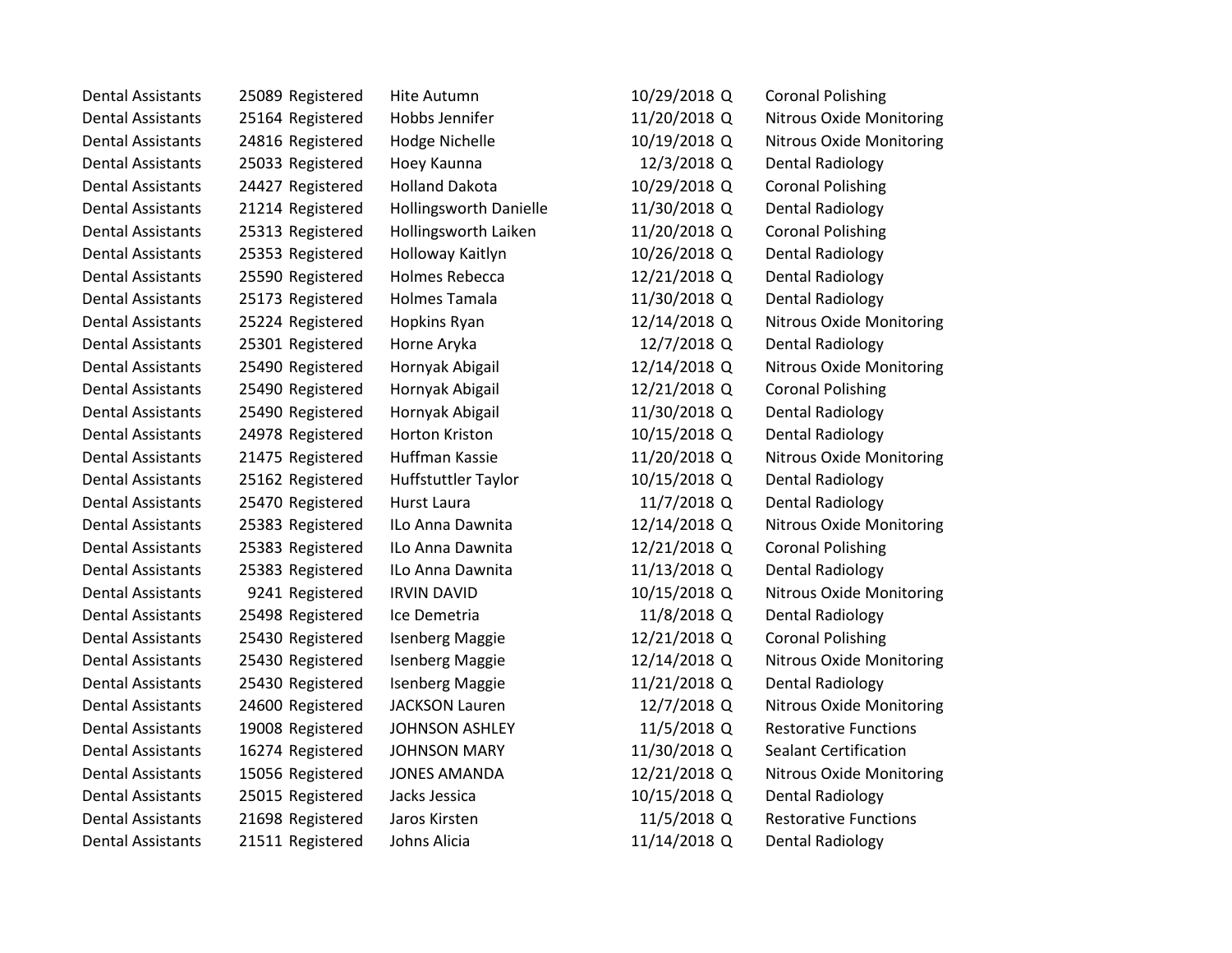| | | | | | | |
|---|---|---|---|---|---|---|
| Dental Assistants | 25089 | Registered | Hite Autumn | 10/29/2018 | Q | Coronal Polishing |
| Dental Assistants | 25164 | Registered | Hobbs Jennifer | 11/20/2018 | Q | Nitrous Oxide Monitoring |
| Dental Assistants | 24816 | Registered | Hodge Nichelle | 10/19/2018 | Q | Nitrous Oxide Monitoring |
| Dental Assistants | 25033 | Registered | Hoey Kaunna | 12/3/2018 | Q | Dental Radiology |
| Dental Assistants | 24427 | Registered | Holland Dakota | 10/29/2018 | Q | Coronal Polishing |
| Dental Assistants | 21214 | Registered | Hollingsworth Danielle | 11/30/2018 | Q | Dental Radiology |
| Dental Assistants | 25313 | Registered | Hollingsworth Laiken | 11/20/2018 | Q | Coronal Polishing |
| Dental Assistants | 25353 | Registered | Holloway Kaitlyn | 10/26/2018 | Q | Dental Radiology |
| Dental Assistants | 25590 | Registered | Holmes Rebecca | 12/21/2018 | Q | Dental Radiology |
| Dental Assistants | 25173 | Registered | Holmes Tamala | 11/30/2018 | Q | Dental Radiology |
| Dental Assistants | 25224 | Registered | Hopkins Ryan | 12/14/2018 | Q | Nitrous Oxide Monitoring |
| Dental Assistants | 25301 | Registered | Horne Aryka | 12/7/2018 | Q | Dental Radiology |
| Dental Assistants | 25490 | Registered | Hornyak Abigail | 12/14/2018 | Q | Nitrous Oxide Monitoring |
| Dental Assistants | 25490 | Registered | Hornyak Abigail | 12/21/2018 | Q | Coronal Polishing |
| Dental Assistants | 25490 | Registered | Hornyak Abigail | 11/30/2018 | Q | Dental Radiology |
| Dental Assistants | 24978 | Registered | Horton Kriston | 10/15/2018 | Q | Dental Radiology |
| Dental Assistants | 21475 | Registered | Huffman Kassie | 11/20/2018 | Q | Nitrous Oxide Monitoring |
| Dental Assistants | 25162 | Registered | Huffstuttler Taylor | 10/15/2018 | Q | Dental Radiology |
| Dental Assistants | 25470 | Registered | Hurst Laura | 11/7/2018 | Q | Dental Radiology |
| Dental Assistants | 25383 | Registered | ILo Anna Dawnita | 12/14/2018 | Q | Nitrous Oxide Monitoring |
| Dental Assistants | 25383 | Registered | ILo Anna Dawnita | 12/21/2018 | Q | Coronal Polishing |
| Dental Assistants | 25383 | Registered | ILo Anna Dawnita | 11/13/2018 | Q | Dental Radiology |
| Dental Assistants | 9241 | Registered | IRVIN DAVID | 10/15/2018 | Q | Nitrous Oxide Monitoring |
| Dental Assistants | 25498 | Registered | Ice Demetria | 11/8/2018 | Q | Dental Radiology |
| Dental Assistants | 25430 | Registered | Isenberg Maggie | 12/21/2018 | Q | Coronal Polishing |
| Dental Assistants | 25430 | Registered | Isenberg Maggie | 12/14/2018 | Q | Nitrous Oxide Monitoring |
| Dental Assistants | 25430 | Registered | Isenberg Maggie | 11/21/2018 | Q | Dental Radiology |
| Dental Assistants | 24600 | Registered | JACKSON Lauren | 12/7/2018 | Q | Nitrous Oxide Monitoring |
| Dental Assistants | 19008 | Registered | JOHNSON ASHLEY | 11/5/2018 | Q | Restorative Functions |
| Dental Assistants | 16274 | Registered | JOHNSON MARY | 11/30/2018 | Q | Sealant Certification |
| Dental Assistants | 15056 | Registered | JONES AMANDA | 12/21/2018 | Q | Nitrous Oxide Monitoring |
| Dental Assistants | 25015 | Registered | Jacks Jessica | 10/15/2018 | Q | Dental Radiology |
| Dental Assistants | 21698 | Registered | Jaros Kirsten | 11/5/2018 | Q | Restorative Functions |
| Dental Assistants | 21511 | Registered | Johns Alicia | 11/14/2018 | Q | Dental Radiology |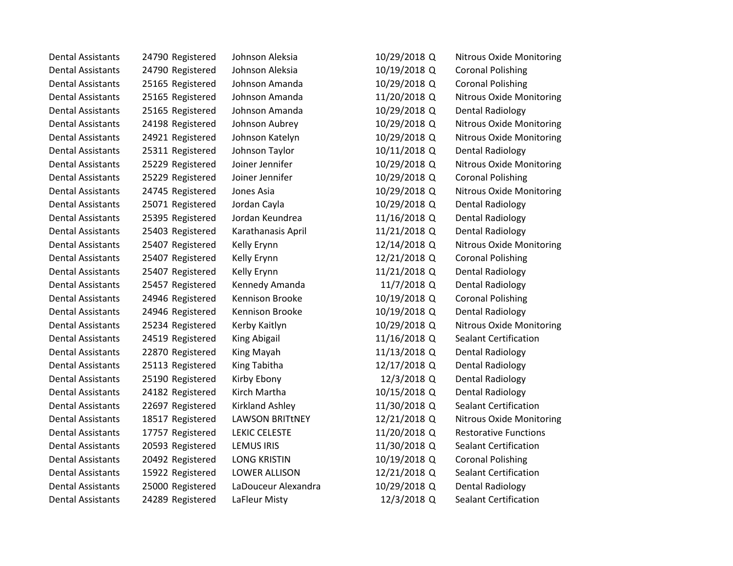| | | | | | | |
|---|---|---|---|---|---|---|
| Dental Assistants | 24790 | Registered | Johnson Aleksia | 10/29/2018 | Q | Nitrous Oxide Monitoring |
| Dental Assistants | 24790 | Registered | Johnson Aleksia | 10/19/2018 | Q | Coronal Polishing |
| Dental Assistants | 25165 | Registered | Johnson Amanda | 10/29/2018 | Q | Coronal Polishing |
| Dental Assistants | 25165 | Registered | Johnson Amanda | 11/20/2018 | Q | Nitrous Oxide Monitoring |
| Dental Assistants | 25165 | Registered | Johnson Amanda | 10/29/2018 | Q | Dental Radiology |
| Dental Assistants | 24198 | Registered | Johnson Aubrey | 10/29/2018 | Q | Nitrous Oxide Monitoring |
| Dental Assistants | 24921 | Registered | Johnson Katelyn | 10/29/2018 | Q | Nitrous Oxide Monitoring |
| Dental Assistants | 25311 | Registered | Johnson Taylor | 10/11/2018 | Q | Dental Radiology |
| Dental Assistants | 25229 | Registered | Joiner Jennifer | 10/29/2018 | Q | Nitrous Oxide Monitoring |
| Dental Assistants | 25229 | Registered | Joiner Jennifer | 10/29/2018 | Q | Coronal Polishing |
| Dental Assistants | 24745 | Registered | Jones Asia | 10/29/2018 | Q | Nitrous Oxide Monitoring |
| Dental Assistants | 25071 | Registered | Jordan Cayla | 10/29/2018 | Q | Dental Radiology |
| Dental Assistants | 25395 | Registered | Jordan Keundrea | 11/16/2018 | Q | Dental Radiology |
| Dental Assistants | 25403 | Registered | Karathanasis April | 11/21/2018 | Q | Dental Radiology |
| Dental Assistants | 25407 | Registered | Kelly Erynn | 12/14/2018 | Q | Nitrous Oxide Monitoring |
| Dental Assistants | 25407 | Registered | Kelly Erynn | 12/21/2018 | Q | Coronal Polishing |
| Dental Assistants | 25407 | Registered | Kelly Erynn | 11/21/2018 | Q | Dental Radiology |
| Dental Assistants | 25457 | Registered | Kennedy Amanda | 11/7/2018 | Q | Dental Radiology |
| Dental Assistants | 24946 | Registered | Kennison Brooke | 10/19/2018 | Q | Coronal Polishing |
| Dental Assistants | 24946 | Registered | Kennison Brooke | 10/19/2018 | Q | Dental Radiology |
| Dental Assistants | 25234 | Registered | Kerby Kaitlyn | 10/29/2018 | Q | Nitrous Oxide Monitoring |
| Dental Assistants | 24519 | Registered | King Abigail | 11/16/2018 | Q | Sealant Certification |
| Dental Assistants | 22870 | Registered | King Mayah | 11/13/2018 | Q | Dental Radiology |
| Dental Assistants | 25113 | Registered | King Tabitha | 12/17/2018 | Q | Dental Radiology |
| Dental Assistants | 25190 | Registered | Kirby Ebony | 12/3/2018 | Q | Dental Radiology |
| Dental Assistants | 24182 | Registered | Kirch Martha | 10/15/2018 | Q | Dental Radiology |
| Dental Assistants | 22697 | Registered | Kirkland Ashley | 11/30/2018 | Q | Sealant Certification |
| Dental Assistants | 18517 | Registered | LAWSON BRITtNEY | 12/21/2018 | Q | Nitrous Oxide Monitoring |
| Dental Assistants | 17757 | Registered | LEKIC CELESTE | 11/20/2018 | Q | Restorative Functions |
| Dental Assistants | 20593 | Registered | LEMUS IRIS | 11/30/2018 | Q | Sealant Certification |
| Dental Assistants | 20492 | Registered | LONG KRISTIN | 10/19/2018 | Q | Coronal Polishing |
| Dental Assistants | 15922 | Registered | LOWER ALLISON | 12/21/2018 | Q | Sealant Certification |
| Dental Assistants | 25000 | Registered | LaDouceur Alexandra | 10/29/2018 | Q | Dental Radiology |
| Dental Assistants | 24289 | Registered | LaFleur Misty | 12/3/2018 | Q | Sealant Certification |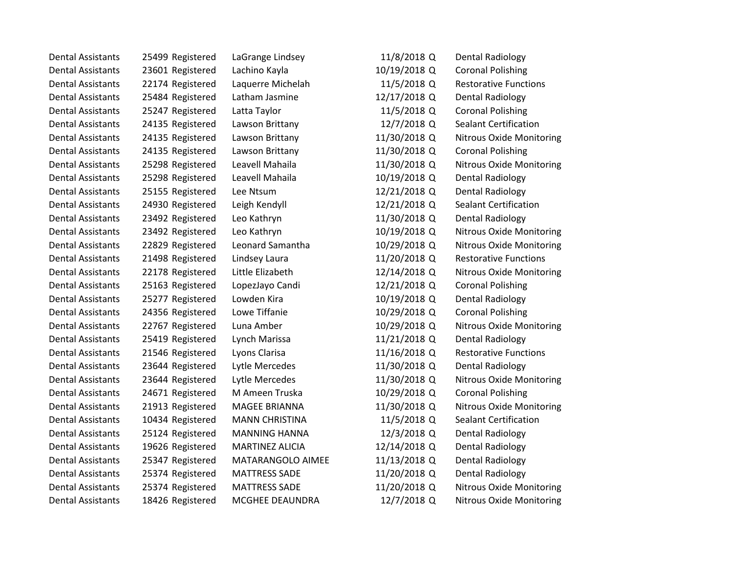| | | | | | | |
|---|---|---|---|---|---|---|
| Dental Assistants | 25499 | Registered | LaGrange Lindsey | 11/8/2018 | Q | Dental Radiology |
| Dental Assistants | 23601 | Registered | Lachino Kayla | 10/19/2018 | Q | Coronal Polishing |
| Dental Assistants | 22174 | Registered | Laquerre Michelah | 11/5/2018 | Q | Restorative Functions |
| Dental Assistants | 25484 | Registered | Latham Jasmine | 12/17/2018 | Q | Dental Radiology |
| Dental Assistants | 25247 | Registered | Latta Taylor | 11/5/2018 | Q | Coronal Polishing |
| Dental Assistants | 24135 | Registered | Lawson Brittany | 12/7/2018 | Q | Sealant Certification |
| Dental Assistants | 24135 | Registered | Lawson Brittany | 11/30/2018 | Q | Nitrous Oxide Monitoring |
| Dental Assistants | 24135 | Registered | Lawson Brittany | 11/30/2018 | Q | Coronal Polishing |
| Dental Assistants | 25298 | Registered | Leavell Mahaila | 11/30/2018 | Q | Nitrous Oxide Monitoring |
| Dental Assistants | 25298 | Registered | Leavell Mahaila | 10/19/2018 | Q | Dental Radiology |
| Dental Assistants | 25155 | Registered | Lee Ntsum | 12/21/2018 | Q | Dental Radiology |
| Dental Assistants | 24930 | Registered | Leigh Kendyll | 12/21/2018 | Q | Sealant Certification |
| Dental Assistants | 23492 | Registered | Leo Kathryn | 11/30/2018 | Q | Dental Radiology |
| Dental Assistants | 23492 | Registered | Leo Kathryn | 10/19/2018 | Q | Nitrous Oxide Monitoring |
| Dental Assistants | 22829 | Registered | Leonard Samantha | 10/29/2018 | Q | Nitrous Oxide Monitoring |
| Dental Assistants | 21498 | Registered | Lindsey Laura | 11/20/2018 | Q | Restorative Functions |
| Dental Assistants | 22178 | Registered | Little Elizabeth | 12/14/2018 | Q | Nitrous Oxide Monitoring |
| Dental Assistants | 25163 | Registered | LopezJayo Candi | 12/21/2018 | Q | Coronal Polishing |
| Dental Assistants | 25277 | Registered | Lowden Kira | 10/19/2018 | Q | Dental Radiology |
| Dental Assistants | 24356 | Registered | Lowe Tiffanie | 10/29/2018 | Q | Coronal Polishing |
| Dental Assistants | 22767 | Registered | Luna Amber | 10/29/2018 | Q | Nitrous Oxide Monitoring |
| Dental Assistants | 25419 | Registered | Lynch Marissa | 11/21/2018 | Q | Dental Radiology |
| Dental Assistants | 21546 | Registered | Lyons Clarisa | 11/16/2018 | Q | Restorative Functions |
| Dental Assistants | 23644 | Registered | Lytle Mercedes | 11/30/2018 | Q | Dental Radiology |
| Dental Assistants | 23644 | Registered | Lytle Mercedes | 11/30/2018 | Q | Nitrous Oxide Monitoring |
| Dental Assistants | 24671 | Registered | M Ameen Truska | 10/29/2018 | Q | Coronal Polishing |
| Dental Assistants | 21913 | Registered | MAGEE BRIANNA | 11/30/2018 | Q | Nitrous Oxide Monitoring |
| Dental Assistants | 10434 | Registered | MANN CHRISTINA | 11/5/2018 | Q | Sealant Certification |
| Dental Assistants | 25124 | Registered | MANNING HANNA | 12/3/2018 | Q | Dental Radiology |
| Dental Assistants | 19626 | Registered | MARTINEZ ALICIA | 12/14/2018 | Q | Dental Radiology |
| Dental Assistants | 25347 | Registered | MATARANGOLO AIMEE | 11/13/2018 | Q | Dental Radiology |
| Dental Assistants | 25374 | Registered | MATTRESS SADE | 11/20/2018 | Q | Dental Radiology |
| Dental Assistants | 25374 | Registered | MATTRESS SADE | 11/20/2018 | Q | Nitrous Oxide Monitoring |
| Dental Assistants | 18426 | Registered | MCGHEE DEAUNDRA | 12/7/2018 | Q | Nitrous Oxide Monitoring |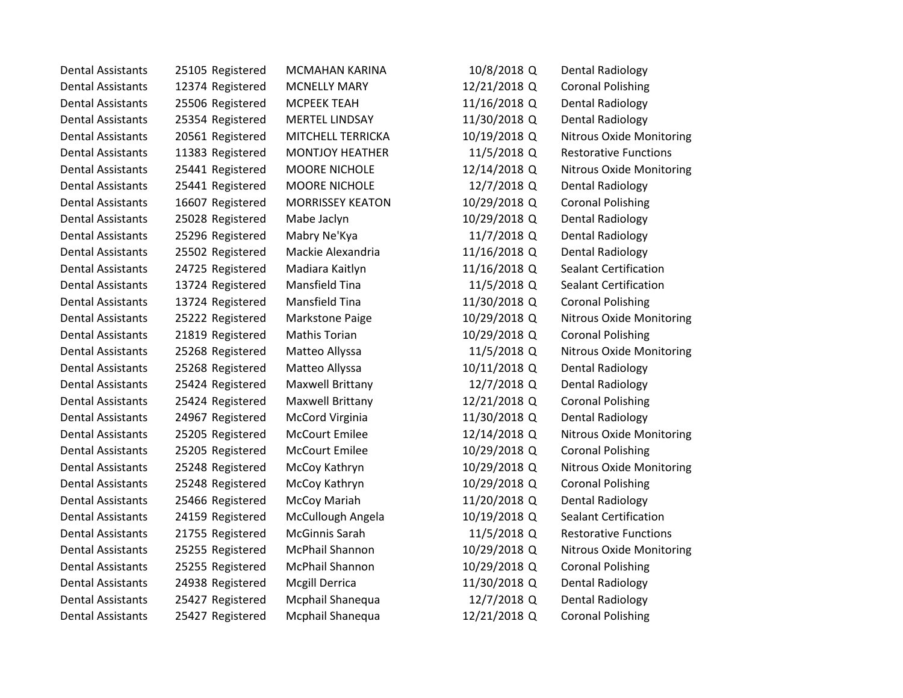| | | | | | | |
|---|---|---|---|---|---|---|
| Dental Assistants | 25105 | Registered | MCMAHAN KARINA | 10/8/2018 | Q | Dental Radiology |
| Dental Assistants | 12374 | Registered | MCNELLY MARY | 12/21/2018 | Q | Coronal Polishing |
| Dental Assistants | 25506 | Registered | MCPEEK TEAH | 11/16/2018 | Q | Dental Radiology |
| Dental Assistants | 25354 | Registered | MERTEL LINDSAY | 11/30/2018 | Q | Dental Radiology |
| Dental Assistants | 20561 | Registered | MITCHELL TERRICKA | 10/19/2018 | Q | Nitrous Oxide Monitoring |
| Dental Assistants | 11383 | Registered | MONTJOY HEATHER | 11/5/2018 | Q | Restorative Functions |
| Dental Assistants | 25441 | Registered | MOORE NICHOLE | 12/14/2018 | Q | Nitrous Oxide Monitoring |
| Dental Assistants | 25441 | Registered | MOORE NICHOLE | 12/7/2018 | Q | Dental Radiology |
| Dental Assistants | 16607 | Registered | MORRISSEY KEATON | 10/29/2018 | Q | Coronal Polishing |
| Dental Assistants | 25028 | Registered | Mabe Jaclyn | 10/29/2018 | Q | Dental Radiology |
| Dental Assistants | 25296 | Registered | Mabry Ne'Kya | 11/7/2018 | Q | Dental Radiology |
| Dental Assistants | 25502 | Registered | Mackie Alexandria | 11/16/2018 | Q | Dental Radiology |
| Dental Assistants | 24725 | Registered | Madiara Kaitlyn | 11/16/2018 | Q | Sealant Certification |
| Dental Assistants | 13724 | Registered | Mansfield Tina | 11/5/2018 | Q | Sealant Certification |
| Dental Assistants | 13724 | Registered | Mansfield Tina | 11/30/2018 | Q | Coronal Polishing |
| Dental Assistants | 25222 | Registered | Markstone Paige | 10/29/2018 | Q | Nitrous Oxide Monitoring |
| Dental Assistants | 21819 | Registered | Mathis Torian | 10/29/2018 | Q | Coronal Polishing |
| Dental Assistants | 25268 | Registered | Matteo Allyssa | 11/5/2018 | Q | Nitrous Oxide Monitoring |
| Dental Assistants | 25268 | Registered | Matteo Allyssa | 10/11/2018 | Q | Dental Radiology |
| Dental Assistants | 25424 | Registered | Maxwell Brittany | 12/7/2018 | Q | Dental Radiology |
| Dental Assistants | 25424 | Registered | Maxwell Brittany | 12/21/2018 | Q | Coronal Polishing |
| Dental Assistants | 24967 | Registered | McCord Virginia | 11/30/2018 | Q | Dental Radiology |
| Dental Assistants | 25205 | Registered | McCourt Emilee | 12/14/2018 | Q | Nitrous Oxide Monitoring |
| Dental Assistants | 25205 | Registered | McCourt Emilee | 10/29/2018 | Q | Coronal Polishing |
| Dental Assistants | 25248 | Registered | McCoy Kathryn | 10/29/2018 | Q | Nitrous Oxide Monitoring |
| Dental Assistants | 25248 | Registered | McCoy Kathryn | 10/29/2018 | Q | Coronal Polishing |
| Dental Assistants | 25466 | Registered | McCoy Mariah | 11/20/2018 | Q | Dental Radiology |
| Dental Assistants | 24159 | Registered | McCullough Angela | 10/19/2018 | Q | Sealant Certification |
| Dental Assistants | 21755 | Registered | McGinnis Sarah | 11/5/2018 | Q | Restorative Functions |
| Dental Assistants | 25255 | Registered | McPhail Shannon | 10/29/2018 | Q | Nitrous Oxide Monitoring |
| Dental Assistants | 25255 | Registered | McPhail Shannon | 10/29/2018 | Q | Coronal Polishing |
| Dental Assistants | 24938 | Registered | Mcgill Derrica | 11/30/2018 | Q | Dental Radiology |
| Dental Assistants | 25427 | Registered | Mcphail Shanequa | 12/7/2018 | Q | Dental Radiology |
| Dental Assistants | 25427 | Registered | Mcphail Shanequa | 12/21/2018 | Q | Coronal Polishing |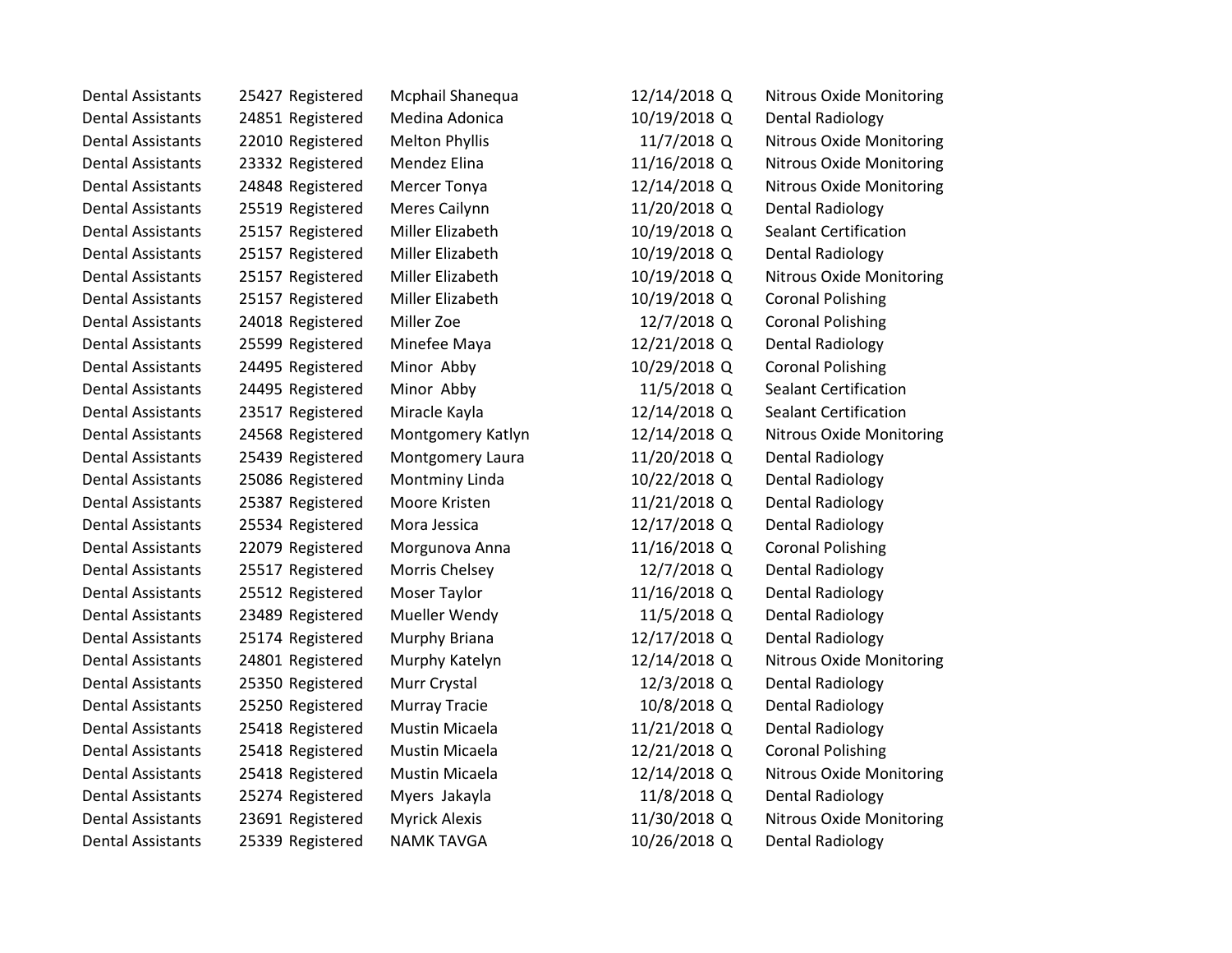| | | | | | | |
|---|---|---|---|---|---|---|
| Dental Assistants | 25427 | Registered | Mcphail Shanequa | 12/14/2018 | Q | Nitrous Oxide Monitoring |
| Dental Assistants | 24851 | Registered | Medina Adonica | 10/19/2018 | Q | Dental Radiology |
| Dental Assistants | 22010 | Registered | Melton Phyllis | 11/7/2018 | Q | Nitrous Oxide Monitoring |
| Dental Assistants | 23332 | Registered | Mendez Elina | 11/16/2018 | Q | Nitrous Oxide Monitoring |
| Dental Assistants | 24848 | Registered | Mercer Tonya | 12/14/2018 | Q | Nitrous Oxide Monitoring |
| Dental Assistants | 25519 | Registered | Meres Cailynn | 11/20/2018 | Q | Dental Radiology |
| Dental Assistants | 25157 | Registered | Miller Elizabeth | 10/19/2018 | Q | Sealant Certification |
| Dental Assistants | 25157 | Registered | Miller Elizabeth | 10/19/2018 | Q | Dental Radiology |
| Dental Assistants | 25157 | Registered | Miller Elizabeth | 10/19/2018 | Q | Nitrous Oxide Monitoring |
| Dental Assistants | 25157 | Registered | Miller Elizabeth | 10/19/2018 | Q | Coronal Polishing |
| Dental Assistants | 24018 | Registered | Miller Zoe | 12/7/2018 | Q | Coronal Polishing |
| Dental Assistants | 25599 | Registered | Minefee Maya | 12/21/2018 | Q | Dental Radiology |
| Dental Assistants | 24495 | Registered | Minor Abby | 10/29/2018 | Q | Coronal Polishing |
| Dental Assistants | 24495 | Registered | Minor Abby | 11/5/2018 | Q | Sealant Certification |
| Dental Assistants | 23517 | Registered | Miracle Kayla | 12/14/2018 | Q | Sealant Certification |
| Dental Assistants | 24568 | Registered | Montgomery Katlyn | 12/14/2018 | Q | Nitrous Oxide Monitoring |
| Dental Assistants | 25439 | Registered | Montgomery Laura | 11/20/2018 | Q | Dental Radiology |
| Dental Assistants | 25086 | Registered | Montminy Linda | 10/22/2018 | Q | Dental Radiology |
| Dental Assistants | 25387 | Registered | Moore Kristen | 11/21/2018 | Q | Dental Radiology |
| Dental Assistants | 25534 | Registered | Mora Jessica | 12/17/2018 | Q | Dental Radiology |
| Dental Assistants | 22079 | Registered | Morgunova Anna | 11/16/2018 | Q | Coronal Polishing |
| Dental Assistants | 25517 | Registered | Morris Chelsey | 12/7/2018 | Q | Dental Radiology |
| Dental Assistants | 25512 | Registered | Moser Taylor | 11/16/2018 | Q | Dental Radiology |
| Dental Assistants | 23489 | Registered | Mueller Wendy | 11/5/2018 | Q | Dental Radiology |
| Dental Assistants | 25174 | Registered | Murphy Briana | 12/17/2018 | Q | Dental Radiology |
| Dental Assistants | 24801 | Registered | Murphy Katelyn | 12/14/2018 | Q | Nitrous Oxide Monitoring |
| Dental Assistants | 25350 | Registered | Murr Crystal | 12/3/2018 | Q | Dental Radiology |
| Dental Assistants | 25250 | Registered | Murray Tracie | 10/8/2018 | Q | Dental Radiology |
| Dental Assistants | 25418 | Registered | Mustin Micaela | 11/21/2018 | Q | Dental Radiology |
| Dental Assistants | 25418 | Registered | Mustin Micaela | 12/21/2018 | Q | Coronal Polishing |
| Dental Assistants | 25418 | Registered | Mustin Micaela | 12/14/2018 | Q | Nitrous Oxide Monitoring |
| Dental Assistants | 25274 | Registered | Myers Jakayla | 11/8/2018 | Q | Dental Radiology |
| Dental Assistants | 23691 | Registered | Myrick Alexis | 11/30/2018 | Q | Nitrous Oxide Monitoring |
| Dental Assistants | 25339 | Registered | NAMK TAVGA | 10/26/2018 | Q | Dental Radiology |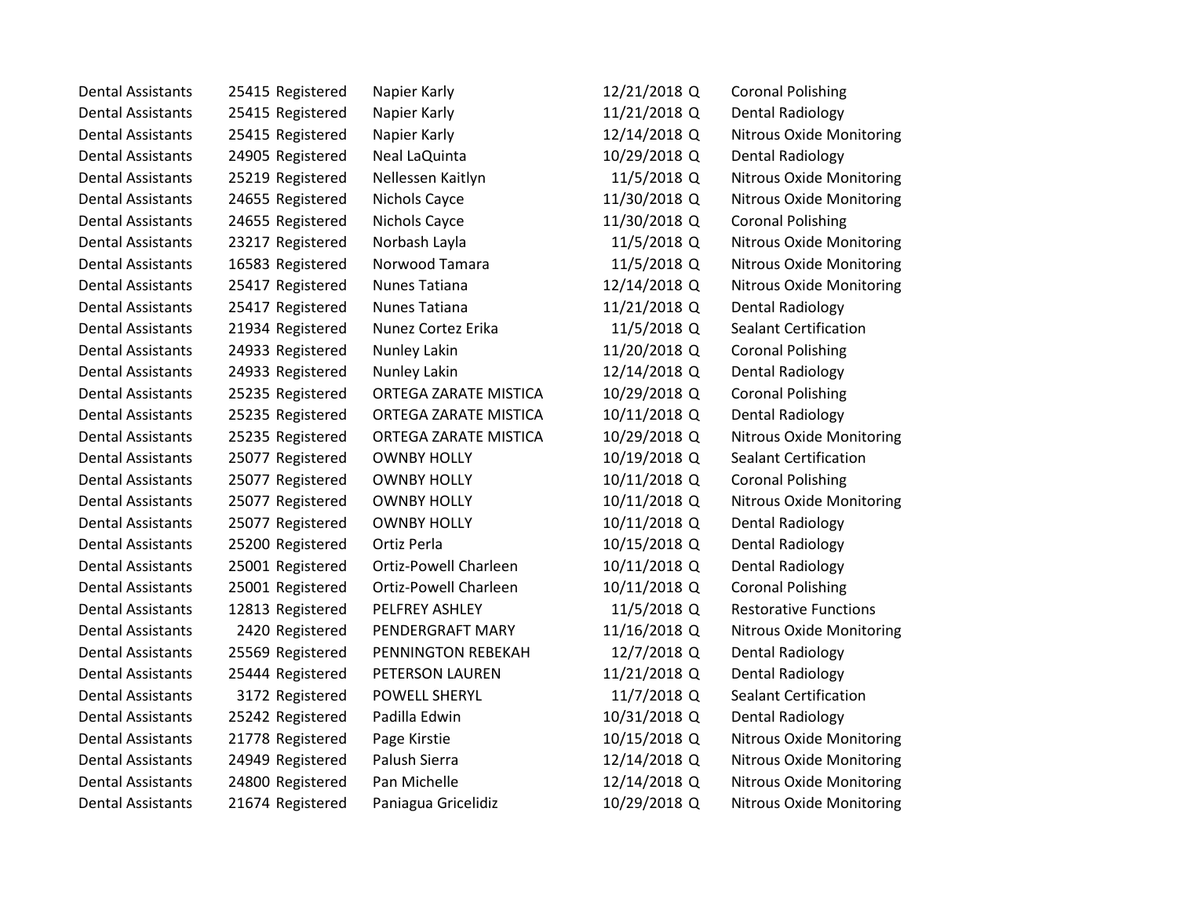| | | | | | | |
|---|---|---|---|---|---|---|
| Dental Assistants | 25415 | Registered | Napier Karly | 12/21/2018 | Q | Coronal Polishing |
| Dental Assistants | 25415 | Registered | Napier Karly | 11/21/2018 | Q | Dental Radiology |
| Dental Assistants | 25415 | Registered | Napier Karly | 12/14/2018 | Q | Nitrous Oxide Monitoring |
| Dental Assistants | 24905 | Registered | Neal LaQuinta | 10/29/2018 | Q | Dental Radiology |
| Dental Assistants | 25219 | Registered | Nellessen Kaitlyn | 11/5/2018 | Q | Nitrous Oxide Monitoring |
| Dental Assistants | 24655 | Registered | Nichols Cayce | 11/30/2018 | Q | Nitrous Oxide Monitoring |
| Dental Assistants | 24655 | Registered | Nichols Cayce | 11/30/2018 | Q | Coronal Polishing |
| Dental Assistants | 23217 | Registered | Norbash Layla | 11/5/2018 | Q | Nitrous Oxide Monitoring |
| Dental Assistants | 16583 | Registered | Norwood Tamara | 11/5/2018 | Q | Nitrous Oxide Monitoring |
| Dental Assistants | 25417 | Registered | Nunes Tatiana | 12/14/2018 | Q | Nitrous Oxide Monitoring |
| Dental Assistants | 25417 | Registered | Nunes Tatiana | 11/21/2018 | Q | Dental Radiology |
| Dental Assistants | 21934 | Registered | Nunez Cortez Erika | 11/5/2018 | Q | Sealant Certification |
| Dental Assistants | 24933 | Registered | Nunley Lakin | 11/20/2018 | Q | Coronal Polishing |
| Dental Assistants | 24933 | Registered | Nunley Lakin | 12/14/2018 | Q | Dental Radiology |
| Dental Assistants | 25235 | Registered | ORTEGA ZARATE MISTICA | 10/29/2018 | Q | Coronal Polishing |
| Dental Assistants | 25235 | Registered | ORTEGA ZARATE MISTICA | 10/11/2018 | Q | Dental Radiology |
| Dental Assistants | 25235 | Registered | ORTEGA ZARATE MISTICA | 10/29/2018 | Q | Nitrous Oxide Monitoring |
| Dental Assistants | 25077 | Registered | OWNBY HOLLY | 10/19/2018 | Q | Sealant Certification |
| Dental Assistants | 25077 | Registered | OWNBY HOLLY | 10/11/2018 | Q | Coronal Polishing |
| Dental Assistants | 25077 | Registered | OWNBY HOLLY | 10/11/2018 | Q | Nitrous Oxide Monitoring |
| Dental Assistants | 25077 | Registered | OWNBY HOLLY | 10/11/2018 | Q | Dental Radiology |
| Dental Assistants | 25200 | Registered | Ortiz Perla | 10/15/2018 | Q | Dental Radiology |
| Dental Assistants | 25001 | Registered | Ortiz-Powell Charleen | 10/11/2018 | Q | Dental Radiology |
| Dental Assistants | 25001 | Registered | Ortiz-Powell Charleen | 10/11/2018 | Q | Coronal Polishing |
| Dental Assistants | 12813 | Registered | PELFREY ASHLEY | 11/5/2018 | Q | Restorative Functions |
| Dental Assistants | 2420 | Registered | PENDERGRAFT MARY | 11/16/2018 | Q | Nitrous Oxide Monitoring |
| Dental Assistants | 25569 | Registered | PENNINGTON REBEKAH | 12/7/2018 | Q | Dental Radiology |
| Dental Assistants | 25444 | Registered | PETERSON LAUREN | 11/21/2018 | Q | Dental Radiology |
| Dental Assistants | 3172 | Registered | POWELL SHERYL | 11/7/2018 | Q | Sealant Certification |
| Dental Assistants | 25242 | Registered | Padilla Edwin | 10/31/2018 | Q | Dental Radiology |
| Dental Assistants | 21778 | Registered | Page Kirstie | 10/15/2018 | Q | Nitrous Oxide Monitoring |
| Dental Assistants | 24949 | Registered | Palush Sierra | 12/14/2018 | Q | Nitrous Oxide Monitoring |
| Dental Assistants | 24800 | Registered | Pan Michelle | 12/14/2018 | Q | Nitrous Oxide Monitoring |
| Dental Assistants | 21674 | Registered | Paniagua Gricelidiz | 10/29/2018 | Q | Nitrous Oxide Monitoring |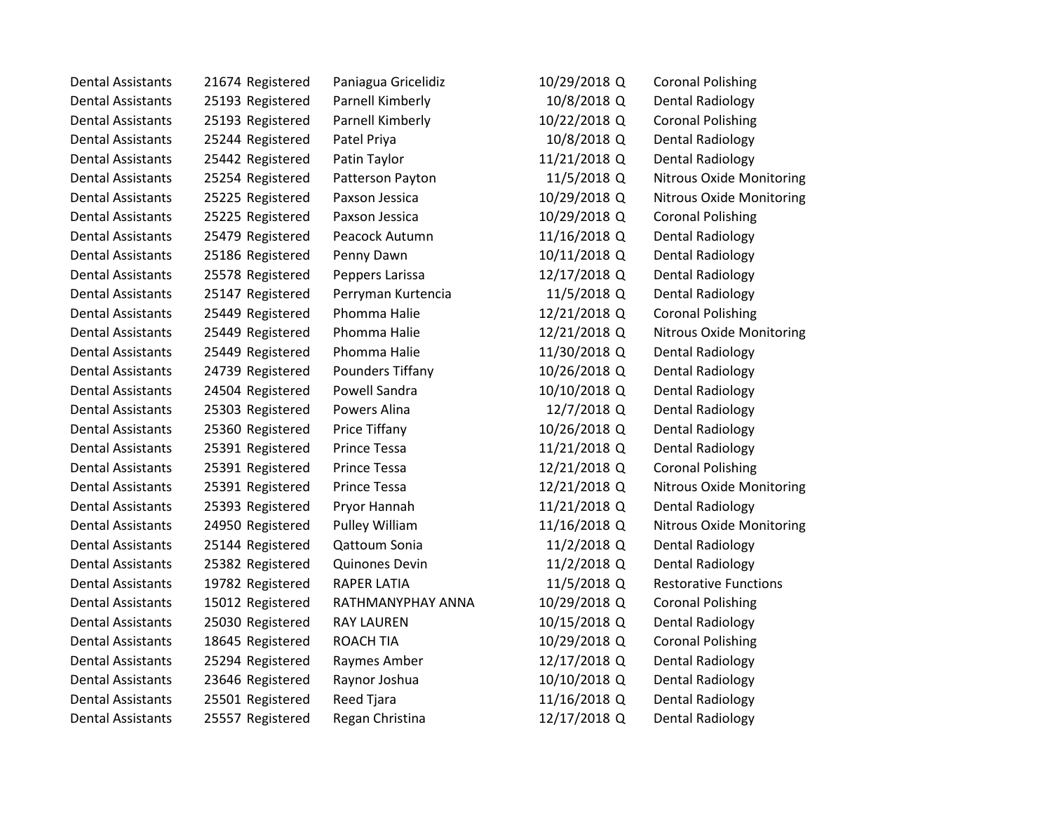| | | | | | | |
|---|---|---|---|---|---|---|
| Dental Assistants | 21674 | Registered | Paniagua Gricelidiz | 10/29/2018 | Q | Coronal Polishing |
| Dental Assistants | 25193 | Registered | Parnell Kimberly | 10/8/2018 | Q | Dental Radiology |
| Dental Assistants | 25193 | Registered | Parnell Kimberly | 10/22/2018 | Q | Coronal Polishing |
| Dental Assistants | 25244 | Registered | Patel Priya | 10/8/2018 | Q | Dental Radiology |
| Dental Assistants | 25442 | Registered | Patin Taylor | 11/21/2018 | Q | Dental Radiology |
| Dental Assistants | 25254 | Registered | Patterson Payton | 11/5/2018 | Q | Nitrous Oxide Monitoring |
| Dental Assistants | 25225 | Registered | Paxson Jessica | 10/29/2018 | Q | Nitrous Oxide Monitoring |
| Dental Assistants | 25225 | Registered | Paxson Jessica | 10/29/2018 | Q | Coronal Polishing |
| Dental Assistants | 25479 | Registered | Peacock Autumn | 11/16/2018 | Q | Dental Radiology |
| Dental Assistants | 25186 | Registered | Penny Dawn | 10/11/2018 | Q | Dental Radiology |
| Dental Assistants | 25578 | Registered | Peppers Larissa | 12/17/2018 | Q | Dental Radiology |
| Dental Assistants | 25147 | Registered | Perryman Kurtencia | 11/5/2018 | Q | Dental Radiology |
| Dental Assistants | 25449 | Registered | Phomma Halie | 12/21/2018 | Q | Coronal Polishing |
| Dental Assistants | 25449 | Registered | Phomma Halie | 12/21/2018 | Q | Nitrous Oxide Monitoring |
| Dental Assistants | 25449 | Registered | Phomma Halie | 11/30/2018 | Q | Dental Radiology |
| Dental Assistants | 24739 | Registered | Pounders Tiffany | 10/26/2018 | Q | Dental Radiology |
| Dental Assistants | 24504 | Registered | Powell Sandra | 10/10/2018 | Q | Dental Radiology |
| Dental Assistants | 25303 | Registered | Powers Alina | 12/7/2018 | Q | Dental Radiology |
| Dental Assistants | 25360 | Registered | Price Tiffany | 10/26/2018 | Q | Dental Radiology |
| Dental Assistants | 25391 | Registered | Prince Tessa | 11/21/2018 | Q | Dental Radiology |
| Dental Assistants | 25391 | Registered | Prince Tessa | 12/21/2018 | Q | Coronal Polishing |
| Dental Assistants | 25391 | Registered | Prince Tessa | 12/21/2018 | Q | Nitrous Oxide Monitoring |
| Dental Assistants | 25393 | Registered | Pryor Hannah | 11/21/2018 | Q | Dental Radiology |
| Dental Assistants | 24950 | Registered | Pulley William | 11/16/2018 | Q | Nitrous Oxide Monitoring |
| Dental Assistants | 25144 | Registered | Qattoum Sonia | 11/2/2018 | Q | Dental Radiology |
| Dental Assistants | 25382 | Registered | Quinones Devin | 11/2/2018 | Q | Dental Radiology |
| Dental Assistants | 19782 | Registered | RAPER LATIA | 11/5/2018 | Q | Restorative Functions |
| Dental Assistants | 15012 | Registered | RATHMANYPHAY ANNA | 10/29/2018 | Q | Coronal Polishing |
| Dental Assistants | 25030 | Registered | RAY LAUREN | 10/15/2018 | Q | Dental Radiology |
| Dental Assistants | 18645 | Registered | ROACH TIA | 10/29/2018 | Q | Coronal Polishing |
| Dental Assistants | 25294 | Registered | Raymes Amber | 12/17/2018 | Q | Dental Radiology |
| Dental Assistants | 23646 | Registered | Raynor Joshua | 10/10/2018 | Q | Dental Radiology |
| Dental Assistants | 25501 | Registered | Reed Tjara | 11/16/2018 | Q | Dental Radiology |
| Dental Assistants | 25557 | Registered | Regan Christina | 12/17/2018 | Q | Dental Radiology |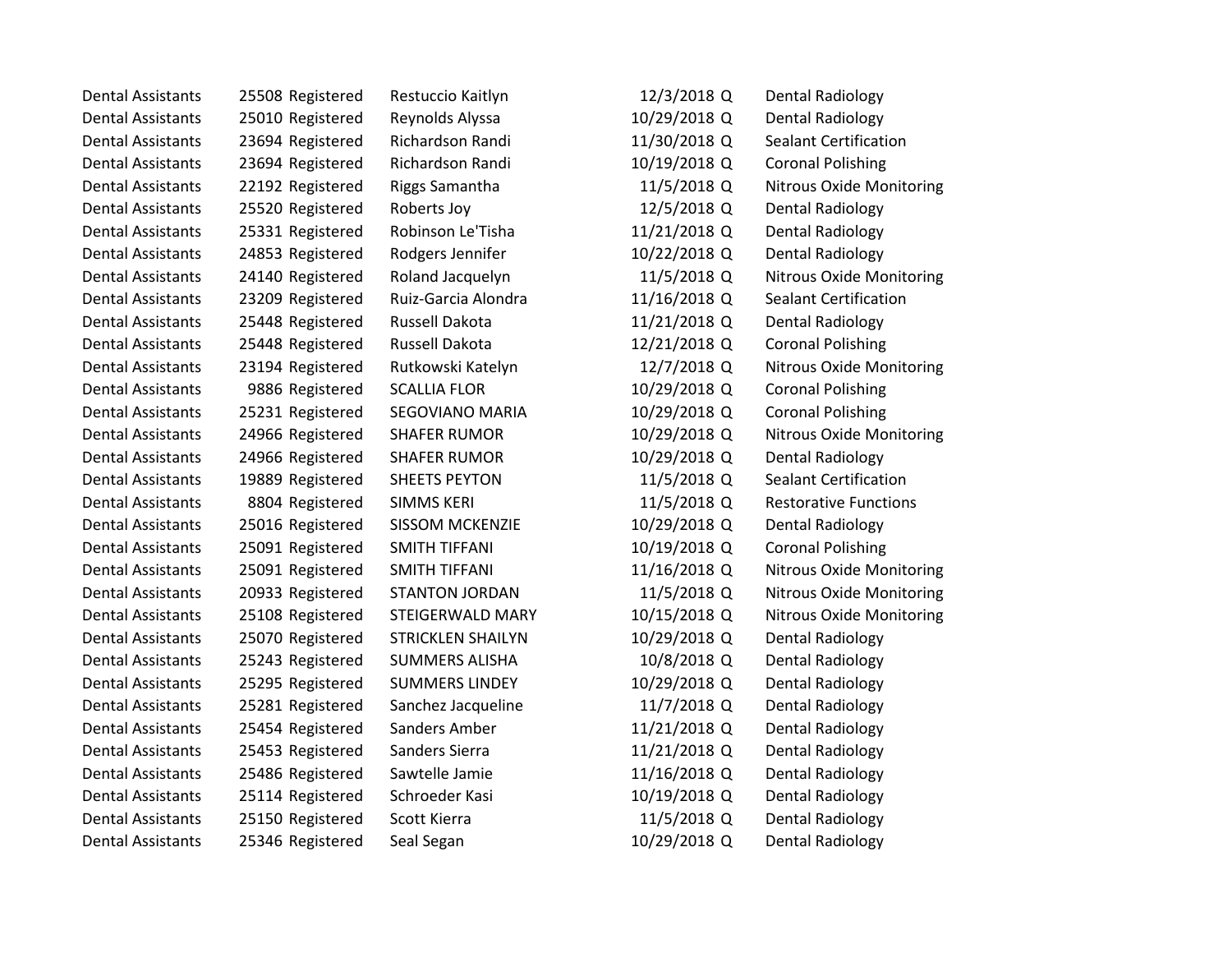| | | | | | | |
|---|---|---|---|---|---|---|
| Dental Assistants | 25508 | Registered | Restuccio Kaitlyn | 12/3/2018 | Q | Dental Radiology |
| Dental Assistants | 25010 | Registered | Reynolds Alyssa | 10/29/2018 | Q | Dental Radiology |
| Dental Assistants | 23694 | Registered | Richardson Randi | 11/30/2018 | Q | Sealant Certification |
| Dental Assistants | 23694 | Registered | Richardson Randi | 10/19/2018 | Q | Coronal Polishing |
| Dental Assistants | 22192 | Registered | Riggs Samantha | 11/5/2018 | Q | Nitrous Oxide Monitoring |
| Dental Assistants | 25520 | Registered | Roberts Joy | 12/5/2018 | Q | Dental Radiology |
| Dental Assistants | 25331 | Registered | Robinson Le'Tisha | 11/21/2018 | Q | Dental Radiology |
| Dental Assistants | 24853 | Registered | Rodgers Jennifer | 10/22/2018 | Q | Dental Radiology |
| Dental Assistants | 24140 | Registered | Roland Jacquelyn | 11/5/2018 | Q | Nitrous Oxide Monitoring |
| Dental Assistants | 23209 | Registered | Ruiz-Garcia Alondra | 11/16/2018 | Q | Sealant Certification |
| Dental Assistants | 25448 | Registered | Russell Dakota | 11/21/2018 | Q | Dental Radiology |
| Dental Assistants | 25448 | Registered | Russell Dakota | 12/21/2018 | Q | Coronal Polishing |
| Dental Assistants | 23194 | Registered | Rutkowski Katelyn | 12/7/2018 | Q | Nitrous Oxide Monitoring |
| Dental Assistants | 9886 | Registered | SCALLIA FLOR | 10/29/2018 | Q | Coronal Polishing |
| Dental Assistants | 25231 | Registered | SEGOVIANO MARIA | 10/29/2018 | Q | Coronal Polishing |
| Dental Assistants | 24966 | Registered | SHAFER RUMOR | 10/29/2018 | Q | Nitrous Oxide Monitoring |
| Dental Assistants | 24966 | Registered | SHAFER RUMOR | 10/29/2018 | Q | Dental Radiology |
| Dental Assistants | 19889 | Registered | SHEETS PEYTON | 11/5/2018 | Q | Sealant Certification |
| Dental Assistants | 8804 | Registered | SIMMS KERI | 11/5/2018 | Q | Restorative Functions |
| Dental Assistants | 25016 | Registered | SISSOM MCKENZIE | 10/29/2018 | Q | Dental Radiology |
| Dental Assistants | 25091 | Registered | SMITH TIFFANI | 10/19/2018 | Q | Coronal Polishing |
| Dental Assistants | 25091 | Registered | SMITH TIFFANI | 11/16/2018 | Q | Nitrous Oxide Monitoring |
| Dental Assistants | 20933 | Registered | STANTON JORDAN | 11/5/2018 | Q | Nitrous Oxide Monitoring |
| Dental Assistants | 25108 | Registered | STEIGERWALD MARY | 10/15/2018 | Q | Nitrous Oxide Monitoring |
| Dental Assistants | 25070 | Registered | STRICKLEN SHAILYN | 10/29/2018 | Q | Dental Radiology |
| Dental Assistants | 25243 | Registered | SUMMERS ALISHA | 10/8/2018 | Q | Dental Radiology |
| Dental Assistants | 25295 | Registered | SUMMERS LINDEY | 10/29/2018 | Q | Dental Radiology |
| Dental Assistants | 25281 | Registered | Sanchez Jacqueline | 11/7/2018 | Q | Dental Radiology |
| Dental Assistants | 25454 | Registered | Sanders Amber | 11/21/2018 | Q | Dental Radiology |
| Dental Assistants | 25453 | Registered | Sanders Sierra | 11/21/2018 | Q | Dental Radiology |
| Dental Assistants | 25486 | Registered | Sawtelle Jamie | 11/16/2018 | Q | Dental Radiology |
| Dental Assistants | 25114 | Registered | Schroeder Kasi | 10/19/2018 | Q | Dental Radiology |
| Dental Assistants | 25150 | Registered | Scott Kierra | 11/5/2018 | Q | Dental Radiology |
| Dental Assistants | 25346 | Registered | Seal Segan | 10/29/2018 | Q | Dental Radiology |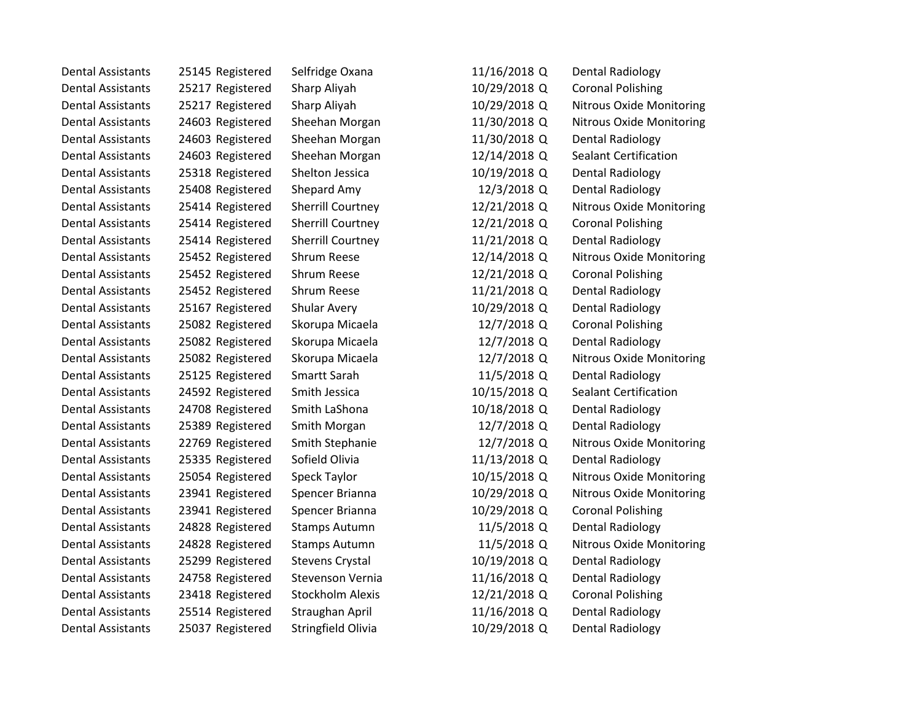| | | | | | | |
|---|---|---|---|---|---|---|
| Dental Assistants | 25145 | Registered | Selfridge Oxana | 11/16/2018 | Q | Dental Radiology |
| Dental Assistants | 25217 | Registered | Sharp Aliyah | 10/29/2018 | Q | Coronal Polishing |
| Dental Assistants | 25217 | Registered | Sharp Aliyah | 10/29/2018 | Q | Nitrous Oxide Monitoring |
| Dental Assistants | 24603 | Registered | Sheehan Morgan | 11/30/2018 | Q | Nitrous Oxide Monitoring |
| Dental Assistants | 24603 | Registered | Sheehan Morgan | 11/30/2018 | Q | Dental Radiology |
| Dental Assistants | 24603 | Registered | Sheehan Morgan | 12/14/2018 | Q | Sealant Certification |
| Dental Assistants | 25318 | Registered | Shelton Jessica | 10/19/2018 | Q | Dental Radiology |
| Dental Assistants | 25408 | Registered | Shepard Amy | 12/3/2018 | Q | Dental Radiology |
| Dental Assistants | 25414 | Registered | Sherrill Courtney | 12/21/2018 | Q | Nitrous Oxide Monitoring |
| Dental Assistants | 25414 | Registered | Sherrill Courtney | 12/21/2018 | Q | Coronal Polishing |
| Dental Assistants | 25414 | Registered | Sherrill Courtney | 11/21/2018 | Q | Dental Radiology |
| Dental Assistants | 25452 | Registered | Shrum Reese | 12/14/2018 | Q | Nitrous Oxide Monitoring |
| Dental Assistants | 25452 | Registered | Shrum Reese | 12/21/2018 | Q | Coronal Polishing |
| Dental Assistants | 25452 | Registered | Shrum Reese | 11/21/2018 | Q | Dental Radiology |
| Dental Assistants | 25167 | Registered | Shular Avery | 10/29/2018 | Q | Dental Radiology |
| Dental Assistants | 25082 | Registered | Skorupa Micaela | 12/7/2018 | Q | Coronal Polishing |
| Dental Assistants | 25082 | Registered | Skorupa Micaela | 12/7/2018 | Q | Dental Radiology |
| Dental Assistants | 25082 | Registered | Skorupa Micaela | 12/7/2018 | Q | Nitrous Oxide Monitoring |
| Dental Assistants | 25125 | Registered | Smartt Sarah | 11/5/2018 | Q | Dental Radiology |
| Dental Assistants | 24592 | Registered | Smith Jessica | 10/15/2018 | Q | Sealant Certification |
| Dental Assistants | 24708 | Registered | Smith LaShona | 10/18/2018 | Q | Dental Radiology |
| Dental Assistants | 25389 | Registered | Smith Morgan | 12/7/2018 | Q | Dental Radiology |
| Dental Assistants | 22769 | Registered | Smith Stephanie | 12/7/2018 | Q | Nitrous Oxide Monitoring |
| Dental Assistants | 25335 | Registered | Sofield Olivia | 11/13/2018 | Q | Dental Radiology |
| Dental Assistants | 25054 | Registered | Speck Taylor | 10/15/2018 | Q | Nitrous Oxide Monitoring |
| Dental Assistants | 23941 | Registered | Spencer Brianna | 10/29/2018 | Q | Nitrous Oxide Monitoring |
| Dental Assistants | 23941 | Registered | Spencer Brianna | 10/29/2018 | Q | Coronal Polishing |
| Dental Assistants | 24828 | Registered | Stamps Autumn | 11/5/2018 | Q | Dental Radiology |
| Dental Assistants | 24828 | Registered | Stamps Autumn | 11/5/2018 | Q | Nitrous Oxide Monitoring |
| Dental Assistants | 25299 | Registered | Stevens Crystal | 10/19/2018 | Q | Dental Radiology |
| Dental Assistants | 24758 | Registered | Stevenson Vernia | 11/16/2018 | Q | Dental Radiology |
| Dental Assistants | 23418 | Registered | Stockholm Alexis | 12/21/2018 | Q | Coronal Polishing |
| Dental Assistants | 25514 | Registered | Straughan April | 11/16/2018 | Q | Dental Radiology |
| Dental Assistants | 25037 | Registered | Stringfield Olivia | 10/29/2018 | Q | Dental Radiology |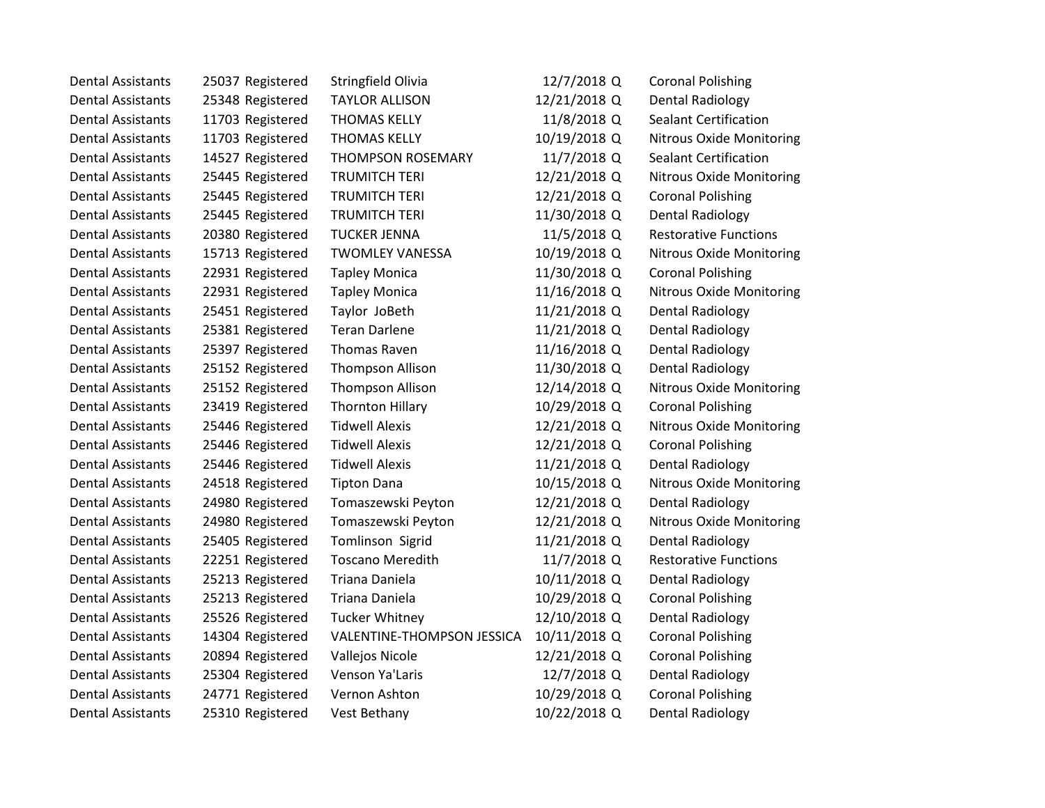| | | | | | | |
|---|---|---|---|---|---|---|
| Dental Assistants | 25037 | Registered | Stringfield Olivia | 12/7/2018 | Q | Coronal Polishing |
| Dental Assistants | 25348 | Registered | TAYLOR ALLISON | 12/21/2018 | Q | Dental Radiology |
| Dental Assistants | 11703 | Registered | THOMAS KELLY | 11/8/2018 | Q | Sealant Certification |
| Dental Assistants | 11703 | Registered | THOMAS KELLY | 10/19/2018 | Q | Nitrous Oxide Monitoring |
| Dental Assistants | 14527 | Registered | THOMPSON ROSEMARY | 11/7/2018 | Q | Sealant Certification |
| Dental Assistants | 25445 | Registered | TRUMITCH TERI | 12/21/2018 | Q | Nitrous Oxide Monitoring |
| Dental Assistants | 25445 | Registered | TRUMITCH TERI | 12/21/2018 | Q | Coronal Polishing |
| Dental Assistants | 25445 | Registered | TRUMITCH TERI | 11/30/2018 | Q | Dental Radiology |
| Dental Assistants | 20380 | Registered | TUCKER JENNA | 11/5/2018 | Q | Restorative Functions |
| Dental Assistants | 15713 | Registered | TWOMLEY VANESSA | 10/19/2018 | Q | Nitrous Oxide Monitoring |
| Dental Assistants | 22931 | Registered | Tapley Monica | 11/30/2018 | Q | Coronal Polishing |
| Dental Assistants | 22931 | Registered | Tapley Monica | 11/16/2018 | Q | Nitrous Oxide Monitoring |
| Dental Assistants | 25451 | Registered | Taylor JoBeth | 11/21/2018 | Q | Dental Radiology |
| Dental Assistants | 25381 | Registered | Teran Darlene | 11/21/2018 | Q | Dental Radiology |
| Dental Assistants | 25397 | Registered | Thomas Raven | 11/16/2018 | Q | Dental Radiology |
| Dental Assistants | 25152 | Registered | Thompson Allison | 11/30/2018 | Q | Dental Radiology |
| Dental Assistants | 25152 | Registered | Thompson Allison | 12/14/2018 | Q | Nitrous Oxide Monitoring |
| Dental Assistants | 23419 | Registered | Thornton Hillary | 10/29/2018 | Q | Coronal Polishing |
| Dental Assistants | 25446 | Registered | Tidwell Alexis | 12/21/2018 | Q | Nitrous Oxide Monitoring |
| Dental Assistants | 25446 | Registered | Tidwell Alexis | 12/21/2018 | Q | Coronal Polishing |
| Dental Assistants | 25446 | Registered | Tidwell Alexis | 11/21/2018 | Q | Dental Radiology |
| Dental Assistants | 24518 | Registered | Tipton Dana | 10/15/2018 | Q | Nitrous Oxide Monitoring |
| Dental Assistants | 24980 | Registered | Tomaszewski Peyton | 12/21/2018 | Q | Dental Radiology |
| Dental Assistants | 24980 | Registered | Tomaszewski Peyton | 12/21/2018 | Q | Nitrous Oxide Monitoring |
| Dental Assistants | 25405 | Registered | Tomlinson Sigrid | 11/21/2018 | Q | Dental Radiology |
| Dental Assistants | 22251 | Registered | Toscano Meredith | 11/7/2018 | Q | Restorative Functions |
| Dental Assistants | 25213 | Registered | Triana Daniela | 10/11/2018 | Q | Dental Radiology |
| Dental Assistants | 25213 | Registered | Triana Daniela | 10/29/2018 | Q | Coronal Polishing |
| Dental Assistants | 25526 | Registered | Tucker Whitney | 12/10/2018 | Q | Dental Radiology |
| Dental Assistants | 14304 | Registered | VALENTINE-THOMPSON JESSICA | 10/11/2018 | Q | Coronal Polishing |
| Dental Assistants | 20894 | Registered | Vallejos Nicole | 12/21/2018 | Q | Coronal Polishing |
| Dental Assistants | 25304 | Registered | Venson Ya'Laris | 12/7/2018 | Q | Dental Radiology |
| Dental Assistants | 24771 | Registered | Vernon Ashton | 10/29/2018 | Q | Coronal Polishing |
| Dental Assistants | 25310 | Registered | Vest Bethany | 10/22/2018 | Q | Dental Radiology |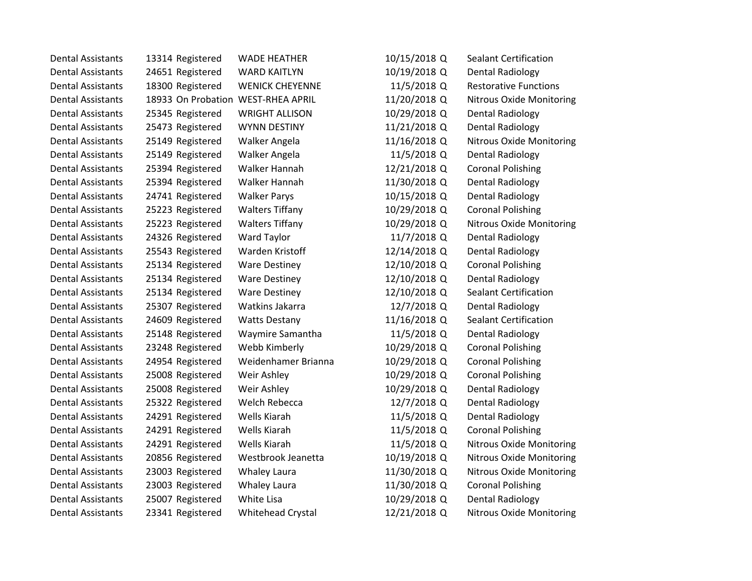| | | | | | | |
|---|---|---|---|---|---|---|
| Dental Assistants | 13314 | Registered | WADE HEATHER | 10/15/2018 | Q | Sealant Certification |
| Dental Assistants | 24651 | Registered | WARD KAITLYN | 10/19/2018 | Q | Dental Radiology |
| Dental Assistants | 18300 | Registered | WENICK CHEYENNE | 11/5/2018 | Q | Restorative Functions |
| Dental Assistants | 18933 | On Probation | WEST-RHEA APRIL | 11/20/2018 | Q | Nitrous Oxide Monitoring |
| Dental Assistants | 25345 | Registered | WRIGHT ALLISON | 10/29/2018 | Q | Dental Radiology |
| Dental Assistants | 25473 | Registered | WYNN DESTINY | 11/21/2018 | Q | Dental Radiology |
| Dental Assistants | 25149 | Registered | Walker Angela | 11/16/2018 | Q | Nitrous Oxide Monitoring |
| Dental Assistants | 25149 | Registered | Walker Angela | 11/5/2018 | Q | Dental Radiology |
| Dental Assistants | 25394 | Registered | Walker Hannah | 12/21/2018 | Q | Coronal Polishing |
| Dental Assistants | 25394 | Registered | Walker Hannah | 11/30/2018 | Q | Dental Radiology |
| Dental Assistants | 24741 | Registered | Walker Parys | 10/15/2018 | Q | Dental Radiology |
| Dental Assistants | 25223 | Registered | Walters Tiffany | 10/29/2018 | Q | Coronal Polishing |
| Dental Assistants | 25223 | Registered | Walters Tiffany | 10/29/2018 | Q | Nitrous Oxide Monitoring |
| Dental Assistants | 24326 | Registered | Ward Taylor | 11/7/2018 | Q | Dental Radiology |
| Dental Assistants | 25543 | Registered | Warden Kristoff | 12/14/2018 | Q | Dental Radiology |
| Dental Assistants | 25134 | Registered | Ware Destiney | 12/10/2018 | Q | Coronal Polishing |
| Dental Assistants | 25134 | Registered | Ware Destiney | 12/10/2018 | Q | Dental Radiology |
| Dental Assistants | 25134 | Registered | Ware Destiney | 12/10/2018 | Q | Sealant Certification |
| Dental Assistants | 25307 | Registered | Watkins Jakarra | 12/7/2018 | Q | Dental Radiology |
| Dental Assistants | 24609 | Registered | Watts Destany | 11/16/2018 | Q | Sealant Certification |
| Dental Assistants | 25148 | Registered | Waymire Samantha | 11/5/2018 | Q | Dental Radiology |
| Dental Assistants | 23248 | Registered | Webb Kimberly | 10/29/2018 | Q | Coronal Polishing |
| Dental Assistants | 24954 | Registered | Weidenhamer Brianna | 10/29/2018 | Q | Coronal Polishing |
| Dental Assistants | 25008 | Registered | Weir Ashley | 10/29/2018 | Q | Coronal Polishing |
| Dental Assistants | 25008 | Registered | Weir Ashley | 10/29/2018 | Q | Dental Radiology |
| Dental Assistants | 25322 | Registered | Welch Rebecca | 12/7/2018 | Q | Dental Radiology |
| Dental Assistants | 24291 | Registered | Wells Kiarah | 11/5/2018 | Q | Dental Radiology |
| Dental Assistants | 24291 | Registered | Wells Kiarah | 11/5/2018 | Q | Coronal Polishing |
| Dental Assistants | 24291 | Registered | Wells Kiarah | 11/5/2018 | Q | Nitrous Oxide Monitoring |
| Dental Assistants | 20856 | Registered | Westbrook Jeanetta | 10/19/2018 | Q | Nitrous Oxide Monitoring |
| Dental Assistants | 23003 | Registered | Whaley Laura | 11/30/2018 | Q | Nitrous Oxide Monitoring |
| Dental Assistants | 23003 | Registered | Whaley Laura | 11/30/2018 | Q | Coronal Polishing |
| Dental Assistants | 25007 | Registered | White Lisa | 10/29/2018 | Q | Dental Radiology |
| Dental Assistants | 23341 | Registered | Whitehead Crystal | 12/21/2018 | Q | Nitrous Oxide Monitoring |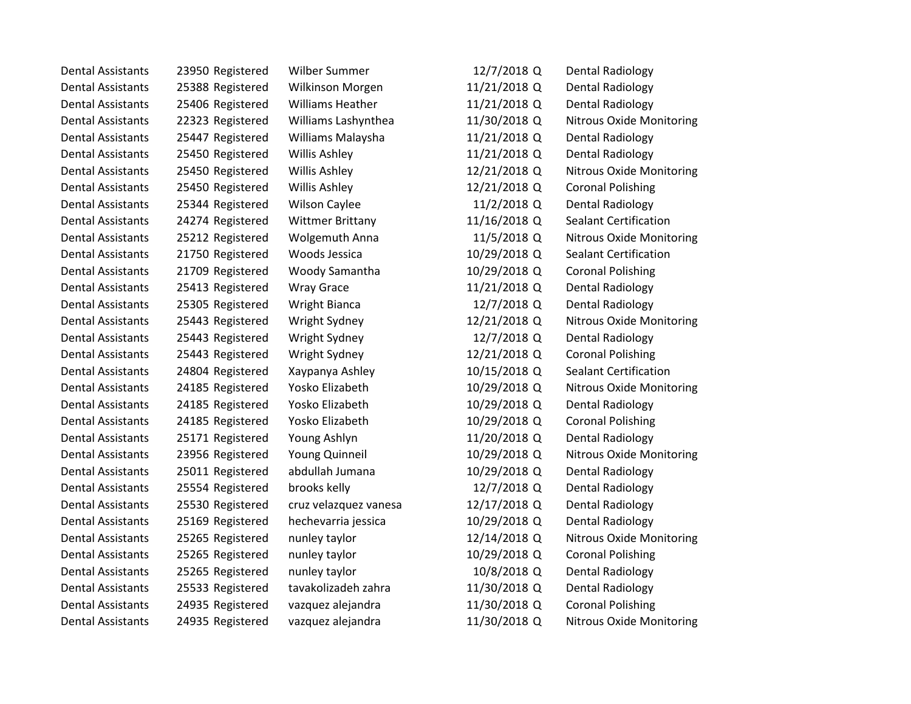| | | | | | | |
|---|---|---|---|---|---|---|
| Dental Assistants | 23950 | Registered | Wilber Summer | 12/7/2018 | Q | Dental Radiology |
| Dental Assistants | 25388 | Registered | Wilkinson Morgen | 11/21/2018 | Q | Dental Radiology |
| Dental Assistants | 25406 | Registered | Williams Heather | 11/21/2018 | Q | Dental Radiology |
| Dental Assistants | 22323 | Registered | Williams Lashynthea | 11/30/2018 | Q | Nitrous Oxide Monitoring |
| Dental Assistants | 25447 | Registered | Williams Malaysha | 11/21/2018 | Q | Dental Radiology |
| Dental Assistants | 25450 | Registered | Willis Ashley | 11/21/2018 | Q | Dental Radiology |
| Dental Assistants | 25450 | Registered | Willis Ashley | 12/21/2018 | Q | Nitrous Oxide Monitoring |
| Dental Assistants | 25450 | Registered | Willis Ashley | 12/21/2018 | Q | Coronal Polishing |
| Dental Assistants | 25344 | Registered | Wilson Caylee | 11/2/2018 | Q | Dental Radiology |
| Dental Assistants | 24274 | Registered | Wittmer Brittany | 11/16/2018 | Q | Sealant Certification |
| Dental Assistants | 25212 | Registered | Wolgemuth Anna | 11/5/2018 | Q | Nitrous Oxide Monitoring |
| Dental Assistants | 21750 | Registered | Woods Jessica | 10/29/2018 | Q | Sealant Certification |
| Dental Assistants | 21709 | Registered | Woody Samantha | 10/29/2018 | Q | Coronal Polishing |
| Dental Assistants | 25413 | Registered | Wray Grace | 11/21/2018 | Q | Dental Radiology |
| Dental Assistants | 25305 | Registered | Wright Bianca | 12/7/2018 | Q | Dental Radiology |
| Dental Assistants | 25443 | Registered | Wright Sydney | 12/21/2018 | Q | Nitrous Oxide Monitoring |
| Dental Assistants | 25443 | Registered | Wright Sydney | 12/7/2018 | Q | Dental Radiology |
| Dental Assistants | 25443 | Registered | Wright Sydney | 12/21/2018 | Q | Coronal Polishing |
| Dental Assistants | 24804 | Registered | Xaypanya Ashley | 10/15/2018 | Q | Sealant Certification |
| Dental Assistants | 24185 | Registered | Yosko Elizabeth | 10/29/2018 | Q | Nitrous Oxide Monitoring |
| Dental Assistants | 24185 | Registered | Yosko Elizabeth | 10/29/2018 | Q | Dental Radiology |
| Dental Assistants | 24185 | Registered | Yosko Elizabeth | 10/29/2018 | Q | Coronal Polishing |
| Dental Assistants | 25171 | Registered | Young Ashlyn | 11/20/2018 | Q | Dental Radiology |
| Dental Assistants | 23956 | Registered | Young Quinneil | 10/29/2018 | Q | Nitrous Oxide Monitoring |
| Dental Assistants | 25011 | Registered | abdullah Jumana | 10/29/2018 | Q | Dental Radiology |
| Dental Assistants | 25554 | Registered | brooks kelly | 12/7/2018 | Q | Dental Radiology |
| Dental Assistants | 25530 | Registered | cruz velazquez vanesa | 12/17/2018 | Q | Dental Radiology |
| Dental Assistants | 25169 | Registered | hechevarria jessica | 10/29/2018 | Q | Dental Radiology |
| Dental Assistants | 25265 | Registered | nunley taylor | 12/14/2018 | Q | Nitrous Oxide Monitoring |
| Dental Assistants | 25265 | Registered | nunley taylor | 10/29/2018 | Q | Coronal Polishing |
| Dental Assistants | 25265 | Registered | nunley taylor | 10/8/2018 | Q | Dental Radiology |
| Dental Assistants | 25533 | Registered | tavakolizadeh zahra | 11/30/2018 | Q | Dental Radiology |
| Dental Assistants | 24935 | Registered | vazquez alejandra | 11/30/2018 | Q | Coronal Polishing |
| Dental Assistants | 24935 | Registered | vazquez alejandra | 11/30/2018 | Q | Nitrous Oxide Monitoring |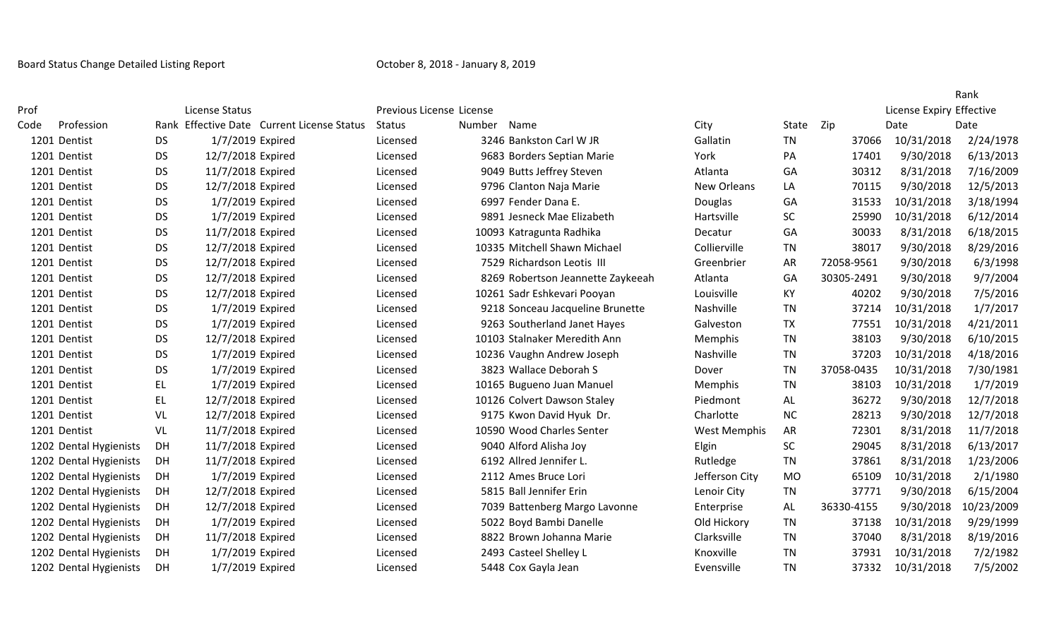Board Status Change Detailed Listing Report October 8, 2018 - January 8, 2019

| Prof Code | Profession | Rank | License Status Effective Date | Current License Status | Previous License Status | License Number | Name | City | State | Zip | License Expiry Date | Rank Effective Date |
|---|---|---|---|---|---|---|---|---|---|---|---|---|
| 1201 | Dentist | DS | 1/7/2019 | Expired | Licensed | 3246 | Bankston Carl W JR | Gallatin | TN | 37066 | 10/31/2018 | 2/24/1978 |
| 1201 | Dentist | DS | 12/7/2018 | Expired | Licensed | 9683 | Borders Septian Marie | York | PA | 17401 | 9/30/2018 | 6/13/2013 |
| 1201 | Dentist | DS | 11/7/2018 | Expired | Licensed | 9049 | Butts Jeffrey Steven | Atlanta | GA | 30312 | 8/31/2018 | 7/16/2009 |
| 1201 | Dentist | DS | 12/7/2018 | Expired | Licensed | 9796 | Clanton Naja Marie | New Orleans | LA | 70115 | 9/30/2018 | 12/5/2013 |
| 1201 | Dentist | DS | 1/7/2019 | Expired | Licensed | 6997 | Fender Dana E. | Douglas | GA | 31533 | 10/31/2018 | 3/18/1994 |
| 1201 | Dentist | DS | 1/7/2019 | Expired | Licensed | 9891 | Jesneck Mae Elizabeth | Hartsville | SC | 25990 | 10/31/2018 | 6/12/2014 |
| 1201 | Dentist | DS | 11/7/2018 | Expired | Licensed | 10093 | Katragunta Radhika | Decatur | GA | 30033 | 8/31/2018 | 6/18/2015 |
| 1201 | Dentist | DS | 12/7/2018 | Expired | Licensed | 10335 | Mitchell Shawn Michael | Collierville | TN | 38017 | 9/30/2018 | 8/29/2016 |
| 1201 | Dentist | DS | 12/7/2018 | Expired | Licensed | 7529 | Richardson Leotis III | Greenbrier | AR | 72058-9561 | 9/30/2018 | 6/3/1998 |
| 1201 | Dentist | DS | 12/7/2018 | Expired | Licensed | 8269 | Robertson Jeannette Zaykeeah | Atlanta | GA | 30305-2491 | 9/30/2018 | 9/7/2004 |
| 1201 | Dentist | DS | 12/7/2018 | Expired | Licensed | 10261 | Sadr Eshkevari Pooyan | Louisville | KY | 40202 | 9/30/2018 | 7/5/2016 |
| 1201 | Dentist | DS | 1/7/2019 | Expired | Licensed | 9218 | Sonceau Jacqueline Brunette | Nashville | TN | 37214 | 10/31/2018 | 1/7/2017 |
| 1201 | Dentist | DS | 1/7/2019 | Expired | Licensed | 9263 | Southerland Janet Hayes | Galveston | TX | 77551 | 10/31/2018 | 4/21/2011 |
| 1201 | Dentist | DS | 12/7/2018 | Expired | Licensed | 10103 | Stalnaker Meredith Ann | Memphis | TN | 38103 | 9/30/2018 | 6/10/2015 |
| 1201 | Dentist | DS | 1/7/2019 | Expired | Licensed | 10236 | Vaughn Andrew Joseph | Nashville | TN | 37203 | 10/31/2018 | 4/18/2016 |
| 1201 | Dentist | DS | 1/7/2019 | Expired | Licensed | 3823 | Wallace Deborah S | Dover | TN | 37058-0435 | 10/31/2018 | 7/30/1981 |
| 1201 | Dentist | EL | 1/7/2019 | Expired | Licensed | 10165 | Bugueno Juan Manuel | Memphis | TN | 38103 | 10/31/2018 | 1/7/2019 |
| 1201 | Dentist | EL | 12/7/2018 | Expired | Licensed | 10126 | Colvert Dawson Staley | Piedmont | AL | 36272 | 9/30/2018 | 12/7/2018 |
| 1201 | Dentist | VL | 12/7/2018 | Expired | Licensed | 9175 | Kwon David Hyuk Dr. | Charlotte | NC | 28213 | 9/30/2018 | 12/7/2018 |
| 1201 | Dentist | VL | 11/7/2018 | Expired | Licensed | 10590 | Wood Charles Senter | West Memphis | AR | 72301 | 8/31/2018 | 11/7/2018 |
| 1202 | Dental Hygienists | DH | 11/7/2018 | Expired | Licensed | 9040 | Alford Alisha Joy | Elgin | SC | 29045 | 8/31/2018 | 6/13/2017 |
| 1202 | Dental Hygienists | DH | 11/7/2018 | Expired | Licensed | 6192 | Allred Jennifer L. | Rutledge | TN | 37861 | 8/31/2018 | 1/23/2006 |
| 1202 | Dental Hygienists | DH | 1/7/2019 | Expired | Licensed | 2112 | Ames Bruce Lori | Jefferson City | MO | 65109 | 10/31/2018 | 2/1/1980 |
| 1202 | Dental Hygienists | DH | 12/7/2018 | Expired | Licensed | 5815 | Ball Jennifer Erin | Lenoir City | TN | 37771 | 9/30/2018 | 6/15/2004 |
| 1202 | Dental Hygienists | DH | 12/7/2018 | Expired | Licensed | 7039 | Battenberg Margo Lavonne | Enterprise | AL | 36330-4155 | 9/30/2018 | 10/23/2009 |
| 1202 | Dental Hygienists | DH | 1/7/2019 | Expired | Licensed | 5022 | Boyd Bambi Danelle | Old Hickory | TN | 37138 | 10/31/2018 | 9/29/1999 |
| 1202 | Dental Hygienists | DH | 11/7/2018 | Expired | Licensed | 8822 | Brown Johanna Marie | Clarksville | TN | 37040 | 8/31/2018 | 8/19/2016 |
| 1202 | Dental Hygienists | DH | 1/7/2019 | Expired | Licensed | 2493 | Casteel Shelley L | Knoxville | TN | 37931 | 10/31/2018 | 7/2/1982 |
| 1202 | Dental Hygienists | DH | 1/7/2019 | Expired | Licensed | 5448 | Cox Gayla Jean | Evensville | TN | 37332 | 10/31/2018 | 7/5/2002 |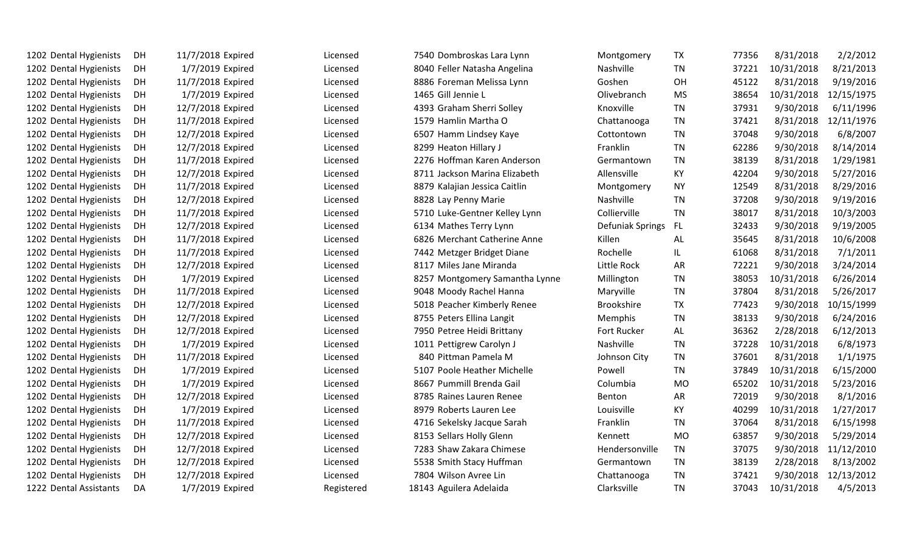| | | | | | | | | | | | | |
|---|---|---|---|---|---|---|---|---|---|---|---|---|
| 1202 | Dental Hygienists | DH | 11/7/2018 | Expired | Licensed | 7540 | Dombroskas Lara Lynn | Montgomery | TX | 77356 | 8/31/2018 | 2/2/2012 |
| 1202 | Dental Hygienists | DH | 1/7/2019 | Expired | Licensed | 8040 | Feller Natasha Angelina | Nashville | TN | 37221 | 10/31/2018 | 8/21/2013 |
| 1202 | Dental Hygienists | DH | 11/7/2018 | Expired | Licensed | 8886 | Foreman Melissa Lynn | Goshen | OH | 45122 | 8/31/2018 | 9/19/2016 |
| 1202 | Dental Hygienists | DH | 1/7/2019 | Expired | Licensed | 1465 | Gill Jennie L | Olivebranch | MS | 38654 | 10/31/2018 | 12/15/1975 |
| 1202 | Dental Hygienists | DH | 12/7/2018 | Expired | Licensed | 4393 | Graham Sherri Solley | Knoxville | TN | 37931 | 9/30/2018 | 6/11/1996 |
| 1202 | Dental Hygienists | DH | 11/7/2018 | Expired | Licensed | 1579 | Hamlin Martha O | Chattanooga | TN | 37421 | 8/31/2018 | 12/11/1976 |
| 1202 | Dental Hygienists | DH | 12/7/2018 | Expired | Licensed | 6507 | Hamm Lindsey Kaye | Cottontown | TN | 37048 | 9/30/2018 | 6/8/2007 |
| 1202 | Dental Hygienists | DH | 12/7/2018 | Expired | Licensed | 8299 | Heaton Hillary J | Franklin | TN | 62286 | 9/30/2018 | 8/14/2014 |
| 1202 | Dental Hygienists | DH | 11/7/2018 | Expired | Licensed | 2276 | Hoffman Karen Anderson | Germantown | TN | 38139 | 8/31/2018 | 1/29/1981 |
| 1202 | Dental Hygienists | DH | 12/7/2018 | Expired | Licensed | 8711 | Jackson Marina Elizabeth | Allensville | KY | 42204 | 9/30/2018 | 5/27/2016 |
| 1202 | Dental Hygienists | DH | 11/7/2018 | Expired | Licensed | 8879 | Kalajian Jessica Caitlin | Montgomery | NY | 12549 | 8/31/2018 | 8/29/2016 |
| 1202 | Dental Hygienists | DH | 12/7/2018 | Expired | Licensed | 8828 | Lay Penny Marie | Nashville | TN | 37208 | 9/30/2018 | 9/19/2016 |
| 1202 | Dental Hygienists | DH | 11/7/2018 | Expired | Licensed | 5710 | Luke-Gentner Kelley Lynn | Collierville | TN | 38017 | 8/31/2018 | 10/3/2003 |
| 1202 | Dental Hygienists | DH | 12/7/2018 | Expired | Licensed | 6134 | Mathes Terry Lynn | Defuniak Springs | FL | 32433 | 9/30/2018 | 9/19/2005 |
| 1202 | Dental Hygienists | DH | 11/7/2018 | Expired | Licensed | 6826 | Merchant Catherine Anne | Killen | AL | 35645 | 8/31/2018 | 10/6/2008 |
| 1202 | Dental Hygienists | DH | 11/7/2018 | Expired | Licensed | 7442 | Metzger Bridget Diane | Rochelle | IL | 61068 | 8/31/2018 | 7/1/2011 |
| 1202 | Dental Hygienists | DH | 12/7/2018 | Expired | Licensed | 8117 | Miles Jane Miranda | Little Rock | AR | 72221 | 9/30/2018 | 3/24/2014 |
| 1202 | Dental Hygienists | DH | 1/7/2019 | Expired | Licensed | 8257 | Montgomery Samantha Lynne | Millington | TN | 38053 | 10/31/2018 | 6/26/2014 |
| 1202 | Dental Hygienists | DH | 11/7/2018 | Expired | Licensed | 9048 | Moody Rachel Hanna | Maryville | TN | 37804 | 8/31/2018 | 5/26/2017 |
| 1202 | Dental Hygienists | DH | 12/7/2018 | Expired | Licensed | 5018 | Peacher Kimberly Renee | Brookshire | TX | 77423 | 9/30/2018 | 10/15/1999 |
| 1202 | Dental Hygienists | DH | 12/7/2018 | Expired | Licensed | 8755 | Peters Ellina Langit | Memphis | TN | 38133 | 9/30/2018 | 6/24/2016 |
| 1202 | Dental Hygienists | DH | 12/7/2018 | Expired | Licensed | 7950 | Petree Heidi Brittany | Fort Rucker | AL | 36362 | 2/28/2018 | 6/12/2013 |
| 1202 | Dental Hygienists | DH | 1/7/2019 | Expired | Licensed | 1011 | Pettigrew Carolyn J | Nashville | TN | 37228 | 10/31/2018 | 6/8/1973 |
| 1202 | Dental Hygienists | DH | 11/7/2018 | Expired | Licensed | 840 | Pittman Pamela M | Johnson City | TN | 37601 | 8/31/2018 | 1/1/1975 |
| 1202 | Dental Hygienists | DH | 1/7/2019 | Expired | Licensed | 5107 | Poole Heather Michelle | Powell | TN | 37849 | 10/31/2018 | 6/15/2000 |
| 1202 | Dental Hygienists | DH | 1/7/2019 | Expired | Licensed | 8667 | Pummill Brenda Gail | Columbia | MO | 65202 | 10/31/2018 | 5/23/2016 |
| 1202 | Dental Hygienists | DH | 12/7/2018 | Expired | Licensed | 8785 | Raines Lauren Renee | Benton | AR | 72019 | 9/30/2018 | 8/1/2016 |
| 1202 | Dental Hygienists | DH | 1/7/2019 | Expired | Licensed | 8979 | Roberts Lauren Lee | Louisville | KY | 40299 | 10/31/2018 | 1/27/2017 |
| 1202 | Dental Hygienists | DH | 11/7/2018 | Expired | Licensed | 4716 | Sekelsky Jacque Sarah | Franklin | TN | 37064 | 8/31/2018 | 6/15/1998 |
| 1202 | Dental Hygienists | DH | 12/7/2018 | Expired | Licensed | 8153 | Sellars Holly Glenn | Kennett | MO | 63857 | 9/30/2018 | 5/29/2014 |
| 1202 | Dental Hygienists | DH | 12/7/2018 | Expired | Licensed | 7283 | Shaw Zakara Chimese | Hendersonville | TN | 37075 | 9/30/2018 | 11/12/2010 |
| 1202 | Dental Hygienists | DH | 12/7/2018 | Expired | Licensed | 5538 | Smith Stacy Huffman | Germantown | TN | 38139 | 2/28/2018 | 8/13/2002 |
| 1202 | Dental Hygienists | DH | 12/7/2018 | Expired | Licensed | 7804 | Wilson Avree Lin | Chattanooga | TN | 37421 | 9/30/2018 | 12/13/2012 |
| 1222 | Dental Assistants | DA | 1/7/2019 | Expired | Registered | 18143 | Aguilera Adelaida | Clarksville | TN | 37043 | 10/31/2018 | 4/5/2013 |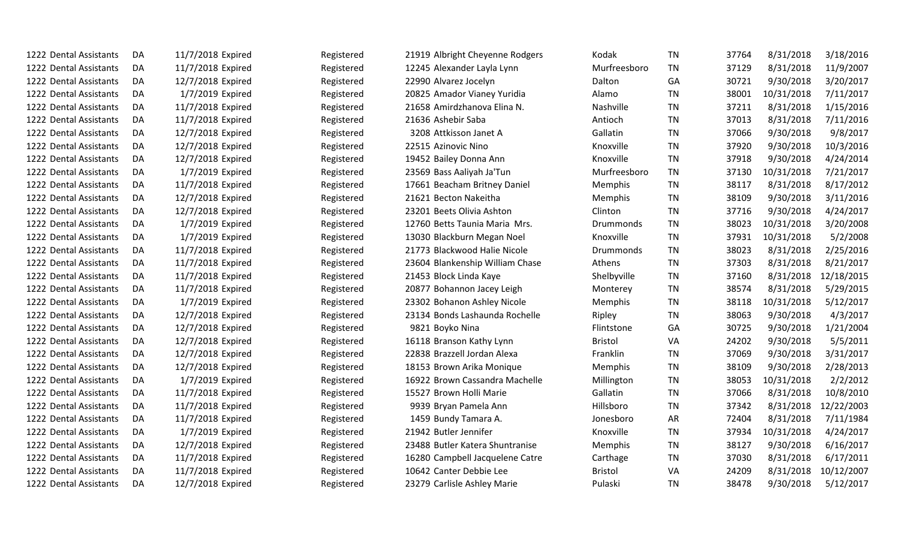| | | | | | | | | | | | | |
|---|---|---|---|---|---|---|---|---|---|---|---|---|
| 1222 | Dental Assistants | DA | 11/7/2018 | Expired | Registered | 21919 | Albright Cheyenne Rodgers | Kodak | TN | 37764 | 8/31/2018 | 3/18/2016 |
| 1222 | Dental Assistants | DA | 11/7/2018 | Expired | Registered | 12245 | Alexander Layla Lynn | Murfreesboro | TN | 37129 | 8/31/2018 | 11/9/2007 |
| 1222 | Dental Assistants | DA | 12/7/2018 | Expired | Registered | 22990 | Alvarez Jocelyn | Dalton | GA | 30721 | 9/30/2018 | 3/20/2017 |
| 1222 | Dental Assistants | DA | 1/7/2019 | Expired | Registered | 20825 | Amador Vianey Yuridia | Alamo | TN | 38001 | 10/31/2018 | 7/11/2017 |
| 1222 | Dental Assistants | DA | 11/7/2018 | Expired | Registered | 21658 | Amirdzhanova Elina N. | Nashville | TN | 37211 | 8/31/2018 | 1/15/2016 |
| 1222 | Dental Assistants | DA | 11/7/2018 | Expired | Registered | 21636 | Ashebir Saba | Antioch | TN | 37013 | 8/31/2018 | 7/11/2016 |
| 1222 | Dental Assistants | DA | 12/7/2018 | Expired | Registered | 3208 | Attkisson Janet A | Gallatin | TN | 37066 | 9/30/2018 | 9/8/2017 |
| 1222 | Dental Assistants | DA | 12/7/2018 | Expired | Registered | 22515 | Azinovic Nino | Knoxville | TN | 37920 | 9/30/2018 | 10/3/2016 |
| 1222 | Dental Assistants | DA | 12/7/2018 | Expired | Registered | 19452 | Bailey Donna Ann | Knoxville | TN | 37918 | 9/30/2018 | 4/24/2014 |
| 1222 | Dental Assistants | DA | 1/7/2019 | Expired | Registered | 23569 | Bass Aaliyah Ja'Tun | Murfreesboro | TN | 37130 | 10/31/2018 | 7/21/2017 |
| 1222 | Dental Assistants | DA | 11/7/2018 | Expired | Registered | 17661 | Beacham Britney Daniel | Memphis | TN | 38117 | 8/31/2018 | 8/17/2012 |
| 1222 | Dental Assistants | DA | 12/7/2018 | Expired | Registered | 21621 | Becton Nakeitha | Memphis | TN | 38109 | 9/30/2018 | 3/11/2016 |
| 1222 | Dental Assistants | DA | 12/7/2018 | Expired | Registered | 23201 | Beets Olivia Ashton | Clinton | TN | 37716 | 9/30/2018 | 4/24/2017 |
| 1222 | Dental Assistants | DA | 1/7/2019 | Expired | Registered | 12760 | Betts Taunia Maria Mrs. | Drummonds | TN | 38023 | 10/31/2018 | 3/20/2008 |
| 1222 | Dental Assistants | DA | 1/7/2019 | Expired | Registered | 13030 | Blackburn Megan Noel | Knoxville | TN | 37931 | 10/31/2018 | 5/2/2008 |
| 1222 | Dental Assistants | DA | 11/7/2018 | Expired | Registered | 21773 | Blackwood Halie Nicole | Drummonds | TN | 38023 | 8/31/2018 | 2/25/2016 |
| 1222 | Dental Assistants | DA | 11/7/2018 | Expired | Registered | 23604 | Blankenship William Chase | Athens | TN | 37303 | 8/31/2018 | 8/21/2017 |
| 1222 | Dental Assistants | DA | 11/7/2018 | Expired | Registered | 21453 | Block Linda Kaye | Shelbyville | TN | 37160 | 8/31/2018 | 12/18/2015 |
| 1222 | Dental Assistants | DA | 11/7/2018 | Expired | Registered | 20877 | Bohannon Jacey Leigh | Monterey | TN | 38574 | 8/31/2018 | 5/29/2015 |
| 1222 | Dental Assistants | DA | 1/7/2019 | Expired | Registered | 23302 | Bohanon Ashley Nicole | Memphis | TN | 38118 | 10/31/2018 | 5/12/2017 |
| 1222 | Dental Assistants | DA | 12/7/2018 | Expired | Registered | 23134 | Bonds Lashaunda Rochelle | Ripley | TN | 38063 | 9/30/2018 | 4/3/2017 |
| 1222 | Dental Assistants | DA | 12/7/2018 | Expired | Registered | 9821 | Boyko Nina | Flintstone | GA | 30725 | 9/30/2018 | 1/21/2004 |
| 1222 | Dental Assistants | DA | 12/7/2018 | Expired | Registered | 16118 | Branson Kathy Lynn | Bristol | VA | 24202 | 9/30/2018 | 5/5/2011 |
| 1222 | Dental Assistants | DA | 12/7/2018 | Expired | Registered | 22838 | Brazzell Jordan Alexa | Franklin | TN | 37069 | 9/30/2018 | 3/31/2017 |
| 1222 | Dental Assistants | DA | 12/7/2018 | Expired | Registered | 18153 | Brown Arika Monique | Memphis | TN | 38109 | 9/30/2018 | 2/28/2013 |
| 1222 | Dental Assistants | DA | 1/7/2019 | Expired | Registered | 16922 | Brown Cassandra Machelle | Millington | TN | 38053 | 10/31/2018 | 2/2/2012 |
| 1222 | Dental Assistants | DA | 11/7/2018 | Expired | Registered | 15527 | Brown Holli Marie | Gallatin | TN | 37066 | 8/31/2018 | 10/8/2010 |
| 1222 | Dental Assistants | DA | 11/7/2018 | Expired | Registered | 9939 | Bryan Pamela Ann | Hillsboro | TN | 37342 | 8/31/2018 | 12/22/2003 |
| 1222 | Dental Assistants | DA | 11/7/2018 | Expired | Registered | 1459 | Bundy Tamara A. | Jonesboro | AR | 72404 | 8/31/2018 | 7/11/1984 |
| 1222 | Dental Assistants | DA | 1/7/2019 | Expired | Registered | 21942 | Butler Jennifer | Knoxville | TN | 37934 | 10/31/2018 | 4/24/2017 |
| 1222 | Dental Assistants | DA | 12/7/2018 | Expired | Registered | 23488 | Butler Katera Shuntranise | Memphis | TN | 38127 | 9/30/2018 | 6/16/2017 |
| 1222 | Dental Assistants | DA | 11/7/2018 | Expired | Registered | 16280 | Campbell Jacquelene Catre | Carthage | TN | 37030 | 8/31/2018 | 6/17/2011 |
| 1222 | Dental Assistants | DA | 11/7/2018 | Expired | Registered | 10642 | Canter Debbie Lee | Bristol | VA | 24209 | 8/31/2018 | 10/12/2007 |
| 1222 | Dental Assistants | DA | 12/7/2018 | Expired | Registered | 23279 | Carlisle Ashley Marie | Pulaski | TN | 38478 | 9/30/2018 | 5/12/2017 |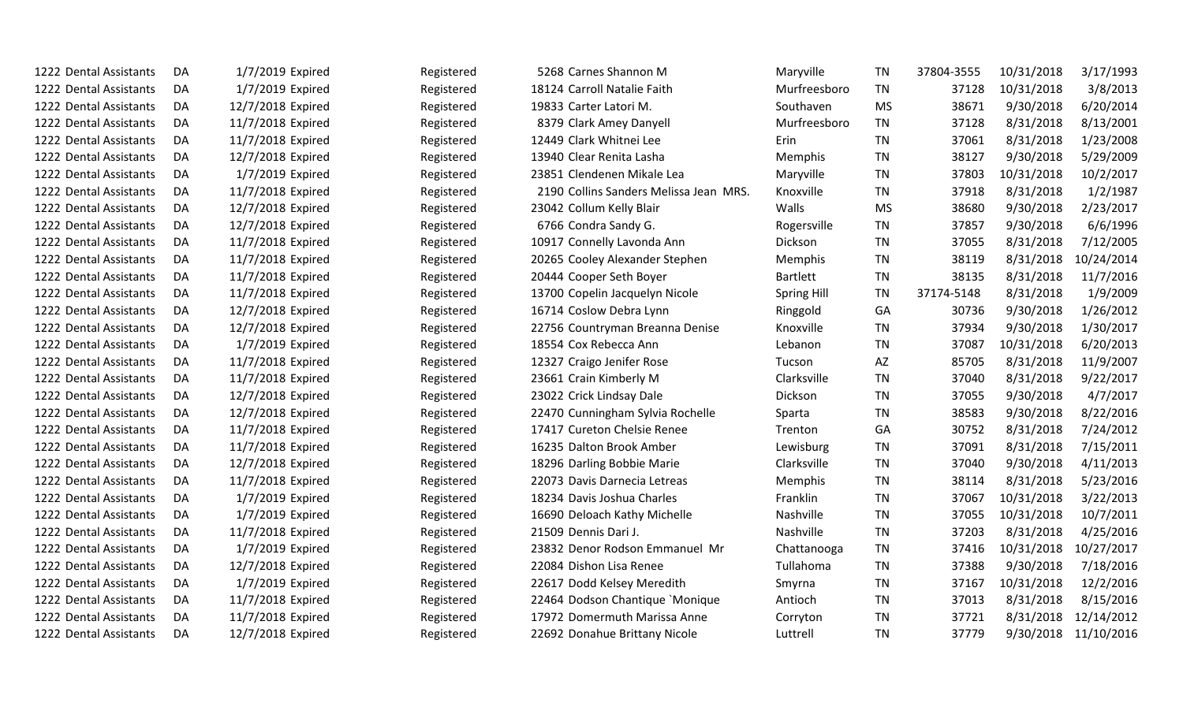| | | | | | | | | | | | | |
|---|---|---|---|---|---|---|---|---|---|---|---|---|
| 1222 | Dental Assistants | DA | 1/7/2019 | Expired | Registered | 5268 | Carnes Shannon M | Maryville | TN | 37804-3555 | 10/31/2018 | 3/17/1993 |
| 1222 | Dental Assistants | DA | 1/7/2019 | Expired | Registered | 18124 | Carroll Natalie Faith | Murfreesboro | TN | 37128 | 10/31/2018 | 3/8/2013 |
| 1222 | Dental Assistants | DA | 12/7/2018 | Expired | Registered | 19833 | Carter Latori M. | Southaven | MS | 38671 | 9/30/2018 | 6/20/2014 |
| 1222 | Dental Assistants | DA | 11/7/2018 | Expired | Registered | 8379 | Clark Amey Danyell | Murfreesboro | TN | 37128 | 8/31/2018 | 8/13/2001 |
| 1222 | Dental Assistants | DA | 11/7/2018 | Expired | Registered | 12449 | Clark Whitnei Lee | Erin | TN | 37061 | 8/31/2018 | 1/23/2008 |
| 1222 | Dental Assistants | DA | 12/7/2018 | Expired | Registered | 13940 | Clear Renita Lasha | Memphis | TN | 38127 | 9/30/2018 | 5/29/2009 |
| 1222 | Dental Assistants | DA | 1/7/2019 | Expired | Registered | 23851 | Clendenen Mikale Lea | Maryville | TN | 37803 | 10/31/2018 | 10/2/2017 |
| 1222 | Dental Assistants | DA | 11/7/2018 | Expired | Registered | 2190 | Collins Sanders Melissa Jean MRS. | Knoxville | TN | 37918 | 8/31/2018 | 1/2/1987 |
| 1222 | Dental Assistants | DA | 12/7/2018 | Expired | Registered | 23042 | Collum Kelly Blair | Walls | MS | 38680 | 9/30/2018 | 2/23/2017 |
| 1222 | Dental Assistants | DA | 12/7/2018 | Expired | Registered | 6766 | Condra Sandy G. | Rogersville | TN | 37857 | 9/30/2018 | 6/6/1996 |
| 1222 | Dental Assistants | DA | 11/7/2018 | Expired | Registered | 10917 | Connelly Lavonda Ann | Dickson | TN | 37055 | 8/31/2018 | 7/12/2005 |
| 1222 | Dental Assistants | DA | 11/7/2018 | Expired | Registered | 20265 | Cooley Alexander Stephen | Memphis | TN | 38119 | 8/31/2018 | 10/24/2014 |
| 1222 | Dental Assistants | DA | 11/7/2018 | Expired | Registered | 20444 | Cooper Seth Boyer | Bartlett | TN | 38135 | 8/31/2018 | 11/7/2016 |
| 1222 | Dental Assistants | DA | 11/7/2018 | Expired | Registered | 13700 | Copelin Jacquelyn Nicole | Spring Hill | TN | 37174-5148 | 8/31/2018 | 1/9/2009 |
| 1222 | Dental Assistants | DA | 12/7/2018 | Expired | Registered | 16714 | Coslow Debra Lynn | Ringgold | GA | 30736 | 9/30/2018 | 1/26/2012 |
| 1222 | Dental Assistants | DA | 12/7/2018 | Expired | Registered | 22756 | Countryman Breanna Denise | Knoxville | TN | 37934 | 9/30/2018 | 1/30/2017 |
| 1222 | Dental Assistants | DA | 1/7/2019 | Expired | Registered | 18554 | Cox Rebecca Ann | Lebanon | TN | 37087 | 10/31/2018 | 6/20/2013 |
| 1222 | Dental Assistants | DA | 11/7/2018 | Expired | Registered | 12327 | Craigo Jenifer Rose | Tucson | AZ | 85705 | 8/31/2018 | 11/9/2007 |
| 1222 | Dental Assistants | DA | 11/7/2018 | Expired | Registered | 23661 | Crain Kimberly M | Clarksville | TN | 37040 | 8/31/2018 | 9/22/2017 |
| 1222 | Dental Assistants | DA | 12/7/2018 | Expired | Registered | 23022 | Crick Lindsay Dale | Dickson | TN | 37055 | 9/30/2018 | 4/7/2017 |
| 1222 | Dental Assistants | DA | 12/7/2018 | Expired | Registered | 22470 | Cunningham Sylvia Rochelle | Sparta | TN | 38583 | 9/30/2018 | 8/22/2016 |
| 1222 | Dental Assistants | DA | 11/7/2018 | Expired | Registered | 17417 | Cureton Chelsie Renee | Trenton | GA | 30752 | 8/31/2018 | 7/24/2012 |
| 1222 | Dental Assistants | DA | 11/7/2018 | Expired | Registered | 16235 | Dalton Brook Amber | Lewisburg | TN | 37091 | 8/31/2018 | 7/15/2011 |
| 1222 | Dental Assistants | DA | 12/7/2018 | Expired | Registered | 18296 | Darling Bobbie Marie | Clarksville | TN | 37040 | 9/30/2018 | 4/11/2013 |
| 1222 | Dental Assistants | DA | 11/7/2018 | Expired | Registered | 22073 | Davis Darnecia Letreas | Memphis | TN | 38114 | 8/31/2018 | 5/23/2016 |
| 1222 | Dental Assistants | DA | 1/7/2019 | Expired | Registered | 18234 | Davis Joshua Charles | Franklin | TN | 37067 | 10/31/2018 | 3/22/2013 |
| 1222 | Dental Assistants | DA | 1/7/2019 | Expired | Registered | 16690 | Deloach Kathy Michelle | Nashville | TN | 37055 | 10/31/2018 | 10/7/2011 |
| 1222 | Dental Assistants | DA | 11/7/2018 | Expired | Registered | 21509 | Dennis Dari J. | Nashville | TN | 37203 | 8/31/2018 | 4/25/2016 |
| 1222 | Dental Assistants | DA | 1/7/2019 | Expired | Registered | 23832 | Denor Rodson Emmanuel Mr | Chattanooga | TN | 37416 | 10/31/2018 | 10/27/2017 |
| 1222 | Dental Assistants | DA | 12/7/2018 | Expired | Registered | 22084 | Dishon Lisa Renee | Tullahoma | TN | 37388 | 9/30/2018 | 7/18/2016 |
| 1222 | Dental Assistants | DA | 1/7/2019 | Expired | Registered | 22617 | Dodd Kelsey Meredith | Smyrna | TN | 37167 | 10/31/2018 | 12/2/2016 |
| 1222 | Dental Assistants | DA | 11/7/2018 | Expired | Registered | 22464 | Dodson Chantique `Monique | Antioch | TN | 37013 | 8/31/2018 | 8/15/2016 |
| 1222 | Dental Assistants | DA | 11/7/2018 | Expired | Registered | 17972 | Domermuth Marissa Anne | Corryton | TN | 37721 | 8/31/2018 | 12/14/2012 |
| 1222 | Dental Assistants | DA | 12/7/2018 | Expired | Registered | 22692 | Donahue Brittany Nicole | Luttrell | TN | 37779 | 9/30/2018 | 11/10/2016 |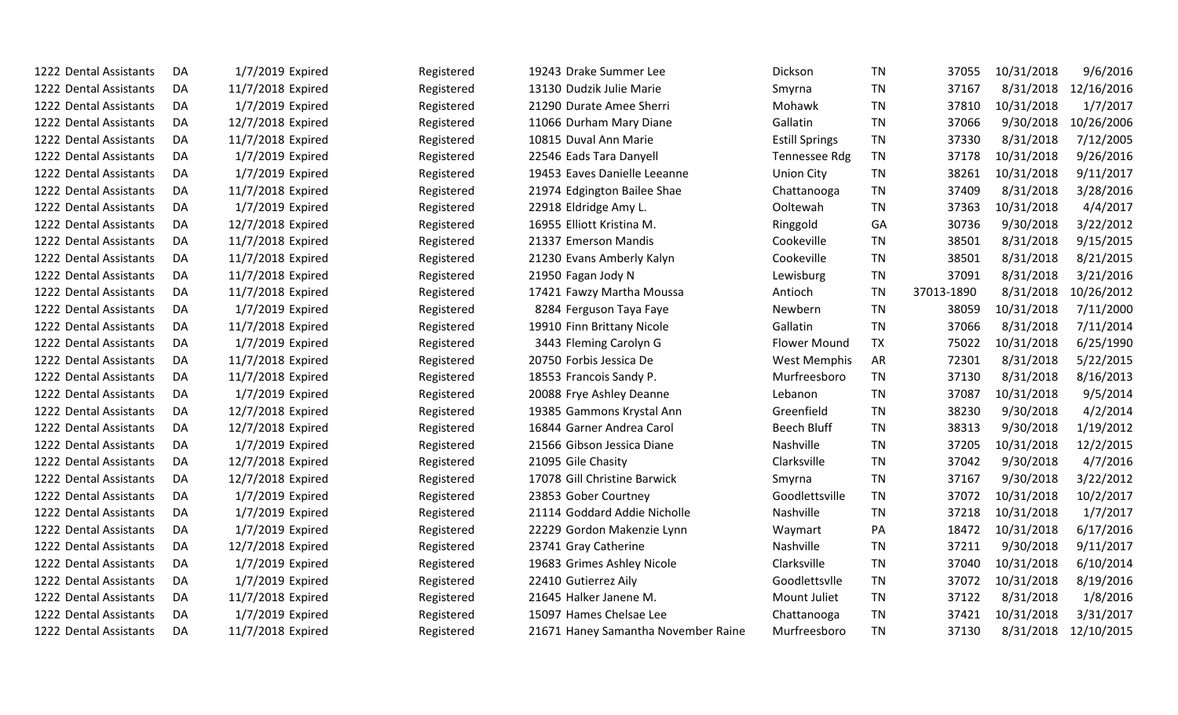| | | | | | | | | | | | | |
|---|---|---|---|---|---|---|---|---|---|---|---|---|
| 1222 | Dental Assistants | DA | 1/7/2019 | Expired | Registered | 19243 | Drake Summer Lee | Dickson | TN | 37055 | 10/31/2018 | 9/6/2016 |
| 1222 | Dental Assistants | DA | 11/7/2018 | Expired | Registered | 13130 | Dudzik Julie Marie | Smyrna | TN | 37167 | 8/31/2018 | 12/16/2016 |
| 1222 | Dental Assistants | DA | 1/7/2019 | Expired | Registered | 21290 | Durate Amee Sherri | Mohawk | TN | 37810 | 10/31/2018 | 1/7/2017 |
| 1222 | Dental Assistants | DA | 12/7/2018 | Expired | Registered | 11066 | Durham Mary Diane | Gallatin | TN | 37066 | 9/30/2018 | 10/26/2006 |
| 1222 | Dental Assistants | DA | 11/7/2018 | Expired | Registered | 10815 | Duval Ann Marie | Estill Springs | TN | 37330 | 8/31/2018 | 7/12/2005 |
| 1222 | Dental Assistants | DA | 1/7/2019 | Expired | Registered | 22546 | Eads Tara Danyell | Tennessee Rdg | TN | 37178 | 10/31/2018 | 9/26/2016 |
| 1222 | Dental Assistants | DA | 1/7/2019 | Expired | Registered | 19453 | Eaves Danielle Leeanne | Union City | TN | 38261 | 10/31/2018 | 9/11/2017 |
| 1222 | Dental Assistants | DA | 11/7/2018 | Expired | Registered | 21974 | Edgington Bailee Shae | Chattanooga | TN | 37409 | 8/31/2018 | 3/28/2016 |
| 1222 | Dental Assistants | DA | 1/7/2019 | Expired | Registered | 22918 | Eldridge Amy L. | Ooltewah | TN | 37363 | 10/31/2018 | 4/4/2017 |
| 1222 | Dental Assistants | DA | 12/7/2018 | Expired | Registered | 16955 | Elliott Kristina M. | Ringgold | GA | 30736 | 9/30/2018 | 3/22/2012 |
| 1222 | Dental Assistants | DA | 11/7/2018 | Expired | Registered | 21337 | Emerson Mandis | Cookeville | TN | 38501 | 8/31/2018 | 9/15/2015 |
| 1222 | Dental Assistants | DA | 11/7/2018 | Expired | Registered | 21230 | Evans Amberly Kalyn | Cookeville | TN | 38501 | 8/31/2018 | 8/21/2015 |
| 1222 | Dental Assistants | DA | 11/7/2018 | Expired | Registered | 21950 | Fagan Jody N | Lewisburg | TN | 37091 | 8/31/2018 | 3/21/2016 |
| 1222 | Dental Assistants | DA | 11/7/2018 | Expired | Registered | 17421 | Fawzy Martha Moussa | Antioch | TN | 37013-1890 | 8/31/2018 | 10/26/2012 |
| 1222 | Dental Assistants | DA | 1/7/2019 | Expired | Registered | 8284 | Ferguson Taya Faye | Newbern | TN | 38059 | 10/31/2018 | 7/11/2000 |
| 1222 | Dental Assistants | DA | 11/7/2018 | Expired | Registered | 19910 | Finn Brittany Nicole | Gallatin | TN | 37066 | 8/31/2018 | 7/11/2014 |
| 1222 | Dental Assistants | DA | 1/7/2019 | Expired | Registered | 3443 | Fleming Carolyn G | Flower Mound | TX | 75022 | 10/31/2018 | 6/25/1990 |
| 1222 | Dental Assistants | DA | 11/7/2018 | Expired | Registered | 20750 | Forbis Jessica De | West Memphis | AR | 72301 | 8/31/2018 | 5/22/2015 |
| 1222 | Dental Assistants | DA | 11/7/2018 | Expired | Registered | 18553 | Francois Sandy P. | Murfreesboro | TN | 37130 | 8/31/2018 | 8/16/2013 |
| 1222 | Dental Assistants | DA | 1/7/2019 | Expired | Registered | 20088 | Frye Ashley Deanne | Lebanon | TN | 37087 | 10/31/2018 | 9/5/2014 |
| 1222 | Dental Assistants | DA | 12/7/2018 | Expired | Registered | 19385 | Gammons Krystal Ann | Greenfield | TN | 38230 | 9/30/2018 | 4/2/2014 |
| 1222 | Dental Assistants | DA | 12/7/2018 | Expired | Registered | 16844 | Garner Andrea Carol | Beech Bluff | TN | 38313 | 9/30/2018 | 1/19/2012 |
| 1222 | Dental Assistants | DA | 1/7/2019 | Expired | Registered | 21566 | Gibson Jessica Diane | Nashville | TN | 37205 | 10/31/2018 | 12/2/2015 |
| 1222 | Dental Assistants | DA | 12/7/2018 | Expired | Registered | 21095 | Gile Chasity | Clarksville | TN | 37042 | 9/30/2018 | 4/7/2016 |
| 1222 | Dental Assistants | DA | 12/7/2018 | Expired | Registered | 17078 | Gill Christine Barwick | Smyrna | TN | 37167 | 9/30/2018 | 3/22/2012 |
| 1222 | Dental Assistants | DA | 1/7/2019 | Expired | Registered | 23853 | Gober Courtney | Goodlettsville | TN | 37072 | 10/31/2018 | 10/2/2017 |
| 1222 | Dental Assistants | DA | 1/7/2019 | Expired | Registered | 21114 | Goddard Addie Nicholle | Nashville | TN | 37218 | 10/31/2018 | 1/7/2017 |
| 1222 | Dental Assistants | DA | 1/7/2019 | Expired | Registered | 22229 | Gordon Makenzie Lynn | Waymart | PA | 18472 | 10/31/2018 | 6/17/2016 |
| 1222 | Dental Assistants | DA | 12/7/2018 | Expired | Registered | 23741 | Gray Catherine | Nashville | TN | 37211 | 9/30/2018 | 9/11/2017 |
| 1222 | Dental Assistants | DA | 1/7/2019 | Expired | Registered | 19683 | Grimes Ashley Nicole | Clarksville | TN | 37040 | 10/31/2018 | 6/10/2014 |
| 1222 | Dental Assistants | DA | 1/7/2019 | Expired | Registered | 22410 | Gutierrez Aily | Goodlettsvlle | TN | 37072 | 10/31/2018 | 8/19/2016 |
| 1222 | Dental Assistants | DA | 11/7/2018 | Expired | Registered | 21645 | Halker Janene M. | Mount Juliet | TN | 37122 | 8/31/2018 | 1/8/2016 |
| 1222 | Dental Assistants | DA | 1/7/2019 | Expired | Registered | 15097 | Hames Chelsae Lee | Chattanooga | TN | 37421 | 10/31/2018 | 3/31/2017 |
| 1222 | Dental Assistants | DA | 11/7/2018 | Expired | Registered | 21671 | Haney Samantha November Raine | Murfreesboro | TN | 37130 | 8/31/2018 | 12/10/2015 |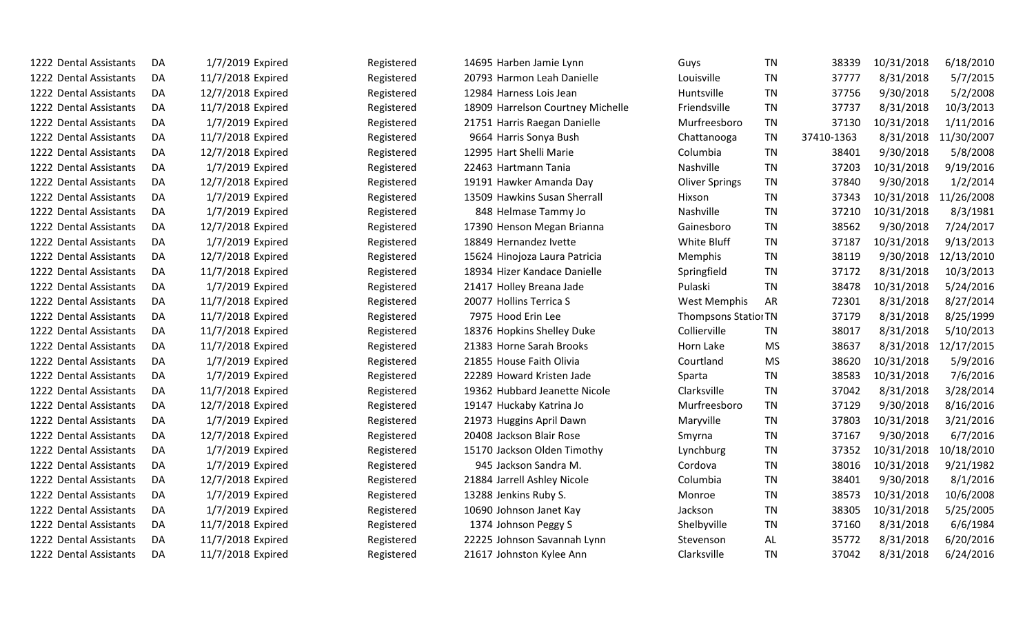| | | | | | | | | | | | | |
|---|---|---|---|---|---|---|---|---|---|---|---|---|
| 1222 | Dental Assistants | DA | 1/7/2019 | Expired | Registered | 14695 | Harben Jamie Lynn | Guys | TN | 38339 | 10/31/2018 | 6/18/2010 |
| 1222 | Dental Assistants | DA | 11/7/2018 | Expired | Registered | 20793 | Harmon Leah Danielle | Louisville | TN | 37777 | 8/31/2018 | 5/7/2015 |
| 1222 | Dental Assistants | DA | 12/7/2018 | Expired | Registered | 12984 | Harness Lois Jean | Huntsville | TN | 37756 | 9/30/2018 | 5/2/2008 |
| 1222 | Dental Assistants | DA | 11/7/2018 | Expired | Registered | 18909 | Harrelson Courtney Michelle | Friendsville | TN | 37737 | 8/31/2018 | 10/3/2013 |
| 1222 | Dental Assistants | DA | 1/7/2019 | Expired | Registered | 21751 | Harris Raegan Danielle | Murfreesboro | TN | 37130 | 10/31/2018 | 1/11/2016 |
| 1222 | Dental Assistants | DA | 11/7/2018 | Expired | Registered | 9664 | Harris Sonya Bush | Chattanooga | TN | 37410-1363 | 8/31/2018 | 11/30/2007 |
| 1222 | Dental Assistants | DA | 12/7/2018 | Expired | Registered | 12995 | Hart Shelli Marie | Columbia | TN | 38401 | 9/30/2018 | 5/8/2008 |
| 1222 | Dental Assistants | DA | 1/7/2019 | Expired | Registered | 22463 | Hartmann Tania | Nashville | TN | 37203 | 10/31/2018 | 9/19/2016 |
| 1222 | Dental Assistants | DA | 12/7/2018 | Expired | Registered | 19191 | Hawker Amanda Day | Oliver Springs | TN | 37840 | 9/30/2018 | 1/2/2014 |
| 1222 | Dental Assistants | DA | 1/7/2019 | Expired | Registered | 13509 | Hawkins Susan Sherrall | Hixson | TN | 37343 | 10/31/2018 | 11/26/2008 |
| 1222 | Dental Assistants | DA | 1/7/2019 | Expired | Registered | 848 | Helmase Tammy Jo | Nashville | TN | 37210 | 10/31/2018 | 8/3/1981 |
| 1222 | Dental Assistants | DA | 12/7/2018 | Expired | Registered | 17390 | Henson Megan Brianna | Gainesboro | TN | 38562 | 9/30/2018 | 7/24/2017 |
| 1222 | Dental Assistants | DA | 1/7/2019 | Expired | Registered | 18849 | Hernandez Ivette | White Bluff | TN | 37187 | 10/31/2018 | 9/13/2013 |
| 1222 | Dental Assistants | DA | 12/7/2018 | Expired | Registered | 15624 | Hinojoza Laura Patricia | Memphis | TN | 38119 | 9/30/2018 | 12/13/2010 |
| 1222 | Dental Assistants | DA | 11/7/2018 | Expired | Registered | 18934 | Hizer Kandace Danielle | Springfield | TN | 37172 | 8/31/2018 | 10/3/2013 |
| 1222 | Dental Assistants | DA | 1/7/2019 | Expired | Registered | 21417 | Holley Breana Jade | Pulaski | TN | 38478 | 10/31/2018 | 5/24/2016 |
| 1222 | Dental Assistants | DA | 11/7/2018 | Expired | Registered | 20077 | Hollins Terrica S | West Memphis | AR | 72301 | 8/31/2018 | 8/27/2014 |
| 1222 | Dental Assistants | DA | 11/7/2018 | Expired | Registered | 7975 | Hood Erin Lee | Thompsons Statior | TN | 37179 | 8/31/2018 | 8/25/1999 |
| 1222 | Dental Assistants | DA | 11/7/2018 | Expired | Registered | 18376 | Hopkins Shelley Duke | Collierville | TN | 38017 | 8/31/2018 | 5/10/2013 |
| 1222 | Dental Assistants | DA | 11/7/2018 | Expired | Registered | 21383 | Horne Sarah Brooks | Horn Lake | MS | 38637 | 8/31/2018 | 12/17/2015 |
| 1222 | Dental Assistants | DA | 1/7/2019 | Expired | Registered | 21855 | House Faith Olivia | Courtland | MS | 38620 | 10/31/2018 | 5/9/2016 |
| 1222 | Dental Assistants | DA | 1/7/2019 | Expired | Registered | 22289 | Howard Kristen Jade | Sparta | TN | 38583 | 10/31/2018 | 7/6/2016 |
| 1222 | Dental Assistants | DA | 11/7/2018 | Expired | Registered | 19362 | Hubbard Jeanette Nicole | Clarksville | TN | 37042 | 8/31/2018 | 3/28/2014 |
| 1222 | Dental Assistants | DA | 12/7/2018 | Expired | Registered | 19147 | Huckaby Katrina Jo | Murfreesboro | TN | 37129 | 9/30/2018 | 8/16/2016 |
| 1222 | Dental Assistants | DA | 1/7/2019 | Expired | Registered | 21973 | Huggins April Dawn | Maryville | TN | 37803 | 10/31/2018 | 3/21/2016 |
| 1222 | Dental Assistants | DA | 12/7/2018 | Expired | Registered | 20408 | Jackson Blair Rose | Smyrna | TN | 37167 | 9/30/2018 | 6/7/2016 |
| 1222 | Dental Assistants | DA | 1/7/2019 | Expired | Registered | 15170 | Jackson Olden Timothy | Lynchburg | TN | 37352 | 10/31/2018 | 10/18/2010 |
| 1222 | Dental Assistants | DA | 1/7/2019 | Expired | Registered | 945 | Jackson Sandra M. | Cordova | TN | 38016 | 10/31/2018 | 9/21/1982 |
| 1222 | Dental Assistants | DA | 12/7/2018 | Expired | Registered | 21884 | Jarrell Ashley Nicole | Columbia | TN | 38401 | 9/30/2018 | 8/1/2016 |
| 1222 | Dental Assistants | DA | 1/7/2019 | Expired | Registered | 13288 | Jenkins Ruby S. | Monroe | TN | 38573 | 10/31/2018 | 10/6/2008 |
| 1222 | Dental Assistants | DA | 1/7/2019 | Expired | Registered | 10690 | Johnson Janet Kay | Jackson | TN | 38305 | 10/31/2018 | 5/25/2005 |
| 1222 | Dental Assistants | DA | 11/7/2018 | Expired | Registered | 1374 | Johnson Peggy S | Shelbyville | TN | 37160 | 8/31/2018 | 6/6/1984 |
| 1222 | Dental Assistants | DA | 11/7/2018 | Expired | Registered | 22225 | Johnson Savannah Lynn | Stevenson | AL | 35772 | 8/31/2018 | 6/20/2016 |
| 1222 | Dental Assistants | DA | 11/7/2018 | Expired | Registered | 21617 | Johnston Kylee Ann | Clarksville | TN | 37042 | 8/31/2018 | 6/24/2016 |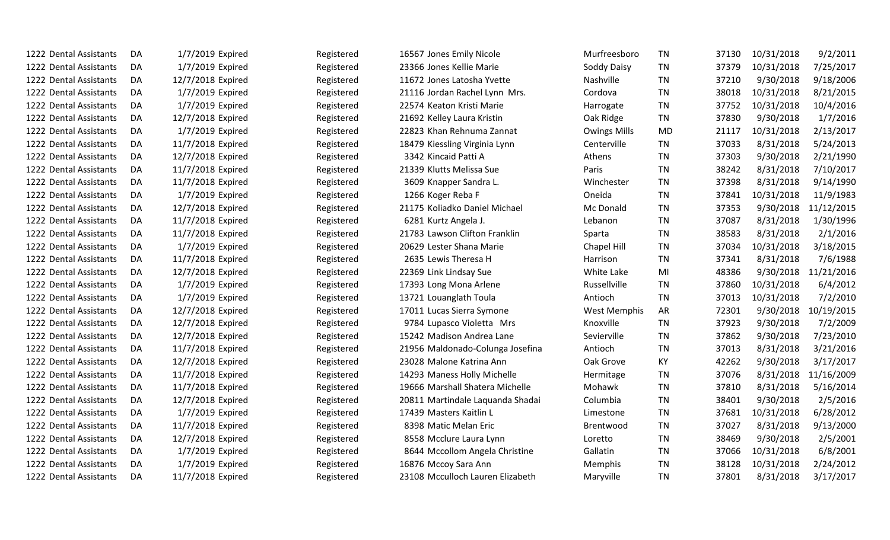| | | | | | | | | | | | | |
|---|---|---|---|---|---|---|---|---|---|---|---|---|
| 1222 | Dental Assistants | DA | 1/7/2019 | Expired | Registered | 16567 | Jones Emily Nicole | Murfreesboro | TN | 37130 | 10/31/2018 | 9/2/2011 |
| 1222 | Dental Assistants | DA | 1/7/2019 | Expired | Registered | 23366 | Jones Kellie Marie | Soddy Daisy | TN | 37379 | 10/31/2018 | 7/25/2017 |
| 1222 | Dental Assistants | DA | 12/7/2018 | Expired | Registered | 11672 | Jones Latosha Yvette | Nashville | TN | 37210 | 9/30/2018 | 9/18/2006 |
| 1222 | Dental Assistants | DA | 1/7/2019 | Expired | Registered | 21116 | Jordan Rachel Lynn Mrs. | Cordova | TN | 38018 | 10/31/2018 | 8/21/2015 |
| 1222 | Dental Assistants | DA | 1/7/2019 | Expired | Registered | 22574 | Keaton Kristi Marie | Harrogate | TN | 37752 | 10/31/2018 | 10/4/2016 |
| 1222 | Dental Assistants | DA | 12/7/2018 | Expired | Registered | 21692 | Kelley Laura Kristin | Oak Ridge | TN | 37830 | 9/30/2018 | 1/7/2016 |
| 1222 | Dental Assistants | DA | 1/7/2019 | Expired | Registered | 22823 | Khan Rehnuma Zannat | Owings Mills | MD | 21117 | 10/31/2018 | 2/13/2017 |
| 1222 | Dental Assistants | DA | 11/7/2018 | Expired | Registered | 18479 | Kiessling Virginia Lynn | Centerville | TN | 37033 | 8/31/2018 | 5/24/2013 |
| 1222 | Dental Assistants | DA | 12/7/2018 | Expired | Registered | 3342 | Kincaid Patti A | Athens | TN | 37303 | 9/30/2018 | 2/21/1990 |
| 1222 | Dental Assistants | DA | 11/7/2018 | Expired | Registered | 21339 | Klutts Melissa Sue | Paris | TN | 38242 | 8/31/2018 | 7/10/2017 |
| 1222 | Dental Assistants | DA | 11/7/2018 | Expired | Registered | 3609 | Knapper Sandra L. | Winchester | TN | 37398 | 8/31/2018 | 9/14/1990 |
| 1222 | Dental Assistants | DA | 1/7/2019 | Expired | Registered | 1266 | Koger Reba F | Oneida | TN | 37841 | 10/31/2018 | 11/9/1983 |
| 1222 | Dental Assistants | DA | 12/7/2018 | Expired | Registered | 21175 | Koliadko Daniel Michael | Mc Donald | TN | 37353 | 9/30/2018 | 11/12/2015 |
| 1222 | Dental Assistants | DA | 11/7/2018 | Expired | Registered | 6281 | Kurtz Angela J. | Lebanon | TN | 37087 | 8/31/2018 | 1/30/1996 |
| 1222 | Dental Assistants | DA | 11/7/2018 | Expired | Registered | 21783 | Lawson Clifton Franklin | Sparta | TN | 38583 | 8/31/2018 | 2/1/2016 |
| 1222 | Dental Assistants | DA | 1/7/2019 | Expired | Registered | 20629 | Lester Shana Marie | Chapel Hill | TN | 37034 | 10/31/2018 | 3/18/2015 |
| 1222 | Dental Assistants | DA | 11/7/2018 | Expired | Registered | 2635 | Lewis Theresa H | Harrison | TN | 37341 | 8/31/2018 | 7/6/1988 |
| 1222 | Dental Assistants | DA | 12/7/2018 | Expired | Registered | 22369 | Link Lindsay Sue | White Lake | MI | 48386 | 9/30/2018 | 11/21/2016 |
| 1222 | Dental Assistants | DA | 1/7/2019 | Expired | Registered | 17393 | Long Mona Arlene | Russellville | TN | 37860 | 10/31/2018 | 6/4/2012 |
| 1222 | Dental Assistants | DA | 1/7/2019 | Expired | Registered | 13721 | Louanglath Toula | Antioch | TN | 37013 | 10/31/2018 | 7/2/2010 |
| 1222 | Dental Assistants | DA | 12/7/2018 | Expired | Registered | 17011 | Lucas Sierra Symone | West Memphis | AR | 72301 | 9/30/2018 | 10/19/2015 |
| 1222 | Dental Assistants | DA | 12/7/2018 | Expired | Registered | 9784 | Lupasco Violetta Mrs | Knoxville | TN | 37923 | 9/30/2018 | 7/2/2009 |
| 1222 | Dental Assistants | DA | 12/7/2018 | Expired | Registered | 15242 | Madison Andrea Lane | Sevierville | TN | 37862 | 9/30/2018 | 7/23/2010 |
| 1222 | Dental Assistants | DA | 11/7/2018 | Expired | Registered | 21956 | Maldonado-Colunga Josefina | Antioch | TN | 37013 | 8/31/2018 | 3/21/2016 |
| 1222 | Dental Assistants | DA | 12/7/2018 | Expired | Registered | 23028 | Malone Katrina Ann | Oak Grove | KY | 42262 | 9/30/2018 | 3/17/2017 |
| 1222 | Dental Assistants | DA | 11/7/2018 | Expired | Registered | 14293 | Maness Holly Michelle | Hermitage | TN | 37076 | 8/31/2018 | 11/16/2009 |
| 1222 | Dental Assistants | DA | 11/7/2018 | Expired | Registered | 19666 | Marshall Shatera Michelle | Mohawk | TN | 37810 | 8/31/2018 | 5/16/2014 |
| 1222 | Dental Assistants | DA | 12/7/2018 | Expired | Registered | 20811 | Martindale Laquanda Shadai | Columbia | TN | 38401 | 9/30/2018 | 2/5/2016 |
| 1222 | Dental Assistants | DA | 1/7/2019 | Expired | Registered | 17439 | Masters Kaitlin L | Limestone | TN | 37681 | 10/31/2018 | 6/28/2012 |
| 1222 | Dental Assistants | DA | 11/7/2018 | Expired | Registered | 8398 | Matic Melan Eric | Brentwood | TN | 37027 | 8/31/2018 | 9/13/2000 |
| 1222 | Dental Assistants | DA | 12/7/2018 | Expired | Registered | 8558 | Mcclure Laura Lynn | Loretto | TN | 38469 | 9/30/2018 | 2/5/2001 |
| 1222 | Dental Assistants | DA | 1/7/2019 | Expired | Registered | 8644 | Mccollom Angela Christine | Gallatin | TN | 37066 | 10/31/2018 | 6/8/2001 |
| 1222 | Dental Assistants | DA | 1/7/2019 | Expired | Registered | 16876 | Mccoy Sara Ann | Memphis | TN | 38128 | 10/31/2018 | 2/24/2012 |
| 1222 | Dental Assistants | DA | 11/7/2018 | Expired | Registered | 23108 | Mcculloch Lauren Elizabeth | Maryville | TN | 37801 | 8/31/2018 | 3/17/2017 |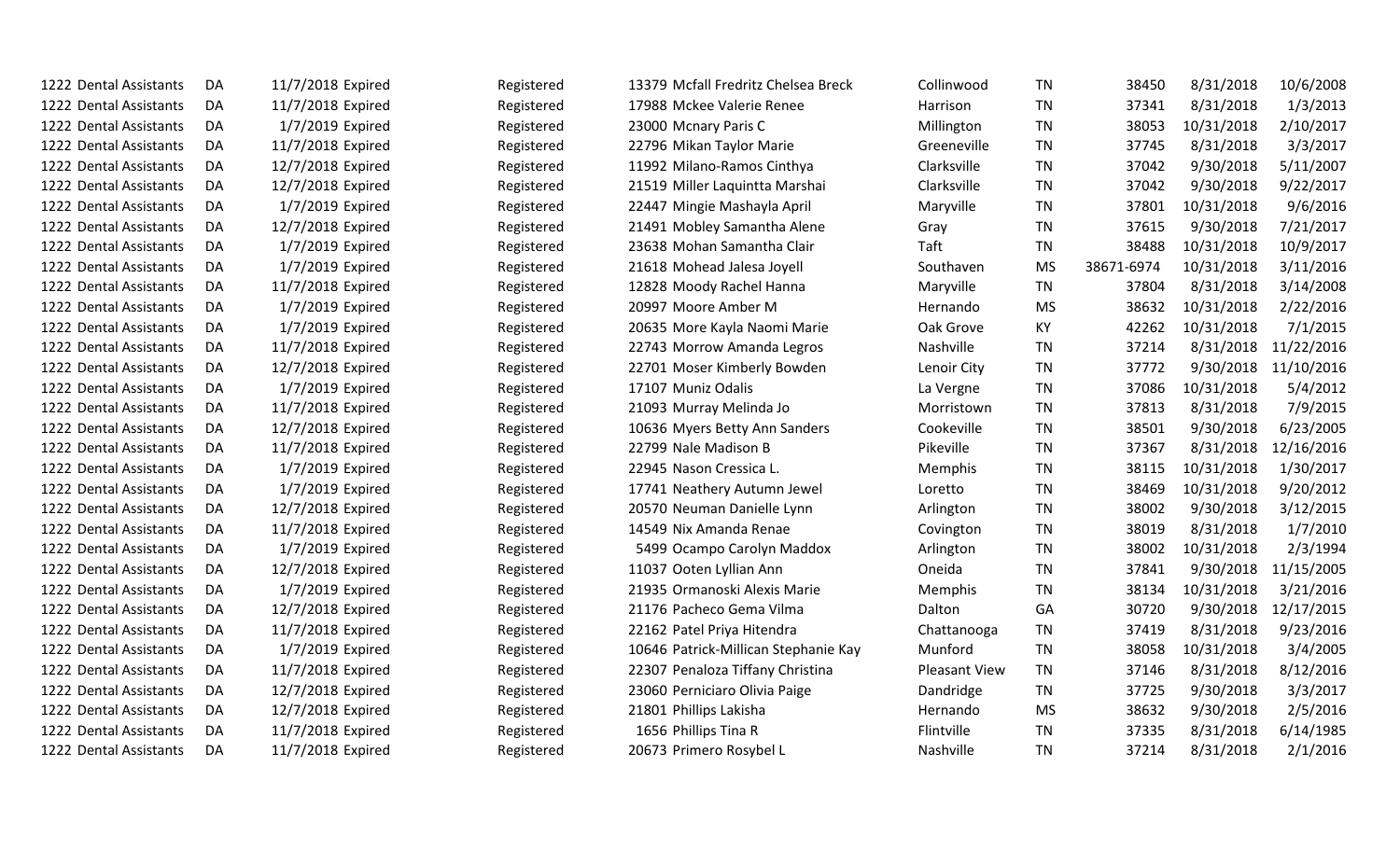| | | | | | | | | | | | | |
|---|---|---|---|---|---|---|---|---|---|---|---|---|
| 1222 | Dental Assistants | DA | 11/7/2018 | Expired | Registered | 13379 | Mcfall Fredritz Chelsea Breck | Collinwood | TN | 38450 | 8/31/2018 | 10/6/2008 |
| 1222 | Dental Assistants | DA | 11/7/2018 | Expired | Registered | 17988 | Mckee Valerie Renee | Harrison | TN | 37341 | 8/31/2018 | 1/3/2013 |
| 1222 | Dental Assistants | DA | 1/7/2019 | Expired | Registered | 23000 | Mcnary Paris C | Millington | TN | 38053 | 10/31/2018 | 2/10/2017 |
| 1222 | Dental Assistants | DA | 11/7/2018 | Expired | Registered | 22796 | Mikan Taylor Marie | Greeneville | TN | 37745 | 8/31/2018 | 3/3/2017 |
| 1222 | Dental Assistants | DA | 12/7/2018 | Expired | Registered | 11992 | Milano-Ramos Cinthya | Clarksville | TN | 37042 | 9/30/2018 | 5/11/2007 |
| 1222 | Dental Assistants | DA | 12/7/2018 | Expired | Registered | 21519 | Miller Laquintta Marshai | Clarksville | TN | 37042 | 9/30/2018 | 9/22/2017 |
| 1222 | Dental Assistants | DA | 1/7/2019 | Expired | Registered | 22447 | Mingie Mashayla April | Maryville | TN | 37801 | 10/31/2018 | 9/6/2016 |
| 1222 | Dental Assistants | DA | 12/7/2018 | Expired | Registered | 21491 | Mobley Samantha Alene | Gray | TN | 37615 | 9/30/2018 | 7/21/2017 |
| 1222 | Dental Assistants | DA | 1/7/2019 | Expired | Registered | 23638 | Mohan Samantha Clair | Taft | TN | 38488 | 10/31/2018 | 10/9/2017 |
| 1222 | Dental Assistants | DA | 1/7/2019 | Expired | Registered | 21618 | Mohead Jalesa Joyell | Southaven | MS | 38671-6974 | 10/31/2018 | 3/11/2016 |
| 1222 | Dental Assistants | DA | 11/7/2018 | Expired | Registered | 12828 | Moody Rachel Hanna | Maryville | TN | 37804 | 8/31/2018 | 3/14/2008 |
| 1222 | Dental Assistants | DA | 1/7/2019 | Expired | Registered | 20997 | Moore Amber M | Hernando | MS | 38632 | 10/31/2018 | 2/22/2016 |
| 1222 | Dental Assistants | DA | 1/7/2019 | Expired | Registered | 20635 | More Kayla Naomi Marie | Oak Grove | KY | 42262 | 10/31/2018 | 7/1/2015 |
| 1222 | Dental Assistants | DA | 11/7/2018 | Expired | Registered | 22743 | Morrow Amanda Legros | Nashville | TN | 37214 | 8/31/2018 | 11/22/2016 |
| 1222 | Dental Assistants | DA | 12/7/2018 | Expired | Registered | 22701 | Moser Kimberly Bowden | Lenoir City | TN | 37772 | 9/30/2018 | 11/10/2016 |
| 1222 | Dental Assistants | DA | 1/7/2019 | Expired | Registered | 17107 | Muniz Odalis | La Vergne | TN | 37086 | 10/31/2018 | 5/4/2012 |
| 1222 | Dental Assistants | DA | 11/7/2018 | Expired | Registered | 21093 | Murray Melinda Jo | Morristown | TN | 37813 | 8/31/2018 | 7/9/2015 |
| 1222 | Dental Assistants | DA | 12/7/2018 | Expired | Registered | 10636 | Myers Betty Ann Sanders | Cookeville | TN | 38501 | 9/30/2018 | 6/23/2005 |
| 1222 | Dental Assistants | DA | 11/7/2018 | Expired | Registered | 22799 | Nale Madison B | Pikeville | TN | 37367 | 8/31/2018 | 12/16/2016 |
| 1222 | Dental Assistants | DA | 1/7/2019 | Expired | Registered | 22945 | Nason Cressica L. | Memphis | TN | 38115 | 10/31/2018 | 1/30/2017 |
| 1222 | Dental Assistants | DA | 1/7/2019 | Expired | Registered | 17741 | Neathery Autumn Jewel | Loretto | TN | 38469 | 10/31/2018 | 9/20/2012 |
| 1222 | Dental Assistants | DA | 12/7/2018 | Expired | Registered | 20570 | Neuman Danielle Lynn | Arlington | TN | 38002 | 9/30/2018 | 3/12/2015 |
| 1222 | Dental Assistants | DA | 11/7/2018 | Expired | Registered | 14549 | Nix Amanda Renae | Covington | TN | 38019 | 8/31/2018 | 1/7/2010 |
| 1222 | Dental Assistants | DA | 1/7/2019 | Expired | Registered | 5499 | Ocampo Carolyn Maddox | Arlington | TN | 38002 | 10/31/2018 | 2/3/1994 |
| 1222 | Dental Assistants | DA | 12/7/2018 | Expired | Registered | 11037 | Ooten Lyllian Ann | Oneida | TN | 37841 | 9/30/2018 | 11/15/2005 |
| 1222 | Dental Assistants | DA | 1/7/2019 | Expired | Registered | 21935 | Ormanoski Alexis Marie | Memphis | TN | 38134 | 10/31/2018 | 3/21/2016 |
| 1222 | Dental Assistants | DA | 12/7/2018 | Expired | Registered | 21176 | Pacheco Gema Vilma | Dalton | GA | 30720 | 9/30/2018 | 12/17/2015 |
| 1222 | Dental Assistants | DA | 11/7/2018 | Expired | Registered | 22162 | Patel Priya Hitendra | Chattanooga | TN | 37419 | 8/31/2018 | 9/23/2016 |
| 1222 | Dental Assistants | DA | 1/7/2019 | Expired | Registered | 10646 | Patrick-Millican Stephanie Kay | Munford | TN | 38058 | 10/31/2018 | 3/4/2005 |
| 1222 | Dental Assistants | DA | 11/7/2018 | Expired | Registered | 22307 | Penaloza Tiffany Christina | Pleasant View | TN | 37146 | 8/31/2018 | 8/12/2016 |
| 1222 | Dental Assistants | DA | 12/7/2018 | Expired | Registered | 23060 | Perniciaro Olivia Paige | Dandridge | TN | 37725 | 9/30/2018 | 3/3/2017 |
| 1222 | Dental Assistants | DA | 12/7/2018 | Expired | Registered | 21801 | Phillips Lakisha | Hernando | MS | 38632 | 9/30/2018 | 2/5/2016 |
| 1222 | Dental Assistants | DA | 11/7/2018 | Expired | Registered | 1656 | Phillips Tina R | Flintville | TN | 37335 | 8/31/2018 | 6/14/1985 |
| 1222 | Dental Assistants | DA | 11/7/2018 | Expired | Registered | 20673 | Primero Rosybel L | Nashville | TN | 37214 | 8/31/2018 | 2/1/2016 |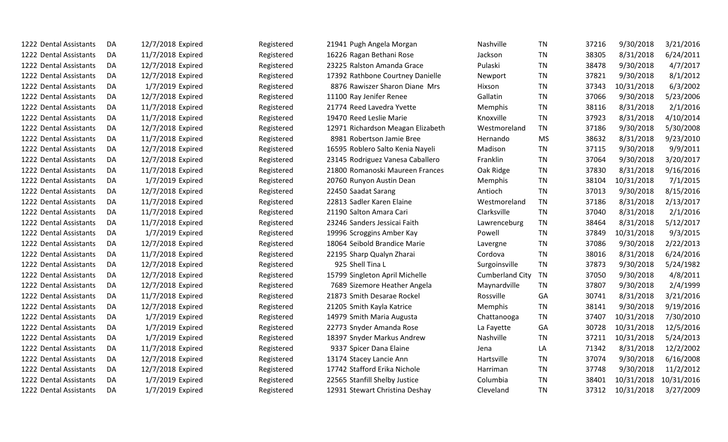| | | | | | | | | | | | | |
|---|---|---|---|---|---|---|---|---|---|---|---|---|
| 1222 | Dental Assistants | DA | 12/7/2018 | Expired | Registered | 21941 | Pugh Angela Morgan | Nashville | TN | 37216 | 9/30/2018 | 3/21/2016 |
| 1222 | Dental Assistants | DA | 11/7/2018 | Expired | Registered | 16226 | Ragan Bethani Rose | Jackson | TN | 38305 | 8/31/2018 | 6/24/2011 |
| 1222 | Dental Assistants | DA | 12/7/2018 | Expired | Registered | 23225 | Ralston Amanda Grace | Pulaski | TN | 38478 | 9/30/2018 | 4/7/2017 |
| 1222 | Dental Assistants | DA | 12/7/2018 | Expired | Registered | 17392 | Rathbone Courtney Danielle | Newport | TN | 37821 | 9/30/2018 | 8/1/2012 |
| 1222 | Dental Assistants | DA | 1/7/2019 | Expired | Registered | 8876 | Rawiszer Sharon Diane Mrs | Hixson | TN | 37343 | 10/31/2018 | 6/3/2002 |
| 1222 | Dental Assistants | DA | 12/7/2018 | Expired | Registered | 11100 | Ray Jenifer Renee | Gallatin | TN | 37066 | 9/30/2018 | 5/23/2006 |
| 1222 | Dental Assistants | DA | 11/7/2018 | Expired | Registered | 21774 | Reed Lavedra Yvette | Memphis | TN | 38116 | 8/31/2018 | 2/1/2016 |
| 1222 | Dental Assistants | DA | 11/7/2018 | Expired | Registered | 19470 | Reed Leslie Marie | Knoxville | TN | 37923 | 8/31/2018 | 4/10/2014 |
| 1222 | Dental Assistants | DA | 12/7/2018 | Expired | Registered | 12971 | Richardson Meagan Elizabeth | Westmoreland | TN | 37186 | 9/30/2018 | 5/30/2008 |
| 1222 | Dental Assistants | DA | 11/7/2018 | Expired | Registered | 8981 | Robertson Jamie Bree | Hernando | MS | 38632 | 8/31/2018 | 9/23/2010 |
| 1222 | Dental Assistants | DA | 12/7/2018 | Expired | Registered | 16595 | Roblero Salto Kenia Nayeli | Madison | TN | 37115 | 9/30/2018 | 9/9/2011 |
| 1222 | Dental Assistants | DA | 12/7/2018 | Expired | Registered | 23145 | Rodriguez Vanesa Caballero | Franklin | TN | 37064 | 9/30/2018 | 3/20/2017 |
| 1222 | Dental Assistants | DA | 11/7/2018 | Expired | Registered | 21800 | Romanoski Maureen Frances | Oak Ridge | TN | 37830 | 8/31/2018 | 9/16/2016 |
| 1222 | Dental Assistants | DA | 1/7/2019 | Expired | Registered | 20760 | Runyon Austin Dean | Memphis | TN | 38104 | 10/31/2018 | 7/1/2015 |
| 1222 | Dental Assistants | DA | 12/7/2018 | Expired | Registered | 22450 | Saadat Sarang | Antioch | TN | 37013 | 9/30/2018 | 8/15/2016 |
| 1222 | Dental Assistants | DA | 11/7/2018 | Expired | Registered | 22813 | Sadler Karen Elaine | Westmoreland | TN | 37186 | 8/31/2018 | 2/13/2017 |
| 1222 | Dental Assistants | DA | 11/7/2018 | Expired | Registered | 21190 | Salton Amara Cari | Clarksville | TN | 37040 | 8/31/2018 | 2/1/2016 |
| 1222 | Dental Assistants | DA | 11/7/2018 | Expired | Registered | 23246 | Sanders Jessicai Faith | Lawrenceburg | TN | 38464 | 8/31/2018 | 5/12/2017 |
| 1222 | Dental Assistants | DA | 1/7/2019 | Expired | Registered | 19996 | Scroggins Amber Kay | Powell | TN | 37849 | 10/31/2018 | 9/3/2015 |
| 1222 | Dental Assistants | DA | 12/7/2018 | Expired | Registered | 18064 | Seibold Brandice Marie | Lavergne | TN | 37086 | 9/30/2018 | 2/22/2013 |
| 1222 | Dental Assistants | DA | 11/7/2018 | Expired | Registered | 22195 | Sharp Qualyn Zharai | Cordova | TN | 38016 | 8/31/2018 | 6/24/2016 |
| 1222 | Dental Assistants | DA | 12/7/2018 | Expired | Registered | 925 | Shell Tina L | Surgoinsville | TN | 37873 | 9/30/2018 | 5/24/1982 |
| 1222 | Dental Assistants | DA | 12/7/2018 | Expired | Registered | 15799 | Singleton April Michelle | Cumberland City | TN | 37050 | 9/30/2018 | 4/8/2011 |
| 1222 | Dental Assistants | DA | 12/7/2018 | Expired | Registered | 7689 | Sizemore Heather Angela | Maynardville | TN | 37807 | 9/30/2018 | 2/4/1999 |
| 1222 | Dental Assistants | DA | 11/7/2018 | Expired | Registered | 21873 | Smith Desarae Rockel | Rossville | GA | 30741 | 8/31/2018 | 3/21/2016 |
| 1222 | Dental Assistants | DA | 12/7/2018 | Expired | Registered | 21205 | Smith Kayla Katrice | Memphis | TN | 38141 | 9/30/2018 | 9/19/2016 |
| 1222 | Dental Assistants | DA | 1/7/2019 | Expired | Registered | 14979 | Smith Maria Augusta | Chattanooga | TN | 37407 | 10/31/2018 | 7/30/2010 |
| 1222 | Dental Assistants | DA | 1/7/2019 | Expired | Registered | 22773 | Snyder Amanda Rose | La Fayette | GA | 30728 | 10/31/2018 | 12/5/2016 |
| 1222 | Dental Assistants | DA | 1/7/2019 | Expired | Registered | 18397 | Snyder Markus Andrew | Nashville | TN | 37211 | 10/31/2018 | 5/24/2013 |
| 1222 | Dental Assistants | DA | 11/7/2018 | Expired | Registered | 9337 | Spicer Dana Elaine | Jena | LA | 71342 | 8/31/2018 | 12/2/2002 |
| 1222 | Dental Assistants | DA | 12/7/2018 | Expired | Registered | 13174 | Stacey Lancie Ann | Hartsville | TN | 37074 | 9/30/2018 | 6/16/2008 |
| 1222 | Dental Assistants | DA | 12/7/2018 | Expired | Registered | 17742 | Stafford Erika Nichole | Harriman | TN | 37748 | 9/30/2018 | 11/2/2012 |
| 1222 | Dental Assistants | DA | 1/7/2019 | Expired | Registered | 22565 | Stanfill Shelby Justice | Columbia | TN | 38401 | 10/31/2018 | 10/31/2016 |
| 1222 | Dental Assistants | DA | 1/7/2019 | Expired | Registered | 12931 | Stewart Christina Deshay | Cleveland | TN | 37312 | 10/31/2018 | 3/27/2009 |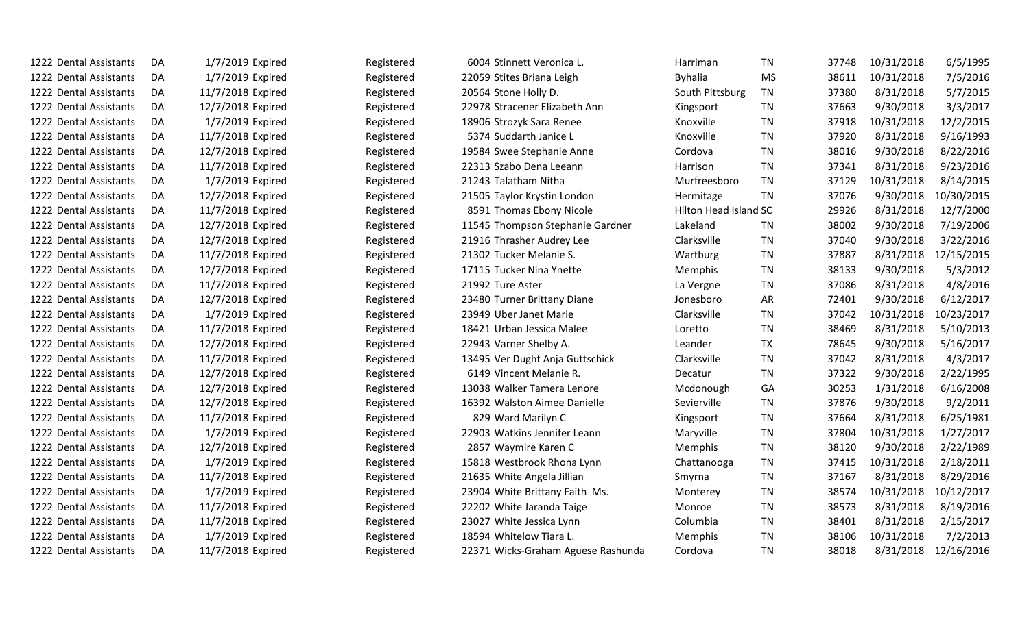| | | | | | | | | | | | | | |
|---|---|---|---|---|---|---|---|---|---|---|---|---|---|
| 1222 | Dental Assistants | DA | 1/7/2019 | Expired | Registered | 6004 | Stinnett Veronica L. | Harriman | TN | 37748 | 10/31/2018 | 6/5/1995 |
| 1222 | Dental Assistants | DA | 1/7/2019 | Expired | Registered | 22059 | Stites Briana Leigh | Byhalia | MS | 38611 | 10/31/2018 | 7/5/2016 |
| 1222 | Dental Assistants | DA | 11/7/2018 | Expired | Registered | 20564 | Stone Holly D. | South Pittsburg | TN | 37380 | 8/31/2018 | 5/7/2015 |
| 1222 | Dental Assistants | DA | 12/7/2018 | Expired | Registered | 22978 | Stracener Elizabeth Ann | Kingsport | TN | 37663 | 9/30/2018 | 3/3/2017 |
| 1222 | Dental Assistants | DA | 1/7/2019 | Expired | Registered | 18906 | Strozyk Sara Renee | Knoxville | TN | 37918 | 10/31/2018 | 12/2/2015 |
| 1222 | Dental Assistants | DA | 11/7/2018 | Expired | Registered | 5374 | Suddarth Janice L | Knoxville | TN | 37920 | 8/31/2018 | 9/16/1993 |
| 1222 | Dental Assistants | DA | 12/7/2018 | Expired | Registered | 19584 | Swee Stephanie Anne | Cordova | TN | 38016 | 9/30/2018 | 8/22/2016 |
| 1222 | Dental Assistants | DA | 11/7/2018 | Expired | Registered | 22313 | Szabo Dena Leeann | Harrison | TN | 37341 | 8/31/2018 | 9/23/2016 |
| 1222 | Dental Assistants | DA | 1/7/2019 | Expired | Registered | 21243 | Talatham Nitha | Murfreesboro | TN | 37129 | 10/31/2018 | 8/14/2015 |
| 1222 | Dental Assistants | DA | 12/7/2018 | Expired | Registered | 21505 | Taylor Krystin London | Hermitage | TN | 37076 | 9/30/2018 | 10/30/2015 |
| 1222 | Dental Assistants | DA | 11/7/2018 | Expired | Registered | 8591 | Thomas Ebony Nicole | Hilton Head Island | SC | 29926 | 8/31/2018 | 12/7/2000 |
| 1222 | Dental Assistants | DA | 12/7/2018 | Expired | Registered | 11545 | Thompson Stephanie Gardner | Lakeland | TN | 38002 | 9/30/2018 | 7/19/2006 |
| 1222 | Dental Assistants | DA | 12/7/2018 | Expired | Registered | 21916 | Thrasher Audrey Lee | Clarksville | TN | 37040 | 9/30/2018 | 3/22/2016 |
| 1222 | Dental Assistants | DA | 11/7/2018 | Expired | Registered | 21302 | Tucker Melanie S. | Wartburg | TN | 37887 | 8/31/2018 | 12/15/2015 |
| 1222 | Dental Assistants | DA | 12/7/2018 | Expired | Registered | 17115 | Tucker Nina Ynette | Memphis | TN | 38133 | 9/30/2018 | 5/3/2012 |
| 1222 | Dental Assistants | DA | 11/7/2018 | Expired | Registered | 21992 | Ture Aster | La Vergne | TN | 37086 | 8/31/2018 | 4/8/2016 |
| 1222 | Dental Assistants | DA | 12/7/2018 | Expired | Registered | 23480 | Turner Brittany Diane | Jonesboro | AR | 72401 | 9/30/2018 | 6/12/2017 |
| 1222 | Dental Assistants | DA | 1/7/2019 | Expired | Registered | 23949 | Uber Janet Marie | Clarksville | TN | 37042 | 10/31/2018 | 10/23/2017 |
| 1222 | Dental Assistants | DA | 11/7/2018 | Expired | Registered | 18421 | Urban Jessica Malee | Loretto | TN | 38469 | 8/31/2018 | 5/10/2013 |
| 1222 | Dental Assistants | DA | 12/7/2018 | Expired | Registered | 22943 | Varner Shelby A. | Leander | TX | 78645 | 9/30/2018 | 5/16/2017 |
| 1222 | Dental Assistants | DA | 11/7/2018 | Expired | Registered | 13495 | Ver Dught Anja Guttschick | Clarksville | TN | 37042 | 8/31/2018 | 4/3/2017 |
| 1222 | Dental Assistants | DA | 12/7/2018 | Expired | Registered | 6149 | Vincent Melanie R. | Decatur | TN | 37322 | 9/30/2018 | 2/22/1995 |
| 1222 | Dental Assistants | DA | 12/7/2018 | Expired | Registered | 13038 | Walker Tamera Lenore | Mcdonough | GA | 30253 | 1/31/2018 | 6/16/2008 |
| 1222 | Dental Assistants | DA | 12/7/2018 | Expired | Registered | 16392 | Walston Aimee Danielle | Sevierville | TN | 37876 | 9/30/2018 | 9/2/2011 |
| 1222 | Dental Assistants | DA | 11/7/2018 | Expired | Registered | 829 | Ward Marilyn C | Kingsport | TN | 37664 | 8/31/2018 | 6/25/1981 |
| 1222 | Dental Assistants | DA | 1/7/2019 | Expired | Registered | 22903 | Watkins Jennifer Leann | Maryville | TN | 37804 | 10/31/2018 | 1/27/2017 |
| 1222 | Dental Assistants | DA | 12/7/2018 | Expired | Registered | 2857 | Waymire Karen C | Memphis | TN | 38120 | 9/30/2018 | 2/22/1989 |
| 1222 | Dental Assistants | DA | 1/7/2019 | Expired | Registered | 15818 | Westbrook Rhona Lynn | Chattanooga | TN | 37415 | 10/31/2018 | 2/18/2011 |
| 1222 | Dental Assistants | DA | 11/7/2018 | Expired | Registered | 21635 | White Angela Jillian | Smyrna | TN | 37167 | 8/31/2018 | 8/29/2016 |
| 1222 | Dental Assistants | DA | 1/7/2019 | Expired | Registered | 23904 | White Brittany Faith Ms. | Monterey | TN | 38574 | 10/31/2018 | 10/12/2017 |
| 1222 | Dental Assistants | DA | 11/7/2018 | Expired | Registered | 22202 | White Jaranda Taige | Monroe | TN | 38573 | 8/31/2018 | 8/19/2016 |
| 1222 | Dental Assistants | DA | 11/7/2018 | Expired | Registered | 23027 | White Jessica Lynn | Columbia | TN | 38401 | 8/31/2018 | 2/15/2017 |
| 1222 | Dental Assistants | DA | 1/7/2019 | Expired | Registered | 18594 | Whitelow Tiara L. | Memphis | TN | 38106 | 10/31/2018 | 7/2/2013 |
| 1222 | Dental Assistants | DA | 11/7/2018 | Expired | Registered | 22371 | Wicks-Graham Aguese Rashunda | Cordova | TN | 38018 | 8/31/2018 | 12/16/2016 |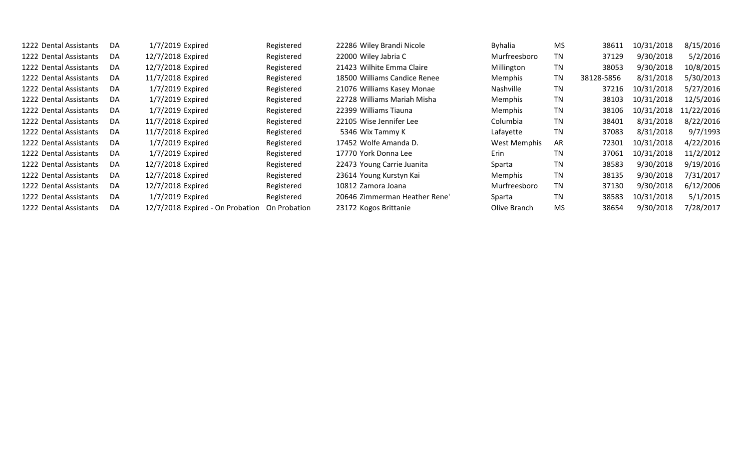| | | | | | | | | | | | | | |
|---|---|---|---|---|---|---|---|---|---|---|---|---|---|
| 1222 | Dental Assistants | DA | 1/7/2019 | Expired | Registered | 22286 | Wiley Brandi Nicole | Byhalia | MS | 38611 | 10/31/2018 | 8/15/2016 |
| 1222 | Dental Assistants | DA | 12/7/2018 | Expired | Registered | 22000 | Wiley Jabria C | Murfreesboro | TN | 37129 | 9/30/2018 | 5/2/2016 |
| 1222 | Dental Assistants | DA | 12/7/2018 | Expired | Registered | 21423 | Wilhite Emma Claire | Millington | TN | 38053 | 9/30/2018 | 10/8/2015 |
| 1222 | Dental Assistants | DA | 11/7/2018 | Expired | Registered | 18500 | Williams Candice Renee | Memphis | TN | 38128-5856 | 8/31/2018 | 5/30/2013 |
| 1222 | Dental Assistants | DA | 1/7/2019 | Expired | Registered | 21076 | Williams Kasey Monae | Nashville | TN | 37216 | 10/31/2018 | 5/27/2016 |
| 1222 | Dental Assistants | DA | 1/7/2019 | Expired | Registered | 22728 | Williams Mariah Misha | Memphis | TN | 38103 | 10/31/2018 | 12/5/2016 |
| 1222 | Dental Assistants | DA | 1/7/2019 | Expired | Registered | 22399 | Williams Tiauna | Memphis | TN | 38106 | 10/31/2018 | 11/22/2016 |
| 1222 | Dental Assistants | DA | 11/7/2018 | Expired | Registered | 22105 | Wise Jennifer Lee | Columbia | TN | 38401 | 8/31/2018 | 8/22/2016 |
| 1222 | Dental Assistants | DA | 11/7/2018 | Expired | Registered | 5346 | Wix Tammy K | Lafayette | TN | 37083 | 8/31/2018 | 9/7/1993 |
| 1222 | Dental Assistants | DA | 1/7/2019 | Expired | Registered | 17452 | Wolfe Amanda D. | West Memphis | AR | 72301 | 10/31/2018 | 4/22/2016 |
| 1222 | Dental Assistants | DA | 1/7/2019 | Expired | Registered | 17770 | York Donna Lee | Erin | TN | 37061 | 10/31/2018 | 11/2/2012 |
| 1222 | Dental Assistants | DA | 12/7/2018 | Expired | Registered | 22473 | Young Carrie Juanita | Sparta | TN | 38583 | 9/30/2018 | 9/19/2016 |
| 1222 | Dental Assistants | DA | 12/7/2018 | Expired | Registered | 23614 | Young Kurstyn Kai | Memphis | TN | 38135 | 9/30/2018 | 7/31/2017 |
| 1222 | Dental Assistants | DA | 12/7/2018 | Expired | Registered | 10812 | Zamora Joana | Murfreesboro | TN | 37130 | 9/30/2018 | 6/12/2006 |
| 1222 | Dental Assistants | DA | 1/7/2019 | Expired | Registered | 20646 | Zimmerman Heather Rene' | Sparta | TN | 38583 | 10/31/2018 | 5/1/2015 |
| 1222 | Dental Assistants | DA | 12/7/2018 | Expired - On Probation | On Probation | 23172 | Kogos Brittanie | Olive Branch | MS | 38654 | 9/30/2018 | 7/28/2017 |